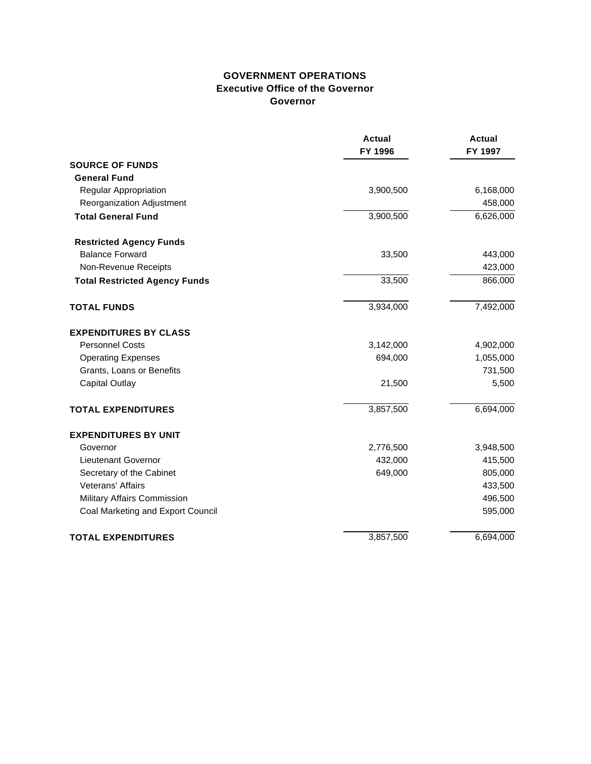# GOVERNMENT OPERATIONS
## Executive Office of the Governor
### Governor

| | Actual FY 1996 | Actual FY 1997 |
|---|---|---|
| **SOURCE OF FUNDS** | | |
| **General Fund** | | |
| Regular Appropriation | 3,900,500 | 6,168,000 |
| Reorganization Adjustment | | 458,000 |
| **Total General Fund** | 3,900,500 | 6,626,000 |
| **Restricted Agency Funds** | | |
| Balance Forward | 33,500 | 443,000 |
| Non-Revenue Receipts | | 423,000 |
| **Total Restricted Agency Funds** | 33,500 | 866,000 |
| **TOTAL FUNDS** | 3,934,000 | 7,492,000 |
| **EXPENDITURES BY CLASS** | | |
| Personnel Costs | 3,142,000 | 4,902,000 |
| Operating Expenses | 694,000 | 1,055,000 |
| Grants, Loans or Benefits | | 731,500 |
| Capital Outlay | 21,500 | 5,500 |
| **TOTAL EXPENDITURES** | 3,857,500 | 6,694,000 |
| **EXPENDITURES BY UNIT** | | |
| Governor | 2,776,500 | 3,948,500 |
| Lieutenant Governor | 432,000 | 415,500 |
| Secretary of the Cabinet | 649,000 | 805,000 |
| Veterans' Affairs | | 433,500 |
| Military Affairs Commission | | 496,500 |
| Coal Marketing and Export Council | | 595,000 |
| **TOTAL EXPENDITURES** | 3,857,500 | 6,694,000 |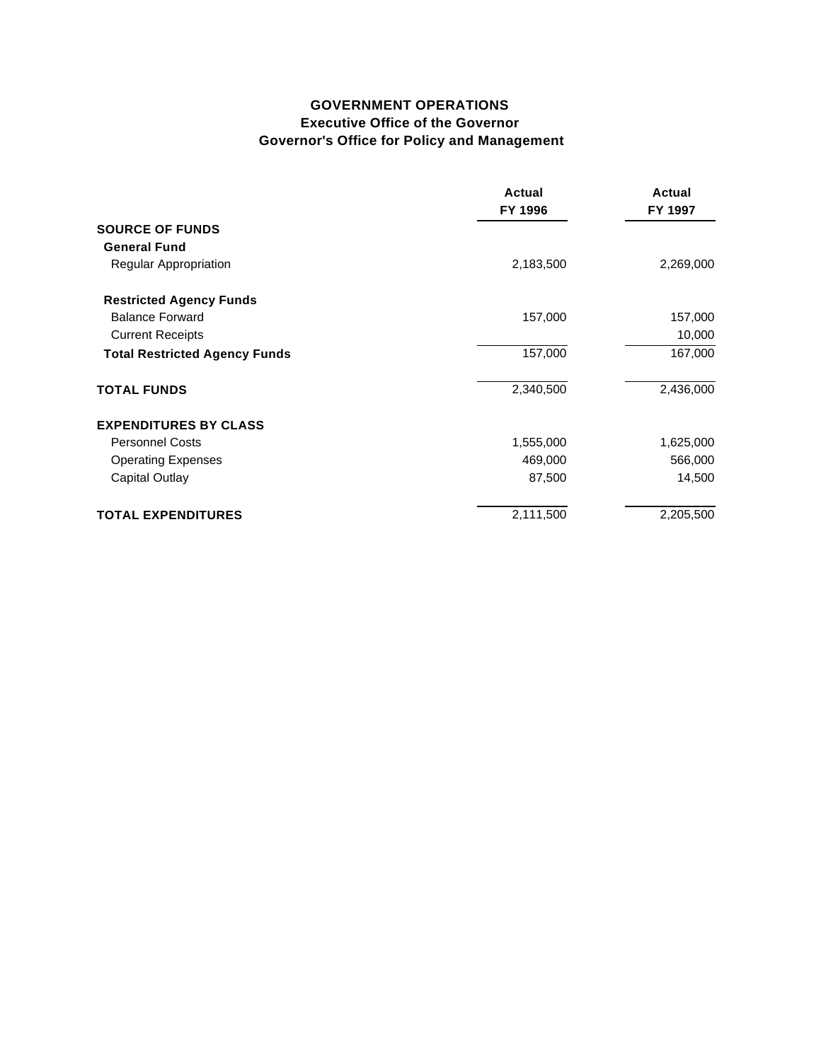# GOVERNMENT OPERATIONS
## Executive Office of the Governor
## Governor's Office for Policy and Management

| | Actual FY 1996 | Actual FY 1997 |
|---|---|---|
| **SOURCE OF FUNDS** | | |
| **General Fund** | | |
| Regular Appropriation | 2,183,500 | 2,269,000 |
| **Restricted Agency Funds** | | |
| Balance Forward | 157,000 | 157,000 |
| Current Receipts | | 10,000 |
| **Total Restricted Agency Funds** | 157,000 | 167,000 |
| **TOTAL FUNDS** | 2,340,500 | 2,436,000 |
| **EXPENDITURES BY CLASS** | | |
| Personnel Costs | 1,555,000 | 1,625,000 |
| Operating Expenses | 469,000 | 566,000 |
| Capital Outlay | 87,500 | 14,500 |
| **TOTAL EXPENDITURES** | 2,111,500 | 2,205,500 |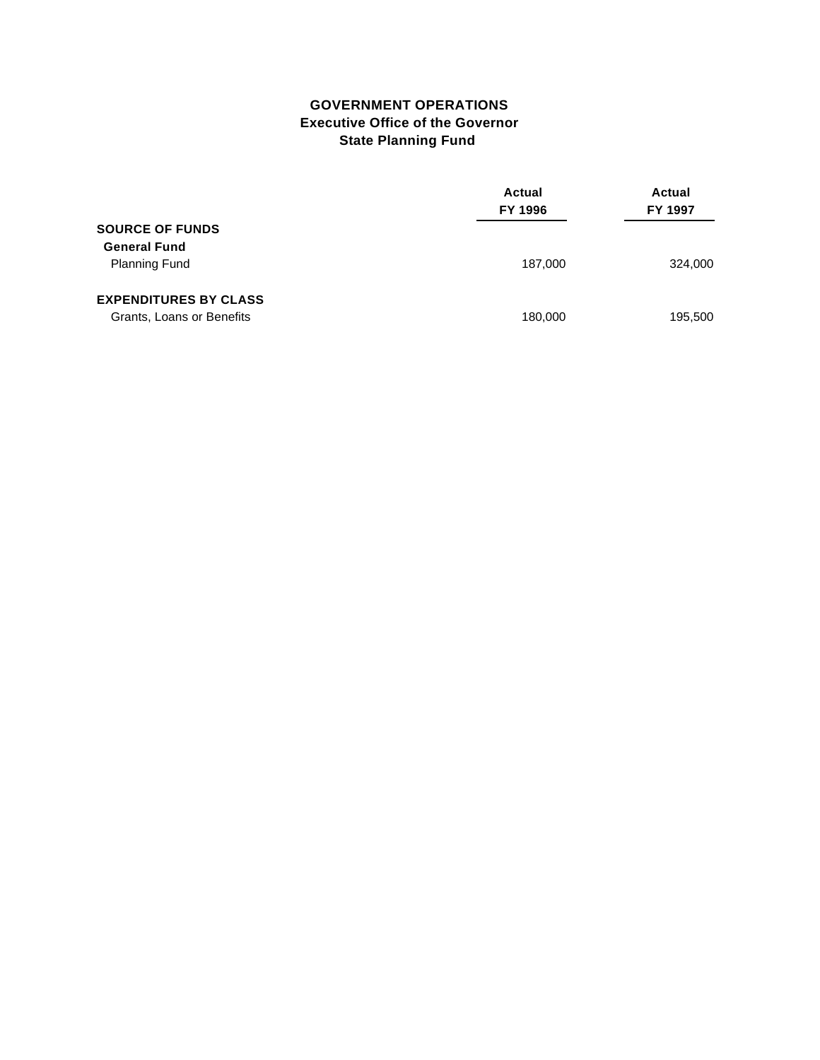# GOVERNMENT OPERATIONS
## Executive Office of the Governor
### State Planning Fund

| | Actual FY 1996 | Actual FY 1997 |
|---|---|---|
| **SOURCE OF FUNDS** | | |
| **General Fund** | | |
| Planning Fund | 187,000 | 324,000 |
| | | |
| **EXPENDITURES BY CLASS** | | |
| Grants, Loans or Benefits | 180,000 | 195,500 |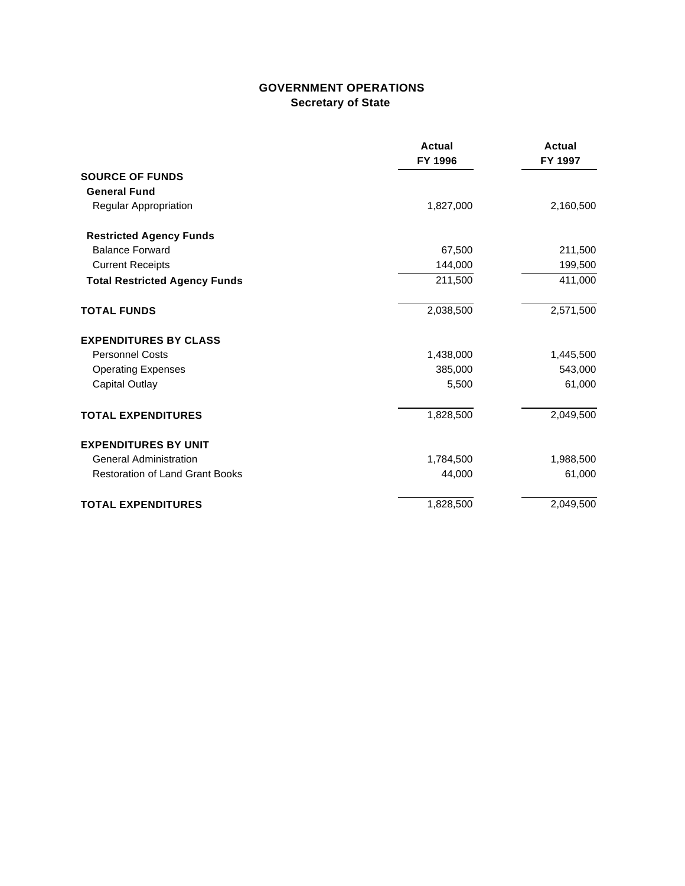## GOVERNMENT OPERATIONS
### Secretary of State

| | Actual FY 1996 | Actual FY 1997 |
|---|---|---|
| **SOURCE OF FUNDS** | | |
| **General Fund** | | |
| Regular Appropriation | 1,827,000 | 2,160,500 |
| **Restricted Agency Funds** | | |
| Balance Forward | 67,500 | 211,500 |
| Current Receipts | 144,000 | 199,500 |
| **Total Restricted Agency Funds** | 211,500 | 411,000 |
| **TOTAL FUNDS** | 2,038,500 | 2,571,500 |
| **EXPENDITURES BY CLASS** | | |
| Personnel Costs | 1,438,000 | 1,445,500 |
| Operating Expenses | 385,000 | 543,000 |
| Capital Outlay | 5,500 | 61,000 |
| **TOTAL EXPENDITURES** | 1,828,500 | 2,049,500 |
| **EXPENDITURES BY UNIT** | | |
| General Administration | 1,784,500 | 1,988,500 |
| Restoration of Land Grant Books | 44,000 | 61,000 |
| **TOTAL EXPENDITURES** | 1,828,500 | 2,049,500 |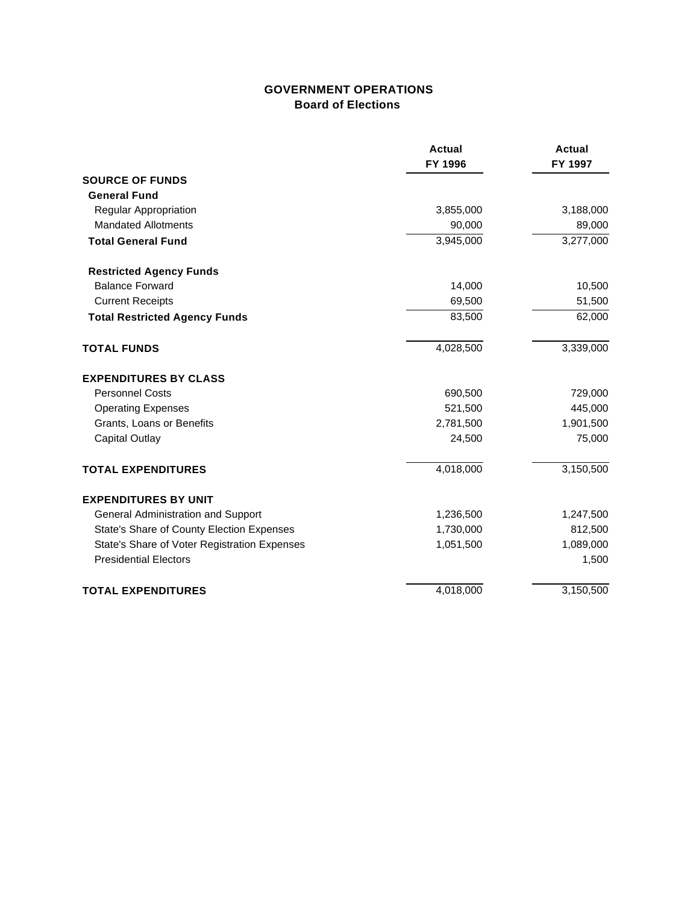# GOVERNMENT OPERATIONS
## Board of Elections

| | Actual FY 1996 | Actual FY 1997 |
|---|---|---|
| **SOURCE OF FUNDS** | | |
| **General Fund** | | |
| Regular Appropriation | 3,855,000 | 3,188,000 |
| Mandated Allotments | 90,000 | 89,000 |
| **Total General Fund** | 3,945,000 | 3,277,000 |
| | | |
| **Restricted Agency Funds** | | |
| Balance Forward | 14,000 | 10,500 |
| Current Receipts | 69,500 | 51,500 |
| **Total Restricted Agency Funds** | 83,500 | 62,000 |
| | | |
| **TOTAL FUNDS** | 4,028,500 | 3,339,000 |
| | | |
| **EXPENDITURES BY CLASS** | | |
| Personnel Costs | 690,500 | 729,000 |
| Operating Expenses | 521,500 | 445,000 |
| Grants, Loans or Benefits | 2,781,500 | 1,901,500 |
| Capital Outlay | 24,500 | 75,000 |
| | | |
| **TOTAL EXPENDITURES** | 4,018,000 | 3,150,500 |
| | | |
| **EXPENDITURES BY UNIT** | | |
| General Administration and Support | 1,236,500 | 1,247,500 |
| State's Share of County Election Expenses | 1,730,000 | 812,500 |
| State's Share of Voter Registration Expenses | 1,051,500 | 1,089,000 |
| Presidential Electors | | 1,500 |
| | | |
| **TOTAL EXPENDITURES** | 4,018,000 | 3,150,500 |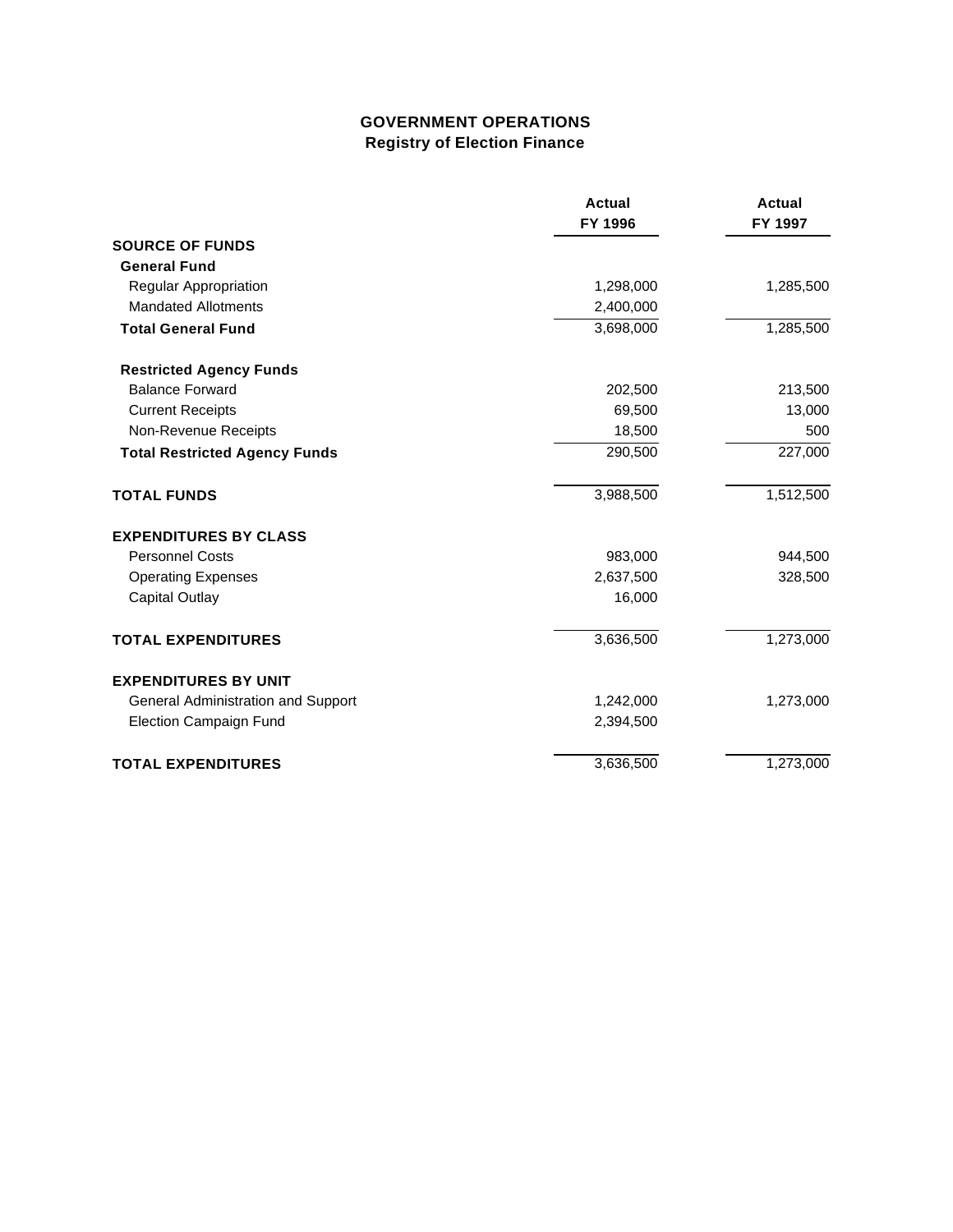# GOVERNMENT OPERATIONS
## Registry of Election Finance

| | Actual FY 1996 | Actual FY 1997 |
|---|---|---|
| **SOURCE OF FUNDS** | | |
| **General Fund** | | |
| Regular Appropriation | 1,298,000 | 1,285,500 |
| Mandated Allotments | 2,400,000 | |
| **Total General Fund** | 3,698,000 | 1,285,500 |
| **Restricted Agency Funds** | | |
| Balance Forward | 202,500 | 213,500 |
| Current Receipts | 69,500 | 13,000 |
| Non-Revenue Receipts | 18,500 | 500 |
| **Total Restricted Agency Funds** | 290,500 | 227,000 |
| **TOTAL FUNDS** | 3,988,500 | 1,512,500 |
| **EXPENDITURES BY CLASS** | | |
| Personnel Costs | 983,000 | 944,500 |
| Operating Expenses | 2,637,500 | 328,500 |
| Capital Outlay | 16,000 | |
| **TOTAL EXPENDITURES** | 3,636,500 | 1,273,000 |
| **EXPENDITURES BY UNIT** | | |
| General Administration and Support | 1,242,000 | 1,273,000 |
| Election Campaign Fund | 2,394,500 | |
| **TOTAL EXPENDITURES** | 3,636,500 | 1,273,000 |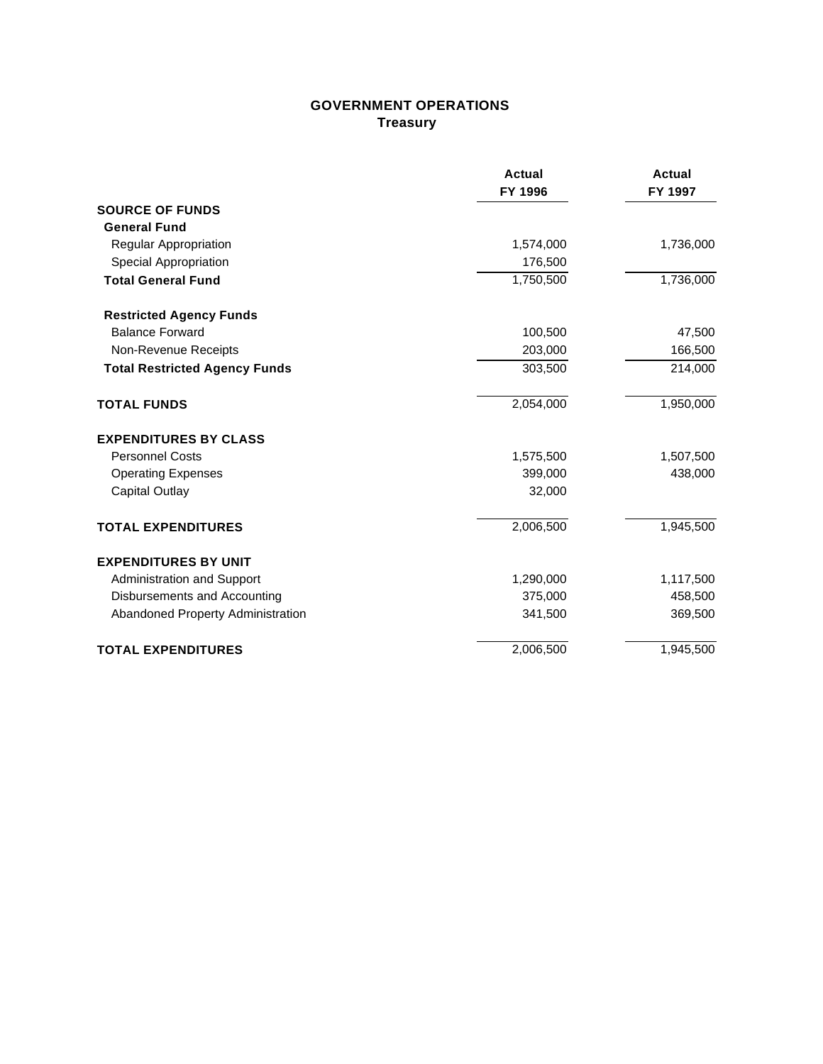## GOVERNMENT OPERATIONS
### Treasury

| | Actual FY 1996 | Actual FY 1997 |
|---|---|---|
| **SOURCE OF FUNDS** | | |
| **General Fund** | | |
| Regular Appropriation | 1,574,000 | 1,736,000 |
| Special Appropriation | 176,500 | |
| **Total General Fund** | 1,750,500 | 1,736,000 |
| **Restricted Agency Funds** | | |
| Balance Forward | 100,500 | 47,500 |
| Non-Revenue Receipts | 203,000 | 166,500 |
| **Total Restricted Agency Funds** | 303,500 | 214,000 |
| **TOTAL FUNDS** | 2,054,000 | 1,950,000 |
| **EXPENDITURES BY CLASS** | | |
| Personnel Costs | 1,575,500 | 1,507,500 |
| Operating Expenses | 399,000 | 438,000 |
| Capital Outlay | 32,000 | |
| **TOTAL EXPENDITURES** | 2,006,500 | 1,945,500 |
| **EXPENDITURES BY UNIT** | | |
| Administration and Support | 1,290,000 | 1,117,500 |
| Disbursements and Accounting | 375,000 | 458,500 |
| Abandoned Property Administration | 341,500 | 369,500 |
| **TOTAL EXPENDITURES** | 2,006,500 | 1,945,500 |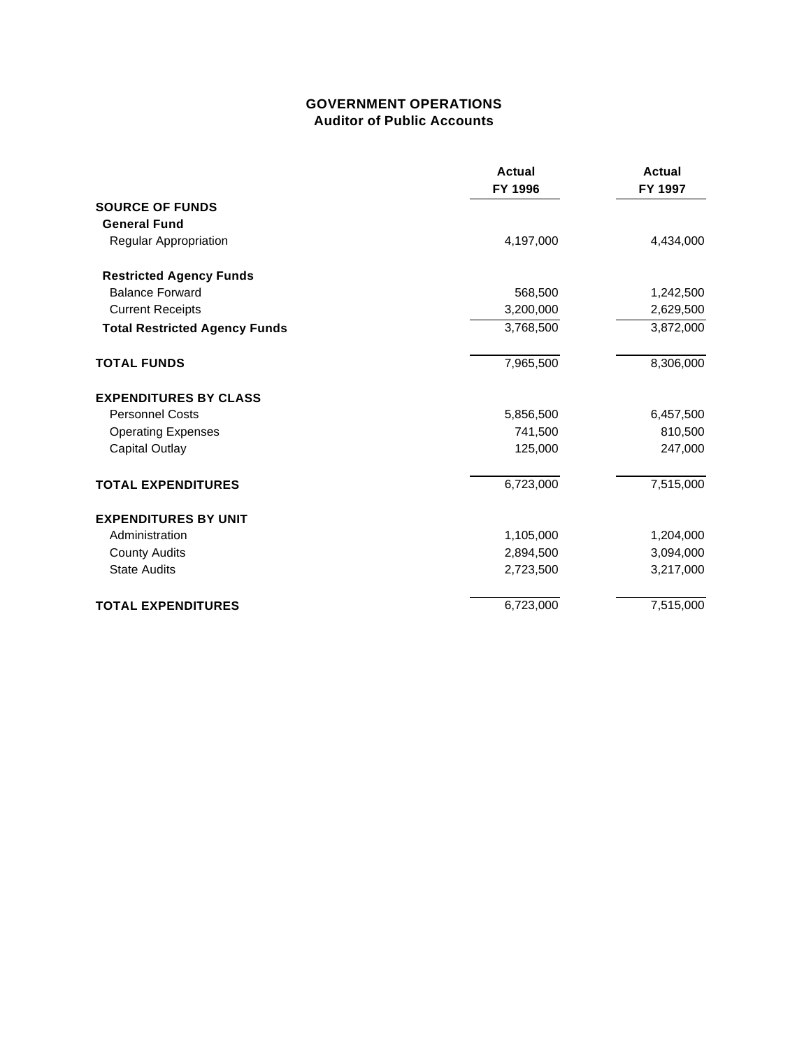**GOVERNMENT OPERATIONS**
**Auditor of Public Accounts**

| | Actual FY 1996 | Actual FY 1997 |
|---|---|---|
| **SOURCE OF FUNDS** | | |
| **General Fund** | | |
| Regular Appropriation | 4,197,000 | 4,434,000 |
| **Restricted Agency Funds** | | |
| Balance Forward | 568,500 | 1,242,500 |
| Current Receipts | 3,200,000 | 2,629,500 |
| **Total Restricted Agency Funds** | 3,768,500 | 3,872,000 |
| **TOTAL FUNDS** | 7,965,500 | 8,306,000 |
| **EXPENDITURES BY CLASS** | | |
| Personnel Costs | 5,856,500 | 6,457,500 |
| Operating Expenses | 741,500 | 810,500 |
| Capital Outlay | 125,000 | 247,000 |
| **TOTAL EXPENDITURES** | 6,723,000 | 7,515,000 |
| **EXPENDITURES BY UNIT** | | |
| Administration | 1,105,000 | 1,204,000 |
| County Audits | 2,894,500 | 3,094,000 |
| State Audits | 2,723,500 | 3,217,000 |
| **TOTAL EXPENDITURES** | 6,723,000 | 7,515,000 |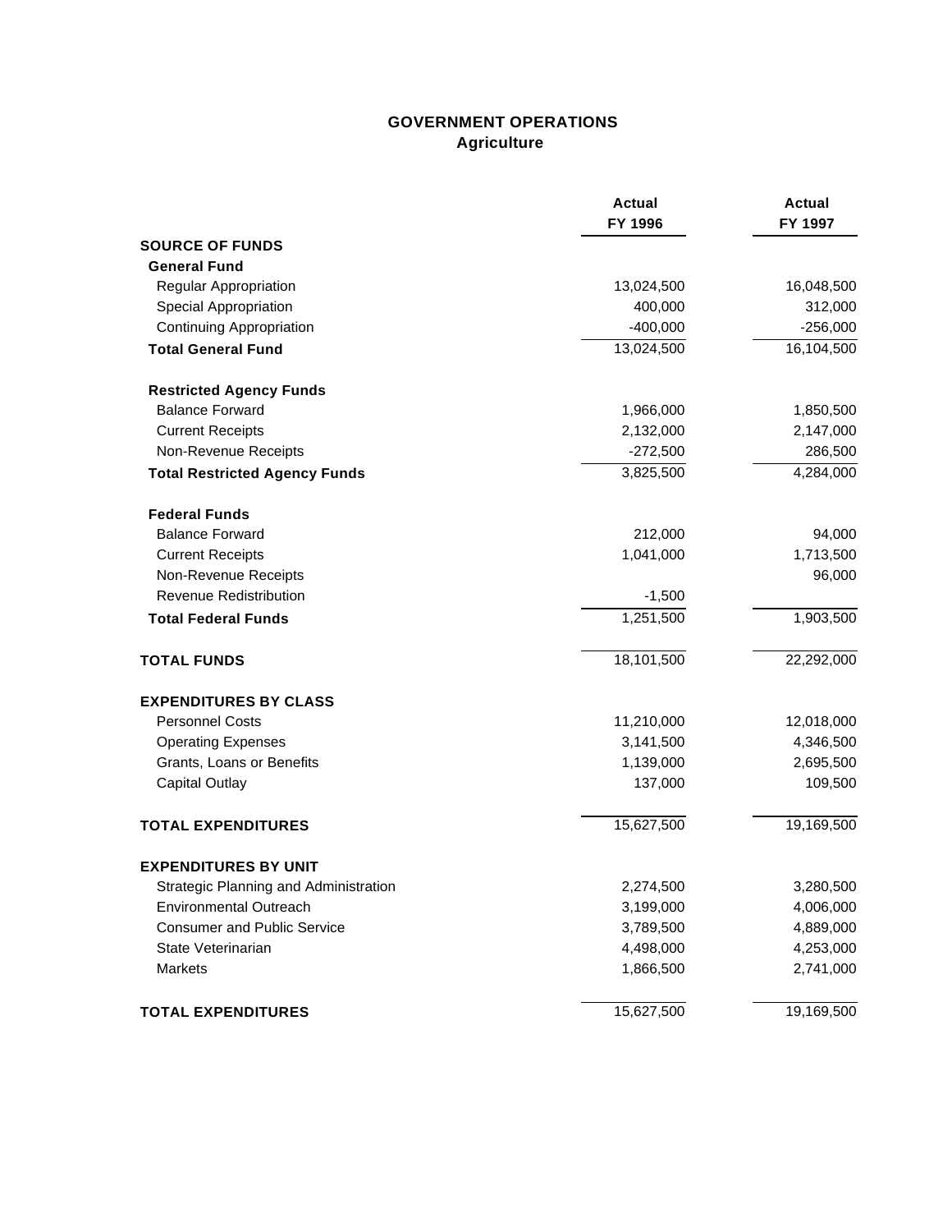## GOVERNMENT OPERATIONS
### Agriculture

| | Actual FY 1996 | Actual FY 1997 |
|---|---|---|
| **SOURCE OF FUNDS** | | |
| **General Fund** | | |
| Regular Appropriation | 13,024,500 | 16,048,500 |
| Special Appropriation | 400,000 | 312,000 |
| Continuing Appropriation | -400,000 | -256,000 |
| **Total General Fund** | 13,024,500 | 16,104,500 |
| **Restricted Agency Funds** | | |
| Balance Forward | 1,966,000 | 1,850,500 |
| Current Receipts | 2,132,000 | 2,147,000 |
| Non-Revenue Receipts | -272,500 | 286,500 |
| **Total Restricted Agency Funds** | 3,825,500 | 4,284,000 |
| **Federal Funds** | | |
| Balance Forward | 212,000 | 94,000 |
| Current Receipts | 1,041,000 | 1,713,500 |
| Non-Revenue Receipts | | 96,000 |
| Revenue Redistribution | -1,500 | |
| **Total Federal Funds** | 1,251,500 | 1,903,500 |
| **TOTAL FUNDS** | 18,101,500 | 22,292,000 |
| **EXPENDITURES BY CLASS** | | |
| Personnel Costs | 11,210,000 | 12,018,000 |
| Operating Expenses | 3,141,500 | 4,346,500 |
| Grants, Loans or Benefits | 1,139,000 | 2,695,500 |
| Capital Outlay | 137,000 | 109,500 |
| **TOTAL EXPENDITURES** | 15,627,500 | 19,169,500 |
| **EXPENDITURES BY UNIT** | | |
| Strategic Planning and Administration | 2,274,500 | 3,280,500 |
| Environmental Outreach | 3,199,000 | 4,006,000 |
| Consumer and Public Service | 3,789,500 | 4,889,000 |
| State Veterinarian | 4,498,000 | 4,253,000 |
| Markets | 1,866,500 | 2,741,000 |
| **TOTAL EXPENDITURES** | 15,627,500 | 19,169,500 |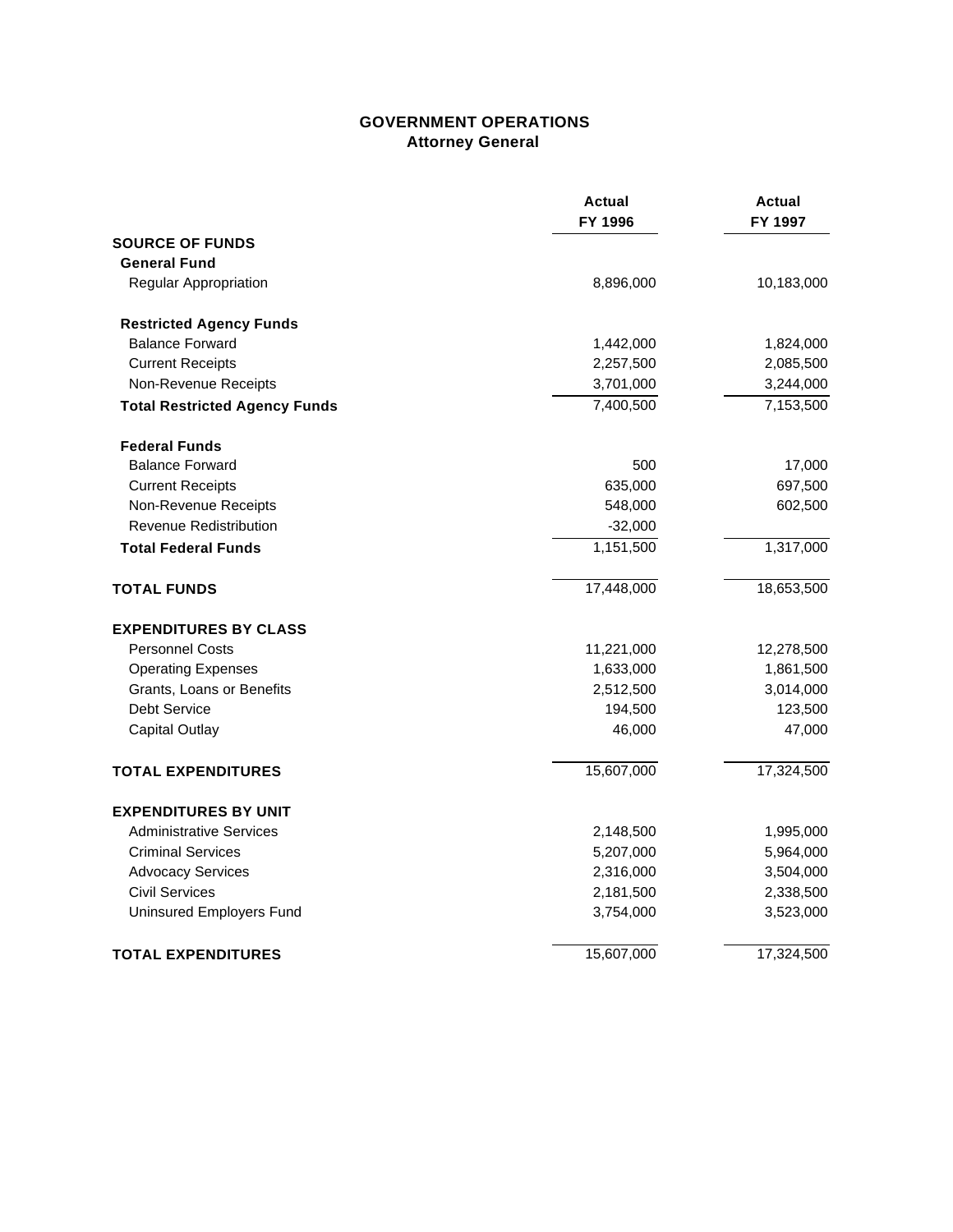# GOVERNMENT OPERATIONS
## Attorney General

| | Actual FY 1996 | Actual FY 1997 |
|---|---|---|
| **SOURCE OF FUNDS** | | |
| **General Fund** | | |
| Regular Appropriation | 8,896,000 | 10,183,000 |
| **Restricted Agency Funds** | | |
| Balance Forward | 1,442,000 | 1,824,000 |
| Current Receipts | 2,257,500 | 2,085,500 |
| Non-Revenue Receipts | 3,701,000 | 3,244,000 |
| **Total Restricted Agency Funds** | 7,400,500 | 7,153,500 |
| **Federal Funds** | | |
| Balance Forward | 500 | 17,000 |
| Current Receipts | 635,000 | 697,500 |
| Non-Revenue Receipts | 548,000 | 602,500 |
| Revenue Redistribution | -32,000 | |
| **Total Federal Funds** | 1,151,500 | 1,317,000 |
| **TOTAL FUNDS** | 17,448,000 | 18,653,500 |
| **EXPENDITURES BY CLASS** | | |
| Personnel Costs | 11,221,000 | 12,278,500 |
| Operating Expenses | 1,633,000 | 1,861,500 |
| Grants, Loans or Benefits | 2,512,500 | 3,014,000 |
| Debt Service | 194,500 | 123,500 |
| Capital Outlay | 46,000 | 47,000 |
| **TOTAL EXPENDITURES** | 15,607,000 | 17,324,500 |
| **EXPENDITURES BY UNIT** | | |
| Administrative Services | 2,148,500 | 1,995,000 |
| Criminal Services | 5,207,000 | 5,964,000 |
| Advocacy Services | 2,316,000 | 3,504,000 |
| Civil Services | 2,181,500 | 2,338,500 |
| Uninsured Employers Fund | 3,754,000 | 3,523,000 |
| **TOTAL EXPENDITURES** | 15,607,000 | 17,324,500 |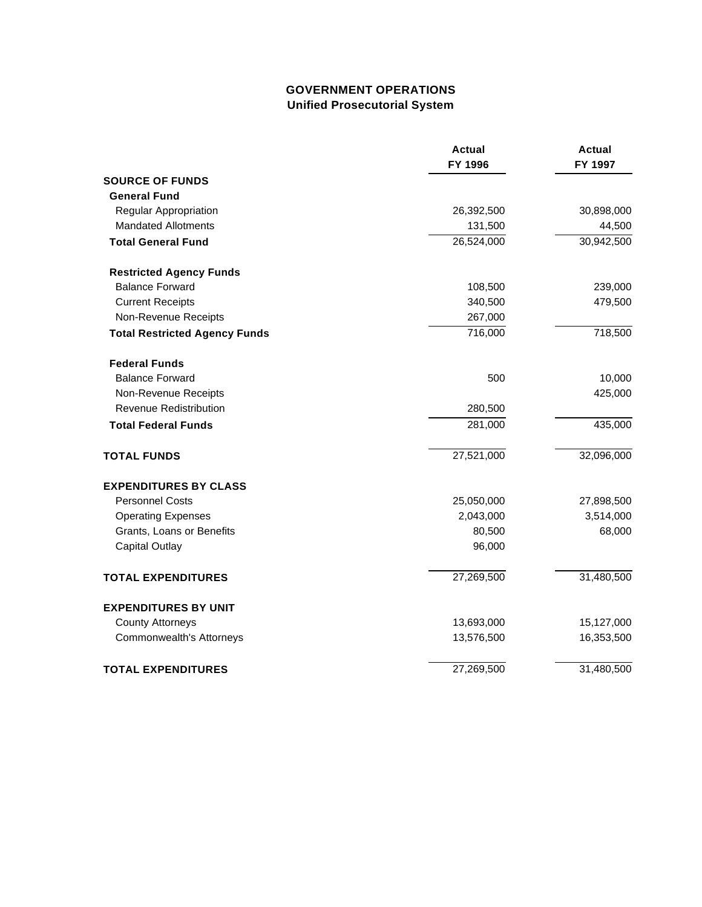# GOVERNMENT OPERATIONS
## Unified Prosecutorial System

| | Actual FY 1996 | Actual FY 1997 |
|---|---|---|
| **SOURCE OF FUNDS** | | |
| **General Fund** | | |
| Regular Appropriation | 26,392,500 | 30,898,000 |
| Mandated Allotments | 131,500 | 44,500 |
| **Total General Fund** | 26,524,000 | 30,942,500 |
| **Restricted Agency Funds** | | |
| Balance Forward | 108,500 | 239,000 |
| Current Receipts | 340,500 | 479,500 |
| Non-Revenue Receipts | 267,000 | |
| **Total Restricted Agency Funds** | 716,000 | 718,500 |
| **Federal Funds** | | |
| Balance Forward | 500 | 10,000 |
| Non-Revenue Receipts | | 425,000 |
| Revenue Redistribution | 280,500 | |
| **Total Federal Funds** | 281,000 | 435,000 |
| **TOTAL FUNDS** | 27,521,000 | 32,096,000 |
| **EXPENDITURES BY CLASS** | | |
| Personnel Costs | 25,050,000 | 27,898,500 |
| Operating Expenses | 2,043,000 | 3,514,000 |
| Grants, Loans or Benefits | 80,500 | 68,000 |
| Capital Outlay | 96,000 | |
| **TOTAL EXPENDITURES** | 27,269,500 | 31,480,500 |
| **EXPENDITURES BY UNIT** | | |
| County Attorneys | 13,693,000 | 15,127,000 |
| Commonwealth's Attorneys | 13,576,500 | 16,353,500 |
| **TOTAL EXPENDITURES** | 27,269,500 | 31,480,500 |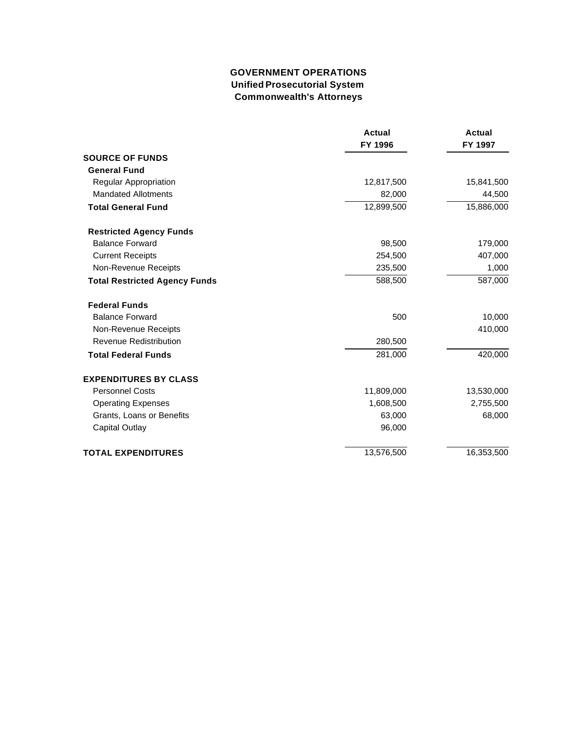# GOVERNMENT OPERATIONS
## Unified Prosecutorial System
## Commonwealth's Attorneys

| | Actual FY 1996 | Actual FY 1997 |
|---|---|---|
| **SOURCE OF FUNDS** | | |
| **General Fund** | | |
| Regular Appropriation | 12,817,500 | 15,841,500 |
| Mandated Allotments | 82,000 | 44,500 |
| **Total General Fund** | 12,899,500 | 15,886,000 |
| **Restricted Agency Funds** | | |
| Balance Forward | 98,500 | 179,000 |
| Current Receipts | 254,500 | 407,000 |
| Non-Revenue Receipts | 235,500 | 1,000 |
| **Total Restricted Agency Funds** | 588,500 | 587,000 |
| **Federal Funds** | | |
| Balance Forward | 500 | 10,000 |
| Non-Revenue Receipts | | 410,000 |
| Revenue Redistribution | 280,500 | |
| **Total Federal Funds** | 281,000 | 420,000 |
| **EXPENDITURES BY CLASS** | | |
| Personnel Costs | 11,809,000 | 13,530,000 |
| Operating Expenses | 1,608,500 | 2,755,500 |
| Grants, Loans or Benefits | 63,000 | 68,000 |
| Capital Outlay | 96,000 | |
| **TOTAL EXPENDITURES** | 13,576,500 | 16,353,500 |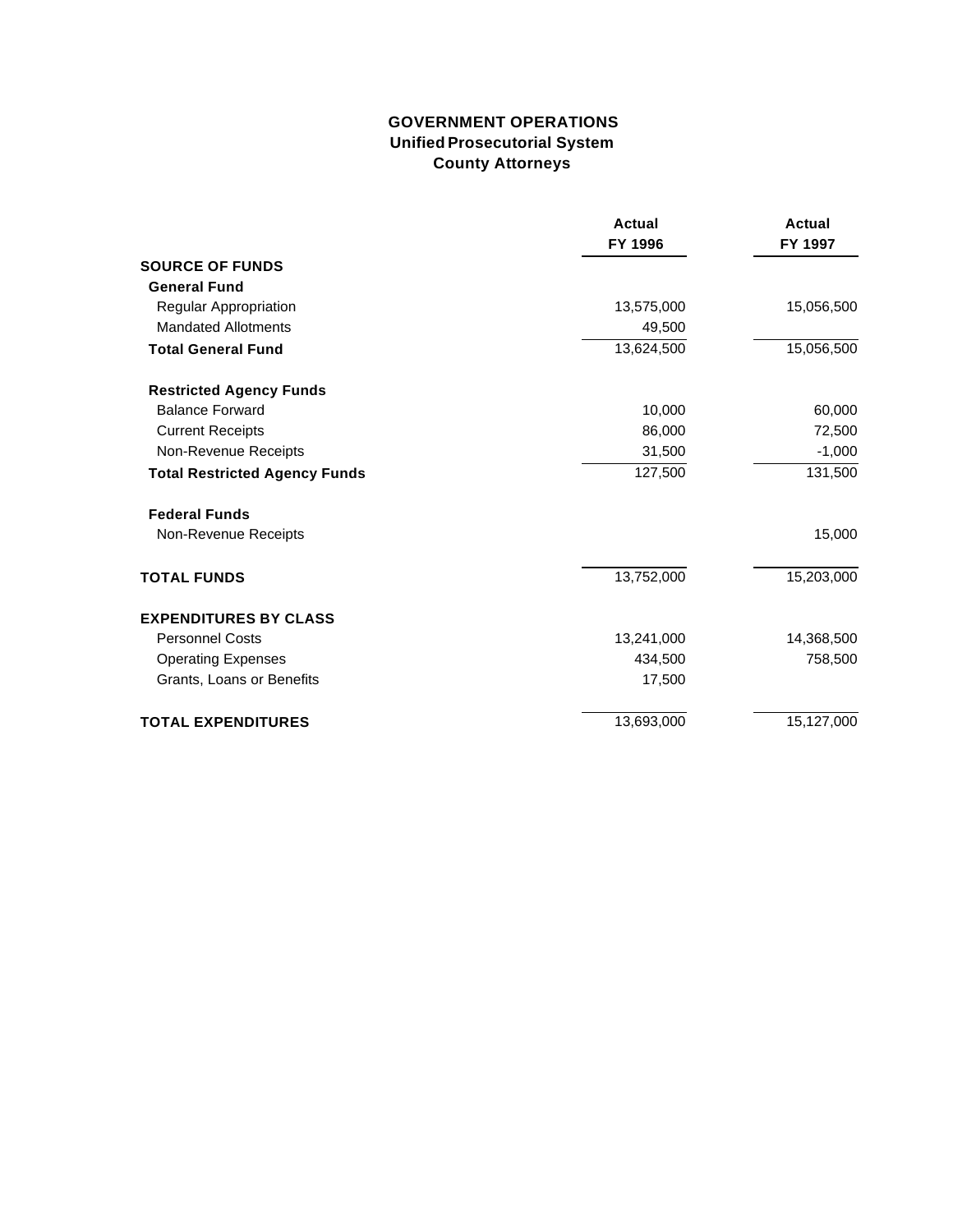**GOVERNMENT OPERATIONS**
**Unified Prosecutorial System**
**County Attorneys**

| | Actual FY 1996 | Actual FY 1997 |
|---|---|---|
| **SOURCE OF FUNDS** | | |
| **General Fund** | | |
| Regular Appropriation | 13,575,000 | 15,056,500 |
| Mandated Allotments | 49,500 | |
| **Total General Fund** | 13,624,500 | 15,056,500 |
| | | |
| **Restricted Agency Funds** | | |
| Balance Forward | 10,000 | 60,000 |
| Current Receipts | 86,000 | 72,500 |
| Non-Revenue Receipts | 31,500 | -1,000 |
| **Total Restricted Agency Funds** | 127,500 | 131,500 |
| | | |
| **Federal Funds** | | |
| Non-Revenue Receipts | | 15,000 |
| | | |
| **TOTAL FUNDS** | 13,752,000 | 15,203,000 |
| | | |
| **EXPENDITURES BY CLASS** | | |
| Personnel Costs | 13,241,000 | 14,368,500 |
| Operating Expenses | 434,500 | 758,500 |
| Grants, Loans or Benefits | 17,500 | |
| | | |
| **TOTAL EXPENDITURES** | 13,693,000 | 15,127,000 |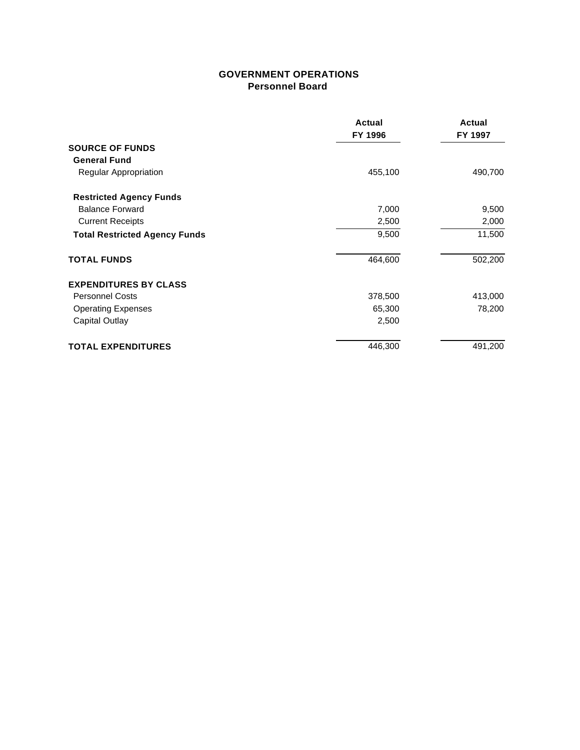## GOVERNMENT OPERATIONS
### Personnel Board

| | Actual FY 1996 | Actual FY 1997 |
|---|---|---|
| **SOURCE OF FUNDS** | | |
| **General Fund** | | |
| Regular Appropriation | 455,100 | 490,700 |
| **Restricted Agency Funds** | | |
| Balance Forward | 7,000 | 9,500 |
| Current Receipts | 2,500 | 2,000 |
| **Total Restricted Agency Funds** | 9,500 | 11,500 |
| **TOTAL FUNDS** | 464,600 | 502,200 |
| **EXPENDITURES BY CLASS** | | |
| Personnel Costs | 378,500 | 413,000 |
| Operating Expenses | 65,300 | 78,200 |
| Capital Outlay | 2,500 | |
| **TOTAL EXPENDITURES** | 446,300 | 491,200 |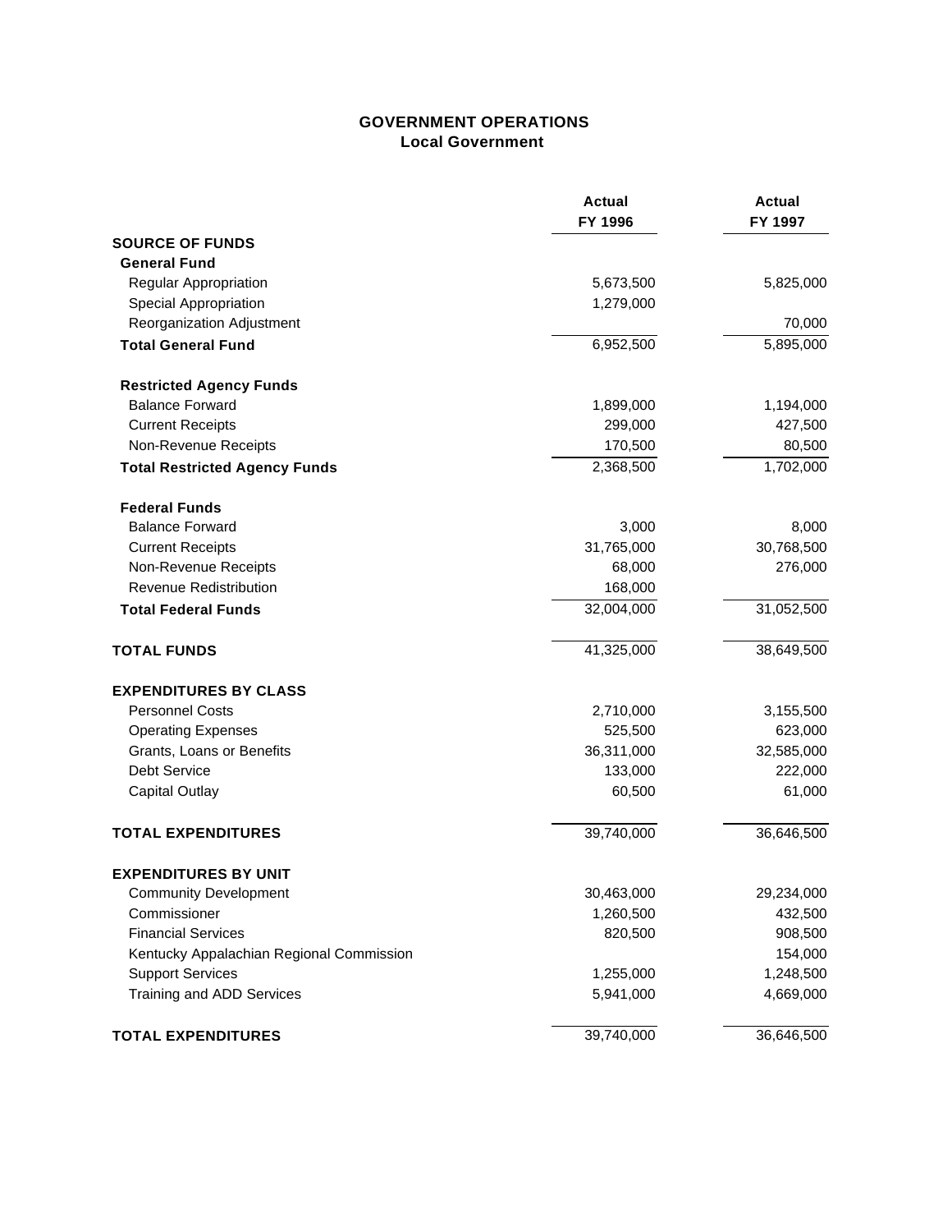## GOVERNMENT OPERATIONS
### Local Government

| | Actual FY 1996 | Actual FY 1997 |
|---|---|---|
| **SOURCE OF FUNDS** | | |
| **General Fund** | | |
| Regular Appropriation | 5,673,500 | 5,825,000 |
| Special Appropriation | 1,279,000 | |
| Reorganization Adjustment | | 70,000 |
| **Total General Fund** | 6,952,500 | 5,895,000 |
| **Restricted Agency Funds** | | |
| Balance Forward | 1,899,000 | 1,194,000 |
| Current Receipts | 299,000 | 427,500 |
| Non-Revenue Receipts | 170,500 | 80,500 |
| **Total Restricted Agency Funds** | 2,368,500 | 1,702,000 |
| **Federal Funds** | | |
| Balance Forward | 3,000 | 8,000 |
| Current Receipts | 31,765,000 | 30,768,500 |
| Non-Revenue Receipts | 68,000 | 276,000 |
| Revenue Redistribution | 168,000 | |
| **Total Federal Funds** | 32,004,000 | 31,052,500 |
| **TOTAL FUNDS** | 41,325,000 | 38,649,500 |
| **EXPENDITURES BY CLASS** | | |
| Personnel Costs | 2,710,000 | 3,155,500 |
| Operating Expenses | 525,500 | 623,000 |
| Grants, Loans or Benefits | 36,311,000 | 32,585,000 |
| Debt Service | 133,000 | 222,000 |
| Capital Outlay | 60,500 | 61,000 |
| **TOTAL EXPENDITURES** | 39,740,000 | 36,646,500 |
| **EXPENDITURES BY UNIT** | | |
| Community Development | 30,463,000 | 29,234,000 |
| Commissioner | 1,260,500 | 432,500 |
| Financial Services | 820,500 | 908,500 |
| Kentucky Appalachian Regional Commission | | 154,000 |
| Support Services | 1,255,000 | 1,248,500 |
| Training and ADD Services | 5,941,000 | 4,669,000 |
| **TOTAL EXPENDITURES** | 39,740,000 | 36,646,500 |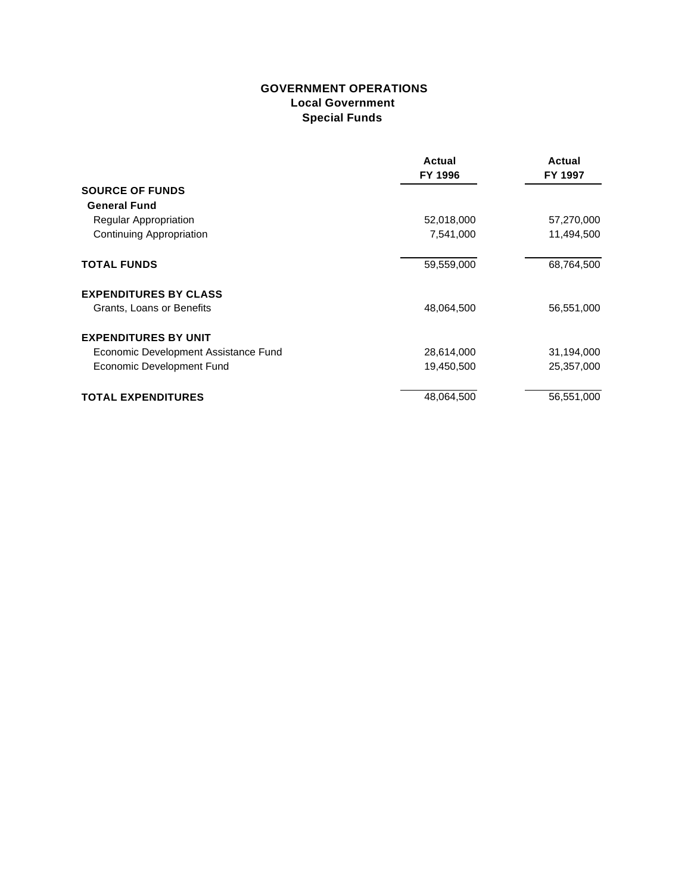# GOVERNMENT OPERATIONS
## Local Government
## Special Funds

| | Actual FY 1996 | Actual FY 1997 |
|---|---|---|
| **SOURCE OF FUNDS** | | |
| **General Fund** | | |
| Regular Appropriation | 52,018,000 | 57,270,000 |
| Continuing Appropriation | 7,541,000 | 11,494,500 |
| **TOTAL FUNDS** | 59,559,000 | 68,764,500 |
| **EXPENDITURES BY CLASS** | | |
| Grants, Loans or Benefits | 48,064,500 | 56,551,000 |
| **EXPENDITURES BY UNIT** | | |
| Economic Development Assistance Fund | 28,614,000 | 31,194,000 |
| Economic Development Fund | 19,450,500 | 25,357,000 |
| **TOTAL EXPENDITURES** | 48,064,500 | 56,551,000 |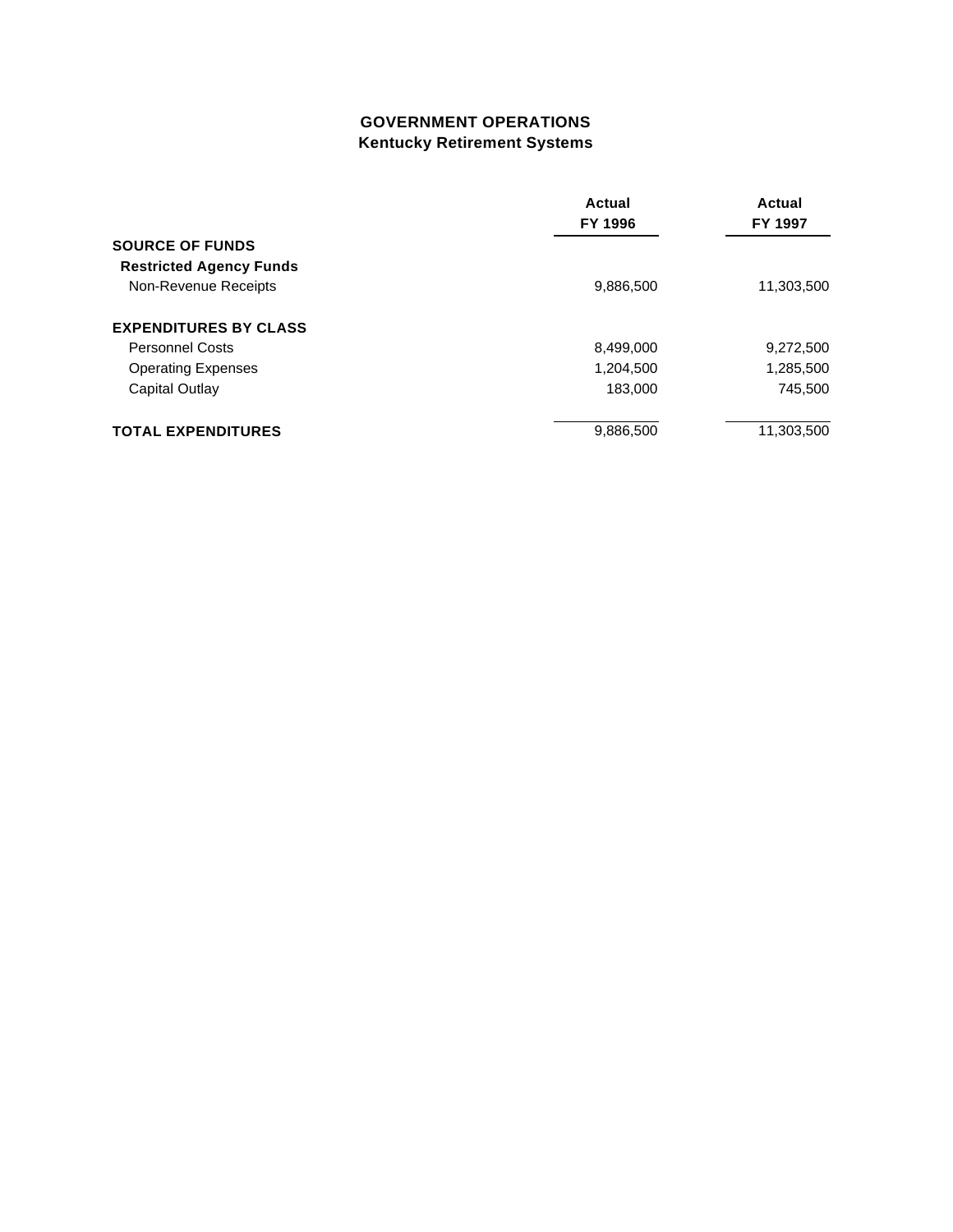## GOVERNMENT OPERATIONS
### Kentucky Retirement Systems

| | Actual FY 1996 | Actual FY 1997 |
|---|---|---|
| **SOURCE OF FUNDS** | | |
| **Restricted Agency Funds** | | |
| Non-Revenue Receipts | 9,886,500 | 11,303,500 |
| **EXPENDITURES BY CLASS** | | |
| Personnel Costs | 8,499,000 | 9,272,500 |
| Operating Expenses | 1,204,500 | 1,285,500 |
| Capital Outlay | 183,000 | 745,500 |
| **TOTAL EXPENDITURES** | 9,886,500 | 11,303,500 |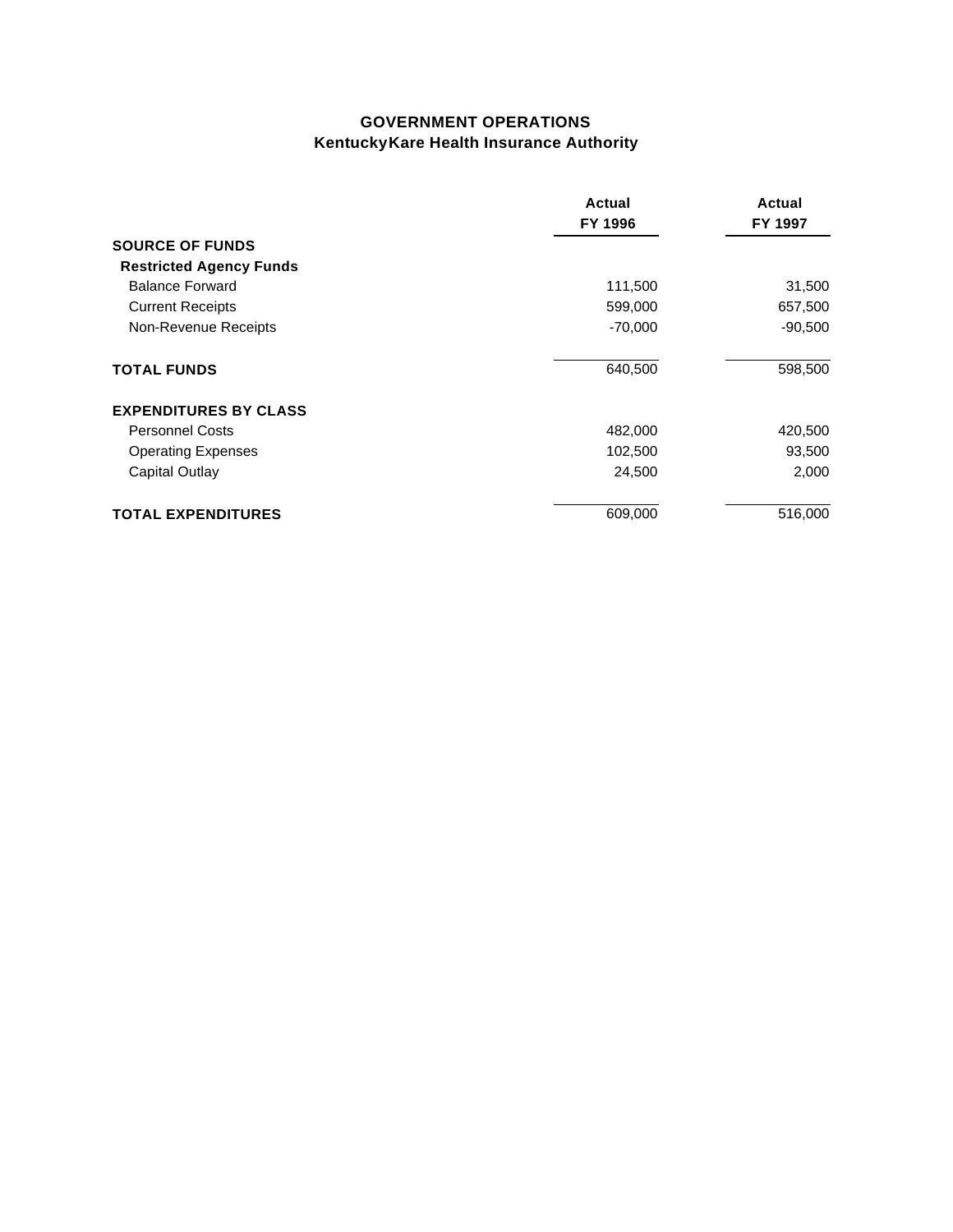## GOVERNMENT OPERATIONS
## KentuckyKare Health Insurance Authority

| | Actual FY 1996 | Actual FY 1997 |
|---|---|---|
| **SOURCE OF FUNDS** | | |
| **Restricted Agency Funds** | | |
| Balance Forward | 111,500 | 31,500 |
| Current Receipts | 599,000 | 657,500 |
| Non-Revenue Receipts | -70,000 | -90,500 |
| **TOTAL FUNDS** | 640,500 | 598,500 |
| **EXPENDITURES BY CLASS** | | |
| Personnel Costs | 482,000 | 420,500 |
| Operating Expenses | 102,500 | 93,500 |
| Capital Outlay | 24,500 | 2,000 |
| **TOTAL EXPENDITURES** | 609,000 | 516,000 |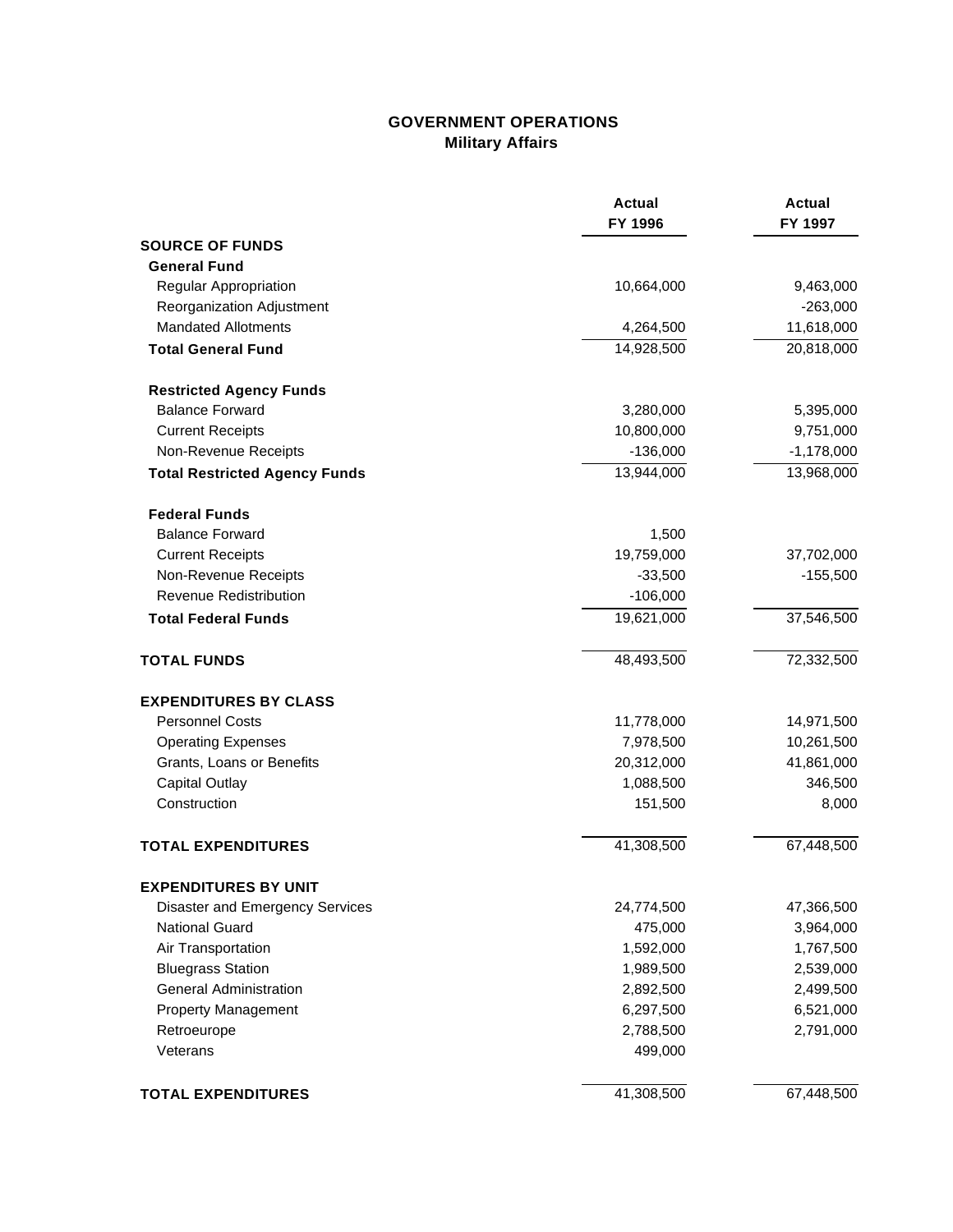# GOVERNMENT OPERATIONS
## Military Affairs

| | Actual FY 1996 | Actual FY 1997 |
|---|---|---|
| **SOURCE OF FUNDS** | | |
| **General Fund** | | |
| Regular Appropriation | 10,664,000 | 9,463,000 |
| Reorganization Adjustment | | -263,000 |
| Mandated Allotments | 4,264,500 | 11,618,000 |
| **Total General Fund** | 14,928,500 | 20,818,000 |
| **Restricted Agency Funds** | | |
| Balance Forward | 3,280,000 | 5,395,000 |
| Current Receipts | 10,800,000 | 9,751,000 |
| Non-Revenue Receipts | -136,000 | -1,178,000 |
| **Total Restricted Agency Funds** | 13,944,000 | 13,968,000 |
| **Federal Funds** | | |
| Balance Forward | 1,500 | |
| Current Receipts | 19,759,000 | 37,702,000 |
| Non-Revenue Receipts | -33,500 | -155,500 |
| Revenue Redistribution | -106,000 | |
| **Total Federal Funds** | 19,621,000 | 37,546,500 |
| **TOTAL FUNDS** | 48,493,500 | 72,332,500 |
| **EXPENDITURES BY CLASS** | | |
| Personnel Costs | 11,778,000 | 14,971,500 |
| Operating Expenses | 7,978,500 | 10,261,500 |
| Grants, Loans or Benefits | 20,312,000 | 41,861,000 |
| Capital Outlay | 1,088,500 | 346,500 |
| Construction | 151,500 | 8,000 |
| **TOTAL EXPENDITURES** | 41,308,500 | 67,448,500 |
| **EXPENDITURES BY UNIT** | | |
| Disaster and Emergency Services | 24,774,500 | 47,366,500 |
| National Guard | 475,000 | 3,964,000 |
| Air Transportation | 1,592,000 | 1,767,500 |
| Bluegrass Station | 1,989,500 | 2,539,000 |
| General Administration | 2,892,500 | 2,499,500 |
| Property Management | 6,297,500 | 6,521,000 |
| Retroeurope | 2,788,500 | 2,791,000 |
| Veterans | 499,000 | |
| **TOTAL EXPENDITURES** | 41,308,500 | 67,448,500 |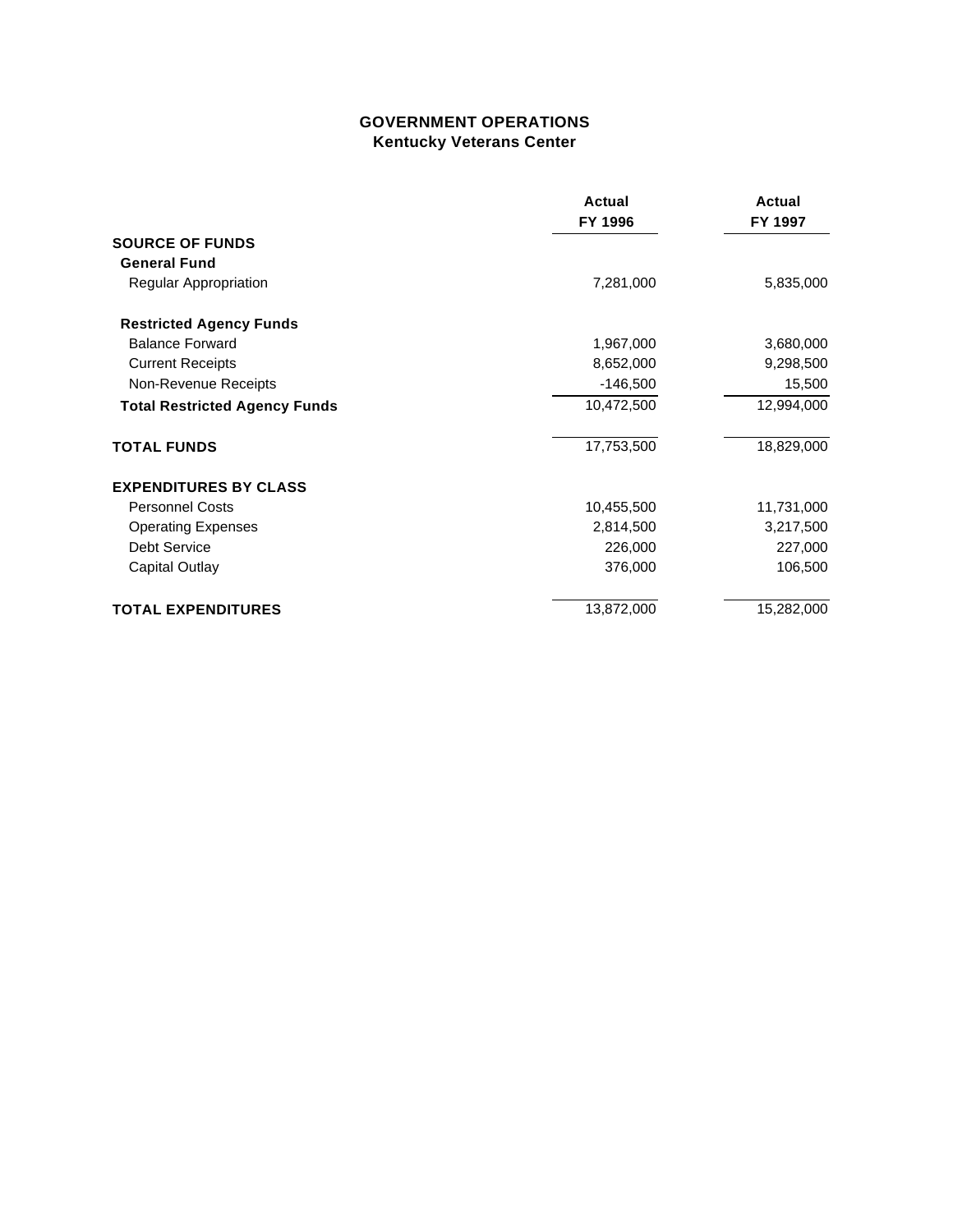## GOVERNMENT OPERATIONS
### Kentucky Veterans Center

| | Actual FY 1996 | Actual FY 1997 |
|---|---|---|
| **SOURCE OF FUNDS** | | |
| **General Fund** | | |
| Regular Appropriation | 7,281,000 | 5,835,000 |
| **Restricted Agency Funds** | | |
| Balance Forward | 1,967,000 | 3,680,000 |
| Current Receipts | 8,652,000 | 9,298,500 |
| Non-Revenue Receipts | -146,500 | 15,500 |
| **Total Restricted Agency Funds** | 10,472,500 | 12,994,000 |
| **TOTAL FUNDS** | 17,753,500 | 18,829,000 |
| **EXPENDITURES BY CLASS** | | |
| Personnel Costs | 10,455,500 | 11,731,000 |
| Operating Expenses | 2,814,500 | 3,217,500 |
| Debt Service | 226,000 | 227,000 |
| Capital Outlay | 376,000 | 106,500 |
| **TOTAL EXPENDITURES** | 13,872,000 | 15,282,000 |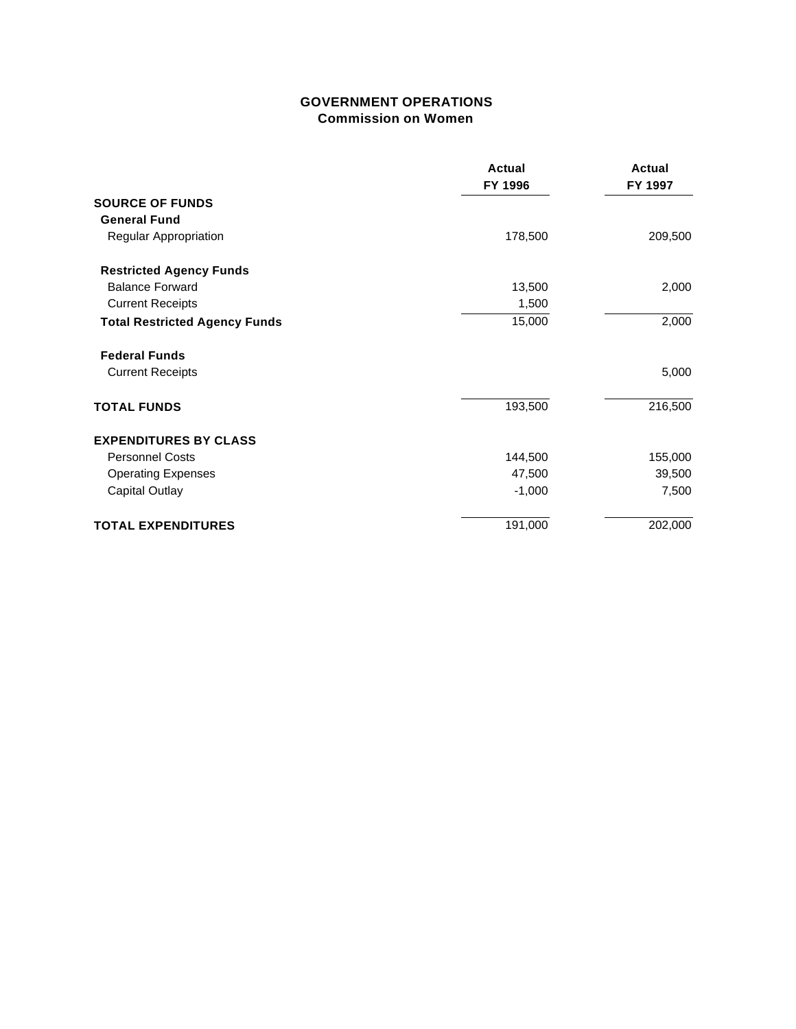## GOVERNMENT OPERATIONS
### Commission on Women

| | Actual FY 1996 | Actual FY 1997 |
|---|---|---|
| **SOURCE OF FUNDS** | | |
| **General Fund** | | |
| Regular Appropriation | 178,500 | 209,500 |
| **Restricted Agency Funds** | | |
| Balance Forward | 13,500 | 2,000 |
| Current Receipts | 1,500 | |
| **Total Restricted Agency Funds** | 15,000 | 2,000 |
| **Federal Funds** | | |
| Current Receipts | | 5,000 |
| **TOTAL FUNDS** | 193,500 | 216,500 |
| **EXPENDITURES BY CLASS** | | |
| Personnel Costs | 144,500 | 155,000 |
| Operating Expenses | 47,500 | 39,500 |
| Capital Outlay | -1,000 | 7,500 |
| **TOTAL EXPENDITURES** | 191,000 | 202,000 |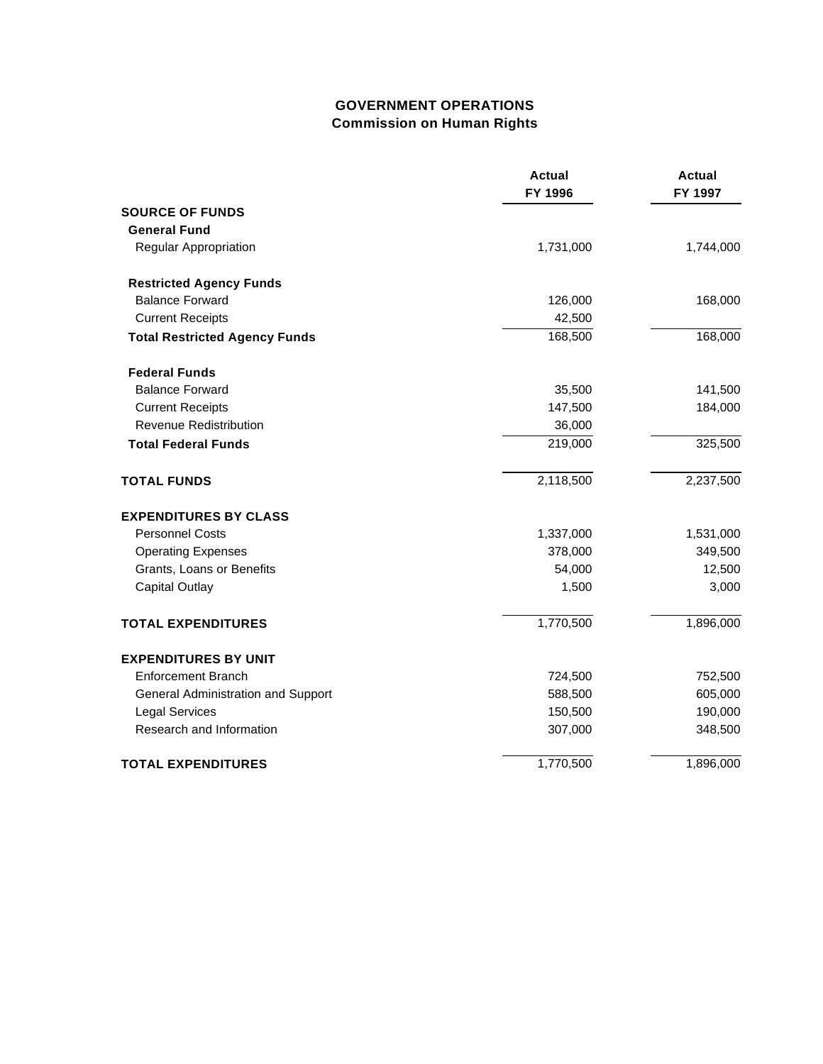## GOVERNMENT OPERATIONS
### Commission on Human Rights

| | Actual FY 1996 | Actual FY 1997 |
|---|---|---|
| **SOURCE OF FUNDS** | | |
| **General Fund** | | |
| Regular Appropriation | 1,731,000 | 1,744,000 |
| **Restricted Agency Funds** | | |
| Balance Forward | 126,000 | 168,000 |
| Current Receipts | 42,500 | |
| **Total Restricted Agency Funds** | 168,500 | 168,000 |
| **Federal Funds** | | |
| Balance Forward | 35,500 | 141,500 |
| Current Receipts | 147,500 | 184,000 |
| Revenue Redistribution | 36,000 | |
| **Total Federal Funds** | 219,000 | 325,500 |
| **TOTAL FUNDS** | 2,118,500 | 2,237,500 |
| **EXPENDITURES BY CLASS** | | |
| Personnel Costs | 1,337,000 | 1,531,000 |
| Operating Expenses | 378,000 | 349,500 |
| Grants, Loans or Benefits | 54,000 | 12,500 |
| Capital Outlay | 1,500 | 3,000 |
| **TOTAL EXPENDITURES** | 1,770,500 | 1,896,000 |
| **EXPENDITURES BY UNIT** | | |
| Enforcement Branch | 724,500 | 752,500 |
| General Administration and Support | 588,500 | 605,000 |
| Legal Services | 150,500 | 190,000 |
| Research and Information | 307,000 | 348,500 |
| **TOTAL EXPENDITURES** | 1,770,500 | 1,896,000 |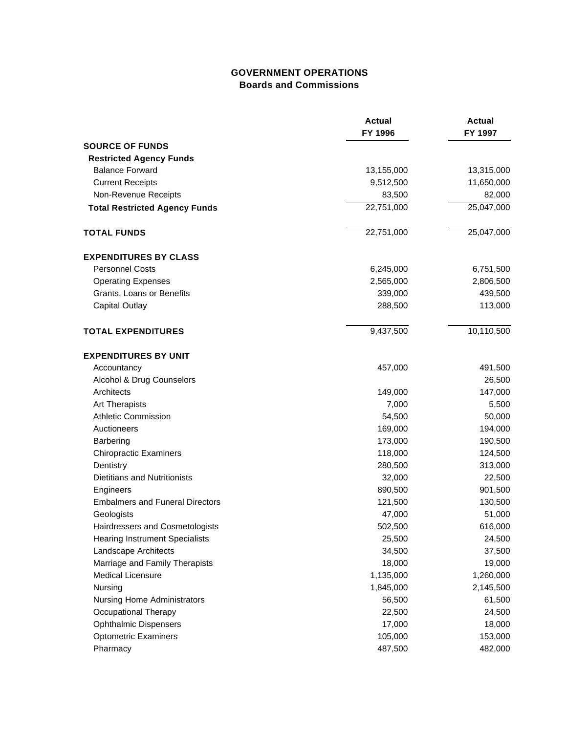## GOVERNMENT OPERATIONS
### Boards and Commissions

| | Actual FY 1996 | Actual FY 1997 |
|---|---|---|
| **SOURCE OF FUNDS** | | |
| **Restricted Agency Funds** | | |
| Balance Forward | 13,155,000 | 13,315,000 |
| Current Receipts | 9,512,500 | 11,650,000 |
| Non-Revenue Receipts | 83,500 | 82,000 |
| **Total Restricted Agency Funds** | 22,751,000 | 25,047,000 |
| **TOTAL FUNDS** | 22,751,000 | 25,047,000 |
| **EXPENDITURES BY CLASS** | | |
| Personnel Costs | 6,245,000 | 6,751,500 |
| Operating Expenses | 2,565,000 | 2,806,500 |
| Grants, Loans or Benefits | 339,000 | 439,500 |
| Capital Outlay | 288,500 | 113,000 |
| **TOTAL EXPENDITURES** | 9,437,500 | 10,110,500 |
| **EXPENDITURES BY UNIT** | | |
| Accountancy | 457,000 | 491,500 |
| Alcohol & Drug Counselors | | 26,500 |
| Architects | 149,000 | 147,000 |
| Art Therapists | 7,000 | 5,500 |
| Athletic Commission | 54,500 | 50,000 |
| Auctioneers | 169,000 | 194,000 |
| Barbering | 173,000 | 190,500 |
| Chiropractic Examiners | 118,000 | 124,500 |
| Dentistry | 280,500 | 313,000 |
| Dietitians and Nutritionists | 32,000 | 22,500 |
| Engineers | 890,500 | 901,500 |
| Embalmers and Funeral Directors | 121,500 | 130,500 |
| Geologists | 47,000 | 51,000 |
| Hairdressers and Cosmetologists | 502,500 | 616,000 |
| Hearing Instrument Specialists | 25,500 | 24,500 |
| Landscape Architects | 34,500 | 37,500 |
| Marriage and Family Therapists | 18,000 | 19,000 |
| Medical Licensure | 1,135,000 | 1,260,000 |
| Nursing | 1,845,000 | 2,145,500 |
| Nursing Home Administrators | 56,500 | 61,500 |
| Occupational Therapy | 22,500 | 24,500 |
| Ophthalmic Dispensers | 17,000 | 18,000 |
| Optometric Examiners | 105,000 | 153,000 |
| Pharmacy | 487,500 | 482,000 |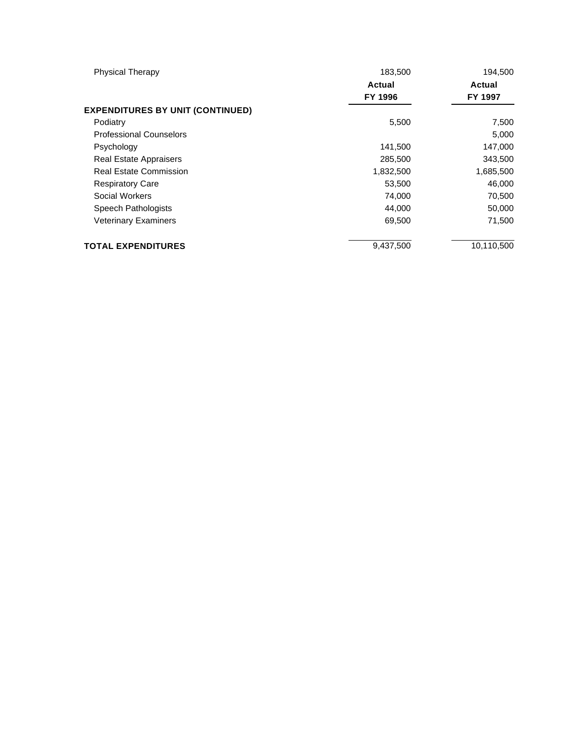| | Actual FY 1996 | Actual FY 1997 |
|---|---|---|
| Physical Therapy | 183,500 | 194,500 |
| **EXPENDITURES BY UNIT (CONTINUED)** | | |
| Podiatry | 5,500 | 7,500 |
| Professional Counselors | | 5,000 |
| Psychology | 141,500 | 147,000 |
| Real Estate Appraisers | 285,500 | 343,500 |
| Real Estate Commission | 1,832,500 | 1,685,500 |
| Respiratory Care | 53,500 | 46,000 |
| Social Workers | 74,000 | 70,500 |
| Speech Pathologists | 44,000 | 50,000 |
| Veterinary Examiners | 69,500 | 71,500 |
| **TOTAL EXPENDITURES** | 9,437,500 | 10,110,500 |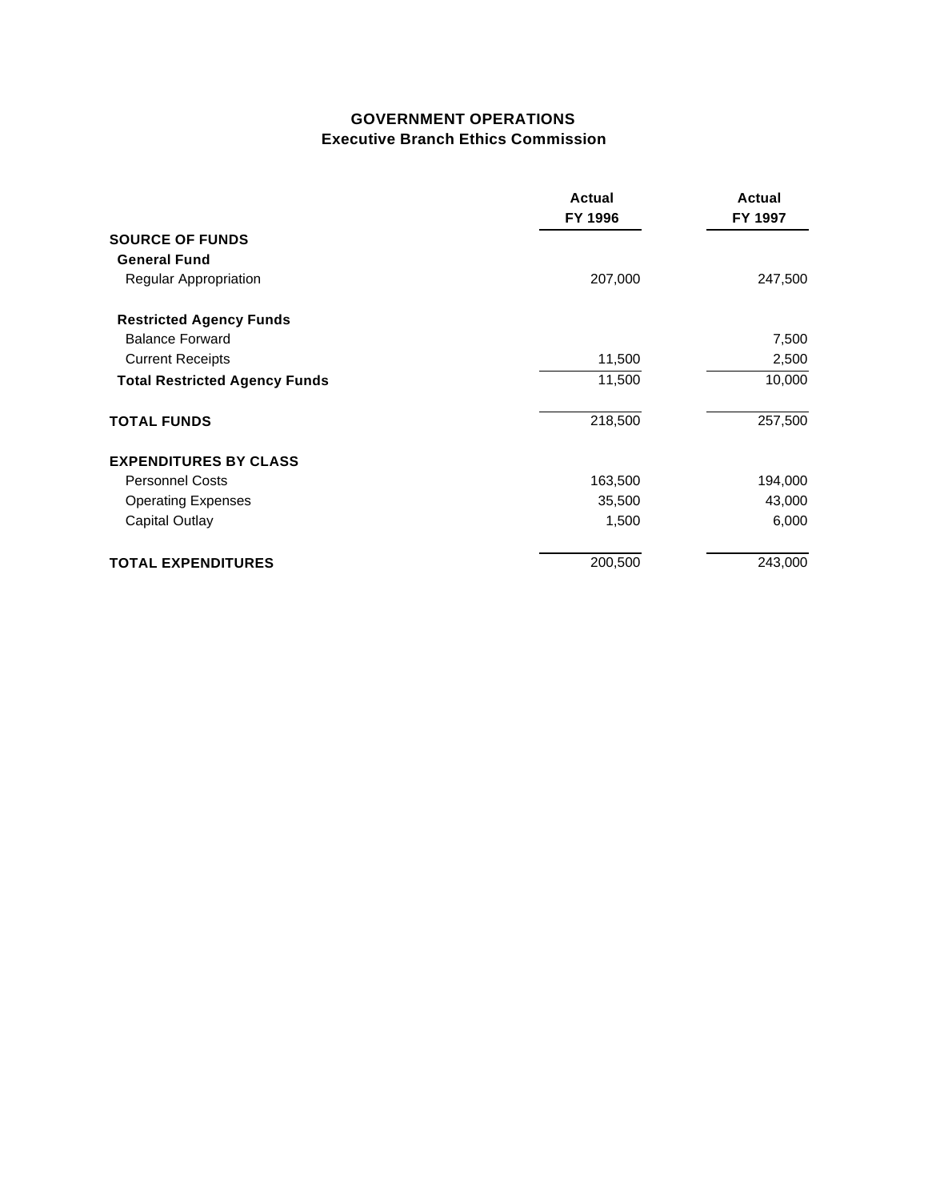# GOVERNMENT OPERATIONS
## Executive Branch Ethics Commission

| | Actual FY 1996 | Actual FY 1997 |
|---|---|---|
| **SOURCE OF FUNDS** | | |
| **General Fund** | | |
| Regular Appropriation | 207,000 | 247,500 |
| **Restricted Agency Funds** | | |
| Balance Forward | | 7,500 |
| Current Receipts | 11,500 | 2,500 |
| **Total Restricted Agency Funds** | 11,500 | 10,000 |
| **TOTAL FUNDS** | 218,500 | 257,500 |
| **EXPENDITURES BY CLASS** | | |
| Personnel Costs | 163,500 | 194,000 |
| Operating Expenses | 35,500 | 43,000 |
| Capital Outlay | 1,500 | 6,000 |
| **TOTAL EXPENDITURES** | 200,500 | 243,000 |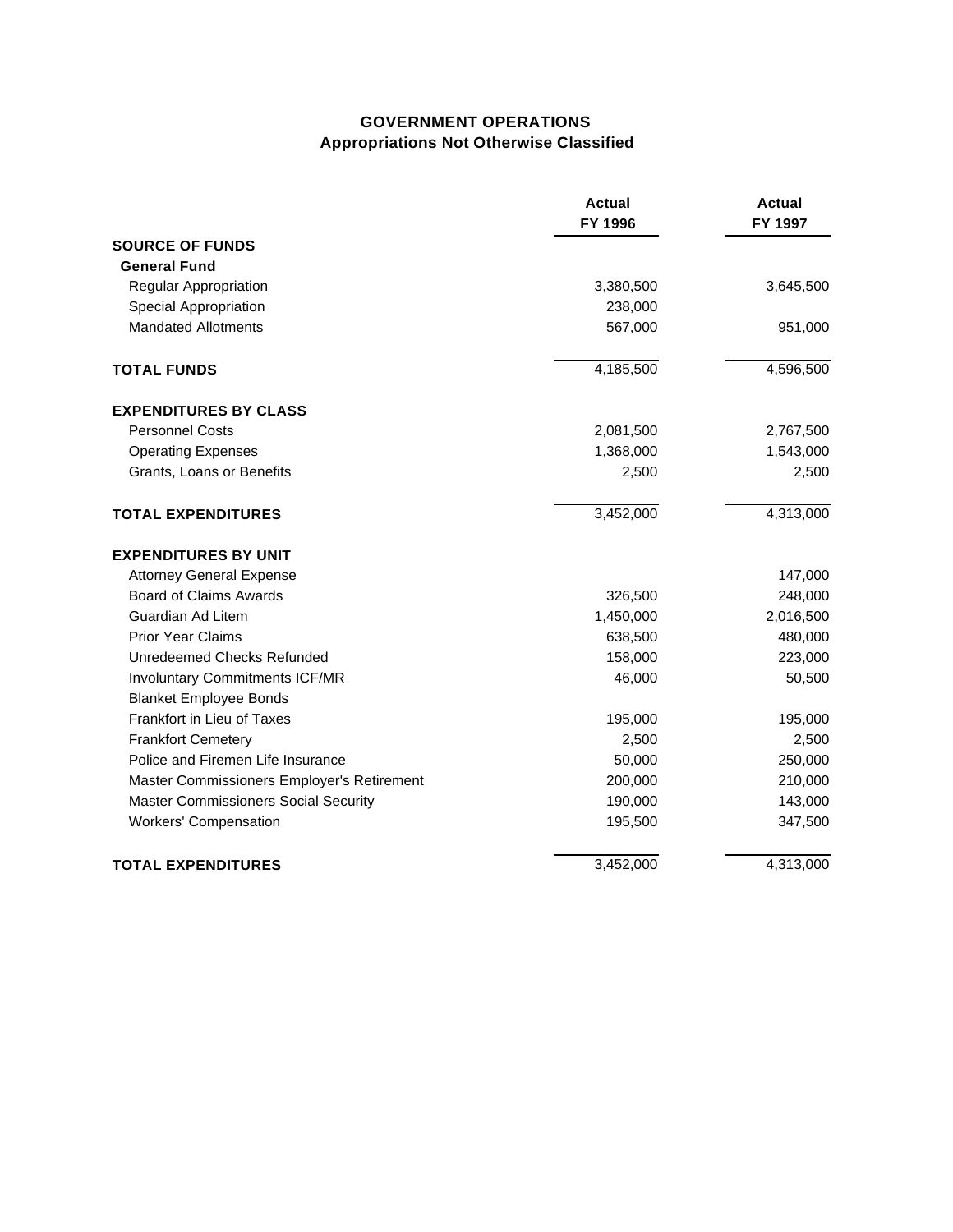## GOVERNMENT OPERATIONS
### Appropriations Not Otherwise Classified

| | Actual FY 1996 | Actual FY 1997 |
|---|---|---|
| **SOURCE OF FUNDS** | | |
| **General Fund** | | |
| Regular Appropriation | 3,380,500 | 3,645,500 |
| Special Appropriation | 238,000 | |
| Mandated Allotments | 567,000 | 951,000 |
| **TOTAL FUNDS** | 4,185,500 | 4,596,500 |
| **EXPENDITURES BY CLASS** | | |
| Personnel Costs | 2,081,500 | 2,767,500 |
| Operating Expenses | 1,368,000 | 1,543,000 |
| Grants, Loans or Benefits | 2,500 | 2,500 |
| **TOTAL EXPENDITURES** | 3,452,000 | 4,313,000 |
| **EXPENDITURES BY UNIT** | | |
| Attorney General Expense | | 147,000 |
| Board of Claims Awards | 326,500 | 248,000 |
| Guardian Ad Litem | 1,450,000 | 2,016,500 |
| Prior Year Claims | 638,500 | 480,000 |
| Unredeemed Checks Refunded | 158,000 | 223,000 |
| Involuntary Commitments ICF/MR | 46,000 | 50,500 |
| Blanket Employee Bonds | | |
| Frankfort in Lieu of Taxes | 195,000 | 195,000 |
| Frankfort Cemetery | 2,500 | 2,500 |
| Police and Firemen Life Insurance | 50,000 | 250,000 |
| Master Commissioners Employer's Retirement | 200,000 | 210,000 |
| Master Commissioners Social Security | 190,000 | 143,000 |
| Workers' Compensation | 195,500 | 347,500 |
| **TOTAL EXPENDITURES** | 3,452,000 | 4,313,000 |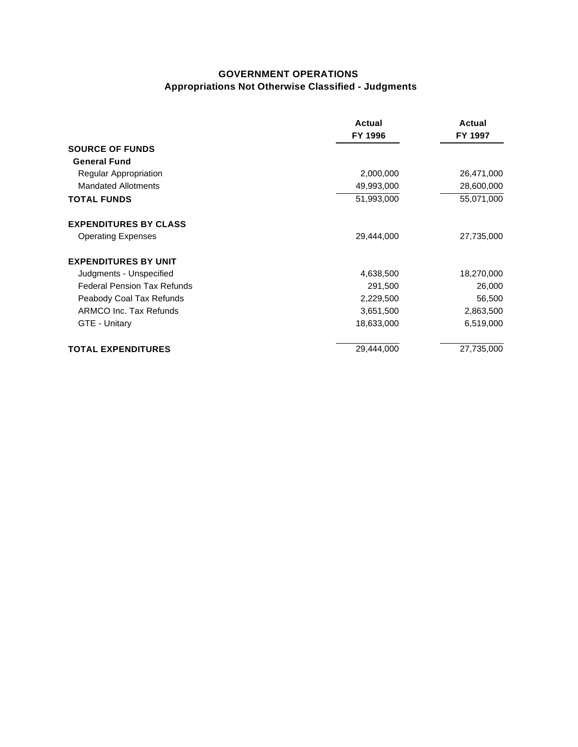## GOVERNMENT OPERATIONS
### Appropriations Not Otherwise Classified - Judgments

| | Actual FY 1996 | Actual FY 1997 |
|---|---|---|
| **SOURCE OF FUNDS** | | |
| **General Fund** | | |
| Regular Appropriation | 2,000,000 | 26,471,000 |
| Mandated Allotments | 49,993,000 | 28,600,000 |
| **TOTAL FUNDS** | 51,993,000 | 55,071,000 |
| | | |
| **EXPENDITURES BY CLASS** | | |
| Operating Expenses | 29,444,000 | 27,735,000 |
| | | |
| **EXPENDITURES BY UNIT** | | |
| Judgments - Unspecified | 4,638,500 | 18,270,000 |
| Federal Pension Tax Refunds | 291,500 | 26,000 |
| Peabody Coal Tax Refunds | 2,229,500 | 56,500 |
| ARMCO Inc. Tax Refunds | 3,651,500 | 2,863,500 |
| GTE - Unitary | 18,633,000 | 6,519,000 |
| | | |
| **TOTAL EXPENDITURES** | 29,444,000 | 27,735,000 |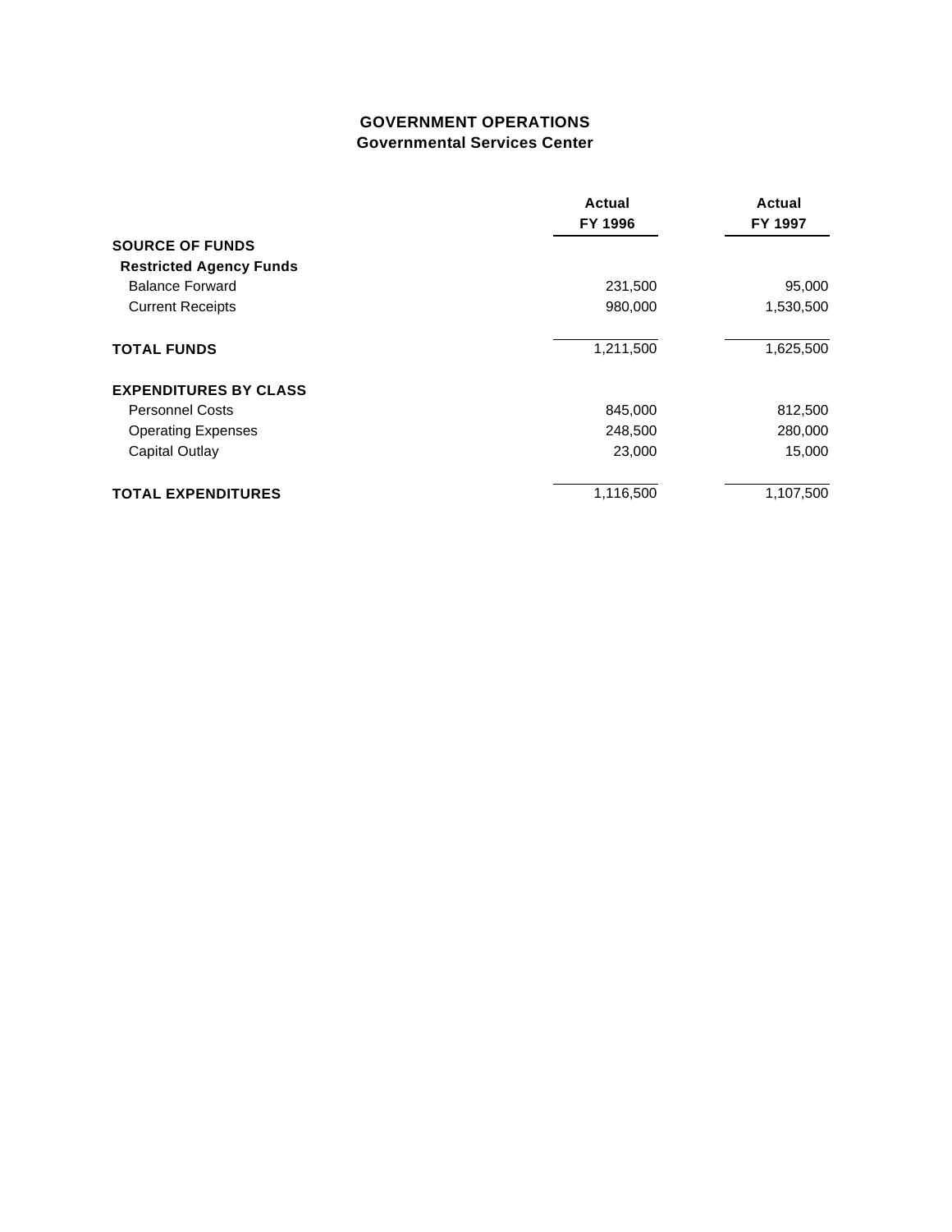# GOVERNMENT OPERATIONS
## Governmental Services Center

| | Actual FY 1996 | Actual FY 1997 |
|---|---|---|
| **SOURCE OF FUNDS** | | |
| **Restricted Agency Funds** | | |
| Balance Forward | 231,500 | 95,000 |
| Current Receipts | 980,000 | 1,530,500 |
| **TOTAL FUNDS** | 1,211,500 | 1,625,500 |
| **EXPENDITURES BY CLASS** | | |
| Personnel Costs | 845,000 | 812,500 |
| Operating Expenses | 248,500 | 280,000 |
| Capital Outlay | 23,000 | 15,000 |
| **TOTAL EXPENDITURES** | 1,116,500 | 1,107,500 |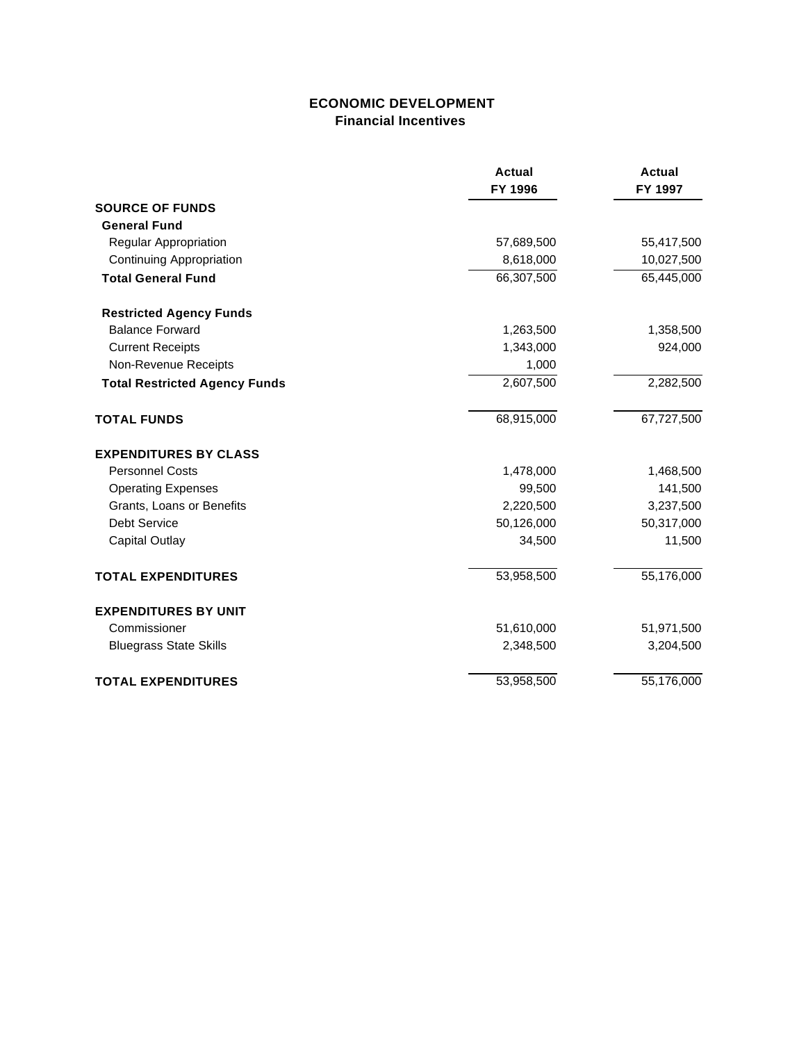# ECONOMIC DEVELOPMENT
## Financial Incentives

| | Actual FY 1996 | Actual FY 1997 |
|---|---|---|
| **SOURCE OF FUNDS** | | |
| **General Fund** | | |
| Regular Appropriation | 57,689,500 | 55,417,500 |
| Continuing Appropriation | 8,618,000 | 10,027,500 |
| **Total General Fund** | 66,307,500 | 65,445,000 |
| **Restricted Agency Funds** | | |
| Balance Forward | 1,263,500 | 1,358,500 |
| Current Receipts | 1,343,000 | 924,000 |
| Non-Revenue Receipts | 1,000 | |
| **Total Restricted Agency Funds** | 2,607,500 | 2,282,500 |
| **TOTAL FUNDS** | 68,915,000 | 67,727,500 |
| **EXPENDITURES BY CLASS** | | |
| Personnel Costs | 1,478,000 | 1,468,500 |
| Operating Expenses | 99,500 | 141,500 |
| Grants, Loans or Benefits | 2,220,500 | 3,237,500 |
| Debt Service | 50,126,000 | 50,317,000 |
| Capital Outlay | 34,500 | 11,500 |
| **TOTAL EXPENDITURES** | 53,958,500 | 55,176,000 |
| **EXPENDITURES BY UNIT** | | |
| Commissioner | 51,610,000 | 51,971,500 |
| Bluegrass State Skills | 2,348,500 | 3,204,500 |
| **TOTAL EXPENDITURES** | 53,958,500 | 55,176,000 |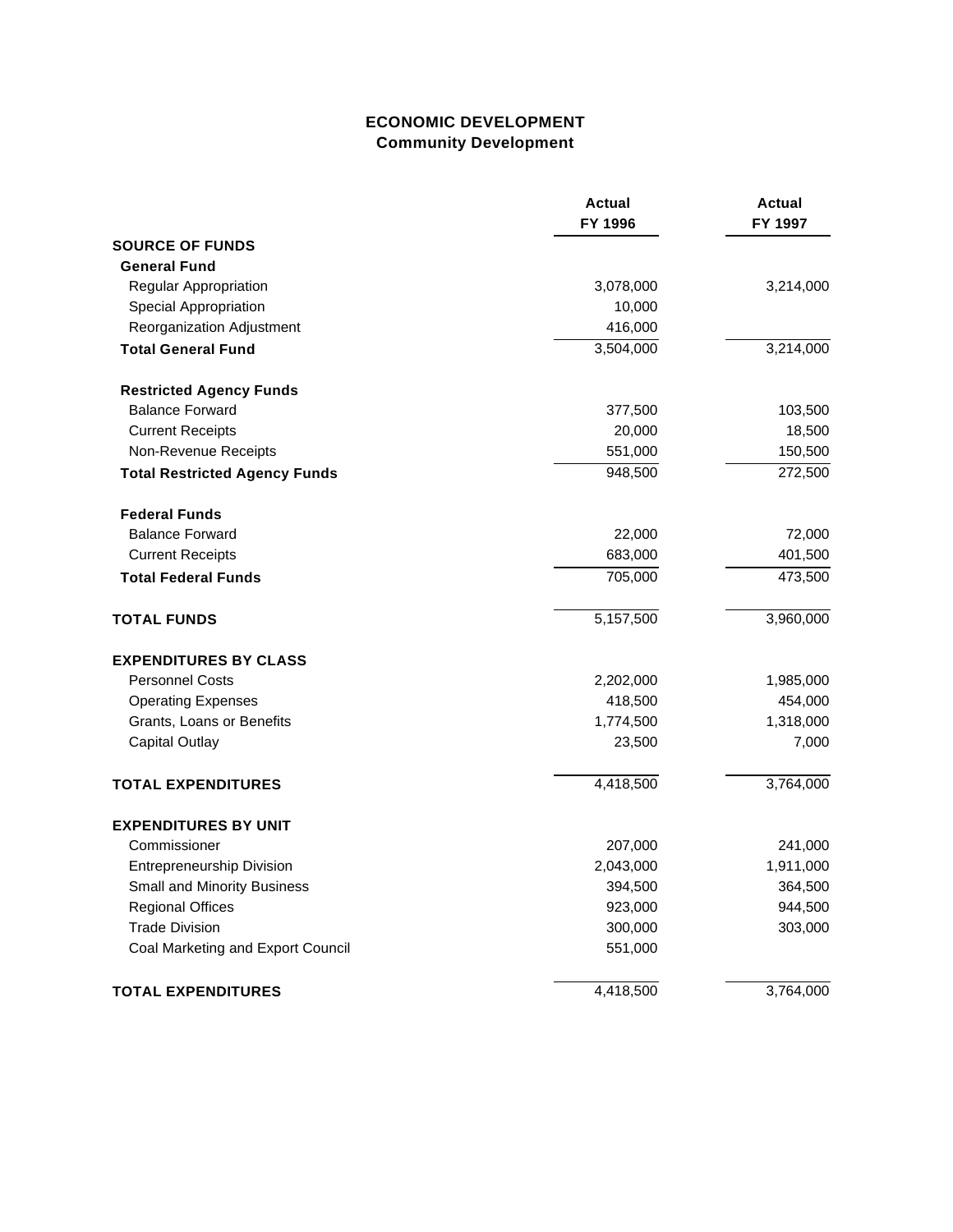# ECONOMIC DEVELOPMENT
## Community Development

| | Actual FY 1996 | Actual FY 1997 |
|---|---|---|
| **SOURCE OF FUNDS** | | |
| **General Fund** | | |
| Regular Appropriation | 3,078,000 | 3,214,000 |
| Special Appropriation | 10,000 | |
| Reorganization Adjustment | 416,000 | |
| **Total General Fund** | 3,504,000 | 3,214,000 |
| **Restricted Agency Funds** | | |
| Balance Forward | 377,500 | 103,500 |
| Current Receipts | 20,000 | 18,500 |
| Non-Revenue Receipts | 551,000 | 150,500 |
| **Total Restricted Agency Funds** | 948,500 | 272,500 |
| **Federal Funds** | | |
| Balance Forward | 22,000 | 72,000 |
| Current Receipts | 683,000 | 401,500 |
| **Total Federal Funds** | 705,000 | 473,500 |
| **TOTAL FUNDS** | 5,157,500 | 3,960,000 |
| **EXPENDITURES BY CLASS** | | |
| Personnel Costs | 2,202,000 | 1,985,000 |
| Operating Expenses | 418,500 | 454,000 |
| Grants, Loans or Benefits | 1,774,500 | 1,318,000 |
| Capital Outlay | 23,500 | 7,000 |
| **TOTAL EXPENDITURES** | 4,418,500 | 3,764,000 |
| **EXPENDITURES BY UNIT** | | |
| Commissioner | 207,000 | 241,000 |
| Entrepreneurship Division | 2,043,000 | 1,911,000 |
| Small and Minority Business | 394,500 | 364,500 |
| Regional Offices | 923,000 | 944,500 |
| Trade Division | 300,000 | 303,000 |
| Coal Marketing and Export Council | 551,000 | |
| **TOTAL EXPENDITURES** | 4,418,500 | 3,764,000 |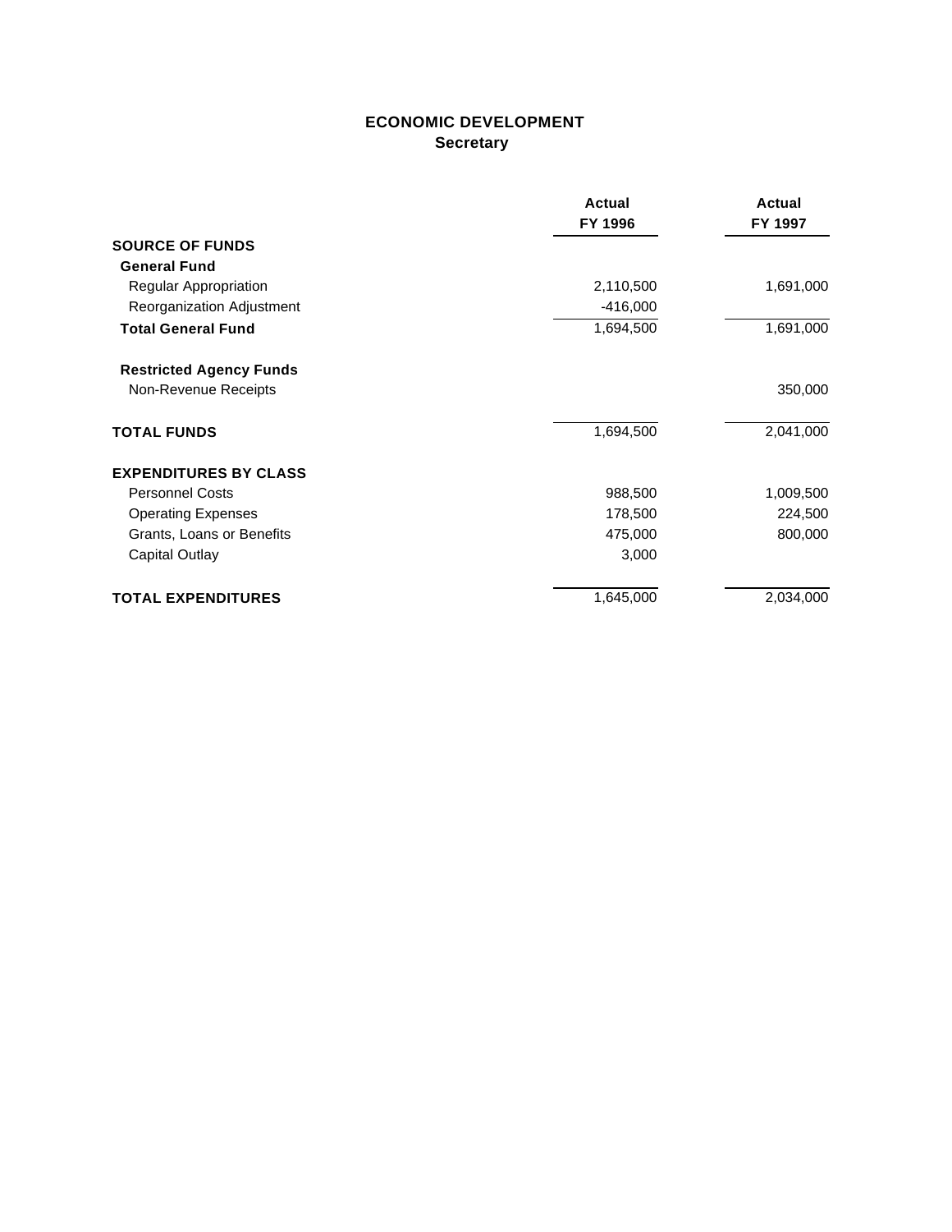# ECONOMIC DEVELOPMENT
## Secretary

| | Actual FY 1996 | Actual FY 1997 |
|---|---|---|
| **SOURCE OF FUNDS** | | |
| **General Fund** | | |
| Regular Appropriation | 2,110,500 | 1,691,000 |
| Reorganization Adjustment | -416,000 | |
| **Total General Fund** | 1,694,500 | 1,691,000 |
| **Restricted Agency Funds** | | |
| Non-Revenue Receipts | | 350,000 |
| **TOTAL FUNDS** | 1,694,500 | 2,041,000 |
| **EXPENDITURES BY CLASS** | | |
| Personnel Costs | 988,500 | 1,009,500 |
| Operating Expenses | 178,500 | 224,500 |
| Grants, Loans or Benefits | 475,000 | 800,000 |
| Capital Outlay | 3,000 | |
| **TOTAL EXPENDITURES** | 1,645,000 | 2,034,000 |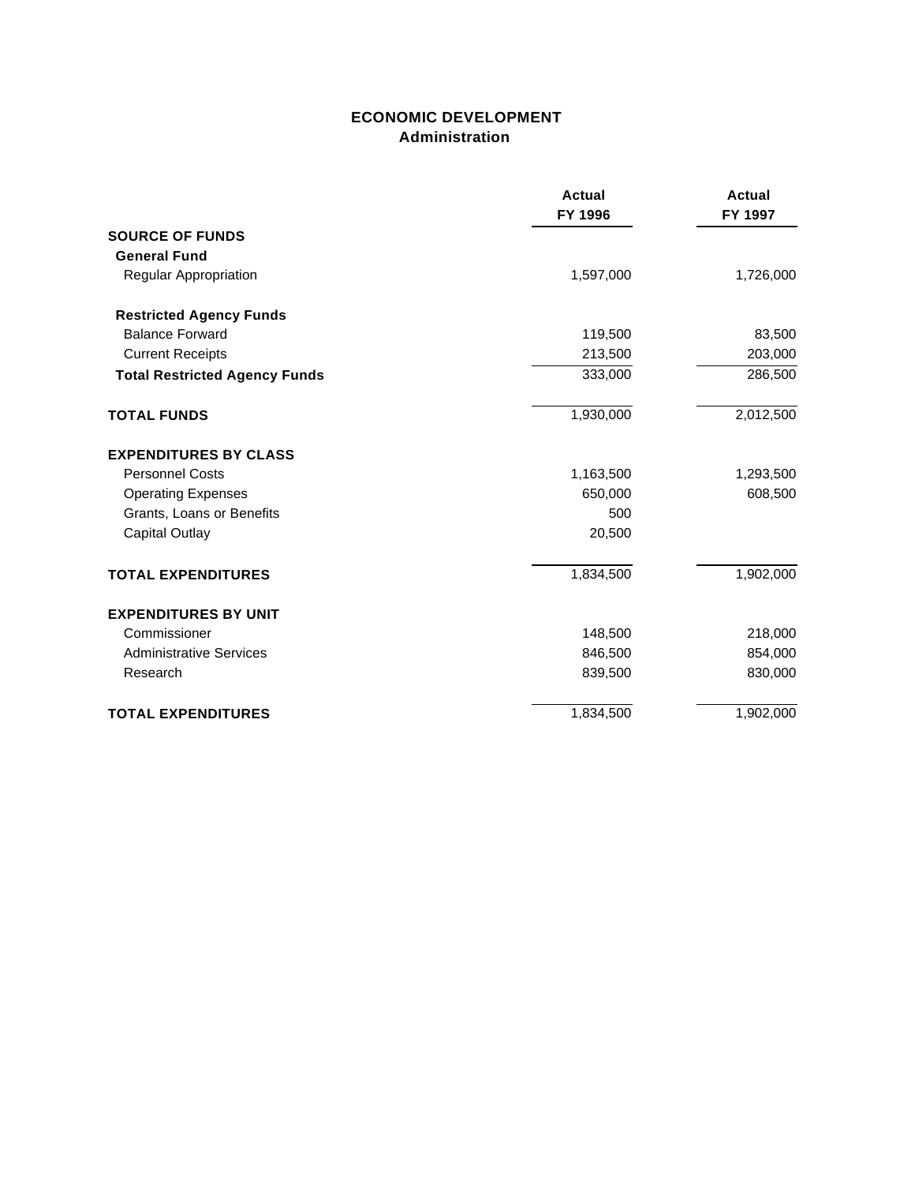## ECONOMIC DEVELOPMENT
### Administration

| | Actual FY 1996 | Actual FY 1997 |
|---|---|---|
| **SOURCE OF FUNDS** | | |
| **General Fund** | | |
| Regular Appropriation | 1,597,000 | 1,726,000 |
| **Restricted Agency Funds** | | |
| Balance Forward | 119,500 | 83,500 |
| Current Receipts | 213,500 | 203,000 |
| **Total Restricted Agency Funds** | 333,000 | 286,500 |
| **TOTAL FUNDS** | 1,930,000 | 2,012,500 |
| **EXPENDITURES BY CLASS** | | |
| Personnel Costs | 1,163,500 | 1,293,500 |
| Operating Expenses | 650,000 | 608,500 |
| Grants, Loans or Benefits | 500 | |
| Capital Outlay | 20,500 | |
| **TOTAL EXPENDITURES** | 1,834,500 | 1,902,000 |
| **EXPENDITURES BY UNIT** | | |
| Commissioner | 148,500 | 218,000 |
| Administrative Services | 846,500 | 854,000 |
| Research | 839,500 | 830,000 |
| **TOTAL EXPENDITURES** | 1,834,500 | 1,902,000 |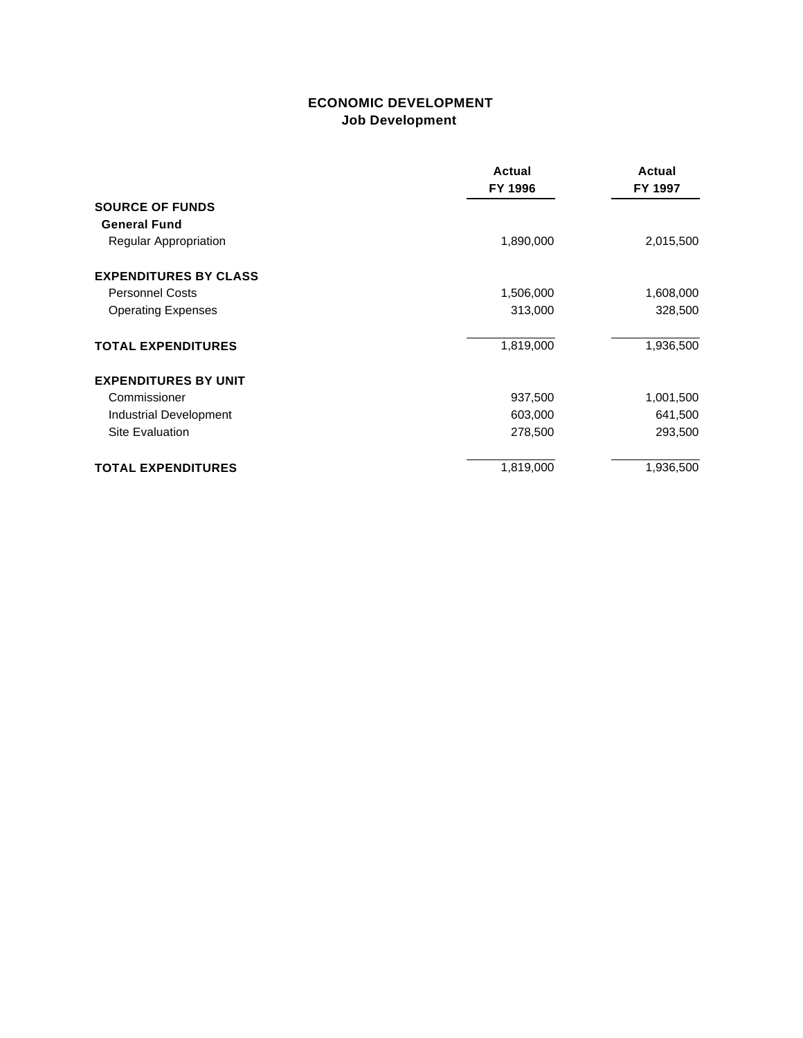# ECONOMIC DEVELOPMENT
## Job Development

| | Actual FY 1996 | Actual FY 1997 |
|---|---|---|
| **SOURCE OF FUNDS** | | |
| **General Fund** | | |
| Regular Appropriation | 1,890,000 | 2,015,500 |
| **EXPENDITURES BY CLASS** | | |
| Personnel Costs | 1,506,000 | 1,608,000 |
| Operating Expenses | 313,000 | 328,500 |
| **TOTAL EXPENDITURES** | 1,819,000 | 1,936,500 |
| **EXPENDITURES BY UNIT** | | |
| Commissioner | 937,500 | 1,001,500 |
| Industrial Development | 603,000 | 641,500 |
| Site Evaluation | 278,500 | 293,500 |
| **TOTAL EXPENDITURES** | 1,819,000 | 1,936,500 |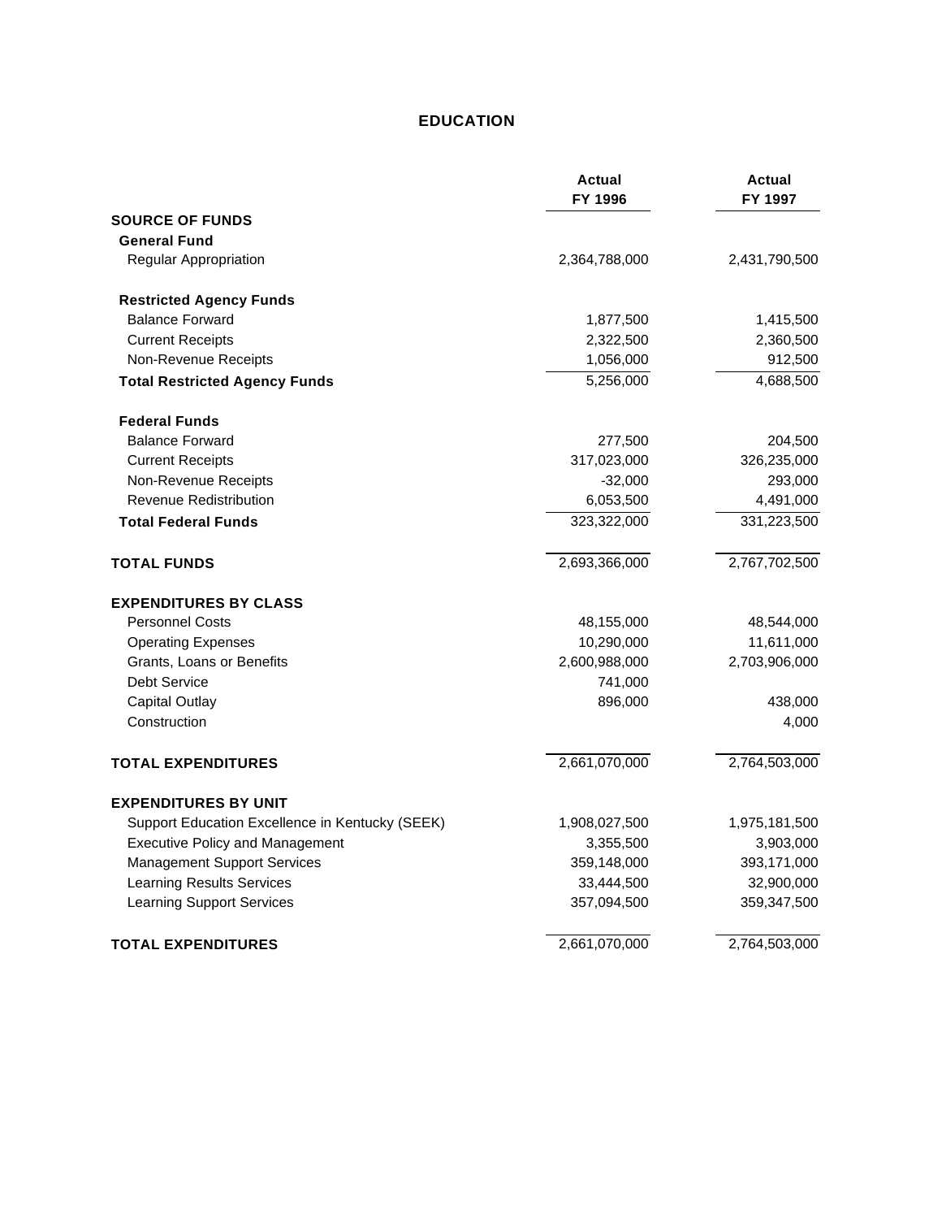# EDUCATION

| | Actual FY 1996 | Actual FY 1997 |
|---|---|---|
| **SOURCE OF FUNDS** | | |
| **General Fund** | | |
| Regular Appropriation | 2,364,788,000 | 2,431,790,500 |
| **Restricted Agency Funds** | | |
| Balance Forward | 1,877,500 | 1,415,500 |
| Current Receipts | 2,322,500 | 2,360,500 |
| Non-Revenue Receipts | 1,056,000 | 912,500 |
| **Total Restricted Agency Funds** | 5,256,000 | 4,688,500 |
| **Federal Funds** | | |
| Balance Forward | 277,500 | 204,500 |
| Current Receipts | 317,023,000 | 326,235,000 |
| Non-Revenue Receipts | -32,000 | 293,000 |
| Revenue Redistribution | 6,053,500 | 4,491,000 |
| **Total Federal Funds** | 323,322,000 | 331,223,500 |
| **TOTAL FUNDS** | 2,693,366,000 | 2,767,702,500 |
| **EXPENDITURES BY CLASS** | | |
| Personnel Costs | 48,155,000 | 48,544,000 |
| Operating Expenses | 10,290,000 | 11,611,000 |
| Grants, Loans or Benefits | 2,600,988,000 | 2,703,906,000 |
| Debt Service | 741,000 | |
| Capital Outlay | 896,000 | 438,000 |
| Construction | | 4,000 |
| **TOTAL EXPENDITURES** | 2,661,070,000 | 2,764,503,000 |
| **EXPENDITURES BY UNIT** | | |
| Support Education Excellence in Kentucky (SEEK) | 1,908,027,500 | 1,975,181,500 |
| Executive Policy and Management | 3,355,500 | 3,903,000 |
| Management Support Services | 359,148,000 | 393,171,000 |
| Learning Results Services | 33,444,500 | 32,900,000 |
| Learning Support Services | 357,094,500 | 359,347,500 |
| **TOTAL EXPENDITURES** | 2,661,070,000 | 2,764,503,000 |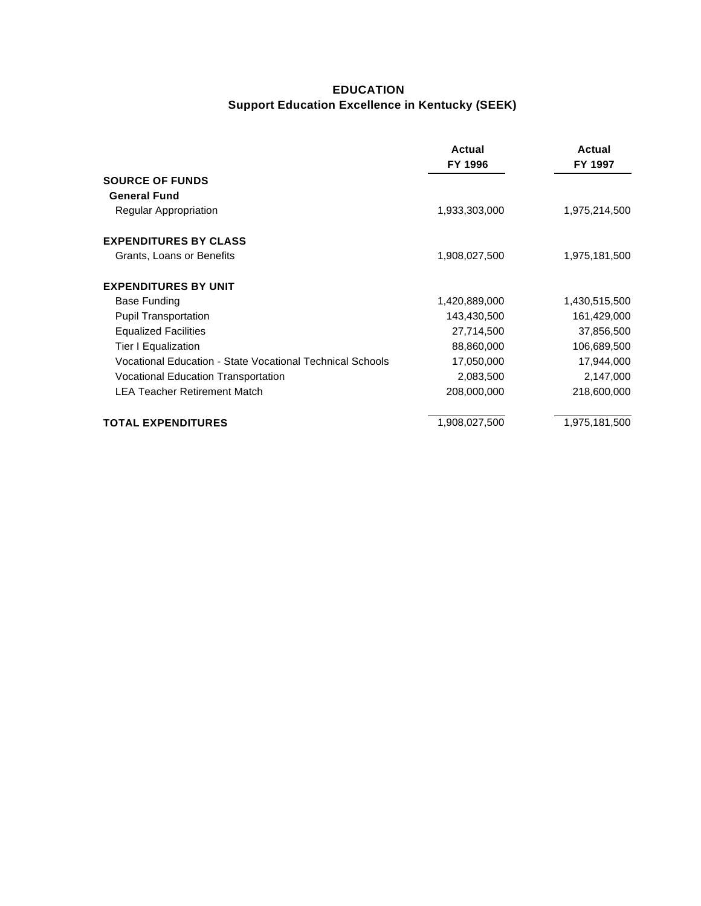## EDUCATION
### Support Education Excellence in Kentucky (SEEK)

| | Actual FY 1996 | Actual FY 1997 |
|---|---|---|
| **SOURCE OF FUNDS** | | |
| **General Fund** | | |
| Regular Appropriation | 1,933,303,000 | 1,975,214,500 |
| | | |
| **EXPENDITURES BY CLASS** | | |
| Grants, Loans or Benefits | 1,908,027,500 | 1,975,181,500 |
| | | |
| **EXPENDITURES BY UNIT** | | |
| Base Funding | 1,420,889,000 | 1,430,515,500 |
| Pupil Transportation | 143,430,500 | 161,429,000 |
| Equalized Facilities | 27,714,500 | 37,856,500 |
| Tier I Equalization | 88,860,000 | 106,689,500 |
| Vocational Education - State Vocational Technical Schools | 17,050,000 | 17,944,000 |
| Vocational Education Transportation | 2,083,500 | 2,147,000 |
| LEA Teacher Retirement Match | 208,000,000 | 218,600,000 |
| | | |
| **TOTAL EXPENDITURES** | 1,908,027,500 | 1,975,181,500 |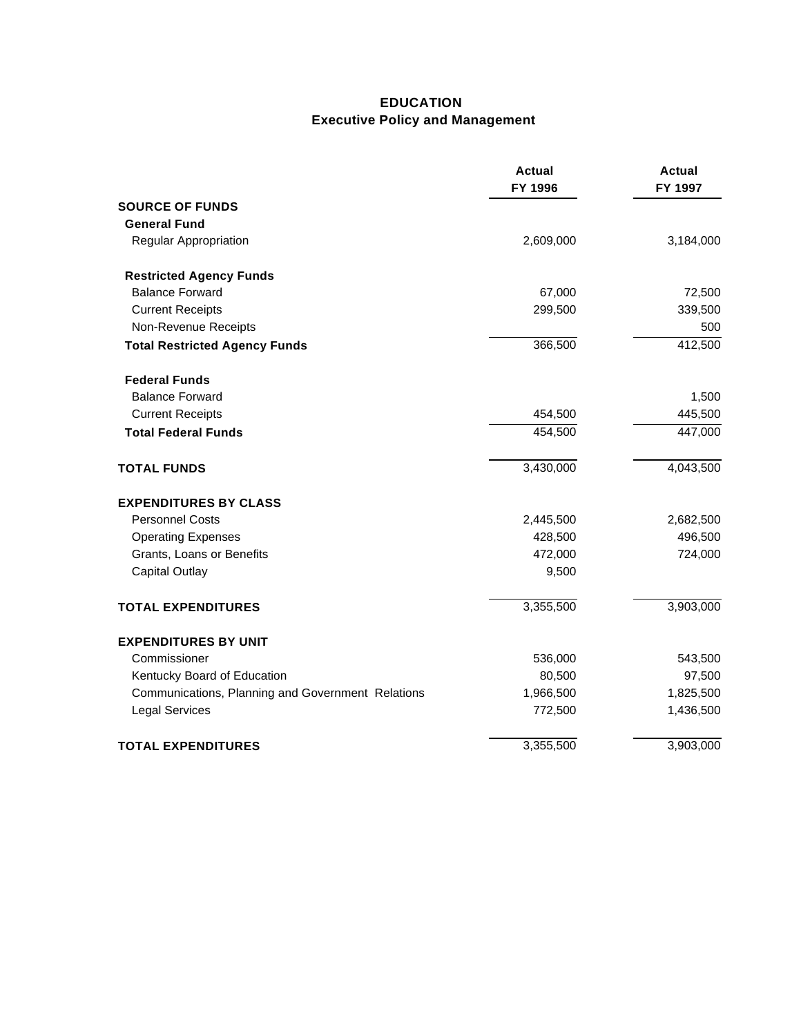# EDUCATION
## Executive Policy and Management

| | Actual FY 1996 | Actual FY 1997 |
|---|---|---|
| **SOURCE OF FUNDS** | | |
| **General Fund** | | |
| Regular Appropriation | 2,609,000 | 3,184,000 |
| **Restricted Agency Funds** | | |
| Balance Forward | 67,000 | 72,500 |
| Current Receipts | 299,500 | 339,500 |
| Non-Revenue Receipts | | 500 |
| **Total Restricted Agency Funds** | 366,500 | 412,500 |
| **Federal Funds** | | |
| Balance Forward | | 1,500 |
| Current Receipts | 454,500 | 445,500 |
| **Total Federal Funds** | 454,500 | 447,000 |
| **TOTAL FUNDS** | 3,430,000 | 4,043,500 |
| **EXPENDITURES BY CLASS** | | |
| Personnel Costs | 2,445,500 | 2,682,500 |
| Operating Expenses | 428,500 | 496,500 |
| Grants, Loans or Benefits | 472,000 | 724,000 |
| Capital Outlay | 9,500 | |
| **TOTAL EXPENDITURES** | 3,355,500 | 3,903,000 |
| **EXPENDITURES BY UNIT** | | |
| Commissioner | 536,000 | 543,500 |
| Kentucky Board of Education | 80,500 | 97,500 |
| Communications, Planning and Government Relations | 1,966,500 | 1,825,500 |
| Legal Services | 772,500 | 1,436,500 |
| **TOTAL EXPENDITURES** | 3,355,500 | 3,903,000 |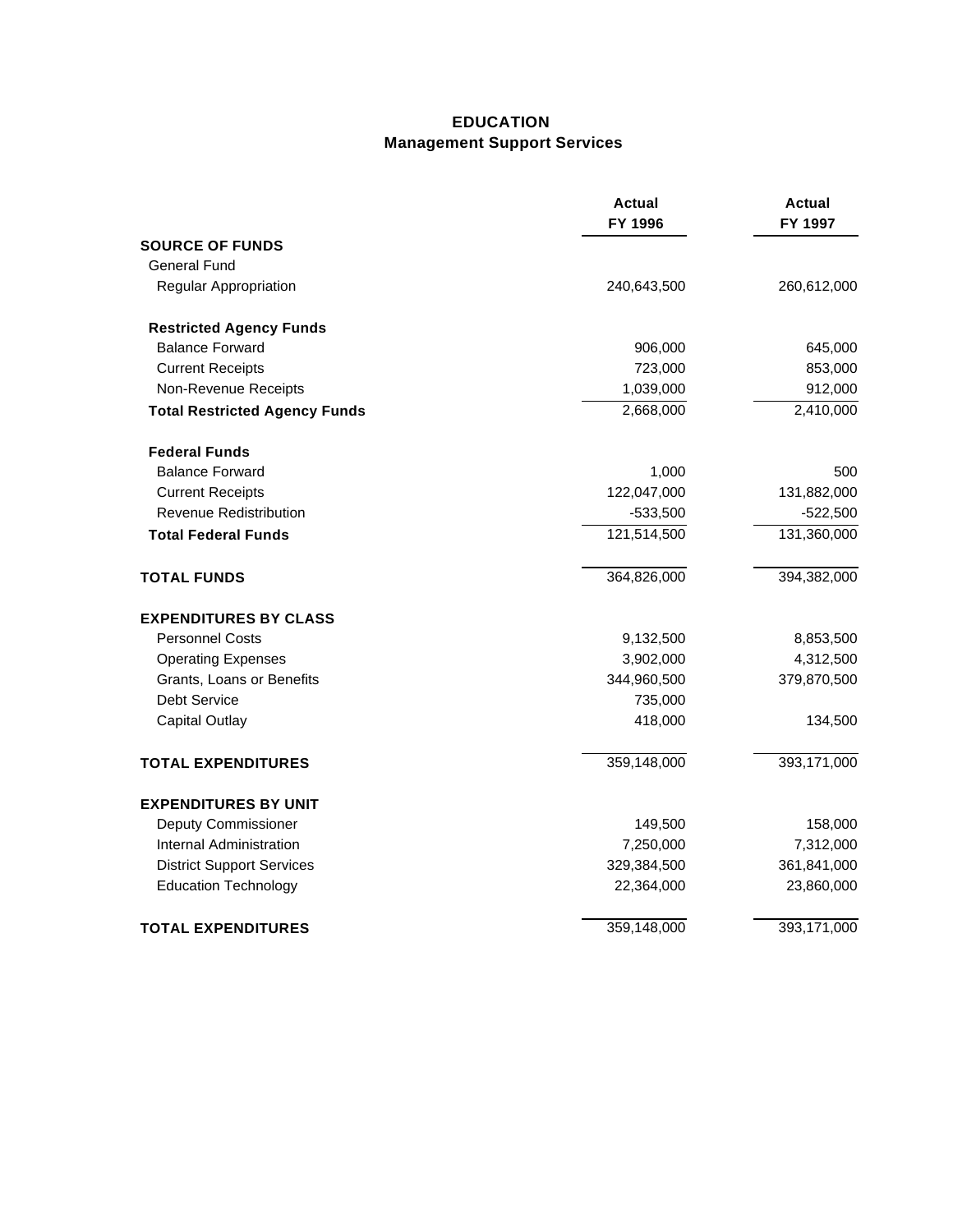# EDUCATION
## Management Support Services

| | Actual FY 1996 | Actual FY 1997 |
|---|---|---|
| **SOURCE OF FUNDS** | | |
| General Fund | | |
| Regular Appropriation | 240,643,500 | 260,612,000 |
| **Restricted Agency Funds** | | |
| Balance Forward | 906,000 | 645,000 |
| Current Receipts | 723,000 | 853,000 |
| Non-Revenue Receipts | 1,039,000 | 912,000 |
| **Total Restricted Agency Funds** | 2,668,000 | 2,410,000 |
| **Federal Funds** | | |
| Balance Forward | 1,000 | 500 |
| Current Receipts | 122,047,000 | 131,882,000 |
| Revenue Redistribution | -533,500 | -522,500 |
| **Total Federal Funds** | 121,514,500 | 131,360,000 |
| **TOTAL FUNDS** | 364,826,000 | 394,382,000 |
| **EXPENDITURES BY CLASS** | | |
| Personnel Costs | 9,132,500 | 8,853,500 |
| Operating Expenses | 3,902,000 | 4,312,500 |
| Grants, Loans or Benefits | 344,960,500 | 379,870,500 |
| Debt Service | 735,000 | |
| Capital Outlay | 418,000 | 134,500 |
| **TOTAL EXPENDITURES** | 359,148,000 | 393,171,000 |
| **EXPENDITURES BY UNIT** | | |
| Deputy Commissioner | 149,500 | 158,000 |
| Internal Administration | 7,250,000 | 7,312,000 |
| District Support Services | 329,384,500 | 361,841,000 |
| Education Technology | 22,364,000 | 23,860,000 |
| **TOTAL EXPENDITURES** | 359,148,000 | 393,171,000 |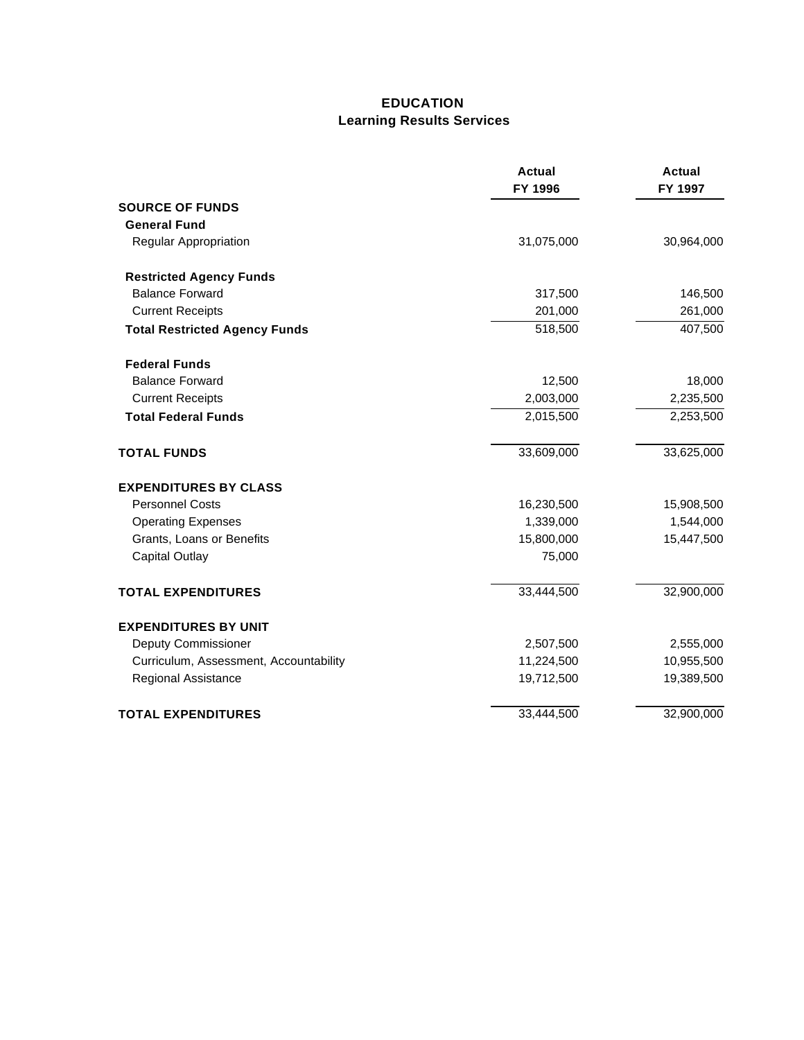# EDUCATION
## Learning Results Services

| | Actual FY 1996 | Actual FY 1997 |
|---|---|---|
| **SOURCE OF FUNDS** | | |
| **General Fund** | | |
| Regular Appropriation | 31,075,000 | 30,964,000 |
| **Restricted Agency Funds** | | |
| Balance Forward | 317,500 | 146,500 |
| Current Receipts | 201,000 | 261,000 |
| **Total Restricted Agency Funds** | 518,500 | 407,500 |
| **Federal Funds** | | |
| Balance Forward | 12,500 | 18,000 |
| Current Receipts | 2,003,000 | 2,235,500 |
| **Total Federal Funds** | 2,015,500 | 2,253,500 |
| **TOTAL FUNDS** | 33,609,000 | 33,625,000 |
| **EXPENDITURES BY CLASS** | | |
| Personnel Costs | 16,230,500 | 15,908,500 |
| Operating Expenses | 1,339,000 | 1,544,000 |
| Grants, Loans or Benefits | 15,800,000 | 15,447,500 |
| Capital Outlay | 75,000 | |
| **TOTAL EXPENDITURES** | 33,444,500 | 32,900,000 |
| **EXPENDITURES BY UNIT** | | |
| Deputy Commissioner | 2,507,500 | 2,555,000 |
| Curriculum, Assessment, Accountability | 11,224,500 | 10,955,500 |
| Regional Assistance | 19,712,500 | 19,389,500 |
| **TOTAL EXPENDITURES** | 33,444,500 | 32,900,000 |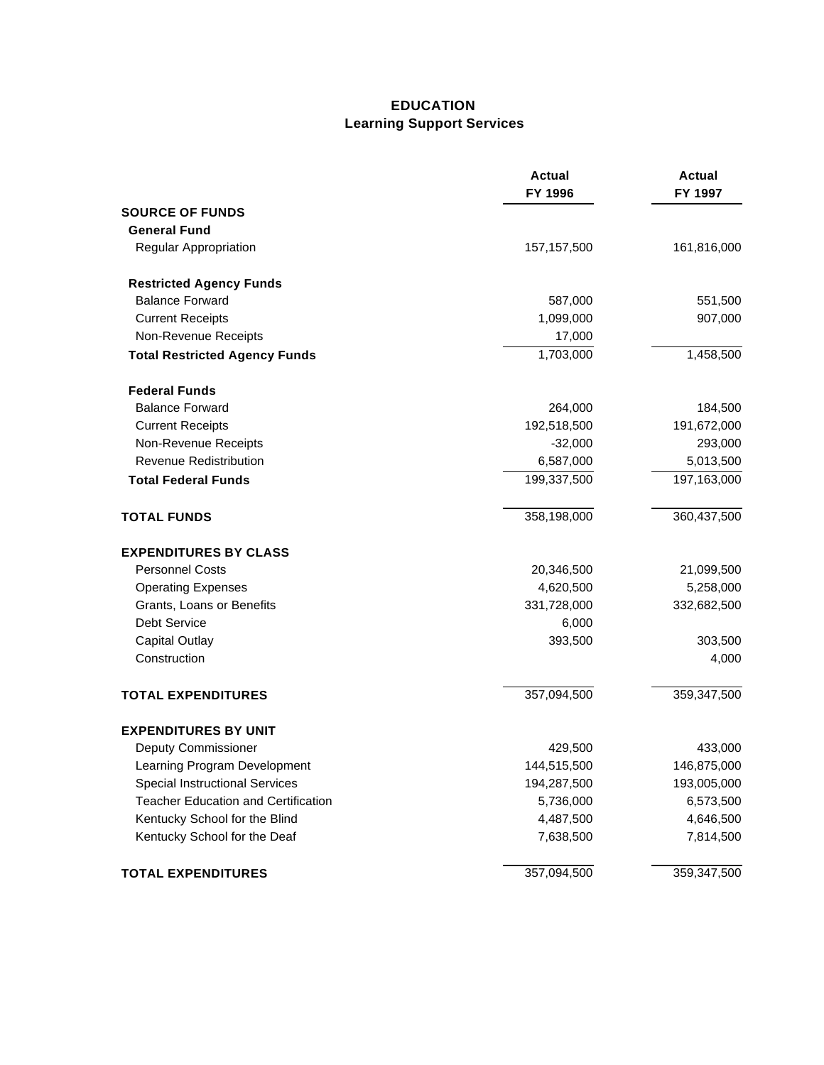# EDUCATION
## Learning Support Services

| | Actual FY 1996 | Actual FY 1997 |
|---|---|---|
| **SOURCE OF FUNDS** | | |
| **General Fund** | | |
| Regular Appropriation | 157,157,500 | 161,816,000 |
| **Restricted Agency Funds** | | |
| Balance Forward | 587,000 | 551,500 |
| Current Receipts | 1,099,000 | 907,000 |
| Non-Revenue Receipts | 17,000 | |
| **Total Restricted Agency Funds** | 1,703,000 | 1,458,500 |
| **Federal Funds** | | |
| Balance Forward | 264,000 | 184,500 |
| Current Receipts | 192,518,500 | 191,672,000 |
| Non-Revenue Receipts | -32,000 | 293,000 |
| Revenue Redistribution | 6,587,000 | 5,013,500 |
| **Total Federal Funds** | 199,337,500 | 197,163,000 |
| **TOTAL FUNDS** | 358,198,000 | 360,437,500 |
| **EXPENDITURES BY CLASS** | | |
| Personnel Costs | 20,346,500 | 21,099,500 |
| Operating Expenses | 4,620,500 | 5,258,000 |
| Grants, Loans or Benefits | 331,728,000 | 332,682,500 |
| Debt Service | 6,000 | |
| Capital Outlay | 393,500 | 303,500 |
| Construction | | 4,000 |
| **TOTAL EXPENDITURES** | 357,094,500 | 359,347,500 |
| **EXPENDITURES BY UNIT** | | |
| Deputy Commissioner | 429,500 | 433,000 |
| Learning Program Development | 144,515,500 | 146,875,000 |
| Special Instructional Services | 194,287,500 | 193,005,000 |
| Teacher Education and Certification | 5,736,000 | 6,573,500 |
| Kentucky School for the Blind | 4,487,500 | 4,646,500 |
| Kentucky School for the Deaf | 7,638,500 | 7,814,500 |
| **TOTAL EXPENDITURES** | 357,094,500 | 359,347,500 |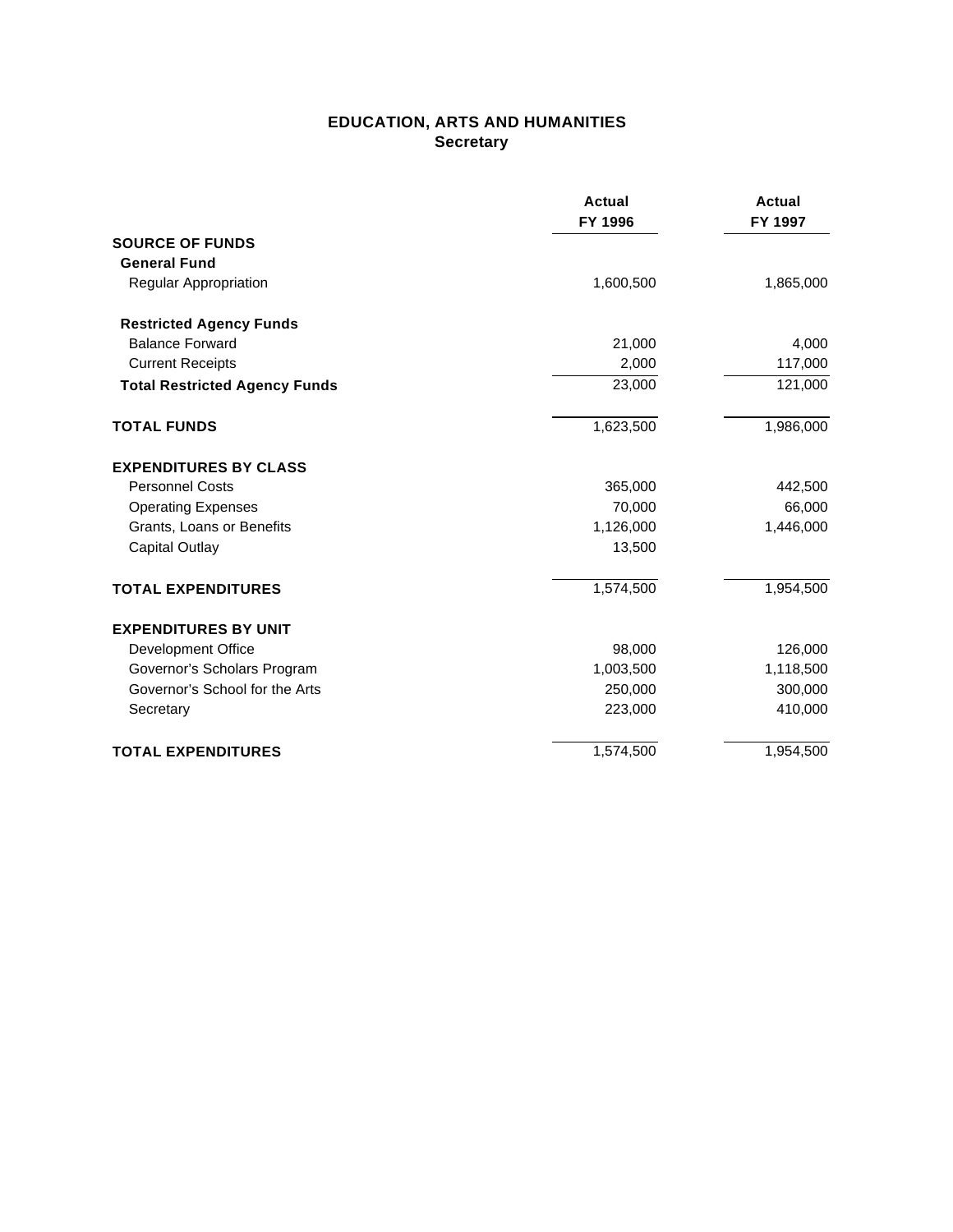# EDUCATION, ARTS AND HUMANITIES
## Secretary

| | Actual FY 1996 | Actual FY 1997 |
|---|---|---|
| **SOURCE OF FUNDS** | | |
| **General Fund** | | |
| Regular Appropriation | 1,600,500 | 1,865,000 |
| **Restricted Agency Funds** | | |
| Balance Forward | 21,000 | 4,000 |
| Current Receipts | 2,000 | 117,000 |
| **Total Restricted Agency Funds** | 23,000 | 121,000 |
| **TOTAL FUNDS** | 1,623,500 | 1,986,000 |
| **EXPENDITURES BY CLASS** | | |
| Personnel Costs | 365,000 | 442,500 |
| Operating Expenses | 70,000 | 66,000 |
| Grants, Loans or Benefits | 1,126,000 | 1,446,000 |
| Capital Outlay | 13,500 | |
| **TOTAL EXPENDITURES** | 1,574,500 | 1,954,500 |
| **EXPENDITURES BY UNIT** | | |
| Development Office | 98,000 | 126,000 |
| Governor's Scholars Program | 1,003,500 | 1,118,500 |
| Governor's School for the Arts | 250,000 | 300,000 |
| Secretary | 223,000 | 410,000 |
| **TOTAL EXPENDITURES** | 1,574,500 | 1,954,500 |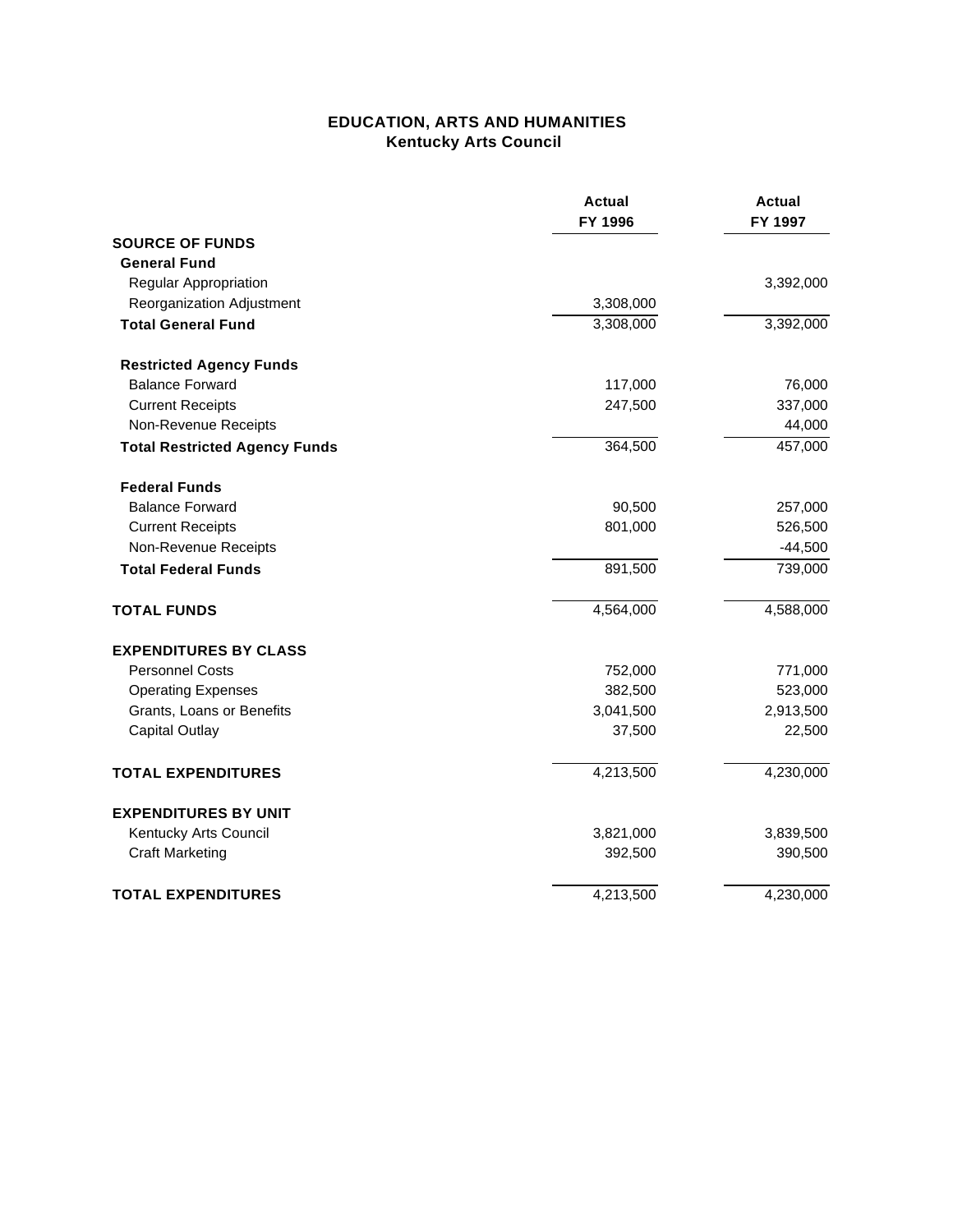## EDUCATION, ARTS AND HUMANITIES
### Kentucky Arts Council

| | Actual FY 1996 | Actual FY 1997 |
|---|---|---|
| **SOURCE OF FUNDS** | | |
| **General Fund** | | |
| Regular Appropriation | | 3,392,000 |
| Reorganization Adjustment | 3,308,000 | |
| **Total General Fund** | 3,308,000 | 3,392,000 |
| **Restricted Agency Funds** | | |
| Balance Forward | 117,000 | 76,000 |
| Current Receipts | 247,500 | 337,000 |
| Non-Revenue Receipts | | 44,000 |
| **Total Restricted Agency Funds** | 364,500 | 457,000 |
| **Federal Funds** | | |
| Balance Forward | 90,500 | 257,000 |
| Current Receipts | 801,000 | 526,500 |
| Non-Revenue Receipts | | -44,500 |
| **Total Federal Funds** | 891,500 | 739,000 |
| **TOTAL FUNDS** | 4,564,000 | 4,588,000 |
| **EXPENDITURES BY CLASS** | | |
| Personnel Costs | 752,000 | 771,000 |
| Operating Expenses | 382,500 | 523,000 |
| Grants, Loans or Benefits | 3,041,500 | 2,913,500 |
| Capital Outlay | 37,500 | 22,500 |
| **TOTAL EXPENDITURES** | 4,213,500 | 4,230,000 |
| **EXPENDITURES BY UNIT** | | |
| Kentucky Arts Council | 3,821,000 | 3,839,500 |
| Craft Marketing | 392,500 | 390,500 |
| **TOTAL EXPENDITURES** | 4,213,500 | 4,230,000 |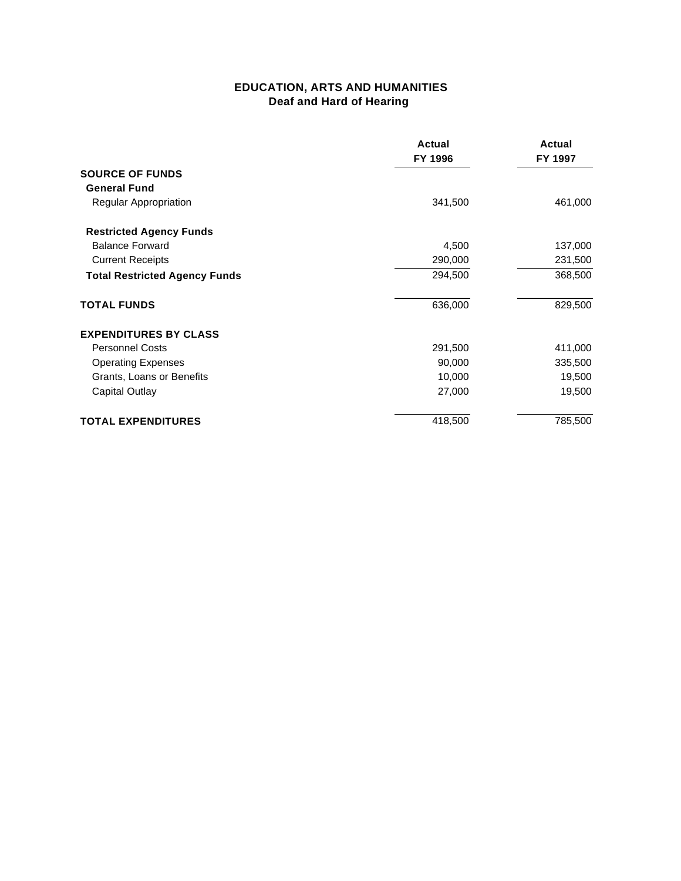# EDUCATION, ARTS AND HUMANITIES
## Deaf and Hard of Hearing

| | Actual FY 1996 | Actual FY 1997 |
|---|---|---|
| **SOURCE OF FUNDS** | | |
| **General Fund** | | |
| Regular Appropriation | 341,500 | 461,000 |
| **Restricted Agency Funds** | | |
| Balance Forward | 4,500 | 137,000 |
| Current Receipts | 290,000 | 231,500 |
| **Total Restricted Agency Funds** | 294,500 | 368,500 |
| **TOTAL FUNDS** | 636,000 | 829,500 |
| **EXPENDITURES BY CLASS** | | |
| Personnel Costs | 291,500 | 411,000 |
| Operating Expenses | 90,000 | 335,500 |
| Grants, Loans or Benefits | 10,000 | 19,500 |
| Capital Outlay | 27,000 | 19,500 |
| **TOTAL EXPENDITURES** | 418,500 | 785,500 |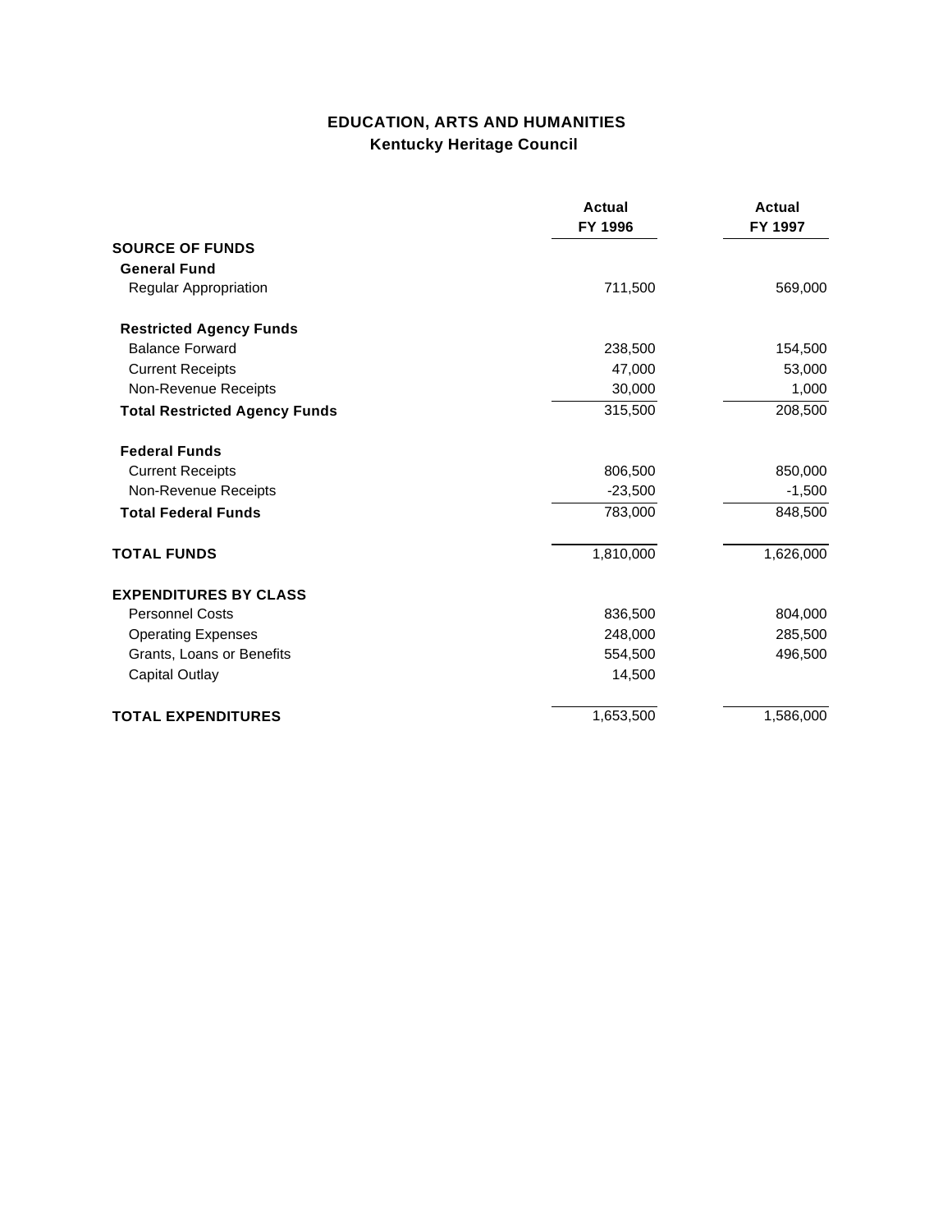## EDUCATION, ARTS AND HUMANITIES
### Kentucky Heritage Council

| | Actual FY 1996 | Actual FY 1997 |
|---|---|---|
| **SOURCE OF FUNDS** | | |
| **General Fund** | | |
| Regular Appropriation | 711,500 | 569,000 |
| **Restricted Agency Funds** | | |
| Balance Forward | 238,500 | 154,500 |
| Current Receipts | 47,000 | 53,000 |
| Non-Revenue Receipts | 30,000 | 1,000 |
| **Total Restricted Agency Funds** | 315,500 | 208,500 |
| **Federal Funds** | | |
| Current Receipts | 806,500 | 850,000 |
| Non-Revenue Receipts | -23,500 | -1,500 |
| **Total Federal Funds** | 783,000 | 848,500 |
| **TOTAL FUNDS** | 1,810,000 | 1,626,000 |
| **EXPENDITURES BY CLASS** | | |
| Personnel Costs | 836,500 | 804,000 |
| Operating Expenses | 248,000 | 285,500 |
| Grants, Loans or Benefits | 554,500 | 496,500 |
| Capital Outlay | 14,500 | |
| **TOTAL EXPENDITURES** | 1,653,500 | 1,586,000 |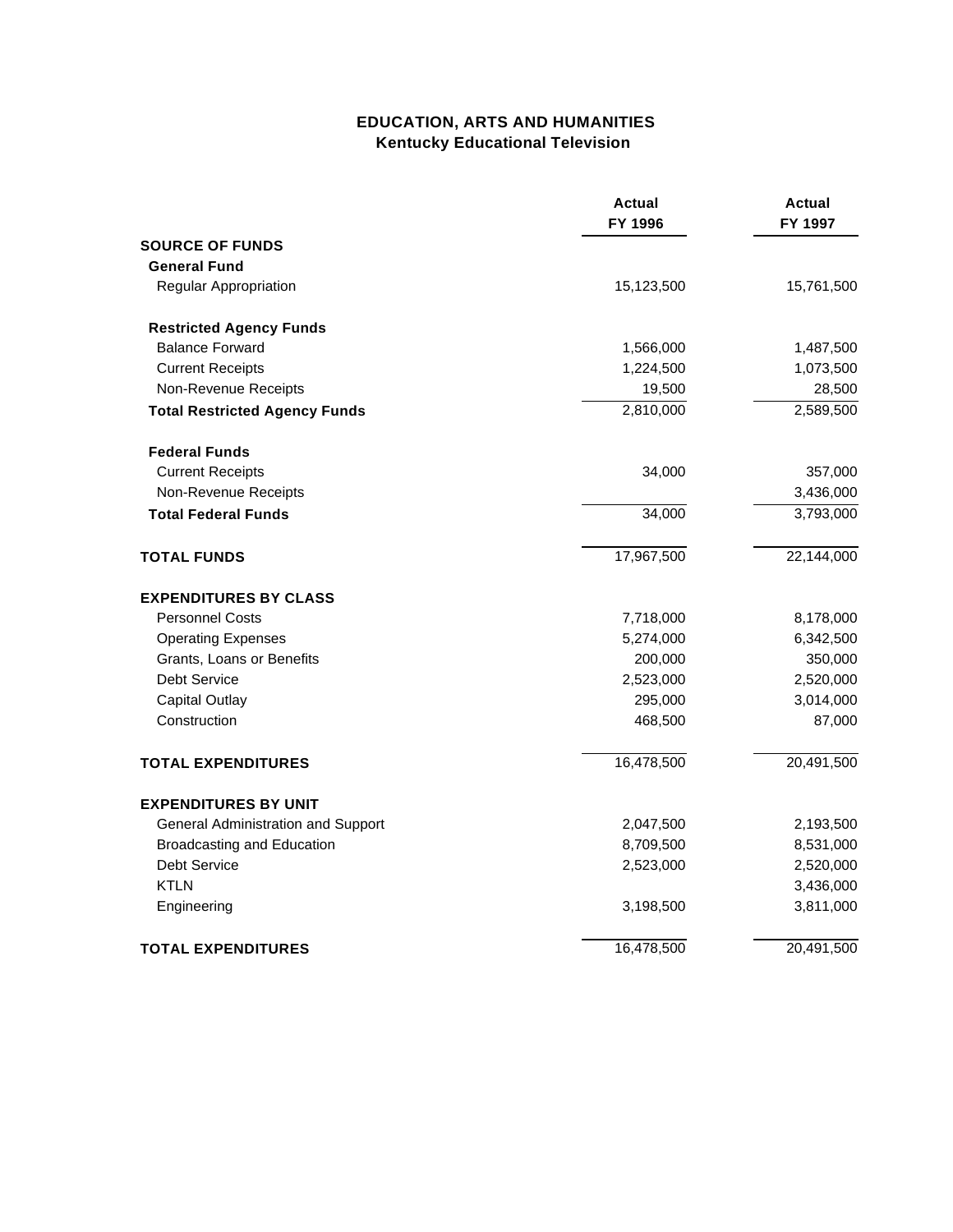## EDUCATION, ARTS AND HUMANITIES
### Kentucky Educational Television

| | Actual FY 1996 | Actual FY 1997 |
|---|---|---|
| **SOURCE OF FUNDS** | | |
| **General Fund** | | |
| Regular Appropriation | 15,123,500 | 15,761,500 |
| **Restricted Agency Funds** | | |
| Balance Forward | 1,566,000 | 1,487,500 |
| Current Receipts | 1,224,500 | 1,073,500 |
| Non-Revenue Receipts | 19,500 | 28,500 |
| **Total Restricted Agency Funds** | 2,810,000 | 2,589,500 |
| **Federal Funds** | | |
| Current Receipts | 34,000 | 357,000 |
| Non-Revenue Receipts | | 3,436,000 |
| **Total Federal Funds** | 34,000 | 3,793,000 |
| **TOTAL FUNDS** | 17,967,500 | 22,144,000 |
| **EXPENDITURES BY CLASS** | | |
| Personnel Costs | 7,718,000 | 8,178,000 |
| Operating Expenses | 5,274,000 | 6,342,500 |
| Grants, Loans or Benefits | 200,000 | 350,000 |
| Debt Service | 2,523,000 | 2,520,000 |
| Capital Outlay | 295,000 | 3,014,000 |
| Construction | 468,500 | 87,000 |
| **TOTAL EXPENDITURES** | 16,478,500 | 20,491,500 |
| **EXPENDITURES BY UNIT** | | |
| General Administration and Support | 2,047,500 | 2,193,500 |
| Broadcasting and Education | 8,709,500 | 8,531,000 |
| Debt Service | 2,523,000 | 2,520,000 |
| KTLN | | 3,436,000 |
| Engineering | 3,198,500 | 3,811,000 |
| **TOTAL EXPENDITURES** | 16,478,500 | 20,491,500 |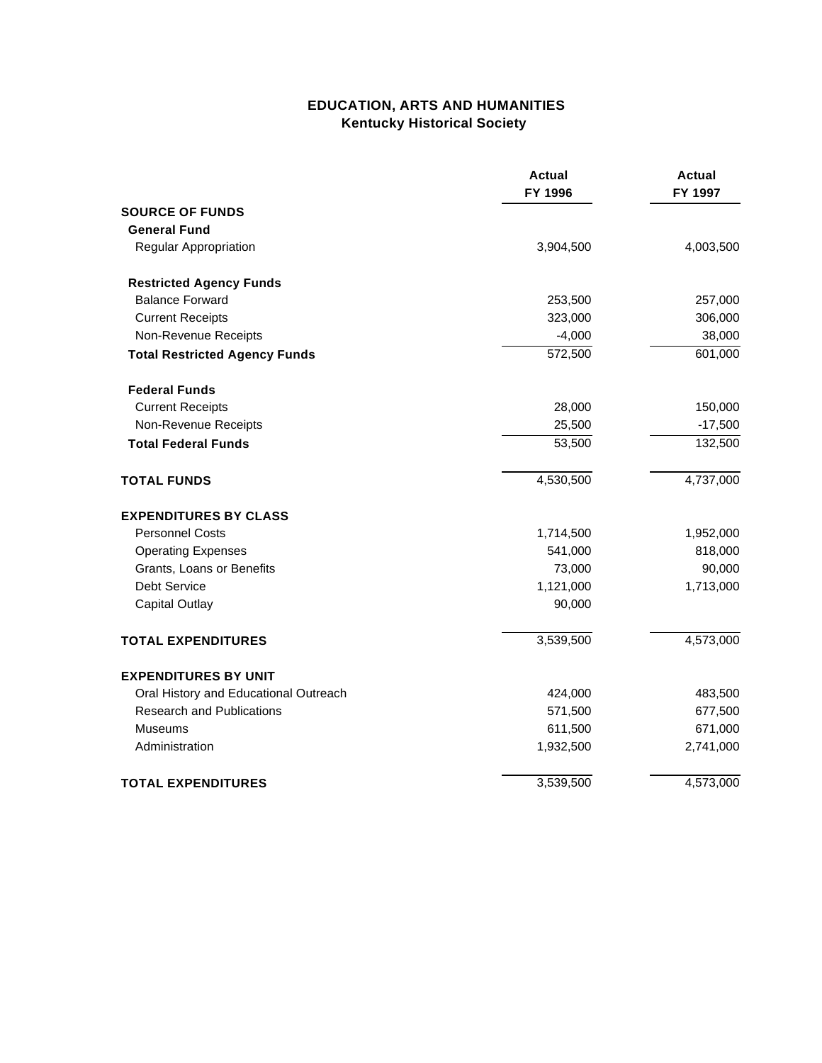# EDUCATION, ARTS AND HUMANITIES
## Kentucky Historical Society

| | Actual FY 1996 | Actual FY 1997 |
|---|---|---|
| **SOURCE OF FUNDS** | | |
| **General Fund** | | |
| Regular Appropriation | 3,904,500 | 4,003,500 |
| **Restricted Agency Funds** | | |
| Balance Forward | 253,500 | 257,000 |
| Current Receipts | 323,000 | 306,000 |
| Non-Revenue Receipts | -4,000 | 38,000 |
| **Total Restricted Agency Funds** | 572,500 | 601,000 |
| **Federal Funds** | | |
| Current Receipts | 28,000 | 150,000 |
| Non-Revenue Receipts | 25,500 | -17,500 |
| **Total Federal Funds** | 53,500 | 132,500 |
| **TOTAL FUNDS** | 4,530,500 | 4,737,000 |
| **EXPENDITURES BY CLASS** | | |
| Personnel Costs | 1,714,500 | 1,952,000 |
| Operating Expenses | 541,000 | 818,000 |
| Grants, Loans or Benefits | 73,000 | 90,000 |
| Debt Service | 1,121,000 | 1,713,000 |
| Capital Outlay | 90,000 | |
| **TOTAL EXPENDITURES** | 3,539,500 | 4,573,000 |
| **EXPENDITURES BY UNIT** | | |
| Oral History and Educational Outreach | 424,000 | 483,500 |
| Research and Publications | 571,500 | 677,500 |
| Museums | 611,500 | 671,000 |
| Administration | 1,932,500 | 2,741,000 |
| **TOTAL EXPENDITURES** | 3,539,500 | 4,573,000 |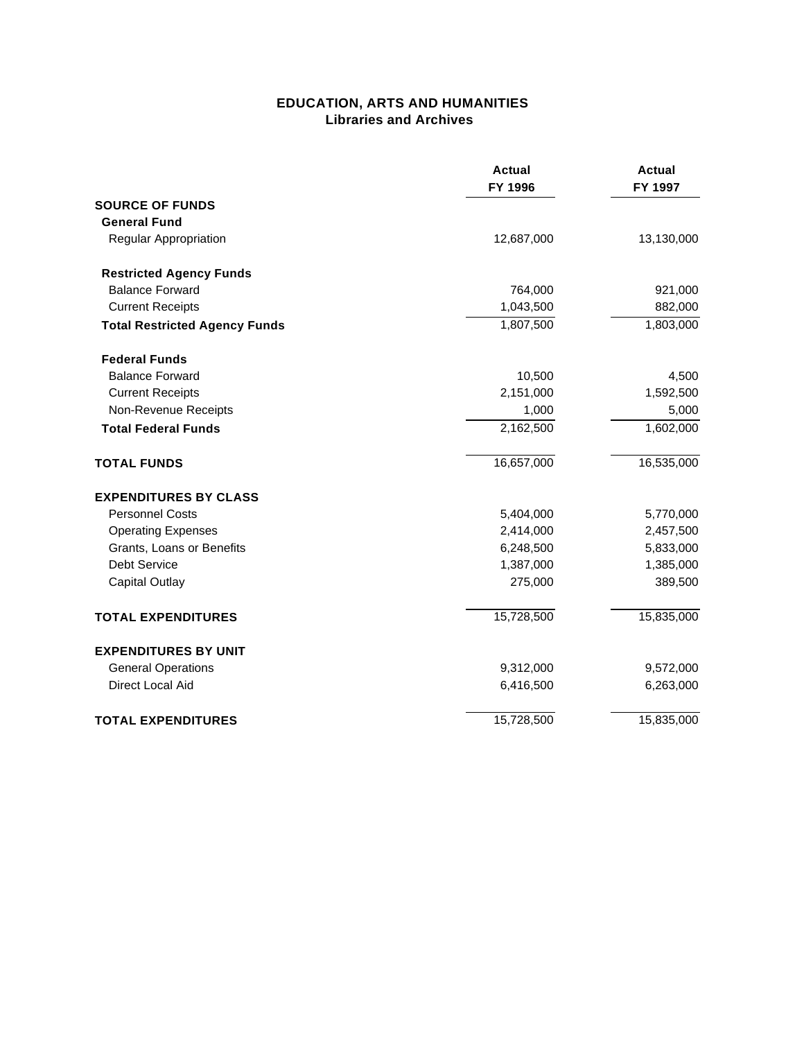# EDUCATION, ARTS AND HUMANITIES
## Libraries and Archives

| | Actual FY 1996 | Actual FY 1997 |
|---|---|---|
| **SOURCE OF FUNDS** | | |
| **General Fund** | | |
| Regular Appropriation | 12,687,000 | 13,130,000 |
| **Restricted Agency Funds** | | |
| Balance Forward | 764,000 | 921,000 |
| Current Receipts | 1,043,500 | 882,000 |
| **Total Restricted Agency Funds** | 1,807,500 | 1,803,000 |
| **Federal Funds** | | |
| Balance Forward | 10,500 | 4,500 |
| Current Receipts | 2,151,000 | 1,592,500 |
| Non-Revenue Receipts | 1,000 | 5,000 |
| **Total Federal Funds** | 2,162,500 | 1,602,000 |
| **TOTAL FUNDS** | 16,657,000 | 16,535,000 |
| **EXPENDITURES BY CLASS** | | |
| Personnel Costs | 5,404,000 | 5,770,000 |
| Operating Expenses | 2,414,000 | 2,457,500 |
| Grants, Loans or Benefits | 6,248,500 | 5,833,000 |
| Debt Service | 1,387,000 | 1,385,000 |
| Capital Outlay | 275,000 | 389,500 |
| **TOTAL EXPENDITURES** | 15,728,500 | 15,835,000 |
| **EXPENDITURES BY UNIT** | | |
| General Operations | 9,312,000 | 9,572,000 |
| Direct Local Aid | 6,416,500 | 6,263,000 |
| **TOTAL EXPENDITURES** | 15,728,500 | 15,835,000 |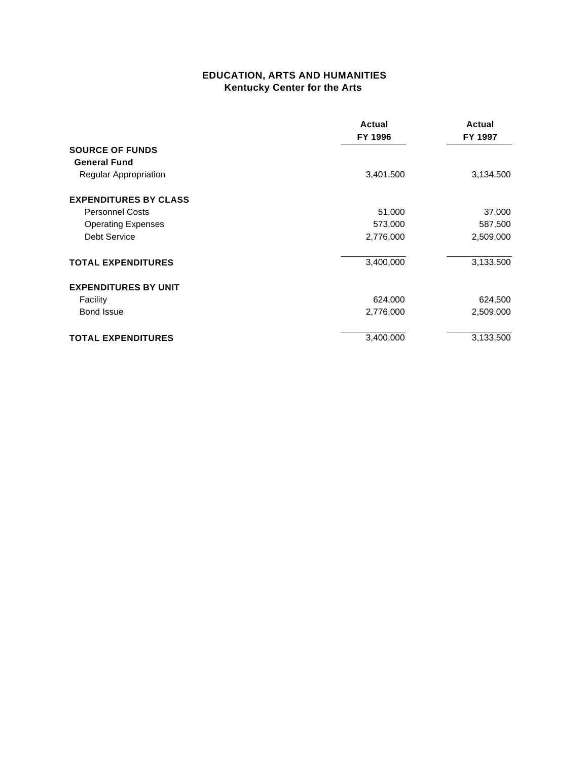## EDUCATION, ARTS AND HUMANITIES
### Kentucky Center for the Arts

| | Actual FY 1996 | Actual FY 1997 |
|---|---|---|
| **SOURCE OF FUNDS** | | |
| **General Fund** | | |
| Regular Appropriation | 3,401,500 | 3,134,500 |
| **EXPENDITURES BY CLASS** | | |
| Personnel Costs | 51,000 | 37,000 |
| Operating Expenses | 573,000 | 587,500 |
| Debt Service | 2,776,000 | 2,509,000 |
| **TOTAL EXPENDITURES** | 3,400,000 | 3,133,500 |
| **EXPENDITURES BY UNIT** | | |
| Facility | 624,000 | 624,500 |
| Bond Issue | 2,776,000 | 2,509,000 |
| **TOTAL EXPENDITURES** | 3,400,000 | 3,133,500 |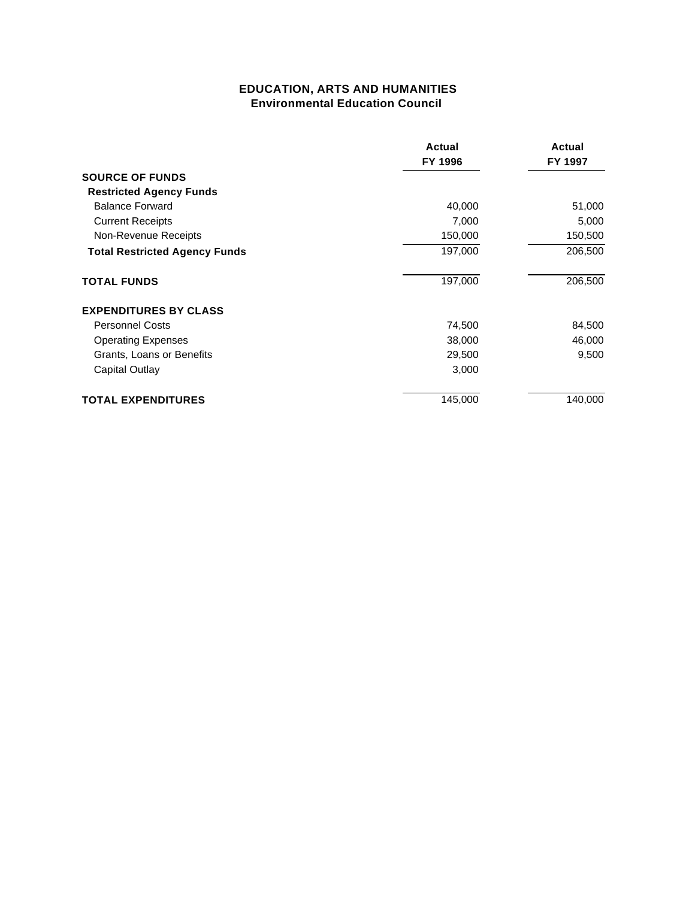# EDUCATION, ARTS AND HUMANITIES
## Environmental Education Council

| | Actual FY 1996 | Actual FY 1997 |
|---|---|---|
| **SOURCE OF FUNDS** | | |
| **Restricted Agency Funds** | | |
| Balance Forward | 40,000 | 51,000 |
| Current Receipts | 7,000 | 5,000 |
| Non-Revenue Receipts | 150,000 | 150,500 |
| **Total Restricted Agency Funds** | 197,000 | 206,500 |
| **TOTAL FUNDS** | 197,000 | 206,500 |
| **EXPENDITURES BY CLASS** | | |
| Personnel Costs | 74,500 | 84,500 |
| Operating Expenses | 38,000 | 46,000 |
| Grants, Loans or Benefits | 29,500 | 9,500 |
| Capital Outlay | 3,000 | |
| **TOTAL EXPENDITURES** | 145,000 | 140,000 |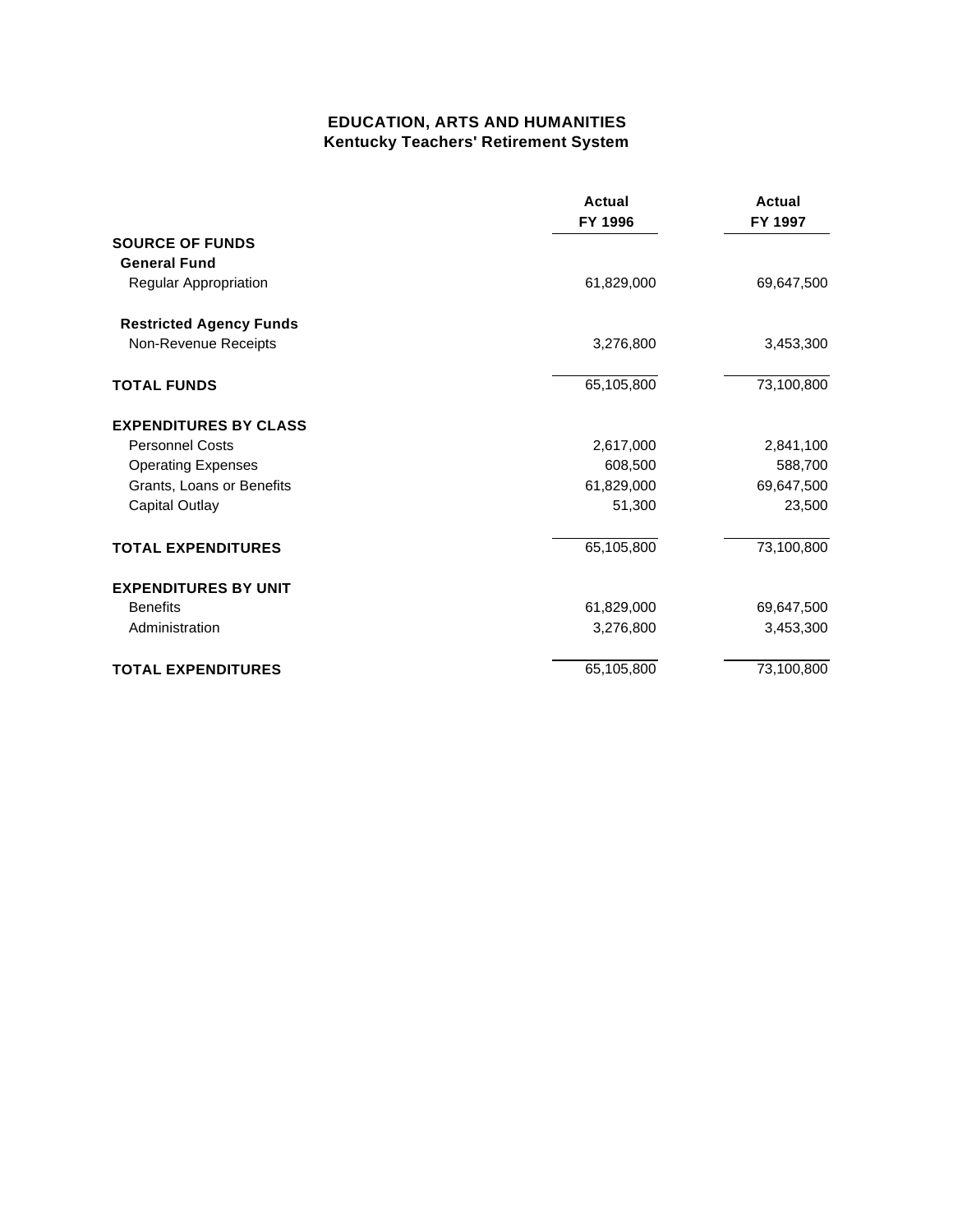# EDUCATION, ARTS AND HUMANITIES
## Kentucky Teachers' Retirement System

| | Actual FY 1996 | Actual FY 1997 |
|---|---|---|
| **SOURCE OF FUNDS** | | |
| **General Fund** | | |
| Regular Appropriation | 61,829,000 | 69,647,500 |
| **Restricted Agency Funds** | | |
| Non-Revenue Receipts | 3,276,800 | 3,453,300 |
| **TOTAL FUNDS** | 65,105,800 | 73,100,800 |
| **EXPENDITURES BY CLASS** | | |
| Personnel Costs | 2,617,000 | 2,841,100 |
| Operating Expenses | 608,500 | 588,700 |
| Grants, Loans or Benefits | 61,829,000 | 69,647,500 |
| Capital Outlay | 51,300 | 23,500 |
| **TOTAL EXPENDITURES** | 65,105,800 | 73,100,800 |
| **EXPENDITURES BY UNIT** | | |
| Benefits | 61,829,000 | 69,647,500 |
| Administration | 3,276,800 | 3,453,300 |
| **TOTAL EXPENDITURES** | 65,105,800 | 73,100,800 |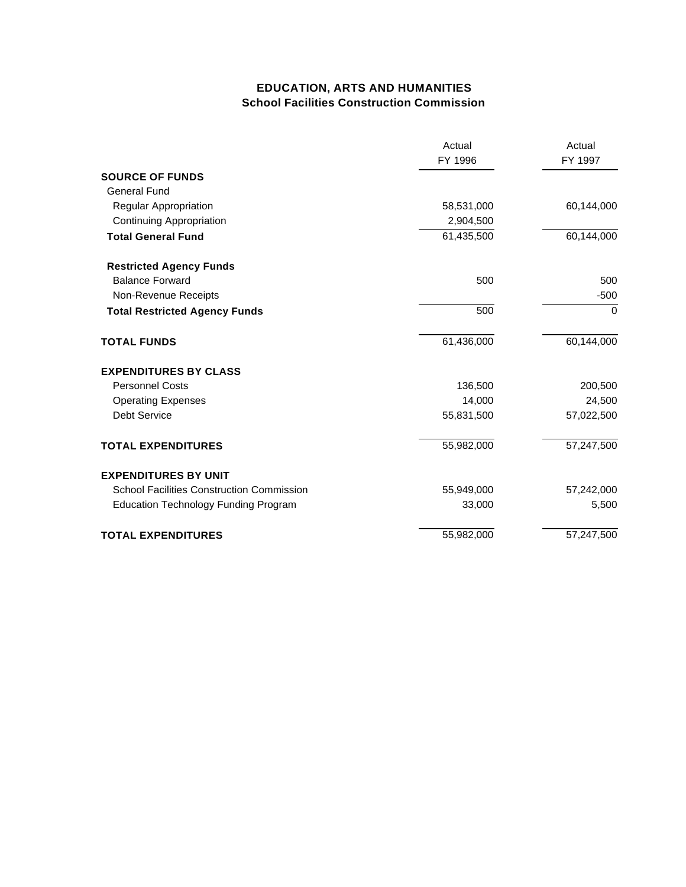# EDUCATION, ARTS AND HUMANITIES
## School Facilities Construction Commission

| | Actual FY 1996 | Actual FY 1997 |
|---|---|---|
| **SOURCE OF FUNDS** | | |
| General Fund | | |
| Regular Appropriation | 58,531,000 | 60,144,000 |
| Continuing Appropriation | 2,904,500 | |
| **Total General Fund** | 61,435,500 | 60,144,000 |
| **Restricted Agency Funds** | | |
| Balance Forward | 500 | 500 |
| Non-Revenue Receipts | | -500 |
| **Total Restricted Agency Funds** | 500 | 0 |
| **TOTAL FUNDS** | 61,436,000 | 60,144,000 |
| **EXPENDITURES BY CLASS** | | |
| Personnel Costs | 136,500 | 200,500 |
| Operating Expenses | 14,000 | 24,500 |
| Debt Service | 55,831,500 | 57,022,500 |
| **TOTAL EXPENDITURES** | 55,982,000 | 57,247,500 |
| **EXPENDITURES BY UNIT** | | |
| School Facilities Construction Commission | 55,949,000 | 57,242,000 |
| Education Technology Funding Program | 33,000 | 5,500 |
| **TOTAL EXPENDITURES** | 55,982,000 | 57,247,500 |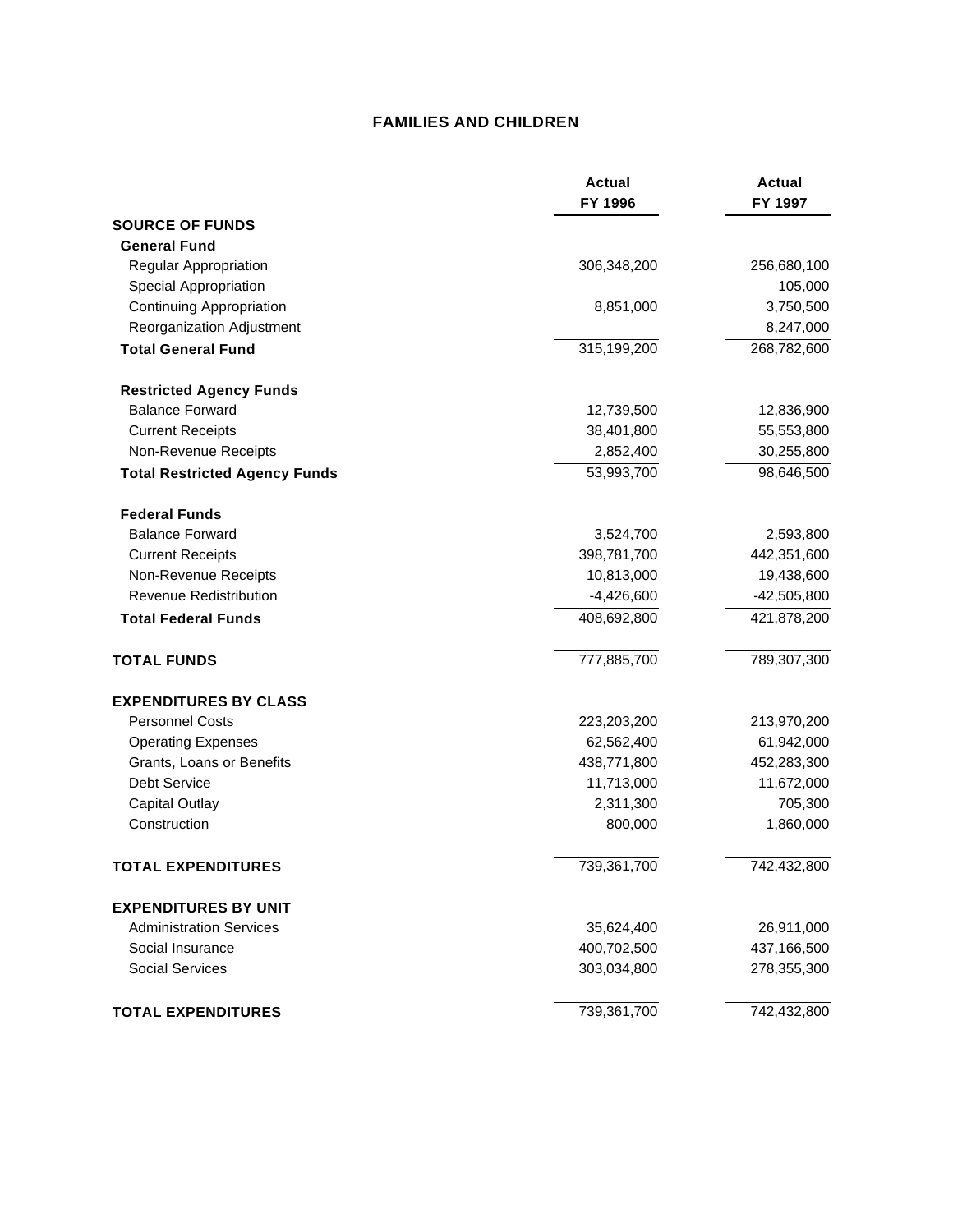# FAMILIES AND CHILDREN

| | Actual FY 1996 | Actual FY 1997 |
|---|---|---|
| **SOURCE OF FUNDS** | | |
| **General Fund** | | |
| Regular Appropriation | 306,348,200 | 256,680,100 |
| Special Appropriation | | 105,000 |
| Continuing Appropriation | 8,851,000 | 3,750,500 |
| Reorganization Adjustment | | 8,247,000 |
| **Total General Fund** | 315,199,200 | 268,782,600 |
| **Restricted Agency Funds** | | |
| Balance Forward | 12,739,500 | 12,836,900 |
| Current Receipts | 38,401,800 | 55,553,800 |
| Non-Revenue Receipts | 2,852,400 | 30,255,800 |
| **Total Restricted Agency Funds** | 53,993,700 | 98,646,500 |
| **Federal Funds** | | |
| Balance Forward | 3,524,700 | 2,593,800 |
| Current Receipts | 398,781,700 | 442,351,600 |
| Non-Revenue Receipts | 10,813,000 | 19,438,600 |
| Revenue Redistribution | -4,426,600 | -42,505,800 |
| **Total Federal Funds** | 408,692,800 | 421,878,200 |
| **TOTAL FUNDS** | 777,885,700 | 789,307,300 |
| **EXPENDITURES BY CLASS** | | |
| Personnel Costs | 223,203,200 | 213,970,200 |
| Operating Expenses | 62,562,400 | 61,942,000 |
| Grants, Loans or Benefits | 438,771,800 | 452,283,300 |
| Debt Service | 11,713,000 | 11,672,000 |
| Capital Outlay | 2,311,300 | 705,300 |
| Construction | 800,000 | 1,860,000 |
| **TOTAL EXPENDITURES** | 739,361,700 | 742,432,800 |
| **EXPENDITURES BY UNIT** | | |
| Administration Services | 35,624,400 | 26,911,000 |
| Social Insurance | 400,702,500 | 437,166,500 |
| Social Services | 303,034,800 | 278,355,300 |
| **TOTAL EXPENDITURES** | 739,361,700 | 742,432,800 |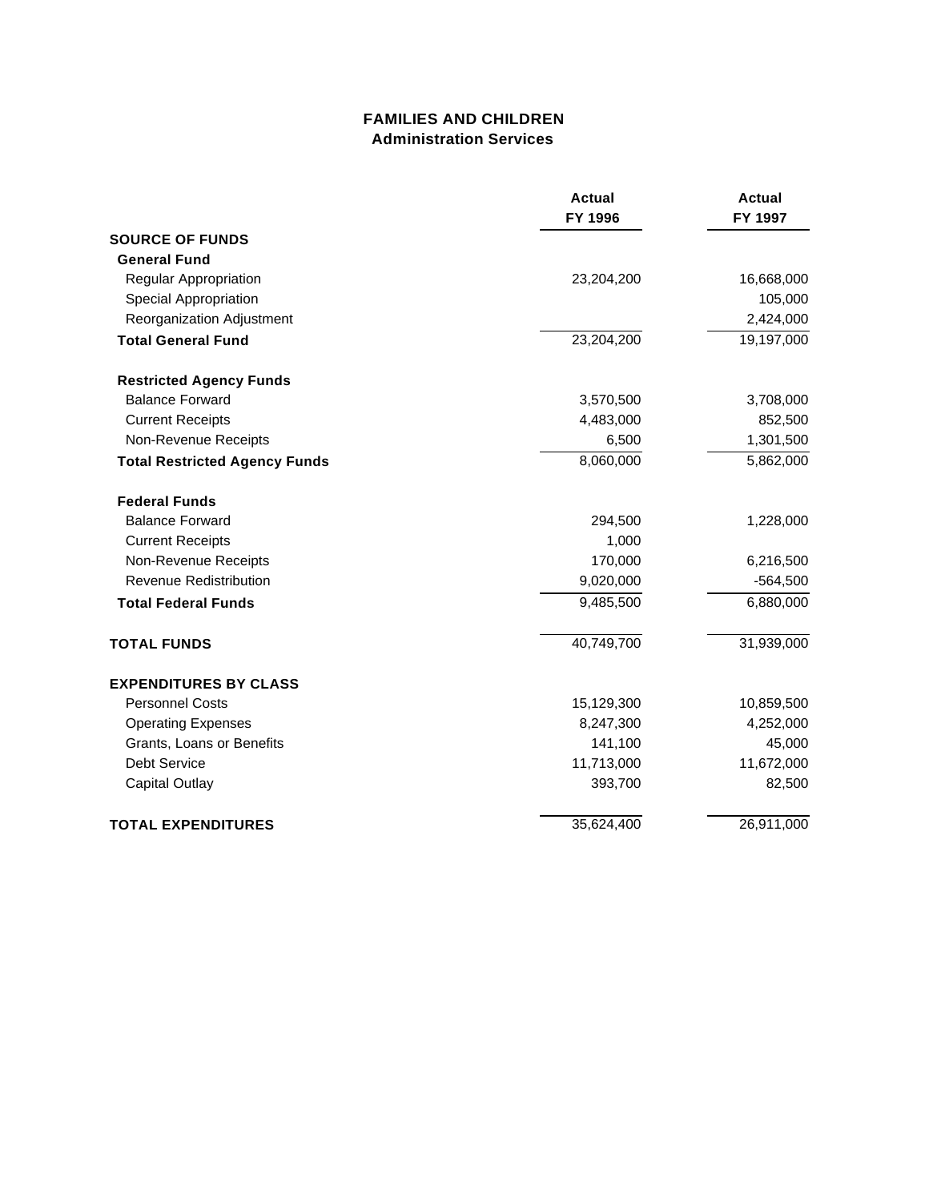# FAMILIES AND CHILDREN
## Administration Services

| | Actual FY 1996 | Actual FY 1997 |
|---|---|---|
| **SOURCE OF FUNDS** | | |
| **General Fund** | | |
| Regular Appropriation | 23,204,200 | 16,668,000 |
| Special Appropriation | | 105,000 |
| Reorganization Adjustment | | 2,424,000 |
| **Total General Fund** | 23,204,200 | 19,197,000 |
| **Restricted Agency Funds** | | |
| Balance Forward | 3,570,500 | 3,708,000 |
| Current Receipts | 4,483,000 | 852,500 |
| Non-Revenue Receipts | 6,500 | 1,301,500 |
| **Total Restricted Agency Funds** | 8,060,000 | 5,862,000 |
| **Federal Funds** | | |
| Balance Forward | 294,500 | 1,228,000 |
| Current Receipts | 1,000 | |
| Non-Revenue Receipts | 170,000 | 6,216,500 |
| Revenue Redistribution | 9,020,000 | -564,500 |
| **Total Federal Funds** | 9,485,500 | 6,880,000 |
| **TOTAL FUNDS** | 40,749,700 | 31,939,000 |
| **EXPENDITURES BY CLASS** | | |
| Personnel Costs | 15,129,300 | 10,859,500 |
| Operating Expenses | 8,247,300 | 4,252,000 |
| Grants, Loans or Benefits | 141,100 | 45,000 |
| Debt Service | 11,713,000 | 11,672,000 |
| Capital Outlay | 393,700 | 82,500 |
| **TOTAL EXPENDITURES** | 35,624,400 | 26,911,000 |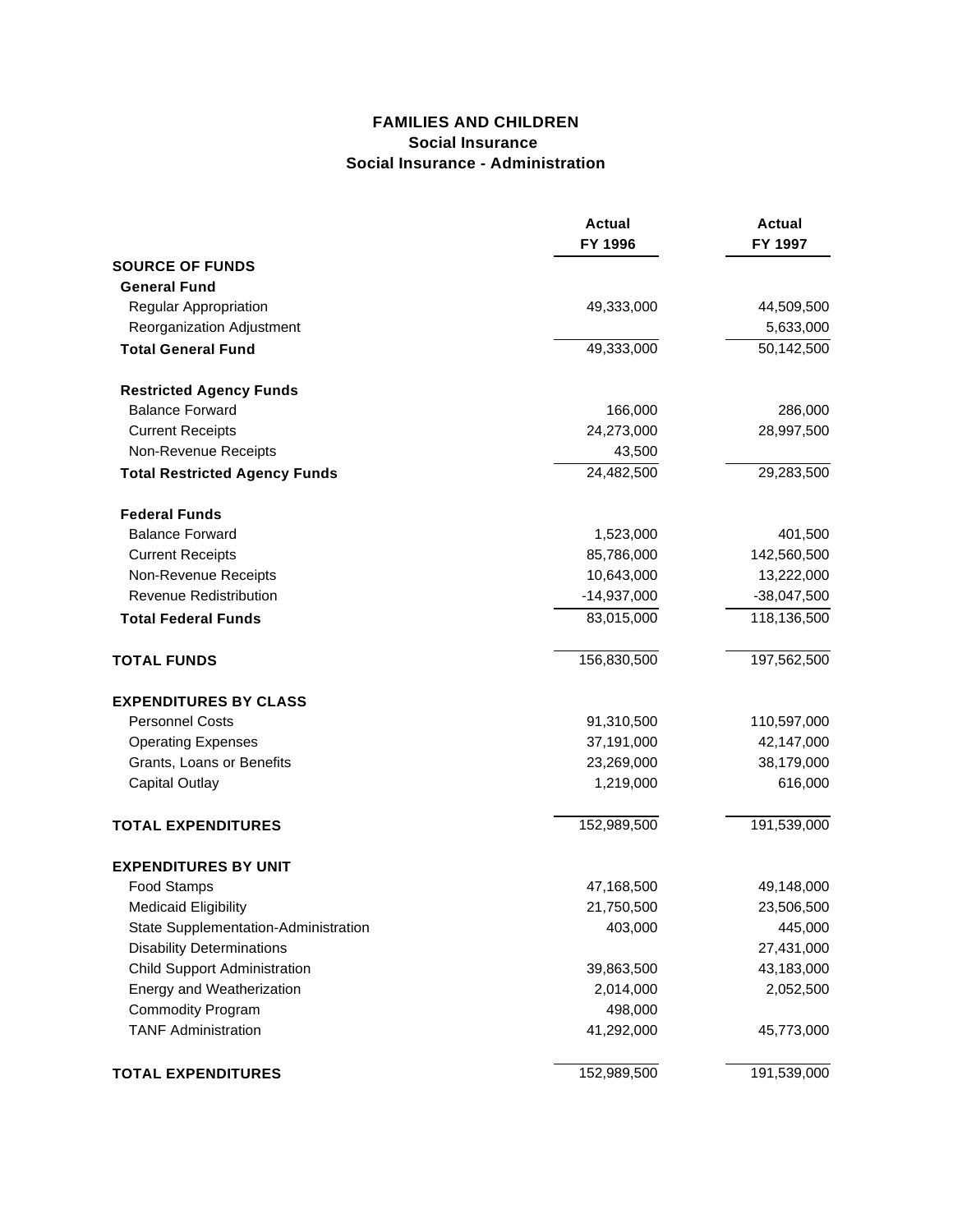# FAMILIES AND CHILDREN
## Social Insurance
### Social Insurance - Administration

| | Actual FY 1996 | Actual FY 1997 |
|---|---|---|
| **SOURCE OF FUNDS** | | |
| **General Fund** | | |
| Regular Appropriation | 49,333,000 | 44,509,500 |
| Reorganization Adjustment | | 5,633,000 |
| **Total General Fund** | 49,333,000 | 50,142,500 |
| **Restricted Agency Funds** | | |
| Balance Forward | 166,000 | 286,000 |
| Current Receipts | 24,273,000 | 28,997,500 |
| Non-Revenue Receipts | 43,500 | |
| **Total Restricted Agency Funds** | 24,482,500 | 29,283,500 |
| **Federal Funds** | | |
| Balance Forward | 1,523,000 | 401,500 |
| Current Receipts | 85,786,000 | 142,560,500 |
| Non-Revenue Receipts | 10,643,000 | 13,222,000 |
| Revenue Redistribution | -14,937,000 | -38,047,500 |
| **Total Federal Funds** | 83,015,000 | 118,136,500 |
| **TOTAL FUNDS** | 156,830,500 | 197,562,500 |
| **EXPENDITURES BY CLASS** | | |
| Personnel Costs | 91,310,500 | 110,597,000 |
| Operating Expenses | 37,191,000 | 42,147,000 |
| Grants, Loans or Benefits | 23,269,000 | 38,179,000 |
| Capital Outlay | 1,219,000 | 616,000 |
| **TOTAL EXPENDITURES** | 152,989,500 | 191,539,000 |
| **EXPENDITURES BY UNIT** | | |
| Food Stamps | 47,168,500 | 49,148,000 |
| Medicaid Eligibility | 21,750,500 | 23,506,500 |
| State Supplementation-Administration | 403,000 | 445,000 |
| Disability Determinations | | 27,431,000 |
| Child Support Administration | 39,863,500 | 43,183,000 |
| Energy and Weatherization | 2,014,000 | 2,052,500 |
| Commodity Program | 498,000 | |
| TANF Administration | 41,292,000 | 45,773,000 |
| **TOTAL EXPENDITURES** | 152,989,500 | 191,539,000 |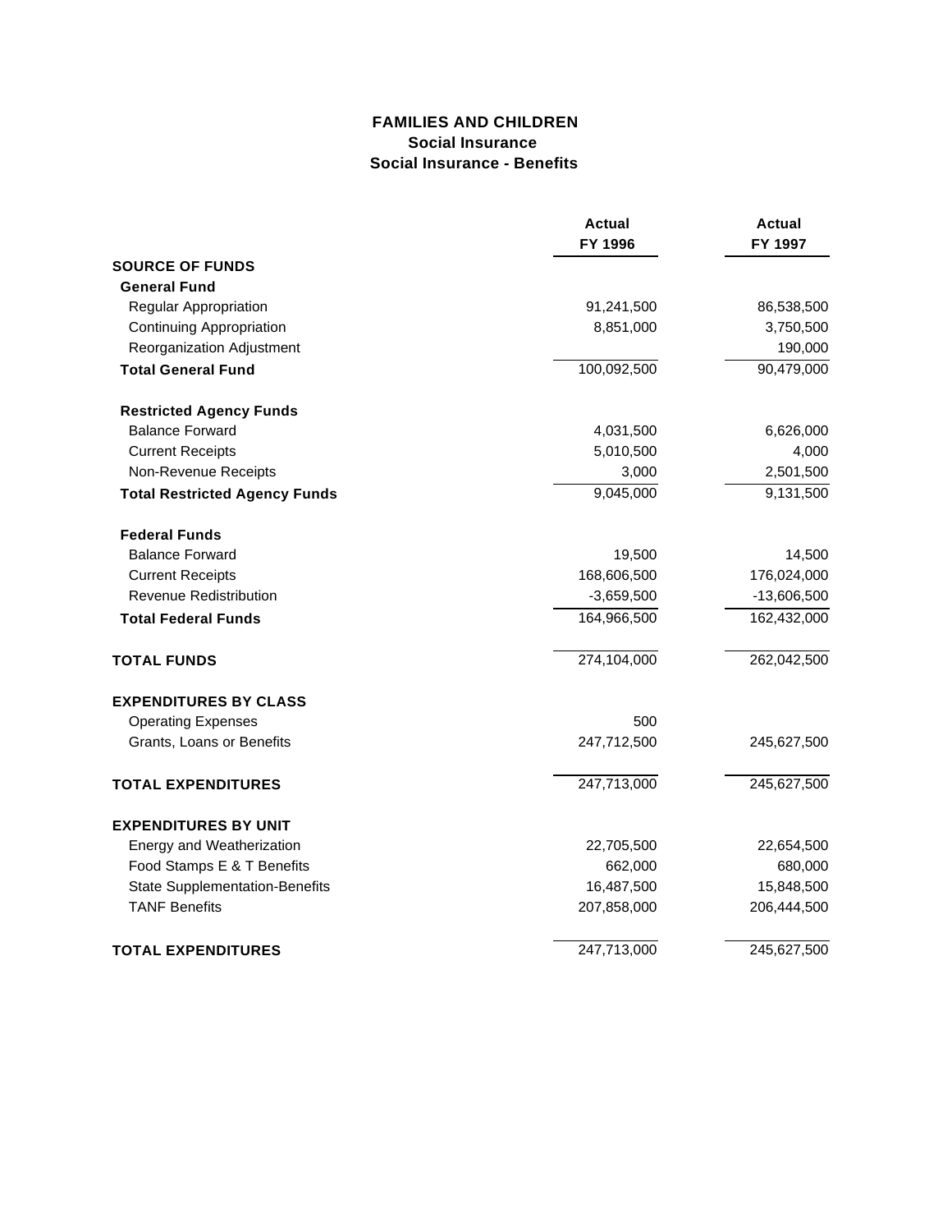# FAMILIES AND CHILDREN
## Social Insurance
### Social Insurance - Benefits

| | Actual FY 1996 | Actual FY 1997 |
|---|---|---|
| **SOURCE OF FUNDS** | | |
| **General Fund** | | |
| Regular Appropriation | 91,241,500 | 86,538,500 |
| Continuing Appropriation | 8,851,000 | 3,750,500 |
| Reorganization Adjustment | | 190,000 |
| **Total General Fund** | 100,092,500 | 90,479,000 |
| **Restricted Agency Funds** | | |
| Balance Forward | 4,031,500 | 6,626,000 |
| Current Receipts | 5,010,500 | 4,000 |
| Non-Revenue Receipts | 3,000 | 2,501,500 |
| **Total Restricted Agency Funds** | 9,045,000 | 9,131,500 |
| **Federal Funds** | | |
| Balance Forward | 19,500 | 14,500 |
| Current Receipts | 168,606,500 | 176,024,000 |
| Revenue Redistribution | -3,659,500 | -13,606,500 |
| **Total Federal Funds** | 164,966,500 | 162,432,000 |
| **TOTAL FUNDS** | 274,104,000 | 262,042,500 |
| **EXPENDITURES BY CLASS** | | |
| Operating Expenses | 500 | |
| Grants, Loans or Benefits | 247,712,500 | 245,627,500 |
| **TOTAL EXPENDITURES** | 247,713,000 | 245,627,500 |
| **EXPENDITURES BY UNIT** | | |
| Energy and Weatherization | 22,705,500 | 22,654,500 |
| Food Stamps E & T Benefits | 662,000 | 680,000 |
| State Supplementation-Benefits | 16,487,500 | 15,848,500 |
| TANF Benefits | 207,858,000 | 206,444,500 |
| **TOTAL EXPENDITURES** | 247,713,000 | 245,627,500 |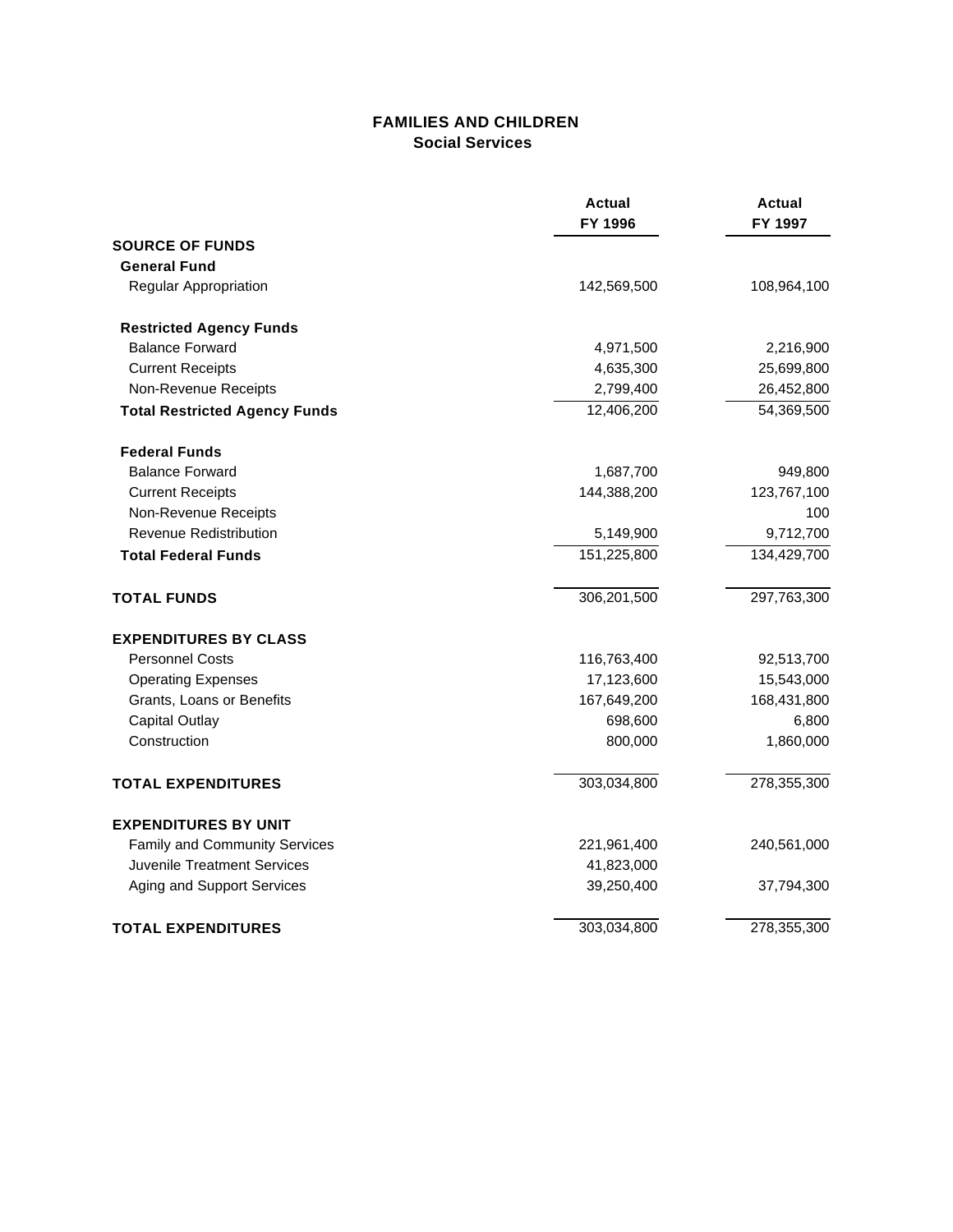# FAMILIES AND CHILDREN
## Social Services

| | Actual FY 1996 | Actual FY 1997 |
|---|---|---|
| **SOURCE OF FUNDS** | | |
| **General Fund** | | |
| Regular Appropriation | 142,569,500 | 108,964,100 |
| **Restricted Agency Funds** | | |
| Balance Forward | 4,971,500 | 2,216,900 |
| Current Receipts | 4,635,300 | 25,699,800 |
| Non-Revenue Receipts | 2,799,400 | 26,452,800 |
| **Total Restricted Agency Funds** | 12,406,200 | 54,369,500 |
| **Federal Funds** | | |
| Balance Forward | 1,687,700 | 949,800 |
| Current Receipts | 144,388,200 | 123,767,100 |
| Non-Revenue Receipts | | 100 |
| Revenue Redistribution | 5,149,900 | 9,712,700 |
| **Total Federal Funds** | 151,225,800 | 134,429,700 |
| **TOTAL FUNDS** | 306,201,500 | 297,763,300 |
| **EXPENDITURES BY CLASS** | | |
| Personnel Costs | 116,763,400 | 92,513,700 |
| Operating Expenses | 17,123,600 | 15,543,000 |
| Grants, Loans or Benefits | 167,649,200 | 168,431,800 |
| Capital Outlay | 698,600 | 6,800 |
| Construction | 800,000 | 1,860,000 |
| **TOTAL EXPENDITURES** | 303,034,800 | 278,355,300 |
| **EXPENDITURES BY UNIT** | | |
| Family and Community Services | 221,961,400 | 240,561,000 |
| Juvenile Treatment Services | 41,823,000 | |
| Aging and Support Services | 39,250,400 | 37,794,300 |
| **TOTAL EXPENDITURES** | 303,034,800 | 278,355,300 |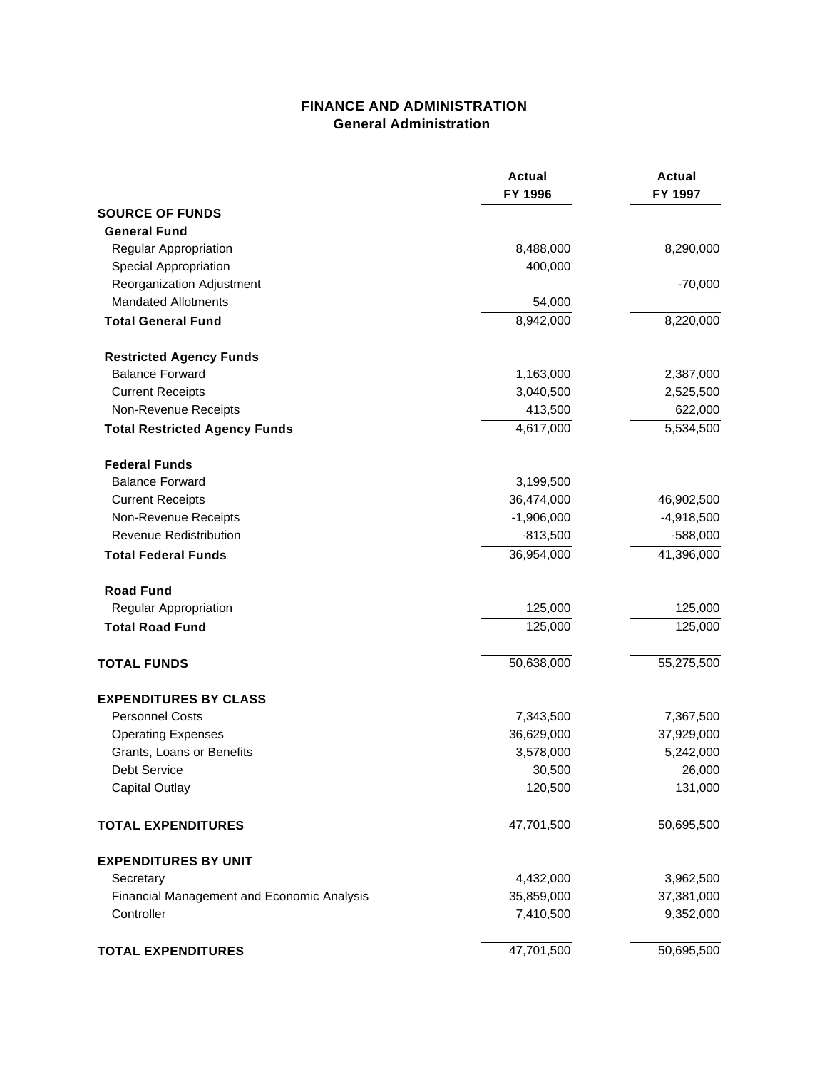# FINANCE AND ADMINISTRATION
## General Administration

| | Actual FY 1996 | Actual FY 1997 |
|---|---|---|
| **SOURCE OF FUNDS** | | |
| **General Fund** | | |
| Regular Appropriation | 8,488,000 | 8,290,000 |
| Special Appropriation | 400,000 | |
| Reorganization Adjustment | | -70,000 |
| Mandated Allotments | 54,000 | |
| **Total General Fund** | 8,942,000 | 8,220,000 |
| **Restricted Agency Funds** | | |
| Balance Forward | 1,163,000 | 2,387,000 |
| Current Receipts | 3,040,500 | 2,525,500 |
| Non-Revenue Receipts | 413,500 | 622,000 |
| **Total Restricted Agency Funds** | 4,617,000 | 5,534,500 |
| **Federal Funds** | | |
| Balance Forward | 3,199,500 | |
| Current Receipts | 36,474,000 | 46,902,500 |
| Non-Revenue Receipts | -1,906,000 | -4,918,500 |
| Revenue Redistribution | -813,500 | -588,000 |
| **Total Federal Funds** | 36,954,000 | 41,396,000 |
| **Road Fund** | | |
| Regular Appropriation | 125,000 | 125,000 |
| **Total Road Fund** | 125,000 | 125,000 |
| **TOTAL FUNDS** | 50,638,000 | 55,275,500 |
| **EXPENDITURES BY CLASS** | | |
| Personnel Costs | 7,343,500 | 7,367,500 |
| Operating Expenses | 36,629,000 | 37,929,000 |
| Grants, Loans or Benefits | 3,578,000 | 5,242,000 |
| Debt Service | 30,500 | 26,000 |
| Capital Outlay | 120,500 | 131,000 |
| **TOTAL EXPENDITURES** | 47,701,500 | 50,695,500 |
| **EXPENDITURES BY UNIT** | | |
| Secretary | 4,432,000 | 3,962,500 |
| Financial Management and Economic Analysis | 35,859,000 | 37,381,000 |
| Controller | 7,410,500 | 9,352,000 |
| **TOTAL EXPENDITURES** | 47,701,500 | 50,695,500 |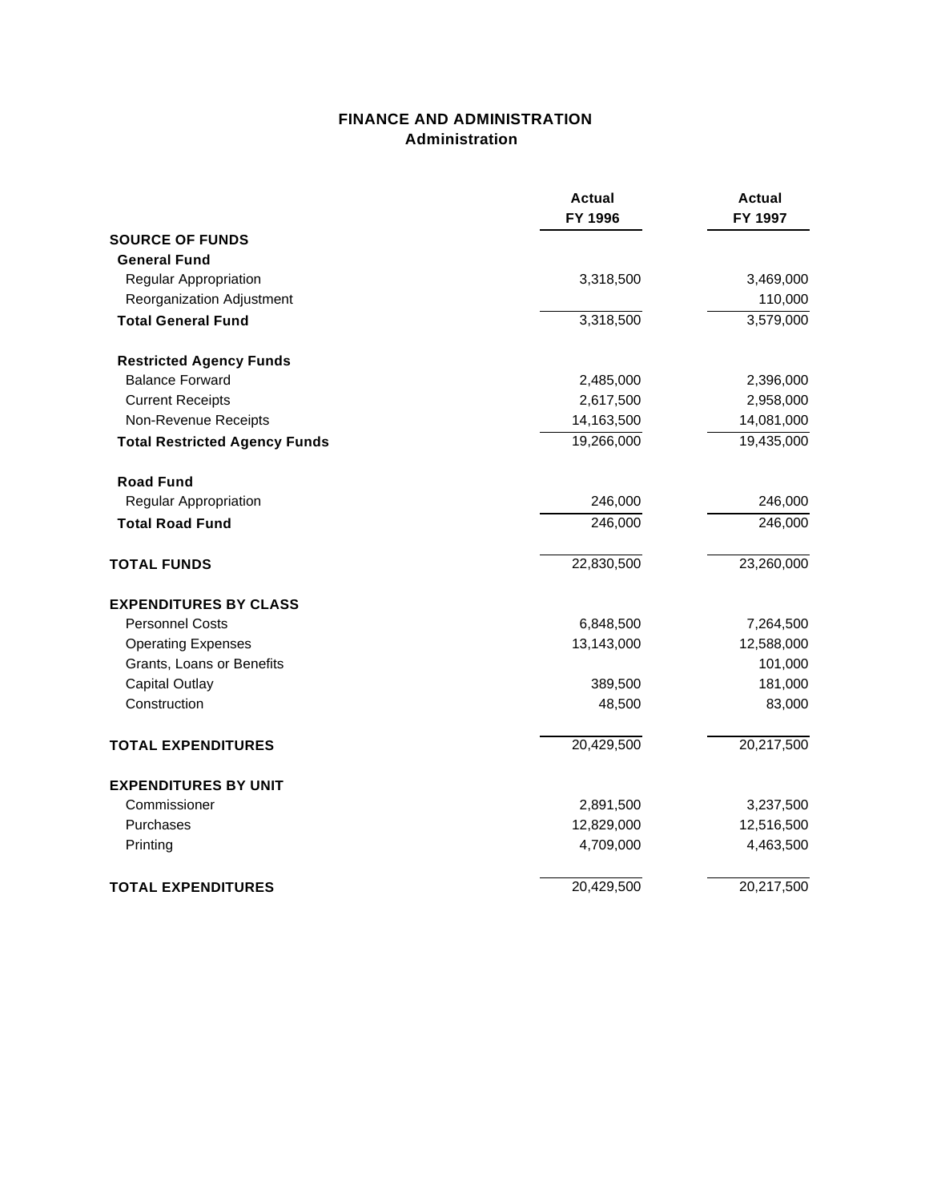# FINANCE AND ADMINISTRATION
## Administration

| | Actual FY 1996 | Actual FY 1997 |
|---|---|---|
| **SOURCE OF FUNDS** | | |
| **General Fund** | | |
| Regular Appropriation | 3,318,500 | 3,469,000 |
| Reorganization Adjustment | | 110,000 |
| **Total General Fund** | 3,318,500 | 3,579,000 |
| **Restricted Agency Funds** | | |
| Balance Forward | 2,485,000 | 2,396,000 |
| Current Receipts | 2,617,500 | 2,958,000 |
| Non-Revenue Receipts | 14,163,500 | 14,081,000 |
| **Total Restricted Agency Funds** | 19,266,000 | 19,435,000 |
| **Road Fund** | | |
| Regular Appropriation | 246,000 | 246,000 |
| **Total Road Fund** | 246,000 | 246,000 |
| **TOTAL FUNDS** | 22,830,500 | 23,260,000 |
| **EXPENDITURES BY CLASS** | | |
| Personnel Costs | 6,848,500 | 7,264,500 |
| Operating Expenses | 13,143,000 | 12,588,000 |
| Grants, Loans or Benefits | | 101,000 |
| Capital Outlay | 389,500 | 181,000 |
| Construction | 48,500 | 83,000 |
| **TOTAL EXPENDITURES** | 20,429,500 | 20,217,500 |
| **EXPENDITURES BY UNIT** | | |
| Commissioner | 2,891,500 | 3,237,500 |
| Purchases | 12,829,000 | 12,516,500 |
| Printing | 4,709,000 | 4,463,500 |
| **TOTAL EXPENDITURES** | 20,429,500 | 20,217,500 |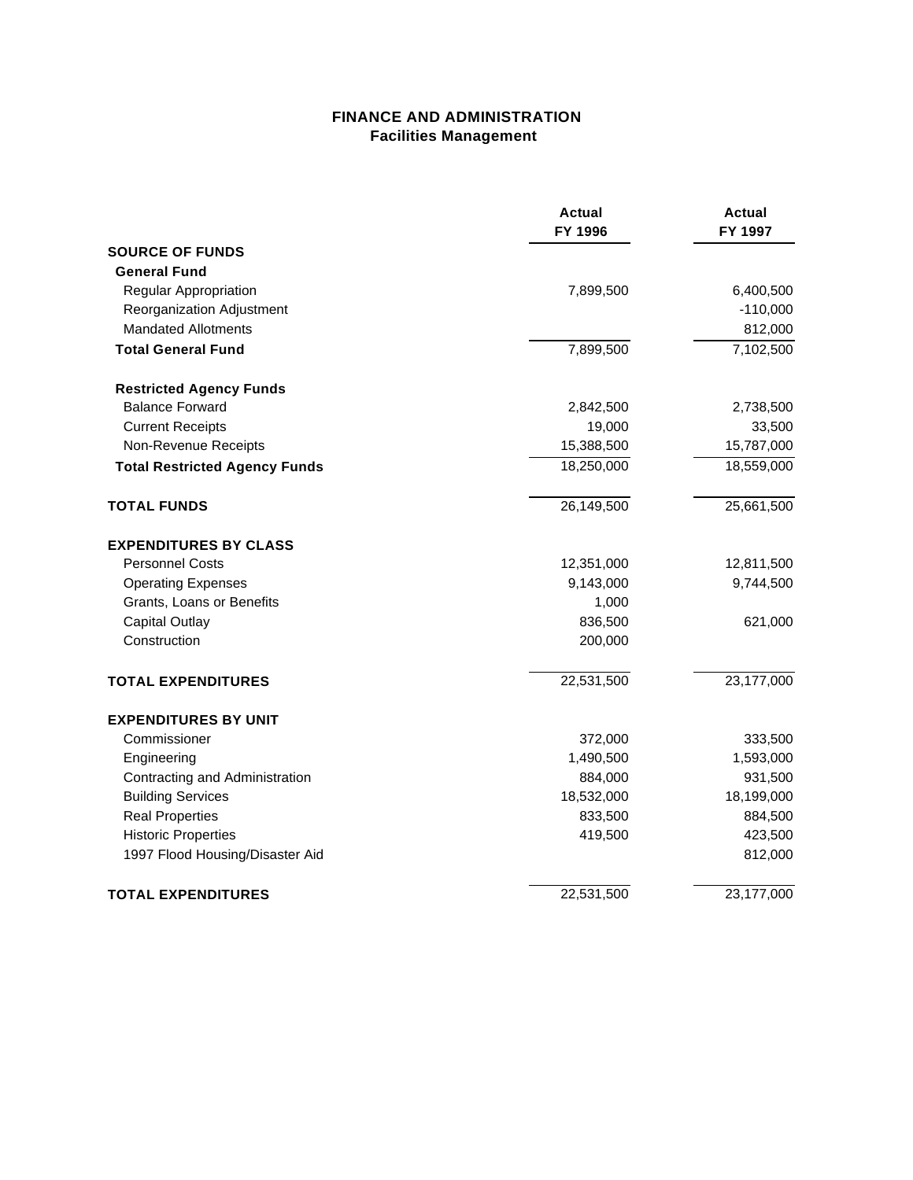## FINANCE AND ADMINISTRATION
### Facilities Management

| | Actual FY 1996 | Actual FY 1997 |
|---|---|---|
| **SOURCE OF FUNDS** | | |
| **General Fund** | | |
| Regular Appropriation | 7,899,500 | 6,400,500 |
| Reorganization Adjustment | | -110,000 |
| Mandated Allotments | | 812,000 |
| **Total General Fund** | 7,899,500 | 7,102,500 |
| **Restricted Agency Funds** | | |
| Balance Forward | 2,842,500 | 2,738,500 |
| Current Receipts | 19,000 | 33,500 |
| Non-Revenue Receipts | 15,388,500 | 15,787,000 |
| **Total Restricted Agency Funds** | 18,250,000 | 18,559,000 |
| **TOTAL FUNDS** | 26,149,500 | 25,661,500 |
| **EXPENDITURES BY CLASS** | | |
| Personnel Costs | 12,351,000 | 12,811,500 |
| Operating Expenses | 9,143,000 | 9,744,500 |
| Grants, Loans or Benefits | 1,000 | |
| Capital Outlay | 836,500 | 621,000 |
| Construction | 200,000 | |
| **TOTAL EXPENDITURES** | 22,531,500 | 23,177,000 |
| **EXPENDITURES BY UNIT** | | |
| Commissioner | 372,000 | 333,500 |
| Engineering | 1,490,500 | 1,593,000 |
| Contracting and Administration | 884,000 | 931,500 |
| Building Services | 18,532,000 | 18,199,000 |
| Real Properties | 833,500 | 884,500 |
| Historic Properties | 419,500 | 423,500 |
| 1997 Flood Housing/Disaster Aid | | 812,000 |
| **TOTAL EXPENDITURES** | 22,531,500 | 23,177,000 |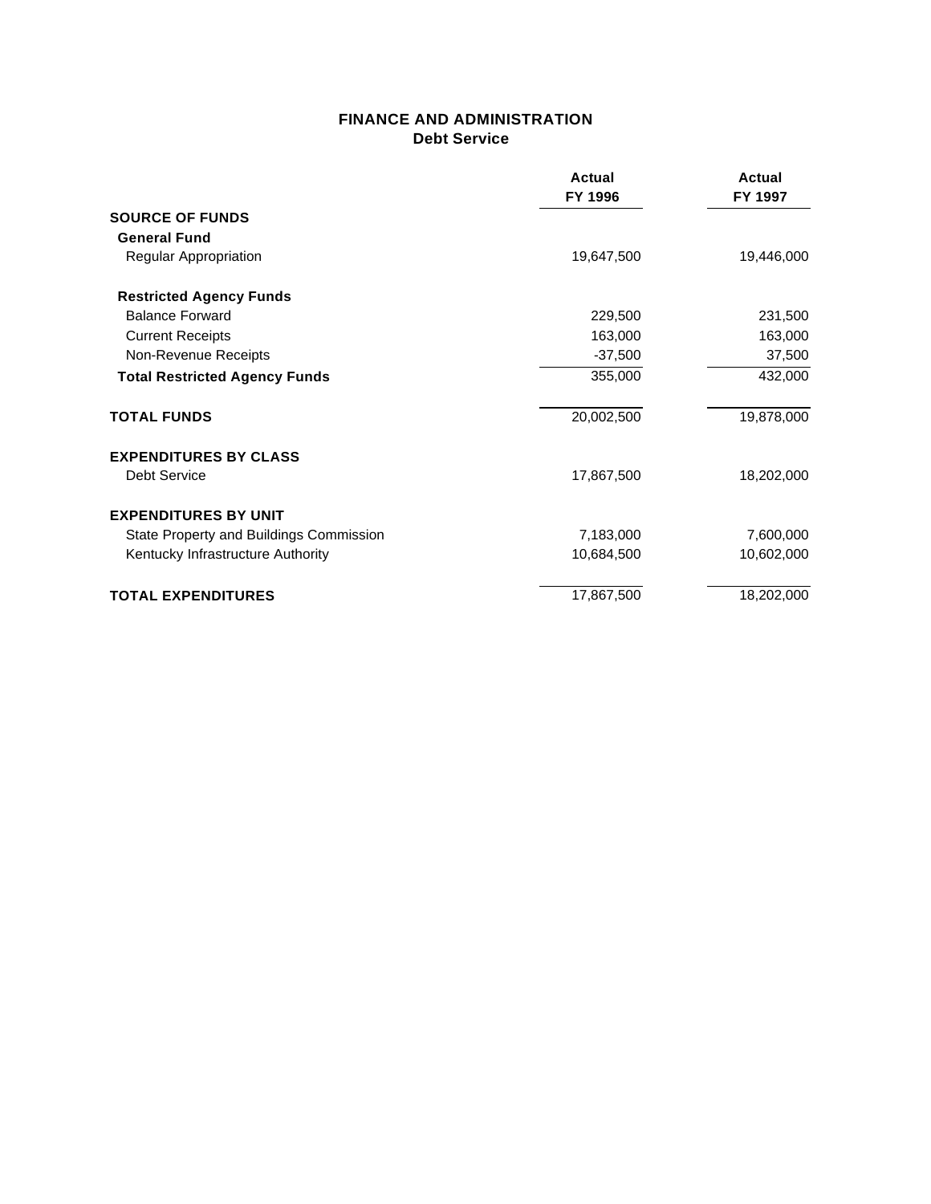## FINANCE AND ADMINISTRATION
### Debt Service

| | Actual FY 1996 | Actual FY 1997 |
|---|---|---|
| **SOURCE OF FUNDS** | | |
| **General Fund** | | |
| Regular Appropriation | 19,647,500 | 19,446,000 |
| **Restricted Agency Funds** | | |
| Balance Forward | 229,500 | 231,500 |
| Current Receipts | 163,000 | 163,000 |
| Non-Revenue Receipts | -37,500 | 37,500 |
| **Total Restricted Agency Funds** | 355,000 | 432,000 |
| **TOTAL FUNDS** | 20,002,500 | 19,878,000 |
| **EXPENDITURES BY CLASS** | | |
| Debt Service | 17,867,500 | 18,202,000 |
| **EXPENDITURES BY UNIT** | | |
| State Property and Buildings Commission | 7,183,000 | 7,600,000 |
| Kentucky Infrastructure Authority | 10,684,500 | 10,602,000 |
| **TOTAL EXPENDITURES** | 17,867,500 | 18,202,000 |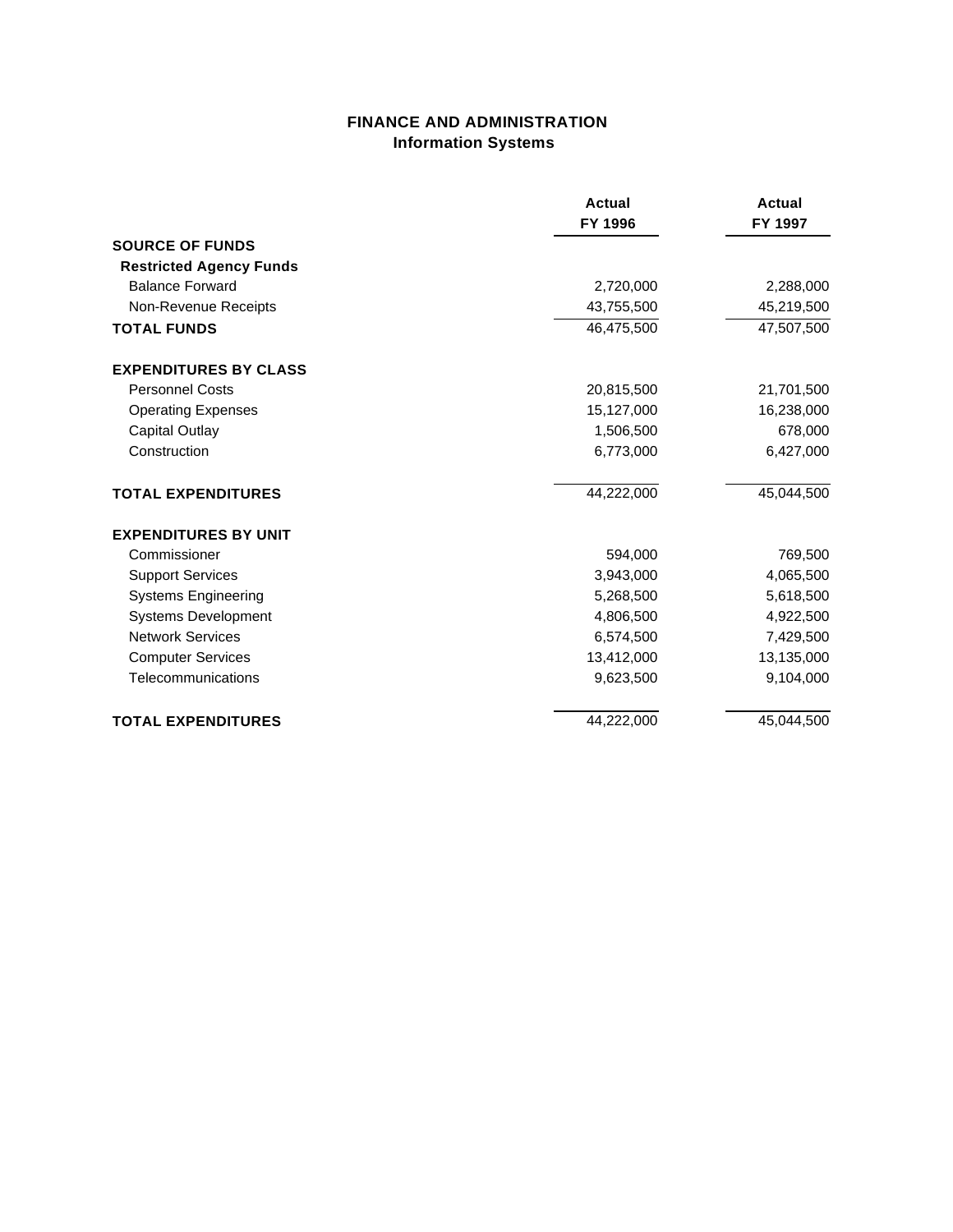# FINANCE AND ADMINISTRATION
## Information Systems

| | Actual FY 1996 | Actual FY 1997 |
|---|---|---|
| **SOURCE OF FUNDS** | | |
| **Restricted Agency Funds** | | |
| Balance Forward | 2,720,000 | 2,288,000 |
| Non-Revenue Receipts | 43,755,500 | 45,219,500 |
| **TOTAL FUNDS** | 46,475,500 | 47,507,500 |
| **EXPENDITURES BY CLASS** | | |
| Personnel Costs | 20,815,500 | 21,701,500 |
| Operating Expenses | 15,127,000 | 16,238,000 |
| Capital Outlay | 1,506,500 | 678,000 |
| Construction | 6,773,000 | 6,427,000 |
| **TOTAL EXPENDITURES** | 44,222,000 | 45,044,500 |
| **EXPENDITURES BY UNIT** | | |
| Commissioner | 594,000 | 769,500 |
| Support Services | 3,943,000 | 4,065,500 |
| Systems Engineering | 5,268,500 | 5,618,500 |
| Systems Development | 4,806,500 | 4,922,500 |
| Network Services | 6,574,500 | 7,429,500 |
| Computer Services | 13,412,000 | 13,135,000 |
| Telecommunications | 9,623,500 | 9,104,000 |
| **TOTAL EXPENDITURES** | 44,222,000 | 45,044,500 |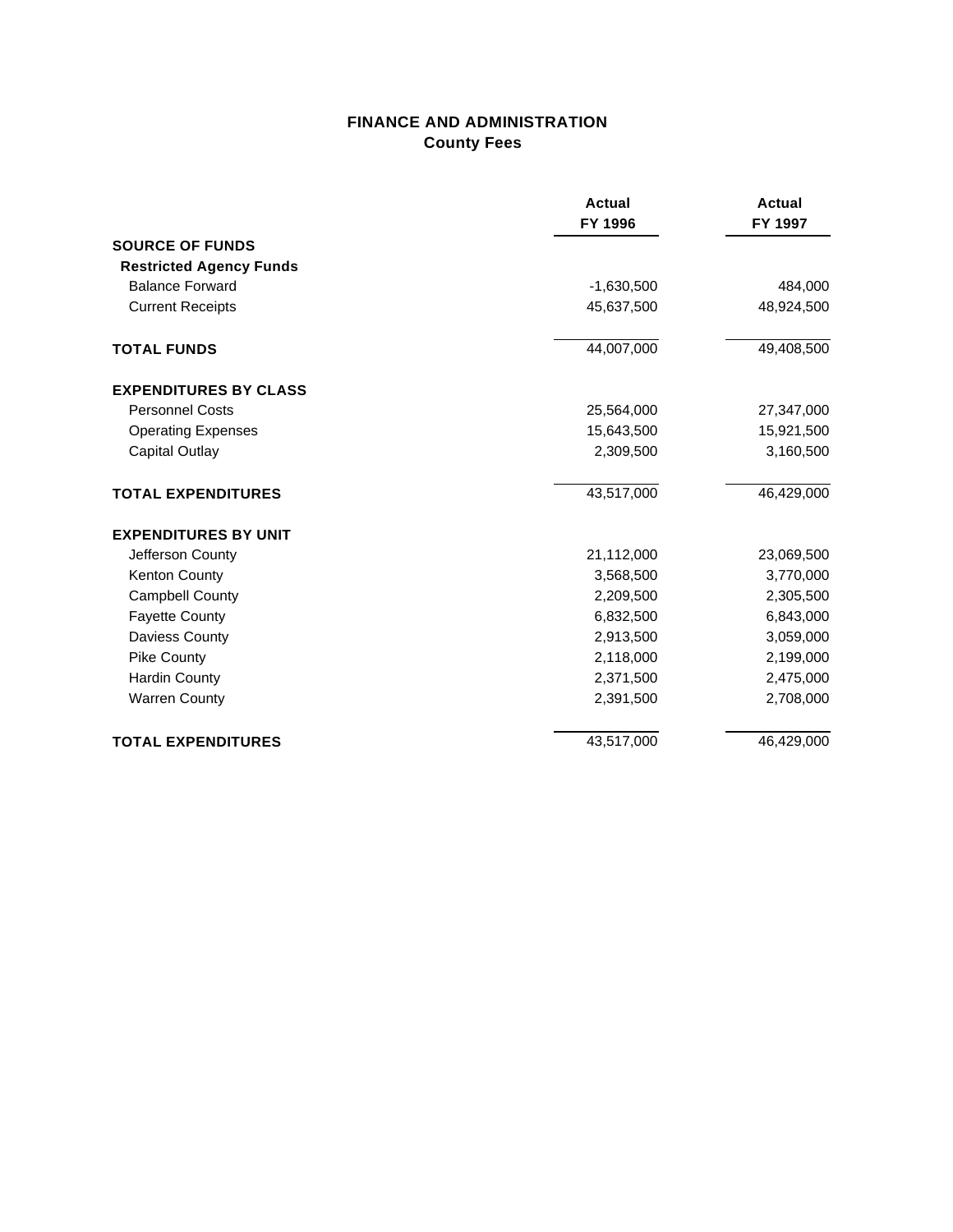# FINANCE AND ADMINISTRATION
## County Fees

| | Actual FY 1996 | Actual FY 1997 |
|---|---|---|
| **SOURCE OF FUNDS** | | |
| **Restricted Agency Funds** | | |
| Balance Forward | -1,630,500 | 484,000 |
| Current Receipts | 45,637,500 | 48,924,500 |
| **TOTAL FUNDS** | 44,007,000 | 49,408,500 |
| **EXPENDITURES BY CLASS** | | |
| Personnel Costs | 25,564,000 | 27,347,000 |
| Operating Expenses | 15,643,500 | 15,921,500 |
| Capital Outlay | 2,309,500 | 3,160,500 |
| **TOTAL EXPENDITURES** | 43,517,000 | 46,429,000 |
| **EXPENDITURES BY UNIT** | | |
| Jefferson County | 21,112,000 | 23,069,500 |
| Kenton County | 3,568,500 | 3,770,000 |
| Campbell County | 2,209,500 | 2,305,500 |
| Fayette County | 6,832,500 | 6,843,000 |
| Daviess County | 2,913,500 | 3,059,000 |
| Pike County | 2,118,000 | 2,199,000 |
| Hardin County | 2,371,500 | 2,475,000 |
| Warren County | 2,391,500 | 2,708,000 |
| **TOTAL EXPENDITURES** | 43,517,000 | 46,429,000 |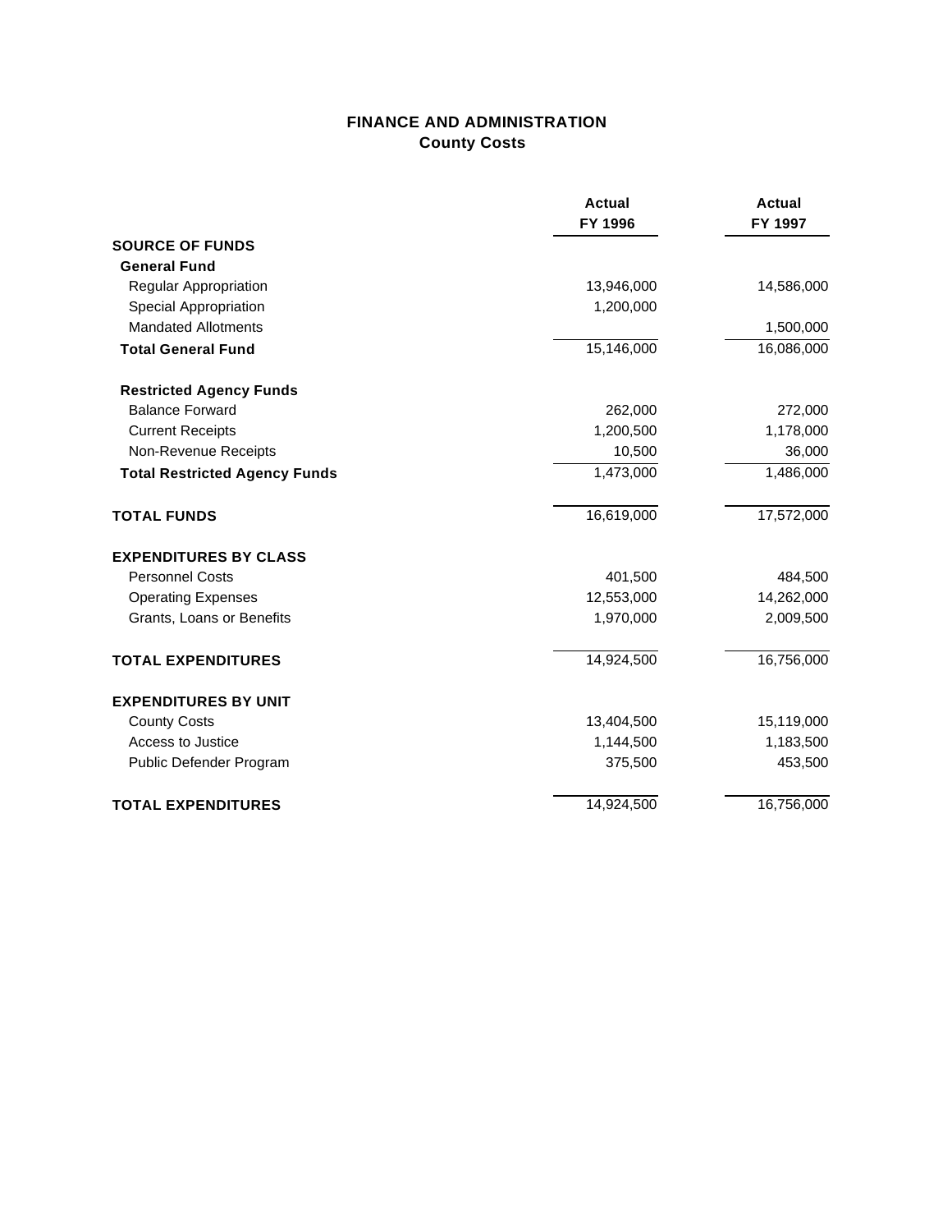## FINANCE AND ADMINISTRATION
### County Costs

| | Actual FY 1996 | Actual FY 1997 |
|---|---|---|
| **SOURCE OF FUNDS** | | |
| **General Fund** | | |
| Regular Appropriation | 13,946,000 | 14,586,000 |
| Special Appropriation | 1,200,000 | |
| Mandated Allotments | | 1,500,000 |
| **Total General Fund** | 15,146,000 | 16,086,000 |
| | | |
| **Restricted Agency Funds** | | |
| Balance Forward | 262,000 | 272,000 |
| Current Receipts | 1,200,500 | 1,178,000 |
| Non-Revenue Receipts | 10,500 | 36,000 |
| **Total Restricted Agency Funds** | 1,473,000 | 1,486,000 |
| | | |
| **TOTAL FUNDS** | 16,619,000 | 17,572,000 |
| | | |
| **EXPENDITURES BY CLASS** | | |
| Personnel Costs | 401,500 | 484,500 |
| Operating Expenses | 12,553,000 | 14,262,000 |
| Grants, Loans or Benefits | 1,970,000 | 2,009,500 |
| | | |
| **TOTAL EXPENDITURES** | 14,924,500 | 16,756,000 |
| | | |
| **EXPENDITURES BY UNIT** | | |
| County Costs | 13,404,500 | 15,119,000 |
| Access to Justice | 1,144,500 | 1,183,500 |
| Public Defender Program | 375,500 | 453,500 |
| | | |
| **TOTAL EXPENDITURES** | 14,924,500 | 16,756,000 |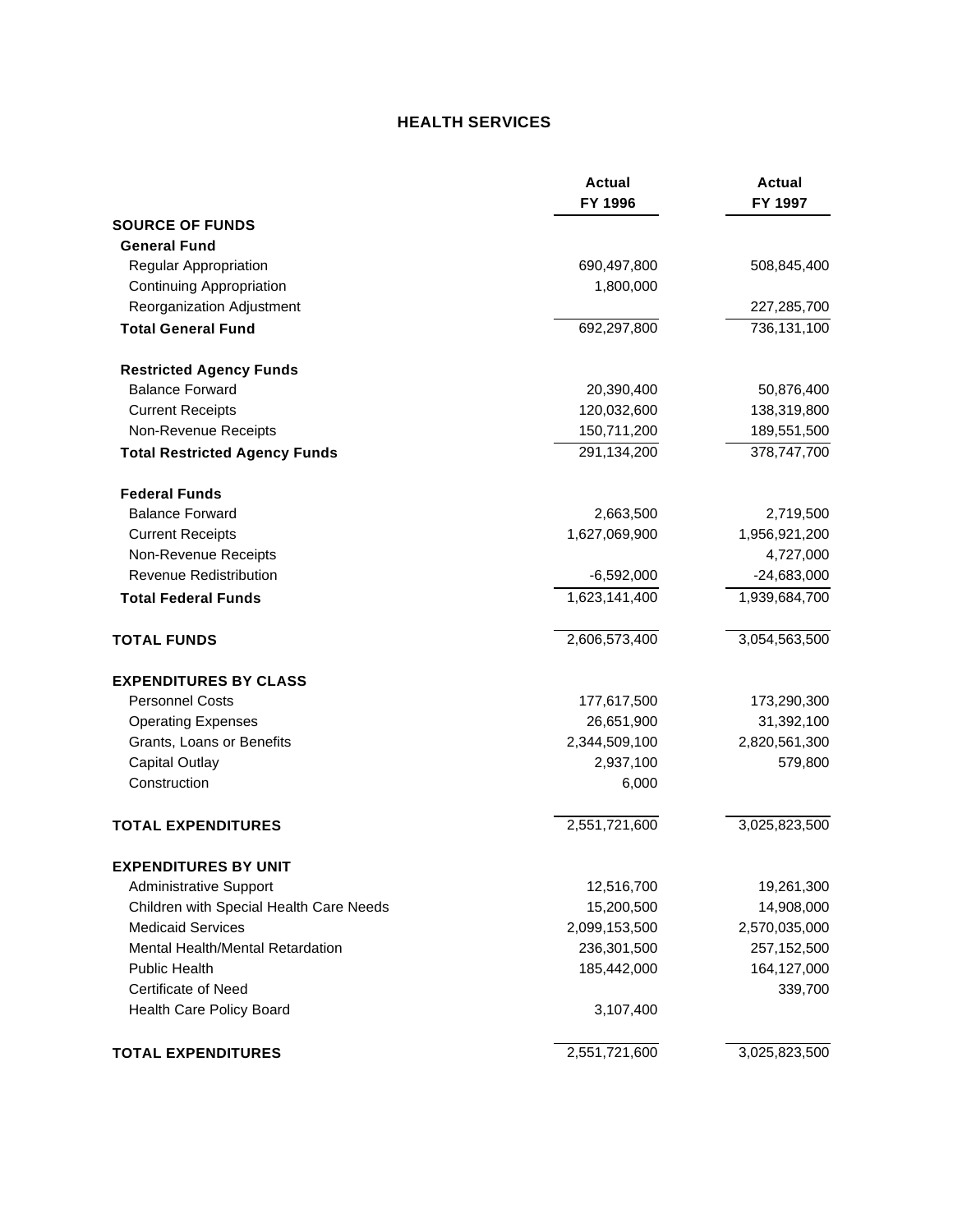# HEALTH SERVICES

| | Actual FY 1996 | Actual FY 1997 |
|---|---|---|
| **SOURCE OF FUNDS** | | |
| **General Fund** | | |
| Regular Appropriation | 690,497,800 | 508,845,400 |
| Continuing Appropriation | 1,800,000 | |
| Reorganization Adjustment | | 227,285,700 |
| **Total General Fund** | 692,297,800 | 736,131,100 |
| **Restricted Agency Funds** | | |
| Balance Forward | 20,390,400 | 50,876,400 |
| Current Receipts | 120,032,600 | 138,319,800 |
| Non-Revenue Receipts | 150,711,200 | 189,551,500 |
| **Total Restricted Agency Funds** | 291,134,200 | 378,747,700 |
| **Federal Funds** | | |
| Balance Forward | 2,663,500 | 2,719,500 |
| Current Receipts | 1,627,069,900 | 1,956,921,200 |
| Non-Revenue Receipts | | 4,727,000 |
| Revenue Redistribution | -6,592,000 | -24,683,000 |
| **Total Federal Funds** | 1,623,141,400 | 1,939,684,700 |
| **TOTAL FUNDS** | 2,606,573,400 | 3,054,563,500 |
| **EXPENDITURES BY CLASS** | | |
| Personnel Costs | 177,617,500 | 173,290,300 |
| Operating Expenses | 26,651,900 | 31,392,100 |
| Grants, Loans or Benefits | 2,344,509,100 | 2,820,561,300 |
| Capital Outlay | 2,937,100 | 579,800 |
| Construction | 6,000 | |
| **TOTAL EXPENDITURES** | 2,551,721,600 | 3,025,823,500 |
| **EXPENDITURES BY UNIT** | | |
| Administrative Support | 12,516,700 | 19,261,300 |
| Children with Special Health Care Needs | 15,200,500 | 14,908,000 |
| Medicaid Services | 2,099,153,500 | 2,570,035,000 |
| Mental Health/Mental Retardation | 236,301,500 | 257,152,500 |
| Public Health | 185,442,000 | 164,127,000 |
| Certificate of Need | | 339,700 |
| Health Care Policy Board | 3,107,400 | |
| **TOTAL EXPENDITURES** | 2,551,721,600 | 3,025,823,500 |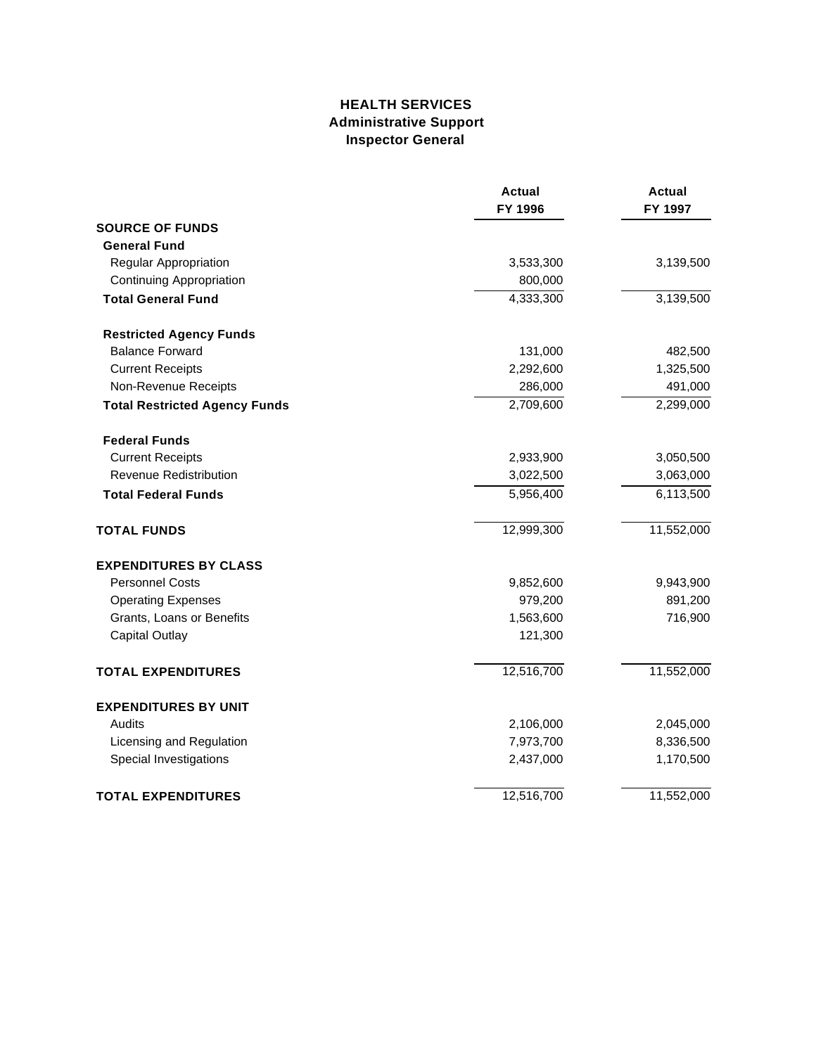# HEALTH SERVICES
## Administrative Support
### Inspector General

| | Actual FY 1996 | Actual FY 1997 |
|---|---|---|
| **SOURCE OF FUNDS** | | |
| **General Fund** | | |
| Regular Appropriation | 3,533,300 | 3,139,500 |
| Continuing Appropriation | 800,000 | |
| **Total General Fund** | 4,333,300 | 3,139,500 |
| **Restricted Agency Funds** | | |
| Balance Forward | 131,000 | 482,500 |
| Current Receipts | 2,292,600 | 1,325,500 |
| Non-Revenue Receipts | 286,000 | 491,000 |
| **Total Restricted Agency Funds** | 2,709,600 | 2,299,000 |
| **Federal Funds** | | |
| Current Receipts | 2,933,900 | 3,050,500 |
| Revenue Redistribution | 3,022,500 | 3,063,000 |
| **Total Federal Funds** | 5,956,400 | 6,113,500 |
| **TOTAL FUNDS** | 12,999,300 | 11,552,000 |
| **EXPENDITURES BY CLASS** | | |
| Personnel Costs | 9,852,600 | 9,943,900 |
| Operating Expenses | 979,200 | 891,200 |
| Grants, Loans or Benefits | 1,563,600 | 716,900 |
| Capital Outlay | 121,300 | |
| **TOTAL EXPENDITURES** | 12,516,700 | 11,552,000 |
| **EXPENDITURES BY UNIT** | | |
| Audits | 2,106,000 | 2,045,000 |
| Licensing and Regulation | 7,973,700 | 8,336,500 |
| Special Investigations | 2,437,000 | 1,170,500 |
| **TOTAL EXPENDITURES** | 12,516,700 | 11,552,000 |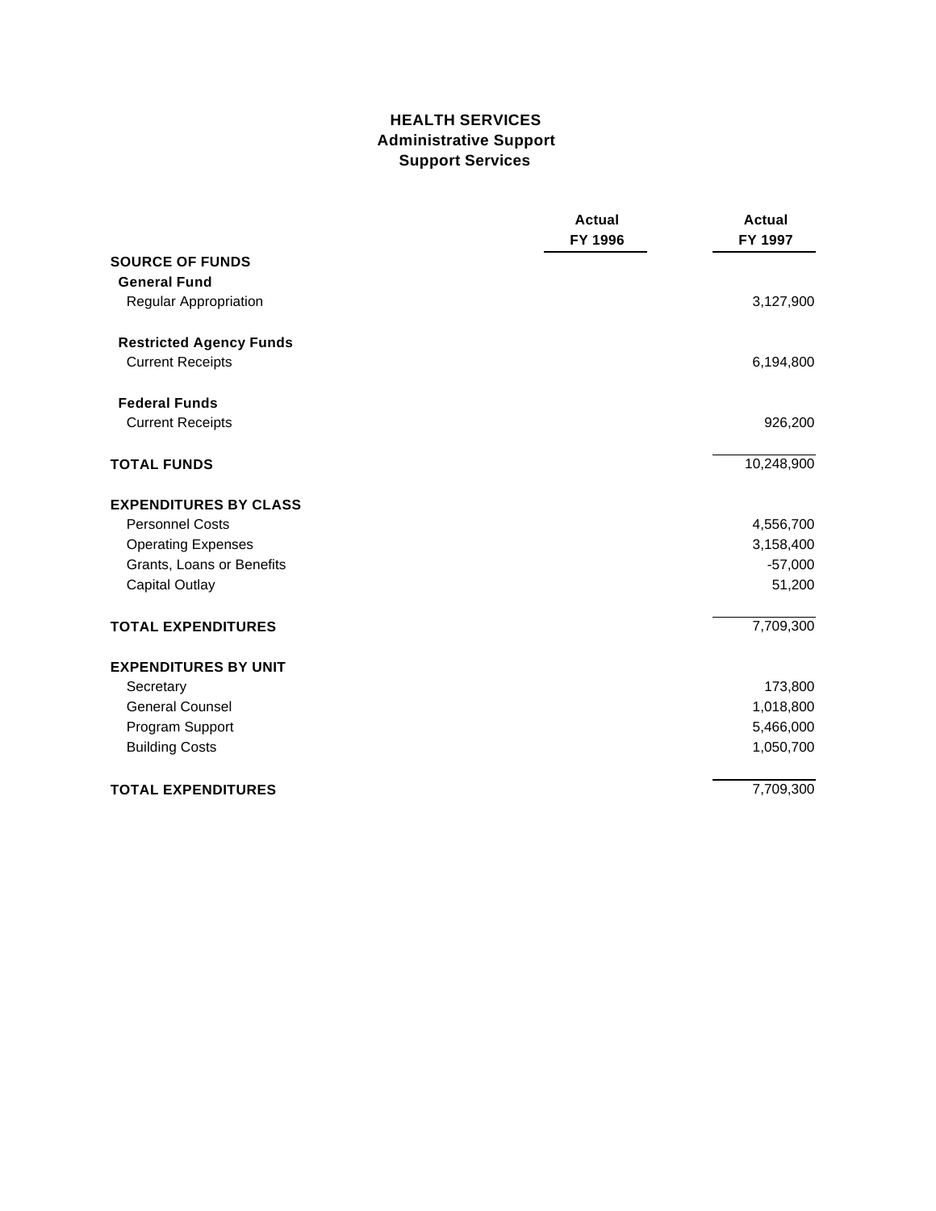# HEALTH SERVICES
## Administrative Support
### Support Services

| | Actual FY 1996 | Actual FY 1997 |
|---|---|---|
| **SOURCE OF FUNDS** | | |
| **General Fund** | | |
| Regular Appropriation | | 3,127,900 |
| **Restricted Agency Funds** | | |
| Current Receipts | | 6,194,800 |
| **Federal Funds** | | |
| Current Receipts | | 926,200 |
| **TOTAL FUNDS** | | 10,248,900 |
| **EXPENDITURES BY CLASS** | | |
| Personnel Costs | | 4,556,700 |
| Operating Expenses | | 3,158,400 |
| Grants, Loans or Benefits | | -57,000 |
| Capital Outlay | | 51,200 |
| **TOTAL EXPENDITURES** | | 7,709,300 |
| **EXPENDITURES BY UNIT** | | |
| Secretary | | 173,800 |
| General Counsel | | 1,018,800 |
| Program Support | | 5,466,000 |
| Building Costs | | 1,050,700 |
| **TOTAL EXPENDITURES** | | 7,709,300 |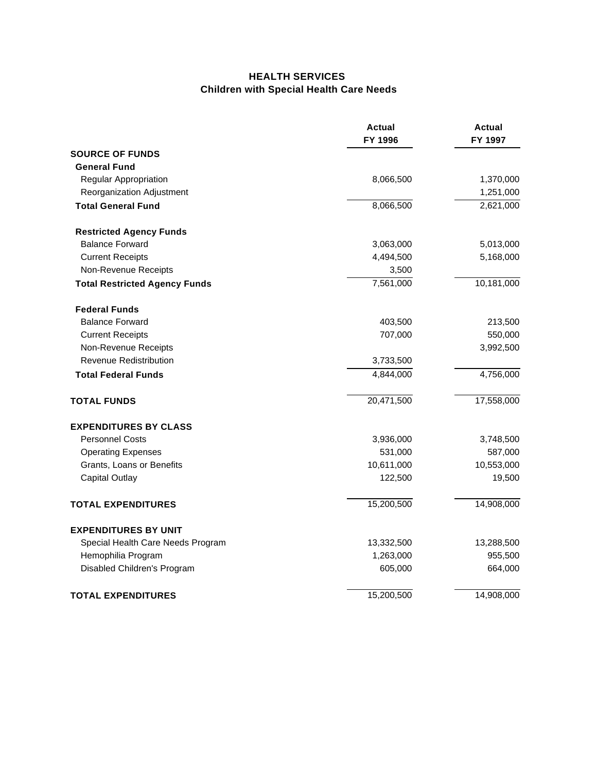## HEALTH SERVICES
### Children with Special Health Care Needs

| | Actual FY 1996 | Actual FY 1997 |
|---|---|---|
| **SOURCE OF FUNDS** | | |
| **General Fund** | | |
| Regular Appropriation | 8,066,500 | 1,370,000 |
| Reorganization Adjustment | | 1,251,000 |
| **Total General Fund** | 8,066,500 | 2,621,000 |
| **Restricted Agency Funds** | | |
| Balance Forward | 3,063,000 | 5,013,000 |
| Current Receipts | 4,494,500 | 5,168,000 |
| Non-Revenue Receipts | 3,500 | |
| **Total Restricted Agency Funds** | 7,561,000 | 10,181,000 |
| **Federal Funds** | | |
| Balance Forward | 403,500 | 213,500 |
| Current Receipts | 707,000 | 550,000 |
| Non-Revenue Receipts | | 3,992,500 |
| Revenue Redistribution | 3,733,500 | |
| **Total Federal Funds** | 4,844,000 | 4,756,000 |
| **TOTAL FUNDS** | 20,471,500 | 17,558,000 |
| **EXPENDITURES BY CLASS** | | |
| Personnel Costs | 3,936,000 | 3,748,500 |
| Operating Expenses | 531,000 | 587,000 |
| Grants, Loans or Benefits | 10,611,000 | 10,553,000 |
| Capital Outlay | 122,500 | 19,500 |
| **TOTAL EXPENDITURES** | 15,200,500 | 14,908,000 |
| **EXPENDITURES BY UNIT** | | |
| Special Health Care Needs Program | 13,332,500 | 13,288,500 |
| Hemophilia Program | 1,263,000 | 955,500 |
| Disabled Children's Program | 605,000 | 664,000 |
| **TOTAL EXPENDITURES** | 15,200,500 | 14,908,000 |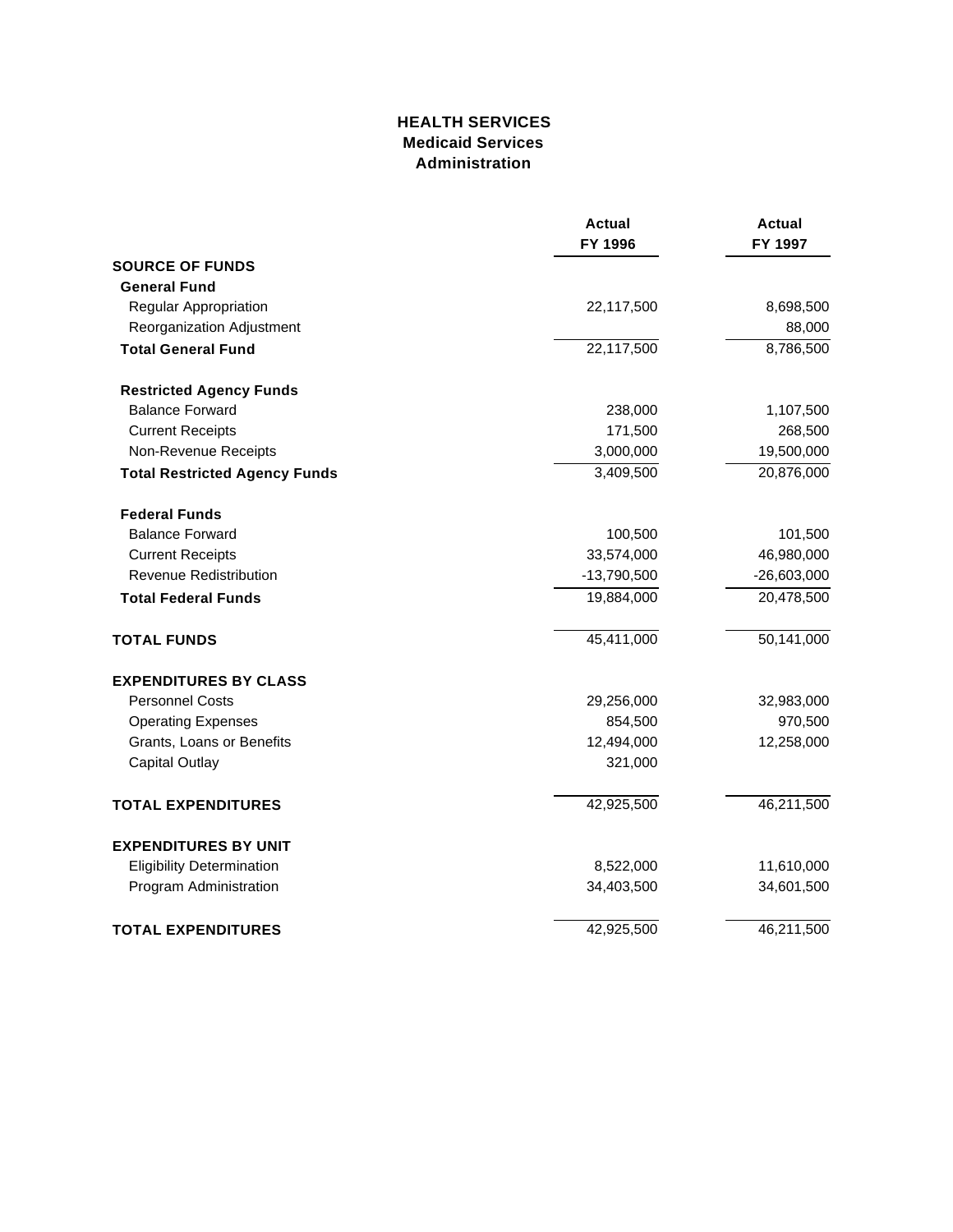# HEALTH SERVICES
## Medicaid Services
### Administration

| | Actual FY 1996 | Actual FY 1997 |
|---|---|---|
| **SOURCE OF FUNDS** | | |
| **General Fund** | | |
| Regular Appropriation | 22,117,500 | 8,698,500 |
| Reorganization Adjustment | | 88,000 |
| **Total General Fund** | 22,117,500 | 8,786,500 |
| **Restricted Agency Funds** | | |
| Balance Forward | 238,000 | 1,107,500 |
| Current Receipts | 171,500 | 268,500 |
| Non-Revenue Receipts | 3,000,000 | 19,500,000 |
| **Total Restricted Agency Funds** | 3,409,500 | 20,876,000 |
| **Federal Funds** | | |
| Balance Forward | 100,500 | 101,500 |
| Current Receipts | 33,574,000 | 46,980,000 |
| Revenue Redistribution | -13,790,500 | -26,603,000 |
| **Total Federal Funds** | 19,884,000 | 20,478,500 |
| **TOTAL FUNDS** | 45,411,000 | 50,141,000 |
| **EXPENDITURES BY CLASS** | | |
| Personnel Costs | 29,256,000 | 32,983,000 |
| Operating Expenses | 854,500 | 970,500 |
| Grants, Loans or Benefits | 12,494,000 | 12,258,000 |
| Capital Outlay | 321,000 | |
| **TOTAL EXPENDITURES** | 42,925,500 | 46,211,500 |
| **EXPENDITURES BY UNIT** | | |
| Eligibility Determination | 8,522,000 | 11,610,000 |
| Program Administration | 34,403,500 | 34,601,500 |
| **TOTAL EXPENDITURES** | 42,925,500 | 46,211,500 |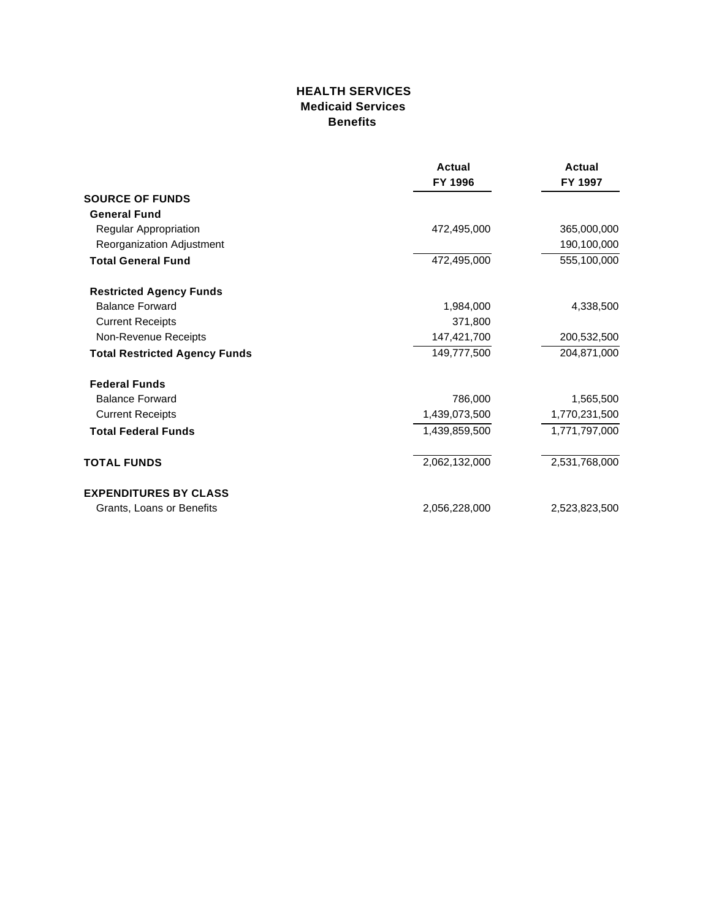# HEALTH SERVICES
## Medicaid Services
### Benefits

| | Actual FY 1996 | Actual FY 1997 |
|---|---|---|
| **SOURCE OF FUNDS** | | |
| **General Fund** | | |
| Regular Appropriation | 472,495,000 | 365,000,000 |
| Reorganization Adjustment | | 190,100,000 |
| **Total General Fund** | 472,495,000 | 555,100,000 |
| **Restricted Agency Funds** | | |
| Balance Forward | 1,984,000 | 4,338,500 |
| Current Receipts | 371,800 | |
| Non-Revenue Receipts | 147,421,700 | 200,532,500 |
| **Total Restricted Agency Funds** | 149,777,500 | 204,871,000 |
| **Federal Funds** | | |
| Balance Forward | 786,000 | 1,565,500 |
| Current Receipts | 1,439,073,500 | 1,770,231,500 |
| **Total Federal Funds** | 1,439,859,500 | 1,771,797,000 |
| **TOTAL FUNDS** | 2,062,132,000 | 2,531,768,000 |
| **EXPENDITURES BY CLASS** | | |
| Grants, Loans or Benefits | 2,056,228,000 | 2,523,823,500 |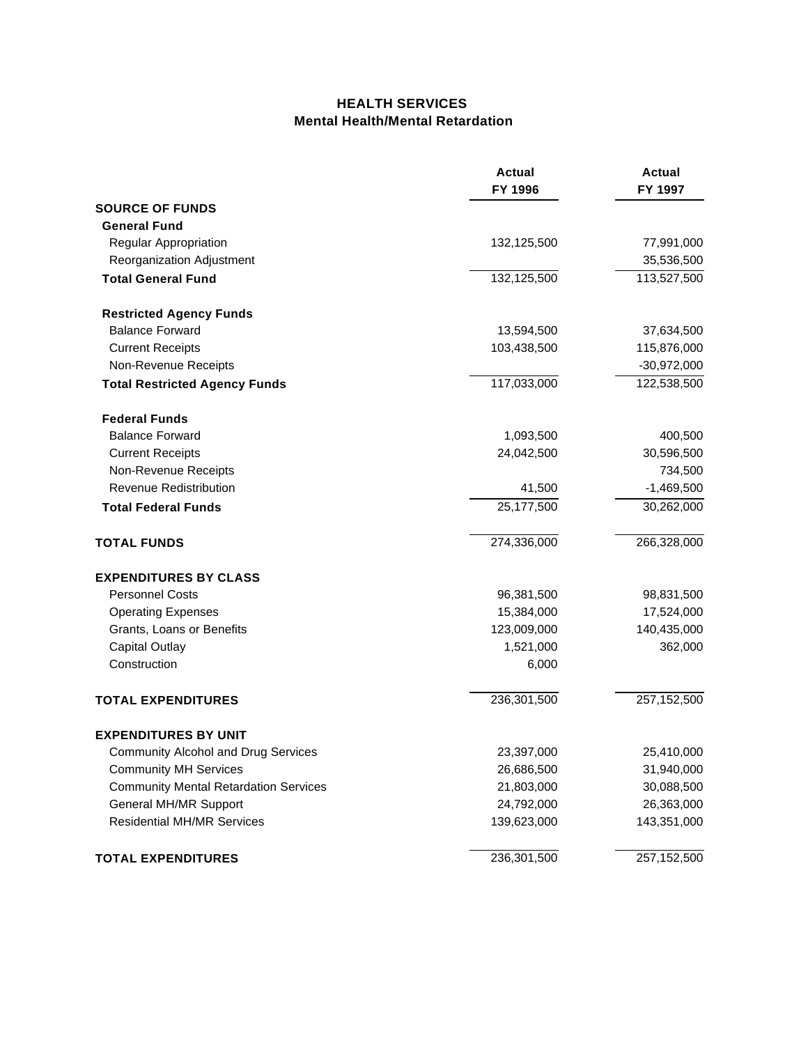# HEALTH SERVICES
## Mental Health/Mental Retardation

| | Actual FY 1996 | Actual FY 1997 |
|---|---|---|
| **SOURCE OF FUNDS** | | |
| **General Fund** | | |
| Regular Appropriation | 132,125,500 | 77,991,000 |
| Reorganization Adjustment | | 35,536,500 |
| **Total General Fund** | 132,125,500 | 113,527,500 |
| **Restricted Agency Funds** | | |
| Balance Forward | 13,594,500 | 37,634,500 |
| Current Receipts | 103,438,500 | 115,876,000 |
| Non-Revenue Receipts | | -30,972,000 |
| **Total Restricted Agency Funds** | 117,033,000 | 122,538,500 |
| **Federal Funds** | | |
| Balance Forward | 1,093,500 | 400,500 |
| Current Receipts | 24,042,500 | 30,596,500 |
| Non-Revenue Receipts | | 734,500 |
| Revenue Redistribution | 41,500 | -1,469,500 |
| **Total Federal Funds** | 25,177,500 | 30,262,000 |
| **TOTAL FUNDS** | 274,336,000 | 266,328,000 |
| **EXPENDITURES BY CLASS** | | |
| Personnel Costs | 96,381,500 | 98,831,500 |
| Operating Expenses | 15,384,000 | 17,524,000 |
| Grants, Loans or Benefits | 123,009,000 | 140,435,000 |
| Capital Outlay | 1,521,000 | 362,000 |
| Construction | 6,000 | |
| **TOTAL EXPENDITURES** | 236,301,500 | 257,152,500 |
| **EXPENDITURES BY UNIT** | | |
| Community Alcohol and Drug Services | 23,397,000 | 25,410,000 |
| Community MH Services | 26,686,500 | 31,940,000 |
| Community Mental Retardation Services | 21,803,000 | 30,088,500 |
| General MH/MR Support | 24,792,000 | 26,363,000 |
| Residential MH/MR Services | 139,623,000 | 143,351,000 |
| **TOTAL EXPENDITURES** | 236,301,500 | 257,152,500 |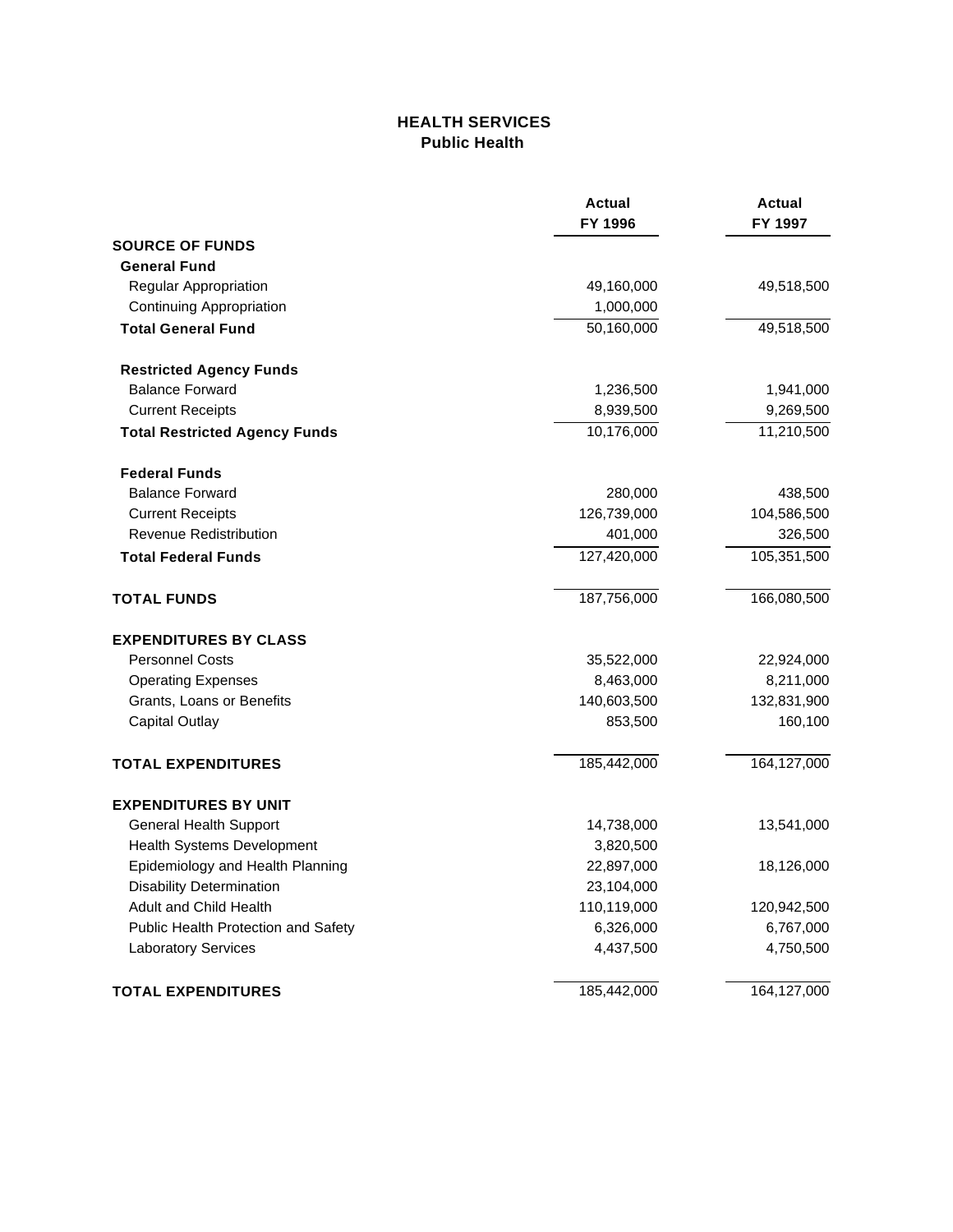## HEALTH SERVICES
### Public Health

| | Actual FY 1996 | Actual FY 1997 |
|---|---|---|
| **SOURCE OF FUNDS** | | |
| **General Fund** | | |
| Regular Appropriation | 49,160,000 | 49,518,500 |
| Continuing Appropriation | 1,000,000 | |
| **Total General Fund** | 50,160,000 | 49,518,500 |
| **Restricted Agency Funds** | | |
| Balance Forward | 1,236,500 | 1,941,000 |
| Current Receipts | 8,939,500 | 9,269,500 |
| **Total Restricted Agency Funds** | 10,176,000 | 11,210,500 |
| **Federal Funds** | | |
| Balance Forward | 280,000 | 438,500 |
| Current Receipts | 126,739,000 | 104,586,500 |
| Revenue Redistribution | 401,000 | 326,500 |
| **Total Federal Funds** | 127,420,000 | 105,351,500 |
| **TOTAL FUNDS** | 187,756,000 | 166,080,500 |
| **EXPENDITURES BY CLASS** | | |
| Personnel Costs | 35,522,000 | 22,924,000 |
| Operating Expenses | 8,463,000 | 8,211,000 |
| Grants, Loans or Benefits | 140,603,500 | 132,831,900 |
| Capital Outlay | 853,500 | 160,100 |
| **TOTAL EXPENDITURES** | 185,442,000 | 164,127,000 |
| **EXPENDITURES BY UNIT** | | |
| General Health Support | 14,738,000 | 13,541,000 |
| Health Systems Development | 3,820,500 | |
| Epidemiology and Health Planning | 22,897,000 | 18,126,000 |
| Disability Determination | 23,104,000 | |
| Adult and Child Health | 110,119,000 | 120,942,500 |
| Public Health Protection and Safety | 6,326,000 | 6,767,000 |
| Laboratory Services | 4,437,500 | 4,750,500 |
| **TOTAL EXPENDITURES** | 185,442,000 | 164,127,000 |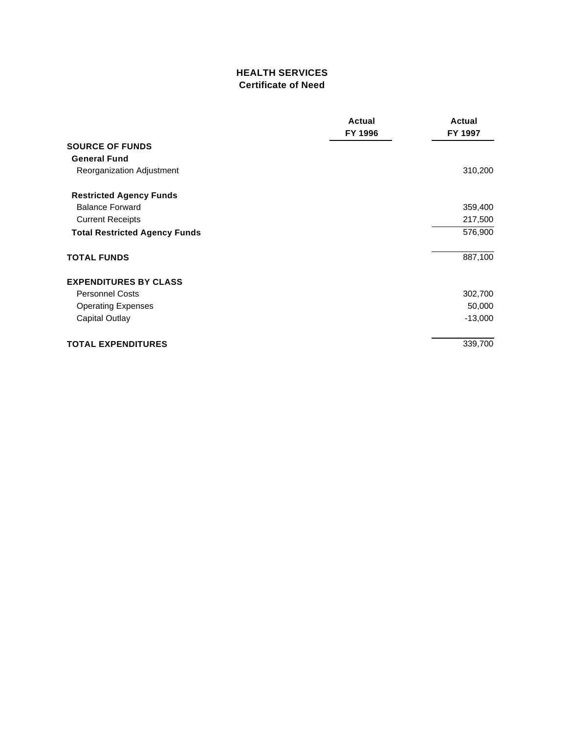# HEALTH SERVICES
## Certificate of Need

| | Actual FY 1996 | Actual FY 1997 |
|---|---|---|
| **SOURCE OF FUNDS** | | |
| **General Fund** | | |
| Reorganization Adjustment | | 310,200 |
| **Restricted Agency Funds** | | |
| Balance Forward | | 359,400 |
| Current Receipts | | 217,500 |
| **Total Restricted Agency Funds** | | 576,900 |
| **TOTAL FUNDS** | | 887,100 |
| **EXPENDITURES BY CLASS** | | |
| Personnel Costs | | 302,700 |
| Operating Expenses | | 50,000 |
| Capital Outlay | | -13,000 |
| **TOTAL EXPENDITURES** | | 339,700 |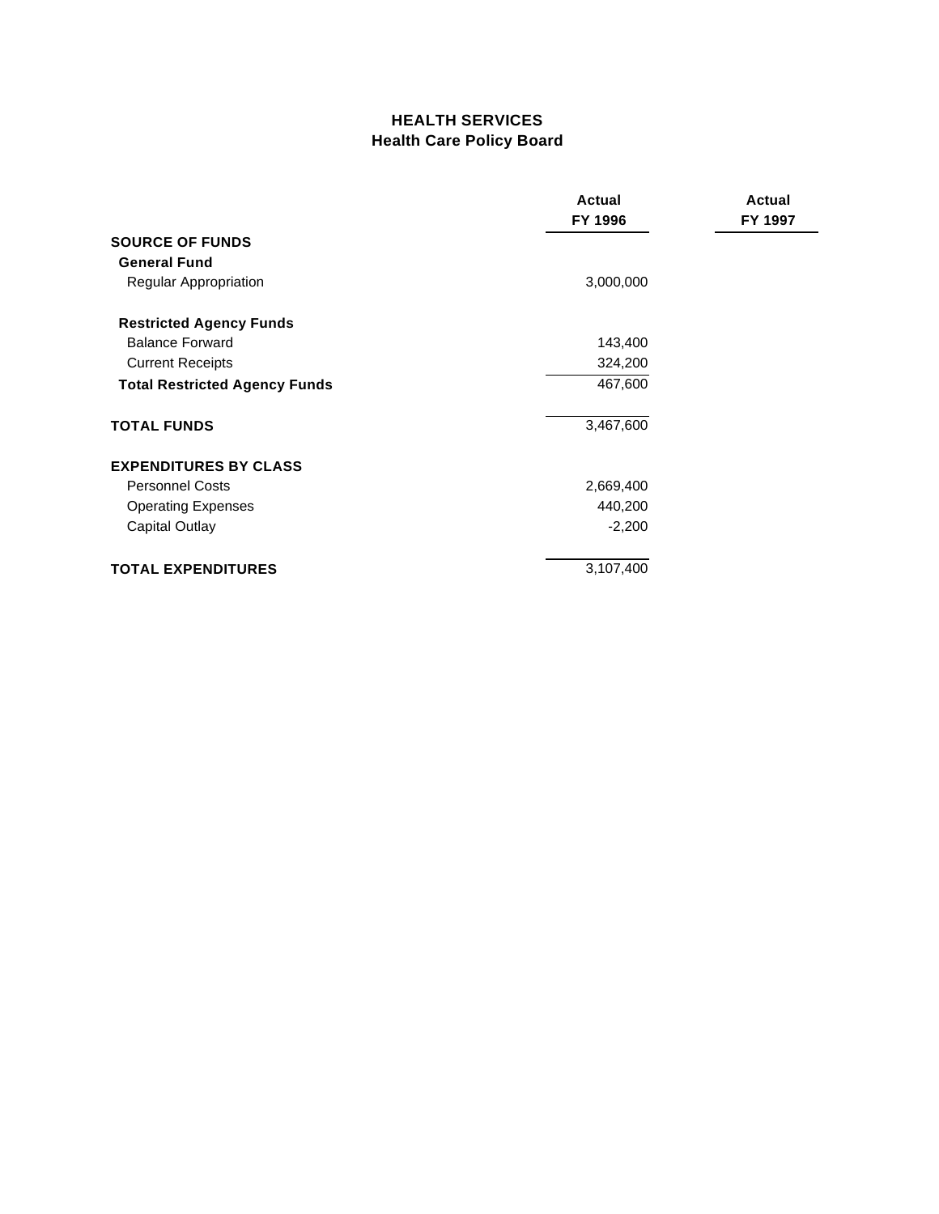# HEALTH SERVICES
## Health Care Policy Board

| | Actual FY 1996 | Actual FY 1997 |
|---|---|---|
| **SOURCE OF FUNDS** | | |
| **General Fund** | | |
| Regular Appropriation | 3,000,000 | |
| **Restricted Agency Funds** | | |
| Balance Forward | 143,400 | |
| Current Receipts | 324,200 | |
| **Total Restricted Agency Funds** | 467,600 | |
| **TOTAL FUNDS** | 3,467,600 | |
| **EXPENDITURES BY CLASS** | | |
| Personnel Costs | 2,669,400 | |
| Operating Expenses | 440,200 | |
| Capital Outlay | -2,200 | |
| **TOTAL EXPENDITURES** | 3,107,400 | |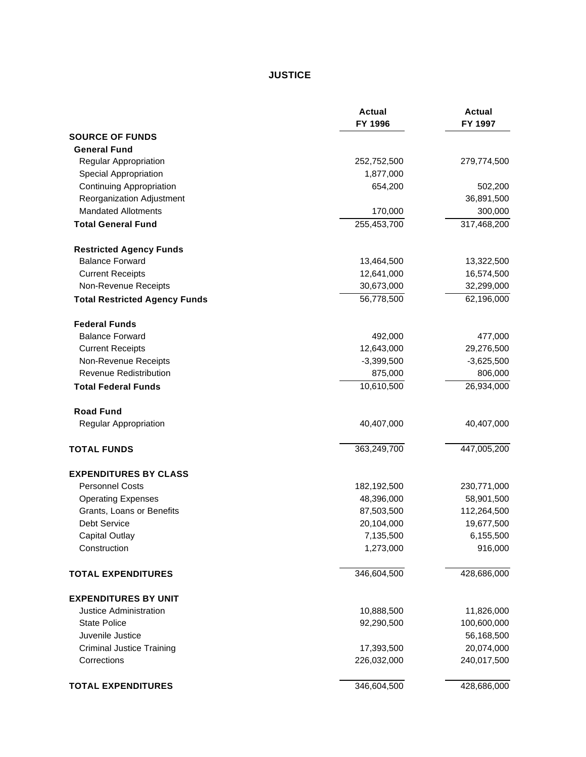# JUSTICE

| | Actual FY 1996 | Actual FY 1997 |
|---|---|---|
| **SOURCE OF FUNDS** | | |
| **General Fund** | | |
| Regular Appropriation | 252,752,500 | 279,774,500 |
| Special Appropriation | 1,877,000 | |
| Continuing Appropriation | 654,200 | 502,200 |
| Reorganization Adjustment | | 36,891,500 |
| Mandated Allotments | 170,000 | 300,000 |
| **Total General Fund** | 255,453,700 | 317,468,200 |
| **Restricted Agency Funds** | | |
| Balance Forward | 13,464,500 | 13,322,500 |
| Current Receipts | 12,641,000 | 16,574,500 |
| Non-Revenue Receipts | 30,673,000 | 32,299,000 |
| **Total Restricted Agency Funds** | 56,778,500 | 62,196,000 |
| **Federal Funds** | | |
| Balance Forward | 492,000 | 477,000 |
| Current Receipts | 12,643,000 | 29,276,500 |
| Non-Revenue Receipts | -3,399,500 | -3,625,500 |
| Revenue Redistribution | 875,000 | 806,000 |
| **Total Federal Funds** | 10,610,500 | 26,934,000 |
| **Road Fund** | | |
| Regular Appropriation | 40,407,000 | 40,407,000 |
| **TOTAL FUNDS** | 363,249,700 | 447,005,200 |
| **EXPENDITURES BY CLASS** | | |
| Personnel Costs | 182,192,500 | 230,771,000 |
| Operating Expenses | 48,396,000 | 58,901,500 |
| Grants, Loans or Benefits | 87,503,500 | 112,264,500 |
| Debt Service | 20,104,000 | 19,677,500 |
| Capital Outlay | 7,135,500 | 6,155,500 |
| Construction | 1,273,000 | 916,000 |
| **TOTAL EXPENDITURES** | 346,604,500 | 428,686,000 |
| **EXPENDITURES BY UNIT** | | |
| Justice Administration | 10,888,500 | 11,826,000 |
| State Police | 92,290,500 | 100,600,000 |
| Juvenile Justice | | 56,168,500 |
| Criminal Justice Training | 17,393,500 | 20,074,000 |
| Corrections | 226,032,000 | 240,017,500 |
| **TOTAL EXPENDITURES** | 346,604,500 | 428,686,000 |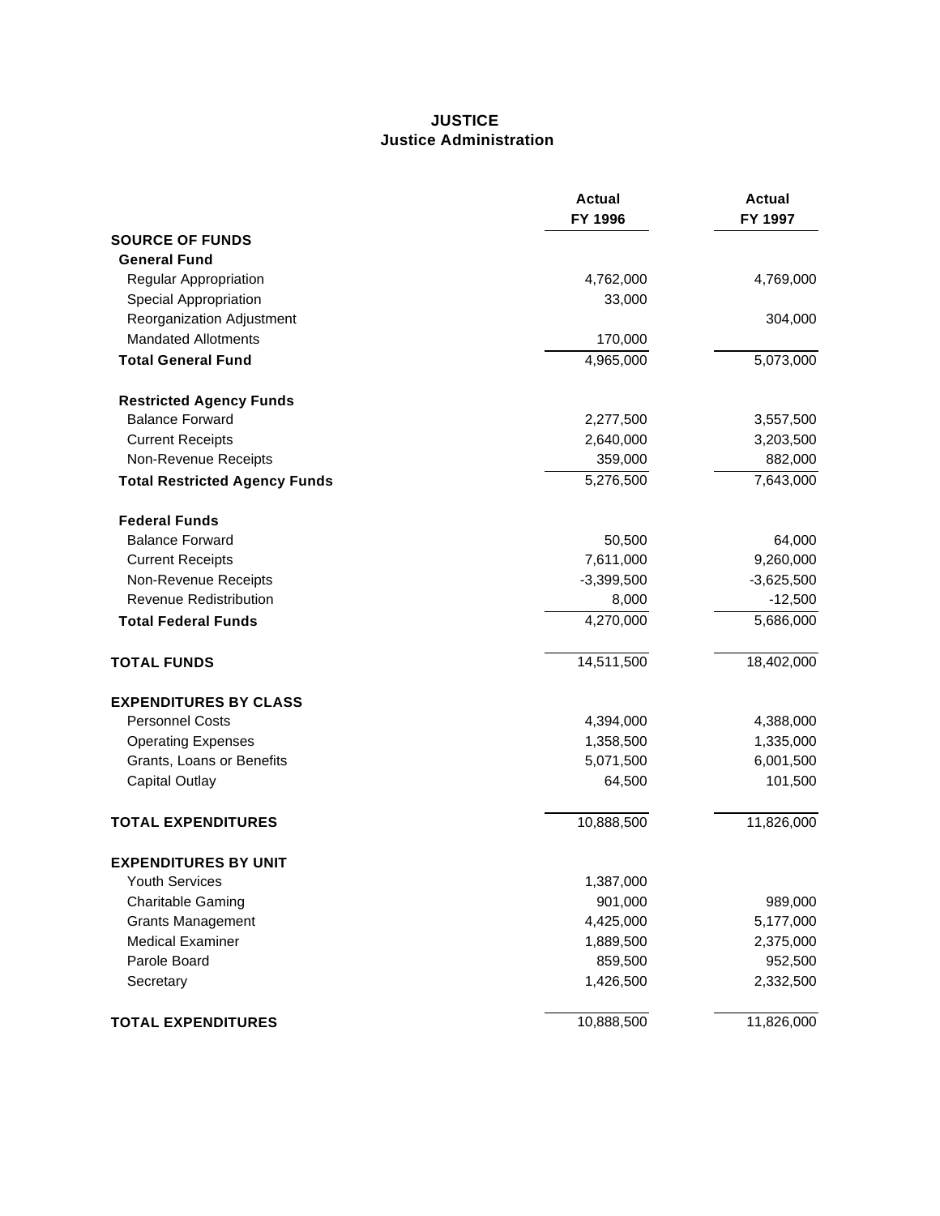# JUSTICE
## Justice Administration

| | Actual FY 1996 | Actual FY 1997 |
|---|---|---|
| **SOURCE OF FUNDS** | | |
| **General Fund** | | |
| Regular Appropriation | 4,762,000 | 4,769,000 |
| Special Appropriation | 33,000 | |
| Reorganization Adjustment | | 304,000 |
| Mandated Allotments | 170,000 | |
| **Total General Fund** | 4,965,000 | 5,073,000 |
| **Restricted Agency Funds** | | |
| Balance Forward | 2,277,500 | 3,557,500 |
| Current Receipts | 2,640,000 | 3,203,500 |
| Non-Revenue Receipts | 359,000 | 882,000 |
| **Total Restricted Agency Funds** | 5,276,500 | 7,643,000 |
| **Federal Funds** | | |
| Balance Forward | 50,500 | 64,000 |
| Current Receipts | 7,611,000 | 9,260,000 |
| Non-Revenue Receipts | -3,399,500 | -3,625,500 |
| Revenue Redistribution | 8,000 | -12,500 |
| **Total Federal Funds** | 4,270,000 | 5,686,000 |
| **TOTAL FUNDS** | 14,511,500 | 18,402,000 |
| **EXPENDITURES BY CLASS** | | |
| Personnel Costs | 4,394,000 | 4,388,000 |
| Operating Expenses | 1,358,500 | 1,335,000 |
| Grants, Loans or Benefits | 5,071,500 | 6,001,500 |
| Capital Outlay | 64,500 | 101,500 |
| **TOTAL EXPENDITURES** | 10,888,500 | 11,826,000 |
| **EXPENDITURES BY UNIT** | | |
| Youth Services | 1,387,000 | |
| Charitable Gaming | 901,000 | 989,000 |
| Grants Management | 4,425,000 | 5,177,000 |
| Medical Examiner | 1,889,500 | 2,375,000 |
| Parole Board | 859,500 | 952,500 |
| Secretary | 1,426,500 | 2,332,500 |
| **TOTAL EXPENDITURES** | 10,888,500 | 11,826,000 |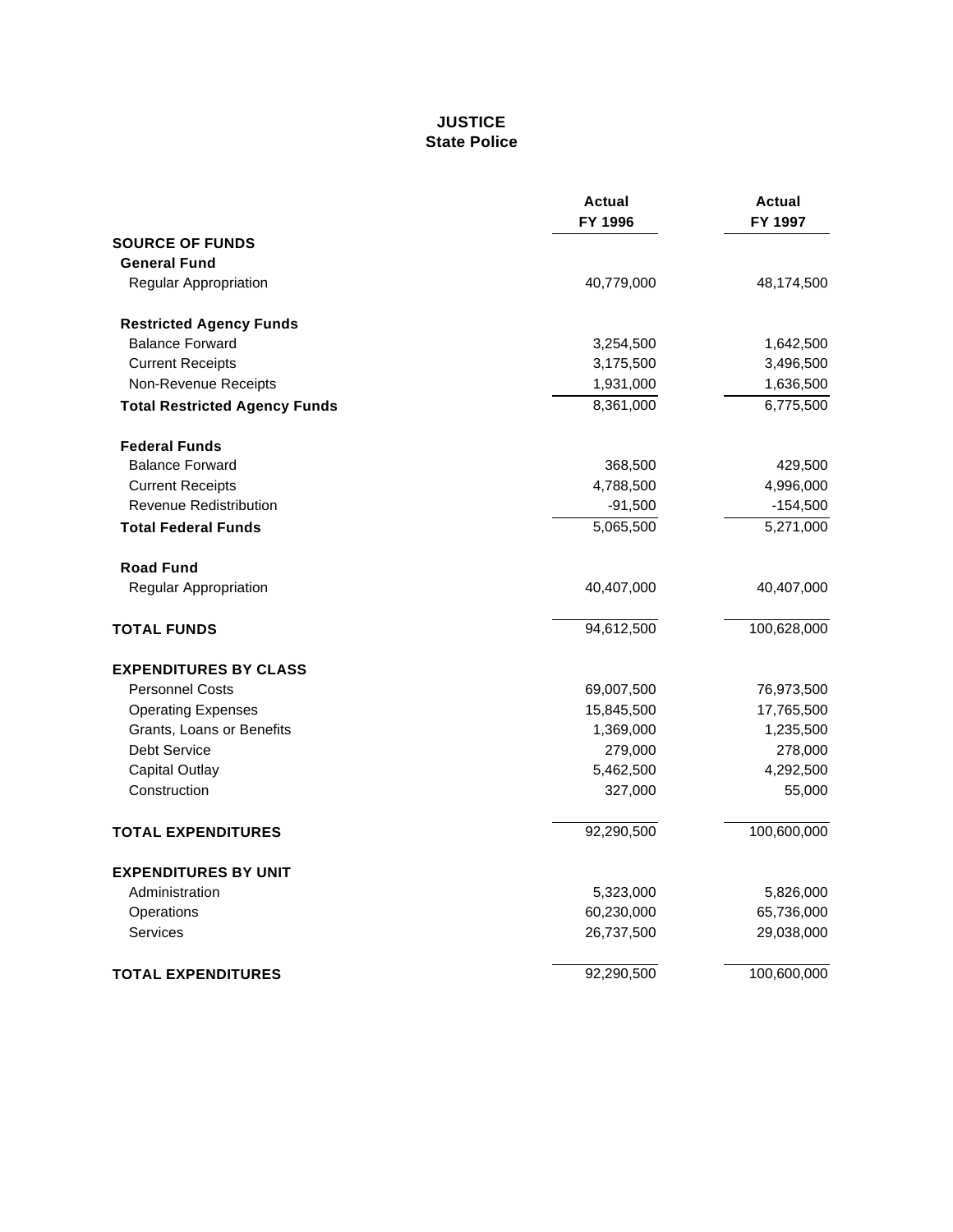# JUSTICE
## State Police

| | Actual FY 1996 | Actual FY 1997 |
|---|---|---|
| **SOURCE OF FUNDS** | | |
| **General Fund** | | |
| Regular Appropriation | 40,779,000 | 48,174,500 |
| **Restricted Agency Funds** | | |
| Balance Forward | 3,254,500 | 1,642,500 |
| Current Receipts | 3,175,500 | 3,496,500 |
| Non-Revenue Receipts | 1,931,000 | 1,636,500 |
| **Total Restricted Agency Funds** | 8,361,000 | 6,775,500 |
| **Federal Funds** | | |
| Balance Forward | 368,500 | 429,500 |
| Current Receipts | 4,788,500 | 4,996,000 |
| Revenue Redistribution | -91,500 | -154,500 |
| **Total Federal Funds** | 5,065,500 | 5,271,000 |
| **Road Fund** | | |
| Regular Appropriation | 40,407,000 | 40,407,000 |
| **TOTAL FUNDS** | 94,612,500 | 100,628,000 |
| **EXPENDITURES BY CLASS** | | |
| Personnel Costs | 69,007,500 | 76,973,500 |
| Operating Expenses | 15,845,500 | 17,765,500 |
| Grants, Loans or Benefits | 1,369,000 | 1,235,500 |
| Debt Service | 279,000 | 278,000 |
| Capital Outlay | 5,462,500 | 4,292,500 |
| Construction | 327,000 | 55,000 |
| **TOTAL EXPENDITURES** | 92,290,500 | 100,600,000 |
| **EXPENDITURES BY UNIT** | | |
| Administration | 5,323,000 | 5,826,000 |
| Operations | 60,230,000 | 65,736,000 |
| Services | 26,737,500 | 29,038,000 |
| **TOTAL EXPENDITURES** | 92,290,500 | 100,600,000 |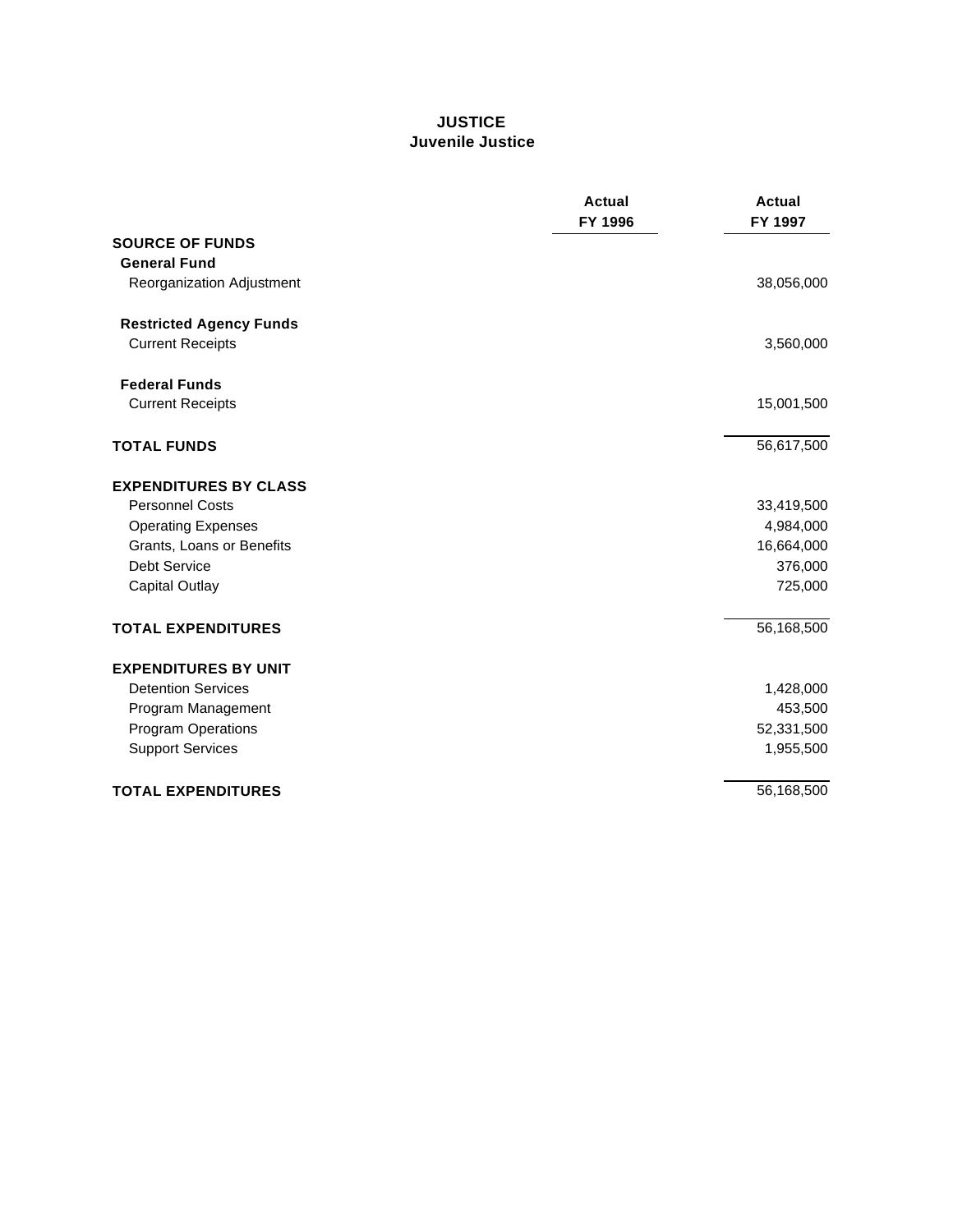# JUSTICE
## Juvenile Justice

| | Actual FY 1996 | Actual FY 1997 |
|---|---|---|
| **SOURCE OF FUNDS** | | |
| **General Fund** | | |
| Reorganization Adjustment | | 38,056,000 |
| **Restricted Agency Funds** | | |
| Current Receipts | | 3,560,000 |
| **Federal Funds** | | |
| Current Receipts | | 15,001,500 |
| **TOTAL FUNDS** | | 56,617,500 |
| **EXPENDITURES BY CLASS** | | |
| Personnel Costs | | 33,419,500 |
| Operating Expenses | | 4,984,000 |
| Grants, Loans or Benefits | | 16,664,000 |
| Debt Service | | 376,000 |
| Capital Outlay | | 725,000 |
| **TOTAL EXPENDITURES** | | 56,168,500 |
| **EXPENDITURES BY UNIT** | | |
| Detention Services | | 1,428,000 |
| Program Management | | 453,500 |
| Program Operations | | 52,331,500 |
| Support Services | | 1,955,500 |
| **TOTAL EXPENDITURES** | | 56,168,500 |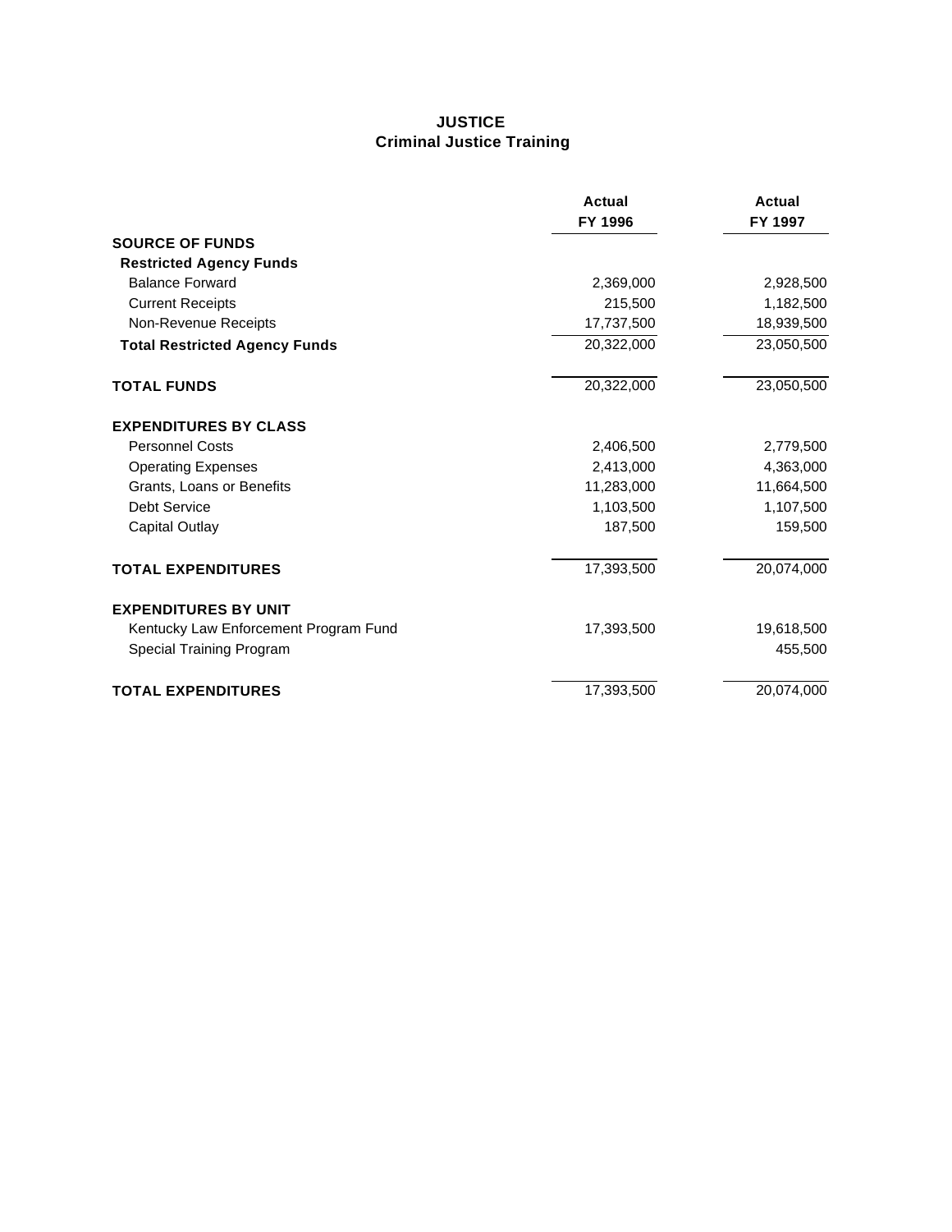# JUSTICE
## Criminal Justice Training

| | Actual FY 1996 | Actual FY 1997 |
|---|---|---|
| **SOURCE OF FUNDS** | | |
| **Restricted Agency Funds** | | |
| Balance Forward | 2,369,000 | 2,928,500 |
| Current Receipts | 215,500 | 1,182,500 |
| Non-Revenue Receipts | 17,737,500 | 18,939,500 |
| **Total Restricted Agency Funds** | 20,322,000 | 23,050,500 |
| **TOTAL FUNDS** | 20,322,000 | 23,050,500 |
| **EXPENDITURES BY CLASS** | | |
| Personnel Costs | 2,406,500 | 2,779,500 |
| Operating Expenses | 2,413,000 | 4,363,000 |
| Grants, Loans or Benefits | 11,283,000 | 11,664,500 |
| Debt Service | 1,103,500 | 1,107,500 |
| Capital Outlay | 187,500 | 159,500 |
| **TOTAL EXPENDITURES** | 17,393,500 | 20,074,000 |
| **EXPENDITURES BY UNIT** | | |
| Kentucky Law Enforcement Program Fund | 17,393,500 | 19,618,500 |
| Special Training Program | | 455,500 |
| **TOTAL EXPENDITURES** | 17,393,500 | 20,074,000 |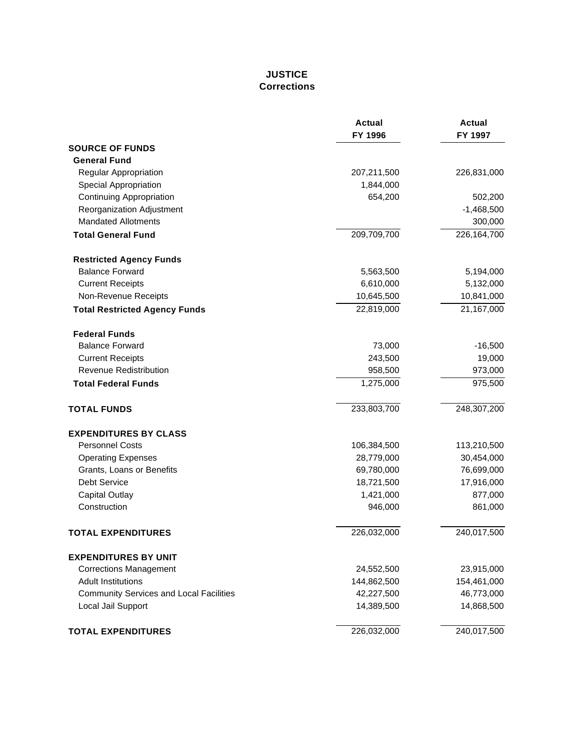# JUSTICE
## Corrections

| | Actual FY 1996 | Actual FY 1997 |
|---|---|---|
| **SOURCE OF FUNDS** | | |
| **General Fund** | | |
| Regular Appropriation | 207,211,500 | 226,831,000 |
| Special Appropriation | 1,844,000 | |
| Continuing Appropriation | 654,200 | 502,200 |
| Reorganization Adjustment | | -1,468,500 |
| Mandated Allotments | | 300,000 |
| **Total General Fund** | 209,709,700 | 226,164,700 |
| **Restricted Agency Funds** | | |
| Balance Forward | 5,563,500 | 5,194,000 |
| Current Receipts | 6,610,000 | 5,132,000 |
| Non-Revenue Receipts | 10,645,500 | 10,841,000 |
| **Total Restricted Agency Funds** | 22,819,000 | 21,167,000 |
| **Federal Funds** | | |
| Balance Forward | 73,000 | -16,500 |
| Current Receipts | 243,500 | 19,000 |
| Revenue Redistribution | 958,500 | 973,000 |
| **Total Federal Funds** | 1,275,000 | 975,500 |
| **TOTAL FUNDS** | 233,803,700 | 248,307,200 |
| **EXPENDITURES BY CLASS** | | |
| Personnel Costs | 106,384,500 | 113,210,500 |
| Operating Expenses | 28,779,000 | 30,454,000 |
| Grants, Loans or Benefits | 69,780,000 | 76,699,000 |
| Debt Service | 18,721,500 | 17,916,000 |
| Capital Outlay | 1,421,000 | 877,000 |
| Construction | 946,000 | 861,000 |
| **TOTAL EXPENDITURES** | 226,032,000 | 240,017,500 |
| **EXPENDITURES BY UNIT** | | |
| Corrections Management | 24,552,500 | 23,915,000 |
| Adult Institutions | 144,862,500 | 154,461,000 |
| Community Services and Local Facilities | 42,227,500 | 46,773,000 |
| Local Jail Support | 14,389,500 | 14,868,500 |
| **TOTAL EXPENDITURES** | 226,032,000 | 240,017,500 |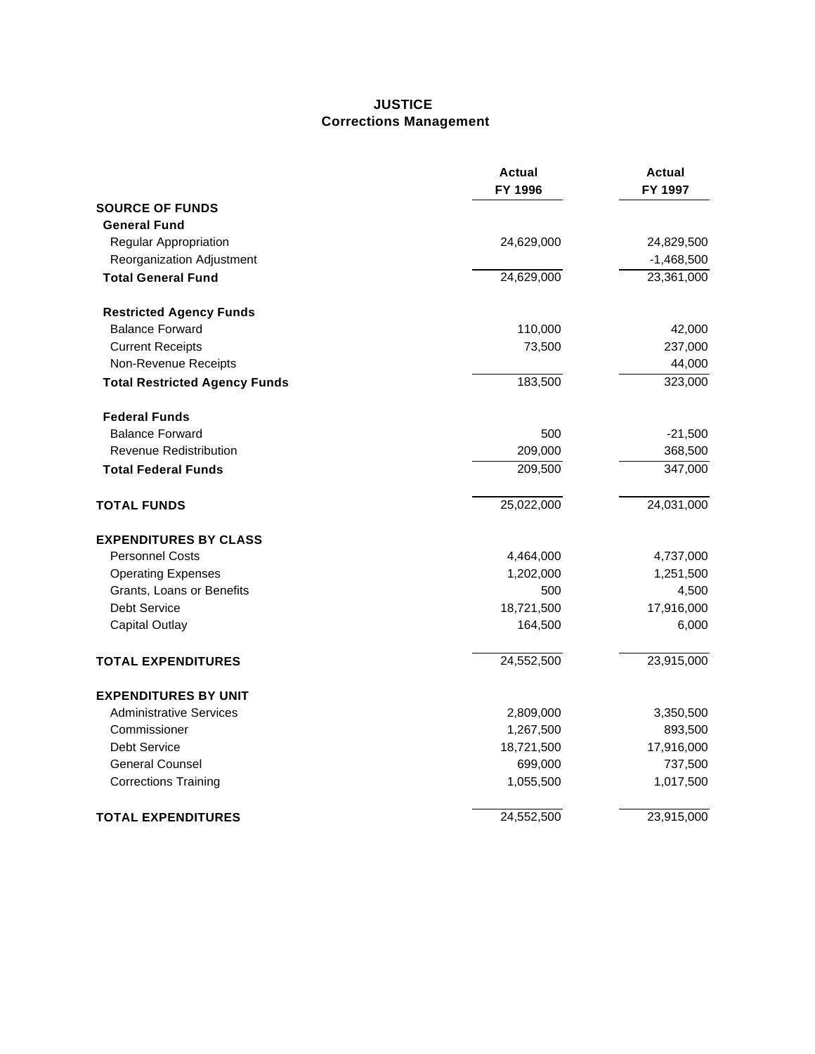# JUSTICE
## Corrections Management

| | Actual FY 1996 | Actual FY 1997 |
|---|---|---|
| **SOURCE OF FUNDS** | | |
| **General Fund** | | |
| Regular Appropriation | 24,629,000 | 24,829,500 |
| Reorganization Adjustment | | -1,468,500 |
| **Total General Fund** | 24,629,000 | 23,361,000 |
| **Restricted Agency Funds** | | |
| Balance Forward | 110,000 | 42,000 |
| Current Receipts | 73,500 | 237,000 |
| Non-Revenue Receipts | | 44,000 |
| **Total Restricted Agency Funds** | 183,500 | 323,000 |
| **Federal Funds** | | |
| Balance Forward | 500 | -21,500 |
| Revenue Redistribution | 209,000 | 368,500 |
| **Total Federal Funds** | 209,500 | 347,000 |
| **TOTAL FUNDS** | 25,022,000 | 24,031,000 |
| **EXPENDITURES BY CLASS** | | |
| Personnel Costs | 4,464,000 | 4,737,000 |
| Operating Expenses | 1,202,000 | 1,251,500 |
| Grants, Loans or Benefits | 500 | 4,500 |
| Debt Service | 18,721,500 | 17,916,000 |
| Capital Outlay | 164,500 | 6,000 |
| **TOTAL EXPENDITURES** | 24,552,500 | 23,915,000 |
| **EXPENDITURES BY UNIT** | | |
| Administrative Services | 2,809,000 | 3,350,500 |
| Commissioner | 1,267,500 | 893,500 |
| Debt Service | 18,721,500 | 17,916,000 |
| General Counsel | 699,000 | 737,500 |
| Corrections Training | 1,055,500 | 1,017,500 |
| **TOTAL EXPENDITURES** | 24,552,500 | 23,915,000 |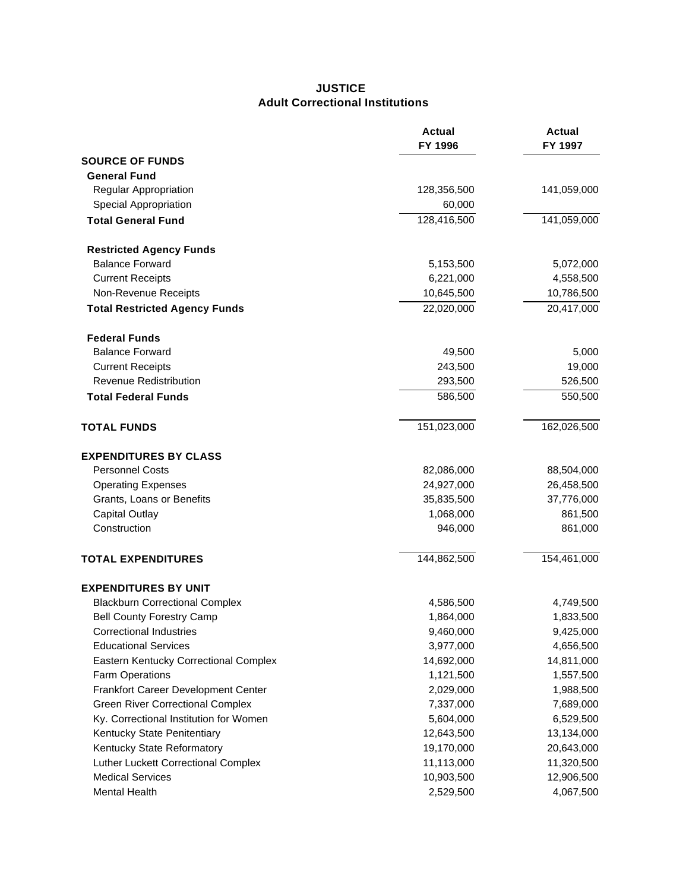# JUSTICE
## Adult Correctional Institutions

| | Actual FY 1996 | Actual FY 1997 |
|---|---|---|
| **SOURCE OF FUNDS** | | |
| **General Fund** | | |
| Regular Appropriation | 128,356,500 | 141,059,000 |
| Special Appropriation | 60,000 | |
| **Total General Fund** | 128,416,500 | 141,059,000 |
| **Restricted Agency Funds** | | |
| Balance Forward | 5,153,500 | 5,072,000 |
| Current Receipts | 6,221,000 | 4,558,500 |
| Non-Revenue Receipts | 10,645,500 | 10,786,500 |
| **Total Restricted Agency Funds** | 22,020,000 | 20,417,000 |
| **Federal Funds** | | |
| Balance Forward | 49,500 | 5,000 |
| Current Receipts | 243,500 | 19,000 |
| Revenue Redistribution | 293,500 | 526,500 |
| **Total Federal Funds** | 586,500 | 550,500 |
| **TOTAL FUNDS** | 151,023,000 | 162,026,500 |
| **EXPENDITURES BY CLASS** | | |
| Personnel Costs | 82,086,000 | 88,504,000 |
| Operating Expenses | 24,927,000 | 26,458,500 |
| Grants, Loans or Benefits | 35,835,500 | 37,776,000 |
| Capital Outlay | 1,068,000 | 861,500 |
| Construction | 946,000 | 861,000 |
| **TOTAL EXPENDITURES** | 144,862,500 | 154,461,000 |
| **EXPENDITURES BY UNIT** | | |
| Blackburn Correctional Complex | 4,586,500 | 4,749,500 |
| Bell County Forestry Camp | 1,864,000 | 1,833,500 |
| Correctional Industries | 9,460,000 | 9,425,000 |
| Educational Services | 3,977,000 | 4,656,500 |
| Eastern Kentucky Correctional Complex | 14,692,000 | 14,811,000 |
| Farm Operations | 1,121,500 | 1,557,500 |
| Frankfort Career Development Center | 2,029,000 | 1,988,500 |
| Green River Correctional Complex | 7,337,000 | 7,689,000 |
| Ky. Correctional Institution for Women | 5,604,000 | 6,529,500 |
| Kentucky State Penitentiary | 12,643,500 | 13,134,000 |
| Kentucky State Reformatory | 19,170,000 | 20,643,000 |
| Luther Luckett Correctional Complex | 11,113,000 | 11,320,500 |
| Medical Services | 10,903,500 | 12,906,500 |
| Mental Health | 2,529,500 | 4,067,500 |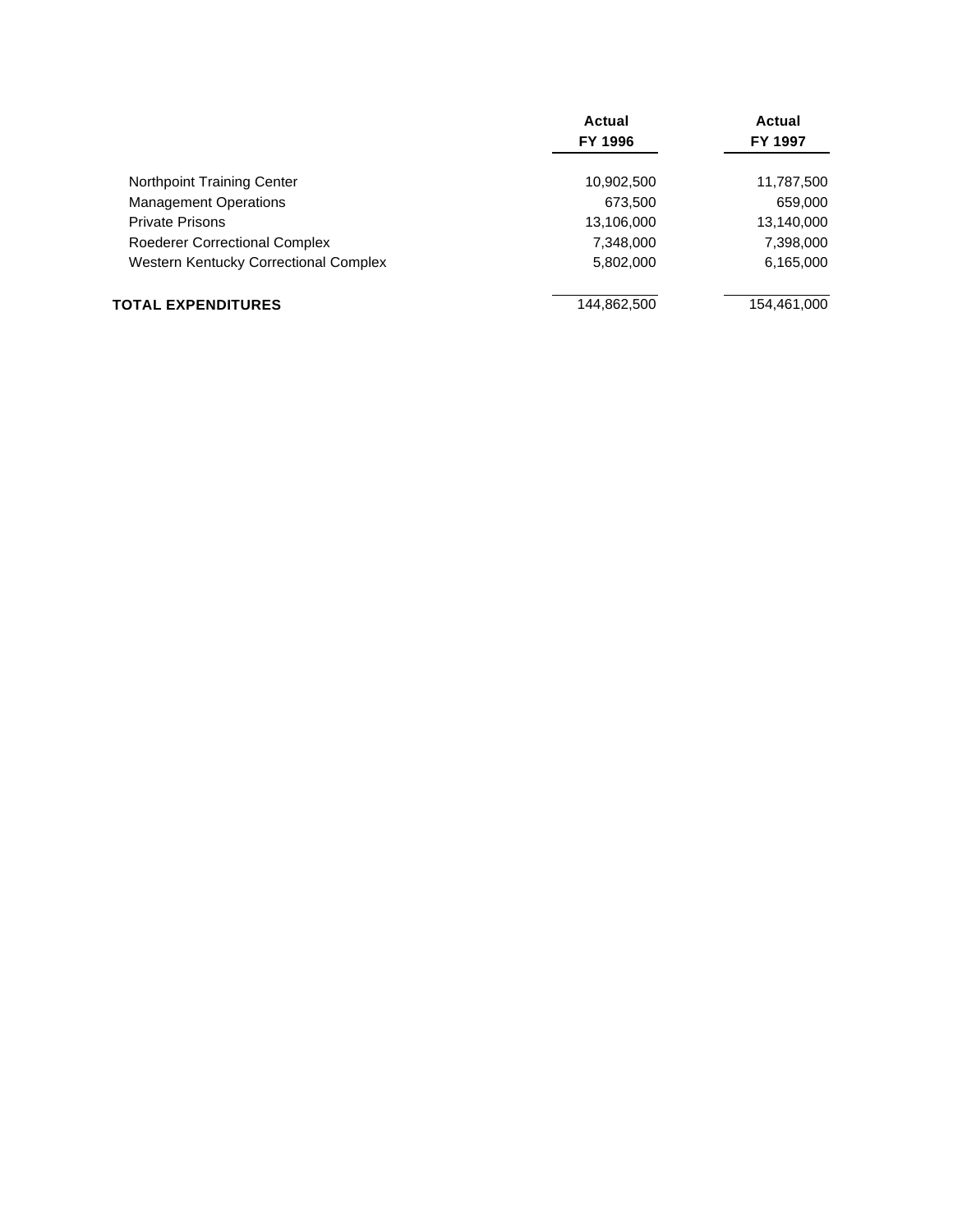| | Actual FY 1996 | Actual FY 1997 |
| --- | --- | --- |
| Northpoint Training Center | 10,902,500 | 11,787,500 |
| Management Operations | 673,500 | 659,000 |
| Private Prisons | 13,106,000 | 13,140,000 |
| Roederer Correctional Complex | 7,348,000 | 7,398,000 |
| Western Kentucky Correctional Complex | 5,802,000 | 6,165,000 |
| **TOTAL EXPENDITURES** | 144,862,500 | 154,461,000 |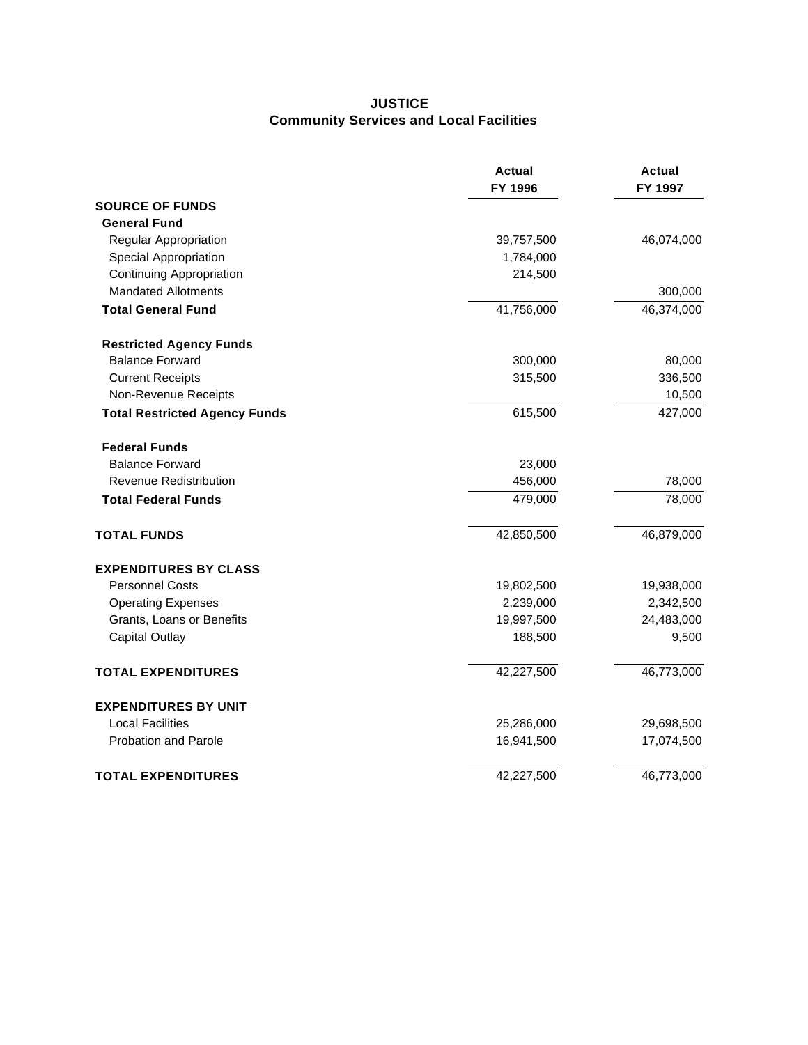# JUSTICE
## Community Services and Local Facilities

| | Actual FY 1996 | Actual FY 1997 |
|---|---|---|
| **SOURCE OF FUNDS** | | |
| **General Fund** | | |
| Regular Appropriation | 39,757,500 | 46,074,000 |
| Special Appropriation | 1,784,000 | |
| Continuing Appropriation | 214,500 | |
| Mandated Allotments | | 300,000 |
| **Total General Fund** | 41,756,000 | 46,374,000 |
| **Restricted Agency Funds** | | |
| Balance Forward | 300,000 | 80,000 |
| Current Receipts | 315,500 | 336,500 |
| Non-Revenue Receipts | | 10,500 |
| **Total Restricted Agency Funds** | 615,500 | 427,000 |
| **Federal Funds** | | |
| Balance Forward | 23,000 | |
| Revenue Redistribution | 456,000 | 78,000 |
| **Total Federal Funds** | 479,000 | 78,000 |
| **TOTAL FUNDS** | 42,850,500 | 46,879,000 |
| **EXPENDITURES BY CLASS** | | |
| Personnel Costs | 19,802,500 | 19,938,000 |
| Operating Expenses | 2,239,000 | 2,342,500 |
| Grants, Loans or Benefits | 19,997,500 | 24,483,000 |
| Capital Outlay | 188,500 | 9,500 |
| **TOTAL EXPENDITURES** | 42,227,500 | 46,773,000 |
| **EXPENDITURES BY UNIT** | | |
| Local Facilities | 25,286,000 | 29,698,500 |
| Probation and Parole | 16,941,500 | 17,074,500 |
| **TOTAL EXPENDITURES** | 42,227,500 | 46,773,000 |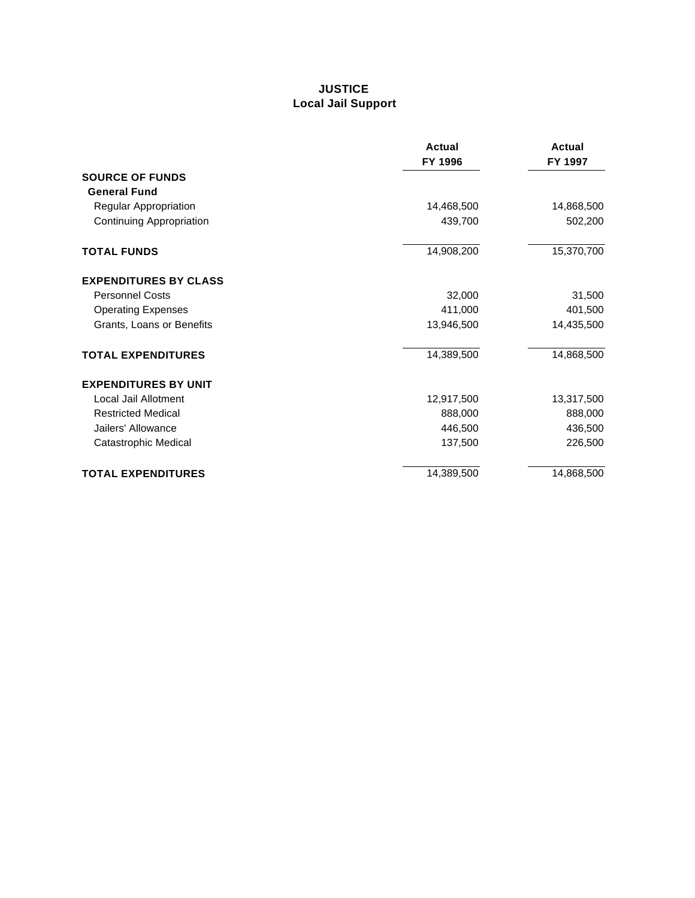# JUSTICE
## Local Jail Support

| | Actual FY 1996 | Actual FY 1997 |
|---|---|---|
| **SOURCE OF FUNDS** | | |
| **General Fund** | | |
| Regular Appropriation | 14,468,500 | 14,868,500 |
| Continuing Appropriation | 439,700 | 502,200 |
| **TOTAL FUNDS** | 14,908,200 | 15,370,700 |
| **EXPENDITURES BY CLASS** | | |
| Personnel Costs | 32,000 | 31,500 |
| Operating Expenses | 411,000 | 401,500 |
| Grants, Loans or Benefits | 13,946,500 | 14,435,500 |
| **TOTAL EXPENDITURES** | 14,389,500 | 14,868,500 |
| **EXPENDITURES BY UNIT** | | |
| Local Jail Allotment | 12,917,500 | 13,317,500 |
| Restricted Medical | 888,000 | 888,000 |
| Jailers' Allowance | 446,500 | 436,500 |
| Catastrophic Medical | 137,500 | 226,500 |
| **TOTAL EXPENDITURES** | 14,389,500 | 14,868,500 |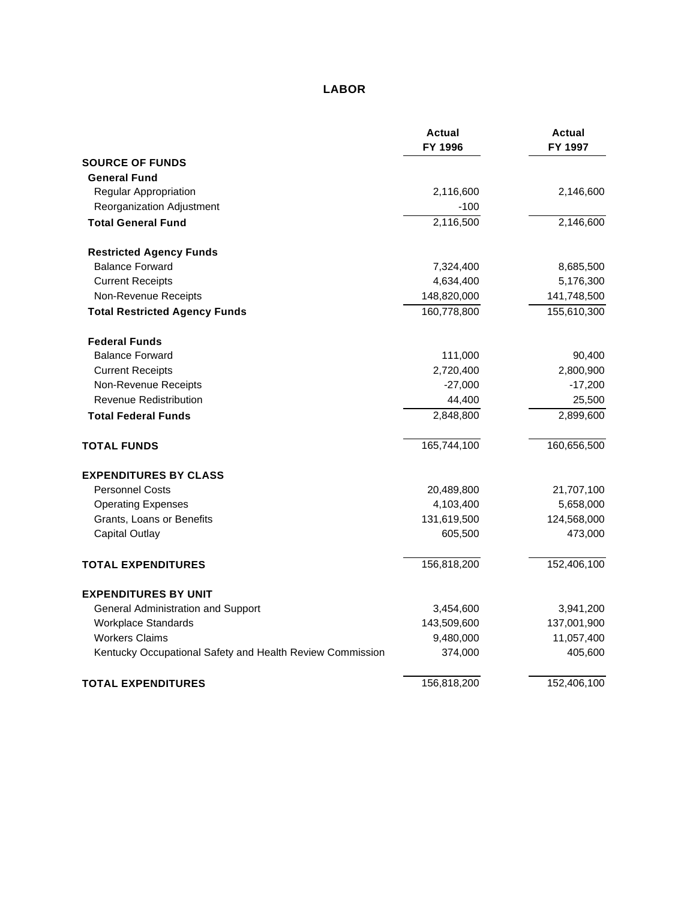# LABOR

| | Actual FY 1996 | Actual FY 1997 |
|---|---|---|
| **SOURCE OF FUNDS** | | |
| **General Fund** | | |
| Regular Appropriation | 2,116,600 | 2,146,600 |
| Reorganization Adjustment | -100 | |
| **Total General Fund** | 2,116,500 | 2,146,600 |
| **Restricted Agency Funds** | | |
| Balance Forward | 7,324,400 | 8,685,500 |
| Current Receipts | 4,634,400 | 5,176,300 |
| Non-Revenue Receipts | 148,820,000 | 141,748,500 |
| **Total Restricted Agency Funds** | 160,778,800 | 155,610,300 |
| **Federal Funds** | | |
| Balance Forward | 111,000 | 90,400 |
| Current Receipts | 2,720,400 | 2,800,900 |
| Non-Revenue Receipts | -27,000 | -17,200 |
| Revenue Redistribution | 44,400 | 25,500 |
| **Total Federal Funds** | 2,848,800 | 2,899,600 |
| **TOTAL FUNDS** | 165,744,100 | 160,656,500 |
| **EXPENDITURES BY CLASS** | | |
| Personnel Costs | 20,489,800 | 21,707,100 |
| Operating Expenses | 4,103,400 | 5,658,000 |
| Grants, Loans or Benefits | 131,619,500 | 124,568,000 |
| Capital Outlay | 605,500 | 473,000 |
| **TOTAL EXPENDITURES** | 156,818,200 | 152,406,100 |
| **EXPENDITURES BY UNIT** | | |
| General Administration and Support | 3,454,600 | 3,941,200 |
| Workplace Standards | 143,509,600 | 137,001,900 |
| Workers Claims | 9,480,000 | 11,057,400 |
| Kentucky Occupational Safety and Health Review Commission | 374,000 | 405,600 |
| **TOTAL EXPENDITURES** | 156,818,200 | 152,406,100 |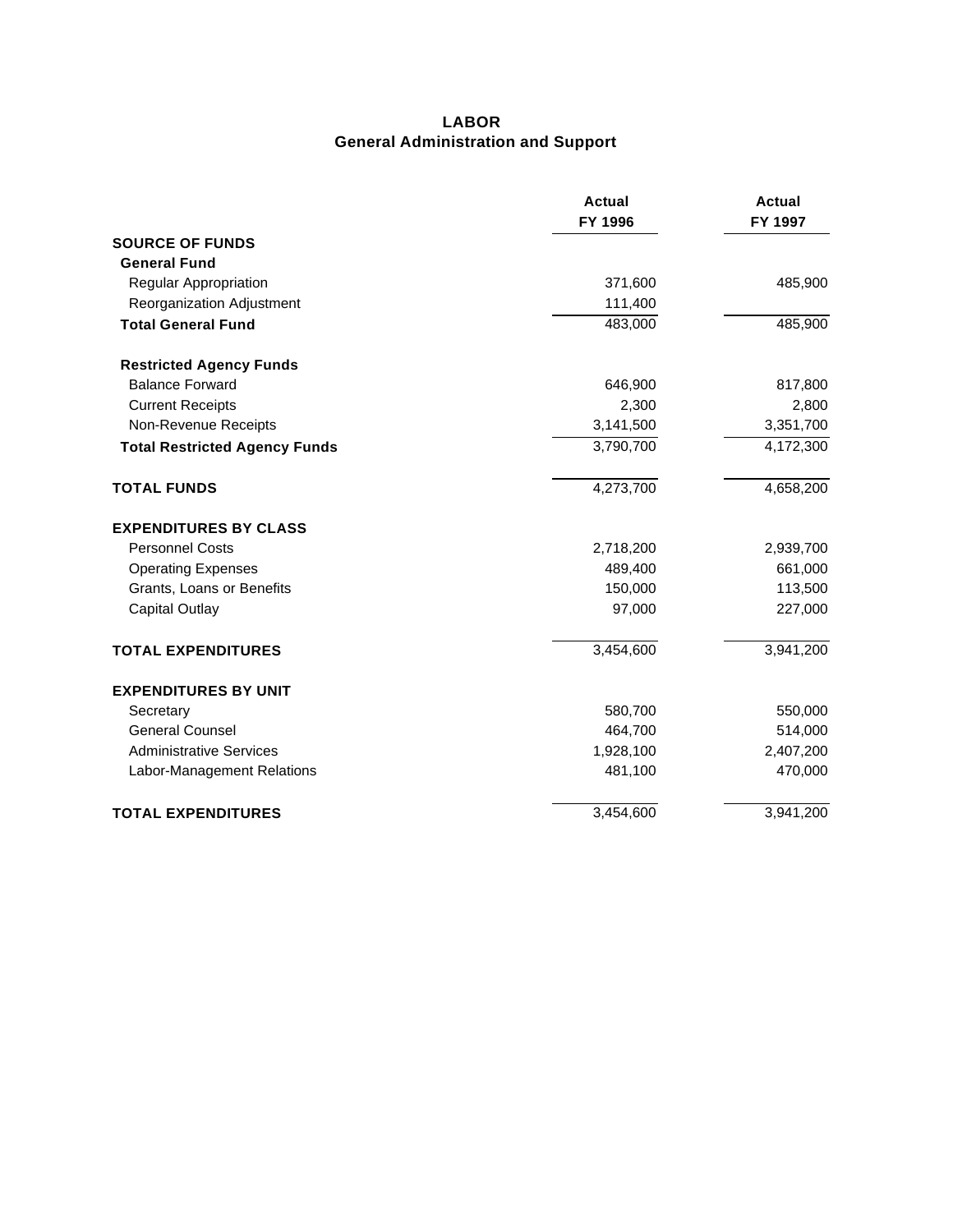# LABOR
## General Administration and Support

| | Actual FY 1996 | Actual FY 1997 |
|---|---|---|
| **SOURCE OF FUNDS** | | |
| **General Fund** | | |
| Regular Appropriation | 371,600 | 485,900 |
| Reorganization Adjustment | 111,400 | |
| **Total General Fund** | 483,000 | 485,900 |
| **Restricted Agency Funds** | | |
| Balance Forward | 646,900 | 817,800 |
| Current Receipts | 2,300 | 2,800 |
| Non-Revenue Receipts | 3,141,500 | 3,351,700 |
| **Total Restricted Agency Funds** | 3,790,700 | 4,172,300 |
| **TOTAL FUNDS** | 4,273,700 | 4,658,200 |
| **EXPENDITURES BY CLASS** | | |
| Personnel Costs | 2,718,200 | 2,939,700 |
| Operating Expenses | 489,400 | 661,000 |
| Grants, Loans or Benefits | 150,000 | 113,500 |
| Capital Outlay | 97,000 | 227,000 |
| **TOTAL EXPENDITURES** | 3,454,600 | 3,941,200 |
| **EXPENDITURES BY UNIT** | | |
| Secretary | 580,700 | 550,000 |
| General Counsel | 464,700 | 514,000 |
| Administrative Services | 1,928,100 | 2,407,200 |
| Labor-Management Relations | 481,100 | 470,000 |
| **TOTAL EXPENDITURES** | 3,454,600 | 3,941,200 |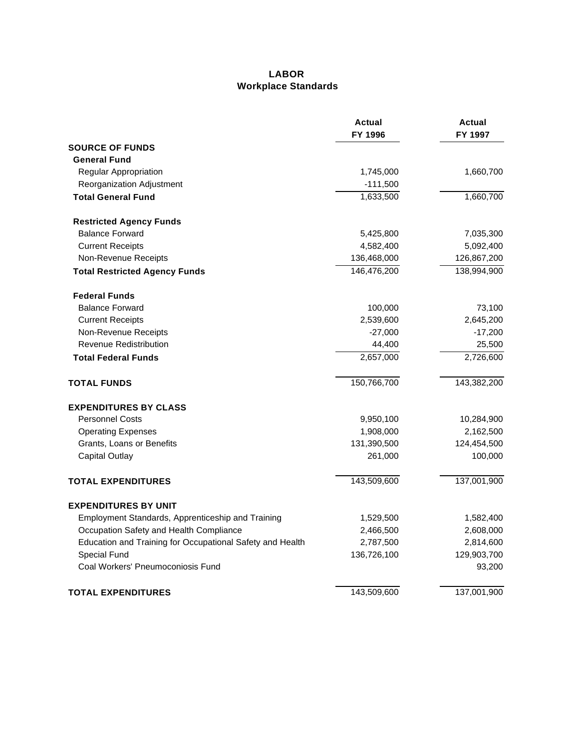# LABOR
## Workplace Standards

| | Actual FY 1996 | Actual FY 1997 |
|---|---|---|
| **SOURCE OF FUNDS** | | |
| **General Fund** | | |
| Regular Appropriation | 1,745,000 | 1,660,700 |
| Reorganization Adjustment | -111,500 | |
| **Total General Fund** | 1,633,500 | 1,660,700 |
| **Restricted Agency Funds** | | |
| Balance Forward | 5,425,800 | 7,035,300 |
| Current Receipts | 4,582,400 | 5,092,400 |
| Non-Revenue Receipts | 136,468,000 | 126,867,200 |
| **Total Restricted Agency Funds** | 146,476,200 | 138,994,900 |
| **Federal Funds** | | |
| Balance Forward | 100,000 | 73,100 |
| Current Receipts | 2,539,600 | 2,645,200 |
| Non-Revenue Receipts | -27,000 | -17,200 |
| Revenue Redistribution | 44,400 | 25,500 |
| **Total Federal Funds** | 2,657,000 | 2,726,600 |
| **TOTAL FUNDS** | 150,766,700 | 143,382,200 |
| **EXPENDITURES BY CLASS** | | |
| Personnel Costs | 9,950,100 | 10,284,900 |
| Operating Expenses | 1,908,000 | 2,162,500 |
| Grants, Loans or Benefits | 131,390,500 | 124,454,500 |
| Capital Outlay | 261,000 | 100,000 |
| **TOTAL EXPENDITURES** | 143,509,600 | 137,001,900 |
| **EXPENDITURES BY UNIT** | | |
| Employment Standards, Apprenticeship and Training | 1,529,500 | 1,582,400 |
| Occupation Safety and Health Compliance | 2,466,500 | 2,608,000 |
| Education and Training for Occupational Safety and Health | 2,787,500 | 2,814,600 |
| Special Fund | 136,726,100 | 129,903,700 |
| Coal Workers' Pneumoconiosis Fund | | 93,200 |
| **TOTAL EXPENDITURES** | 143,509,600 | 137,001,900 |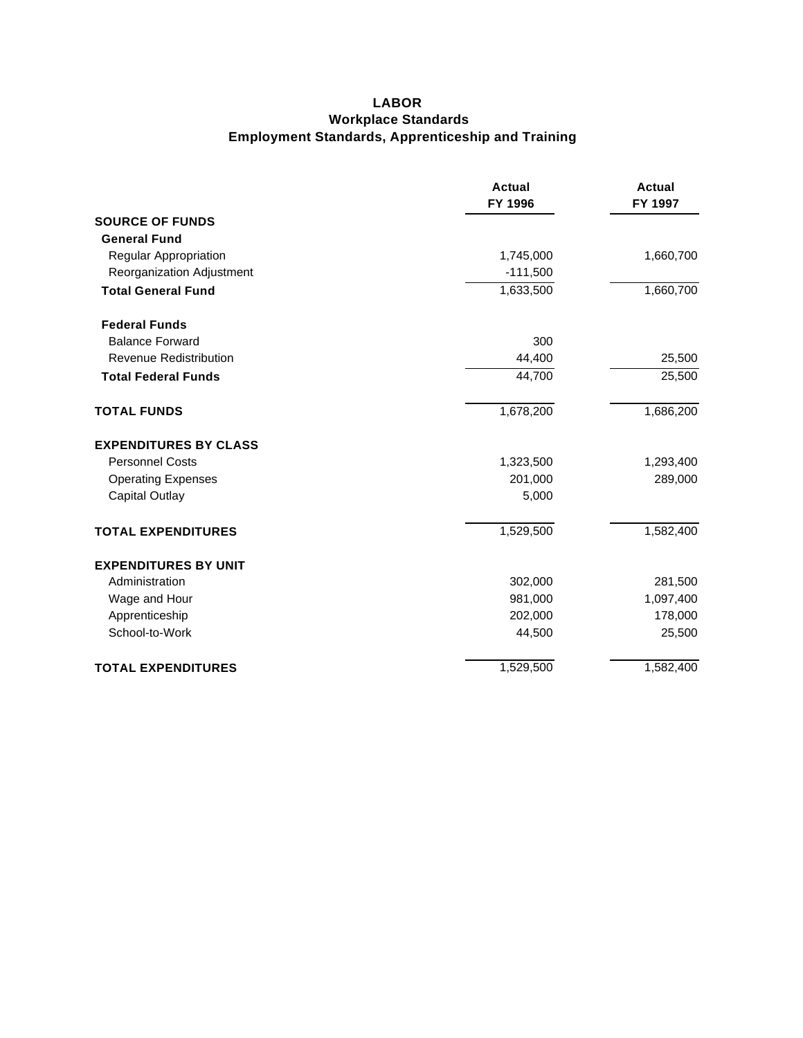# LABOR
## Workplace Standards
### Employment Standards, Apprenticeship and Training

| | Actual FY 1996 | Actual FY 1997 |
|---|---|---|
| **SOURCE OF FUNDS** | | |
| **General Fund** | | |
| Regular Appropriation | 1,745,000 | 1,660,700 |
| Reorganization Adjustment | -111,500 | |
| **Total General Fund** | 1,633,500 | 1,660,700 |
| **Federal Funds** | | |
| Balance Forward | 300 | |
| Revenue Redistribution | 44,400 | 25,500 |
| **Total Federal Funds** | 44,700 | 25,500 |
| **TOTAL FUNDS** | 1,678,200 | 1,686,200 |
| **EXPENDITURES BY CLASS** | | |
| Personnel Costs | 1,323,500 | 1,293,400 |
| Operating Expenses | 201,000 | 289,000 |
| Capital Outlay | 5,000 | |
| **TOTAL EXPENDITURES** | 1,529,500 | 1,582,400 |
| **EXPENDITURES BY UNIT** | | |
| Administration | 302,000 | 281,500 |
| Wage and Hour | 981,000 | 1,097,400 |
| Apprenticeship | 202,000 | 178,000 |
| School-to-Work | 44,500 | 25,500 |
| **TOTAL EXPENDITURES** | 1,529,500 | 1,582,400 |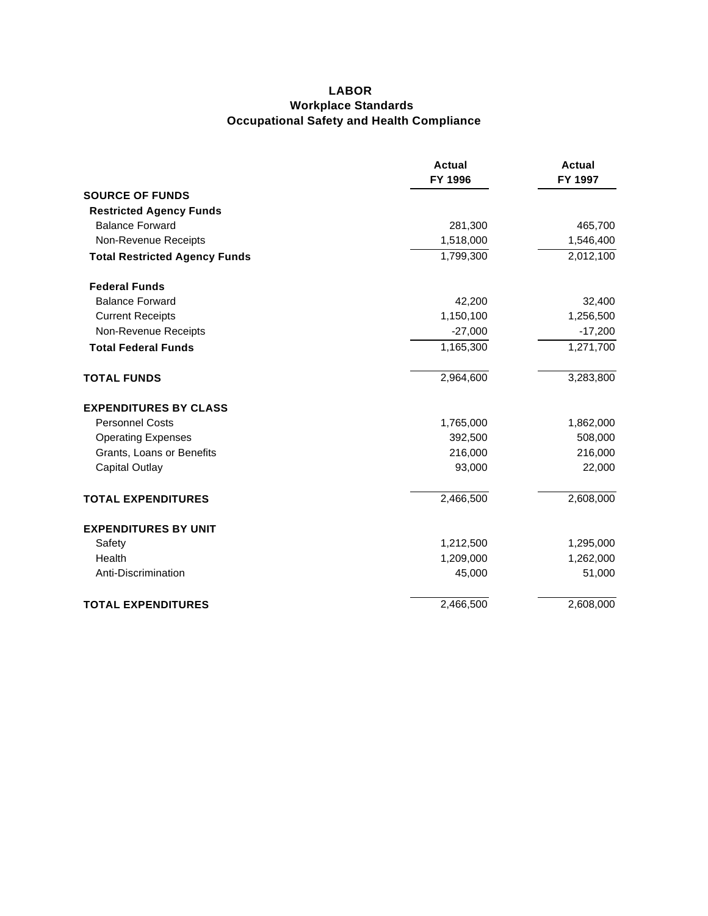# LABOR
## Workplace Standards
## Occupational Safety and Health Compliance

| | Actual FY 1996 | Actual FY 1997 |
|---|---|---|
| **SOURCE OF FUNDS** | | |
| **Restricted Agency Funds** | | |
| Balance Forward | 281,300 | 465,700 |
| Non-Revenue Receipts | 1,518,000 | 1,546,400 |
| **Total Restricted Agency Funds** | 1,799,300 | 2,012,100 |
| **Federal Funds** | | |
| Balance Forward | 42,200 | 32,400 |
| Current Receipts | 1,150,100 | 1,256,500 |
| Non-Revenue Receipts | -27,000 | -17,200 |
| **Total Federal Funds** | 1,165,300 | 1,271,700 |
| **TOTAL FUNDS** | 2,964,600 | 3,283,800 |
| **EXPENDITURES BY CLASS** | | |
| Personnel Costs | 1,765,000 | 1,862,000 |
| Operating Expenses | 392,500 | 508,000 |
| Grants, Loans or Benefits | 216,000 | 216,000 |
| Capital Outlay | 93,000 | 22,000 |
| **TOTAL EXPENDITURES** | 2,466,500 | 2,608,000 |
| **EXPENDITURES BY UNIT** | | |
| Safety | 1,212,500 | 1,295,000 |
| Health | 1,209,000 | 1,262,000 |
| Anti-Discrimination | 45,000 | 51,000 |
| **TOTAL EXPENDITURES** | 2,466,500 | 2,608,000 |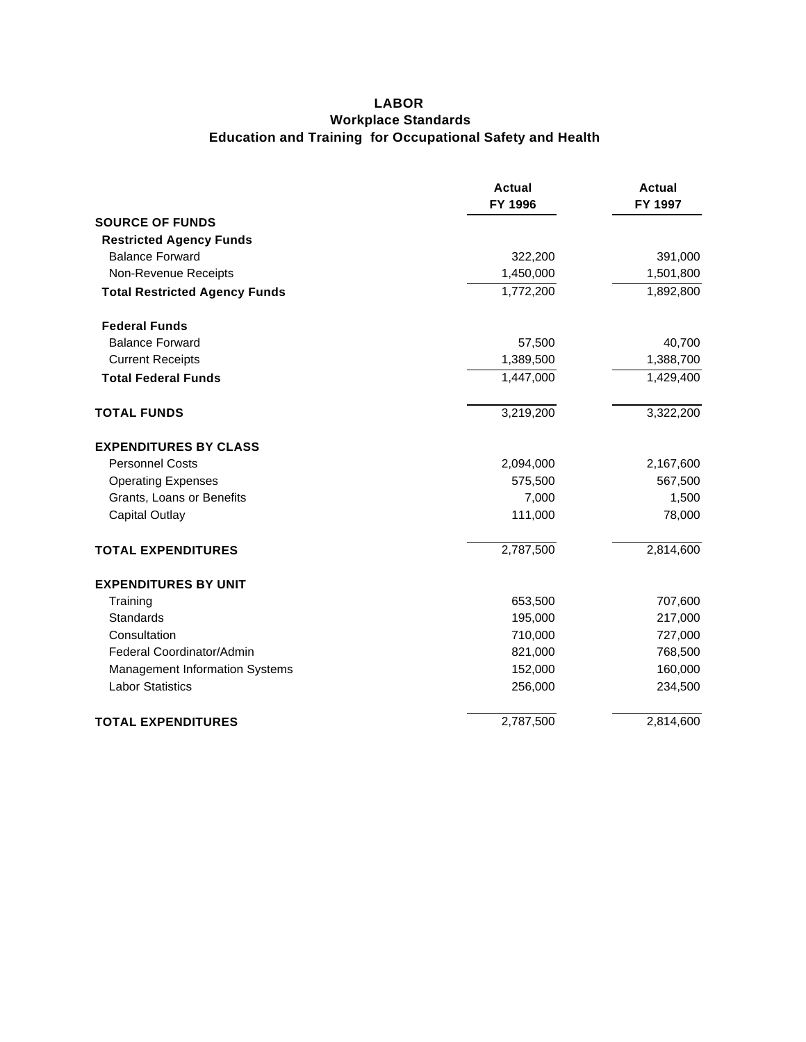# LABOR
## Workplace Standards
## Education and Training for Occupational Safety and Health

| | Actual FY 1996 | Actual FY 1997 |
|---|---|---|
| **SOURCE OF FUNDS** | | |
| **Restricted Agency Funds** | | |
| Balance Forward | 322,200 | 391,000 |
| Non-Revenue Receipts | 1,450,000 | 1,501,800 |
| **Total Restricted Agency Funds** | 1,772,200 | 1,892,800 |
| **Federal Funds** | | |
| Balance Forward | 57,500 | 40,700 |
| Current Receipts | 1,389,500 | 1,388,700 |
| **Total Federal Funds** | 1,447,000 | 1,429,400 |
| **TOTAL FUNDS** | 3,219,200 | 3,322,200 |
| **EXPENDITURES BY CLASS** | | |
| Personnel Costs | 2,094,000 | 2,167,600 |
| Operating Expenses | 575,500 | 567,500 |
| Grants, Loans or Benefits | 7,000 | 1,500 |
| Capital Outlay | 111,000 | 78,000 |
| **TOTAL EXPENDITURES** | 2,787,500 | 2,814,600 |
| **EXPENDITURES BY UNIT** | | |
| Training | 653,500 | 707,600 |
| Standards | 195,000 | 217,000 |
| Consultation | 710,000 | 727,000 |
| Federal Coordinator/Admin | 821,000 | 768,500 |
| Management Information Systems | 152,000 | 160,000 |
| Labor Statistics | 256,000 | 234,500 |
| **TOTAL EXPENDITURES** | 2,787,500 | 2,814,600 |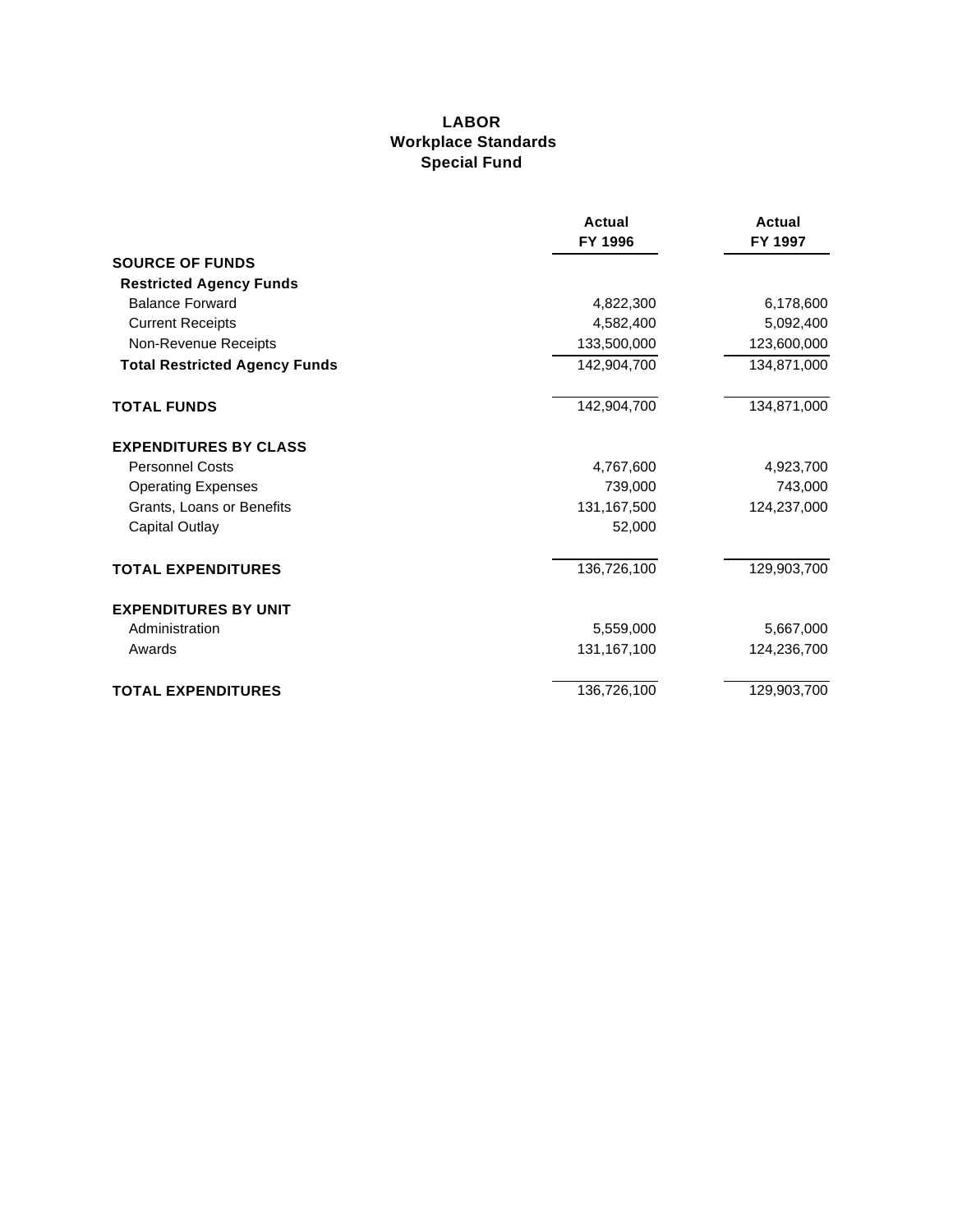# LABOR
## Workplace Standards
## Special Fund

| | Actual FY 1996 | Actual FY 1997 |
|---|---|---|
| **SOURCE OF FUNDS** | | |
| **Restricted Agency Funds** | | |
| Balance Forward | 4,822,300 | 6,178,600 |
| Current Receipts | 4,582,400 | 5,092,400 |
| Non-Revenue Receipts | 133,500,000 | 123,600,000 |
| **Total Restricted Agency Funds** | 142,904,700 | 134,871,000 |
| **TOTAL FUNDS** | 142,904,700 | 134,871,000 |
| **EXPENDITURES BY CLASS** | | |
| Personnel Costs | 4,767,600 | 4,923,700 |
| Operating Expenses | 739,000 | 743,000 |
| Grants, Loans or Benefits | 131,167,500 | 124,237,000 |
| Capital Outlay | 52,000 | |
| **TOTAL EXPENDITURES** | 136,726,100 | 129,903,700 |
| **EXPENDITURES BY UNIT** | | |
| Administration | 5,559,000 | 5,667,000 |
| Awards | 131,167,100 | 124,236,700 |
| **TOTAL EXPENDITURES** | 136,726,100 | 129,903,700 |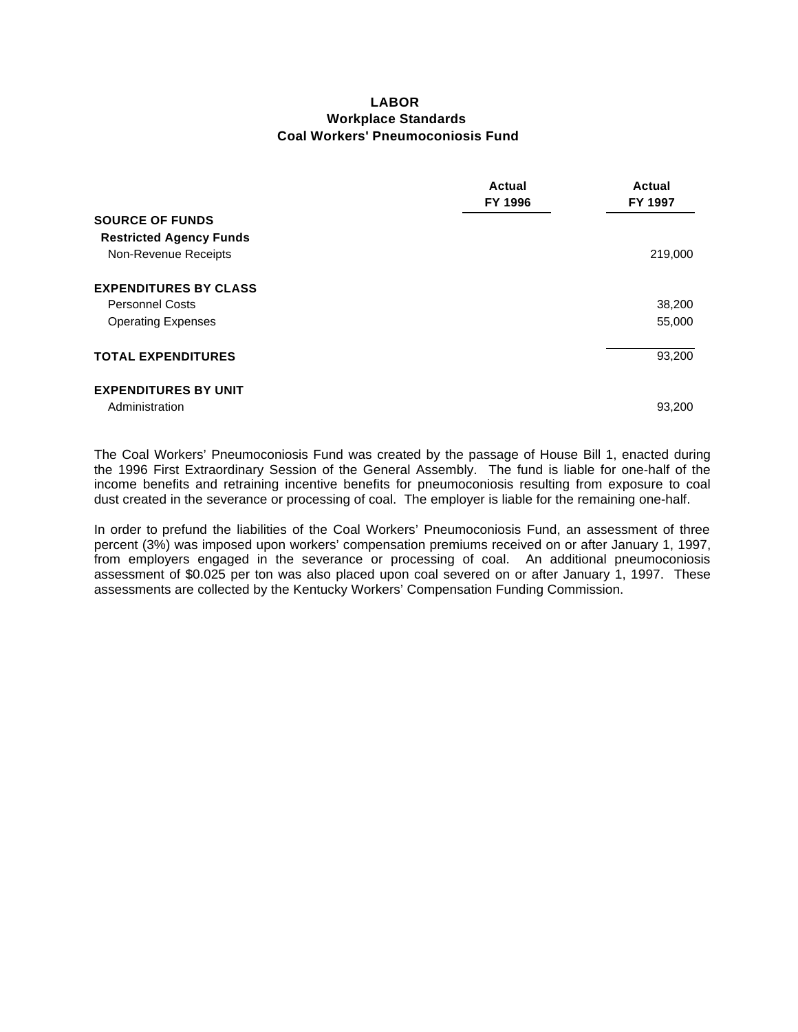# LABOR
## Workplace Standards
### Coal Workers' Pneumoconiosis Fund

| | Actual FY 1996 | Actual FY 1997 |
|---|---|---|
| **SOURCE OF FUNDS** | | |
| **Restricted Agency Funds** | | |
| Non-Revenue Receipts | | 219,000 |
| **EXPENDITURES BY CLASS** | | |
| Personnel Costs | | 38,200 |
| Operating Expenses | | 55,000 |
| **TOTAL EXPENDITURES** | | 93,200 |
| **EXPENDITURES BY UNIT** | | |
| Administration | | 93,200 |

The Coal Workers' Pneumoconiosis Fund was created by the passage of House Bill 1, enacted during the 1996 First Extraordinary Session of the General Assembly. The fund is liable for one-half of the income benefits and retraining incentive benefits for pneumoconiosis resulting from exposure to coal dust created in the severance or processing of coal. The employer is liable for the remaining one-half.

In order to prefund the liabilities of the Coal Workers' Pneumoconiosis Fund, an assessment of three percent (3%) was imposed upon workers' compensation premiums received on or after January 1, 1997, from employers engaged in the severance or processing of coal. An additional pneumoconiosis assessment of $0.025 per ton was also placed upon coal severed on or after January 1, 1997. These assessments are collected by the Kentucky Workers' Compensation Funding Commission.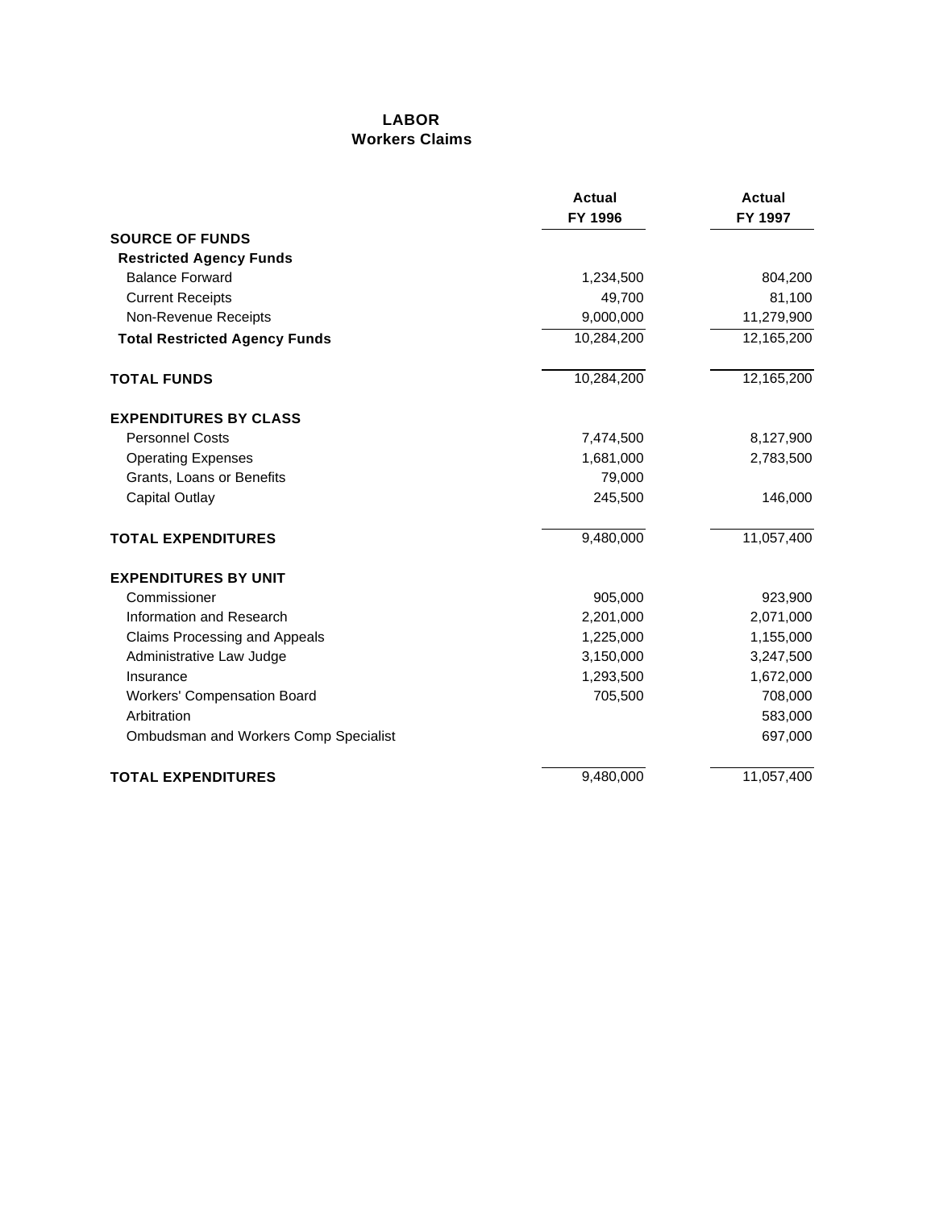# LABOR
## Workers Claims

| | Actual FY 1996 | Actual FY 1997 |
|---|---|---|
| **SOURCE OF FUNDS** | | |
| **Restricted Agency Funds** | | |
| Balance Forward | 1,234,500 | 804,200 |
| Current Receipts | 49,700 | 81,100 |
| Non-Revenue Receipts | 9,000,000 | 11,279,900 |
| **Total Restricted Agency Funds** | 10,284,200 | 12,165,200 |
| **TOTAL FUNDS** | 10,284,200 | 12,165,200 |
| **EXPENDITURES BY CLASS** | | |
| Personnel Costs | 7,474,500 | 8,127,900 |
| Operating Expenses | 1,681,000 | 2,783,500 |
| Grants, Loans or Benefits | 79,000 | |
| Capital Outlay | 245,500 | 146,000 |
| **TOTAL EXPENDITURES** | 9,480,000 | 11,057,400 |
| **EXPENDITURES BY UNIT** | | |
| Commissioner | 905,000 | 923,900 |
| Information and Research | 2,201,000 | 2,071,000 |
| Claims Processing and Appeals | 1,225,000 | 1,155,000 |
| Administrative Law Judge | 3,150,000 | 3,247,500 |
| Insurance | 1,293,500 | 1,672,000 |
| Workers' Compensation Board | 705,500 | 708,000 |
| Arbitration | | 583,000 |
| Ombudsman and Workers Comp Specialist | | 697,000 |
| **TOTAL EXPENDITURES** | 9,480,000 | 11,057,400 |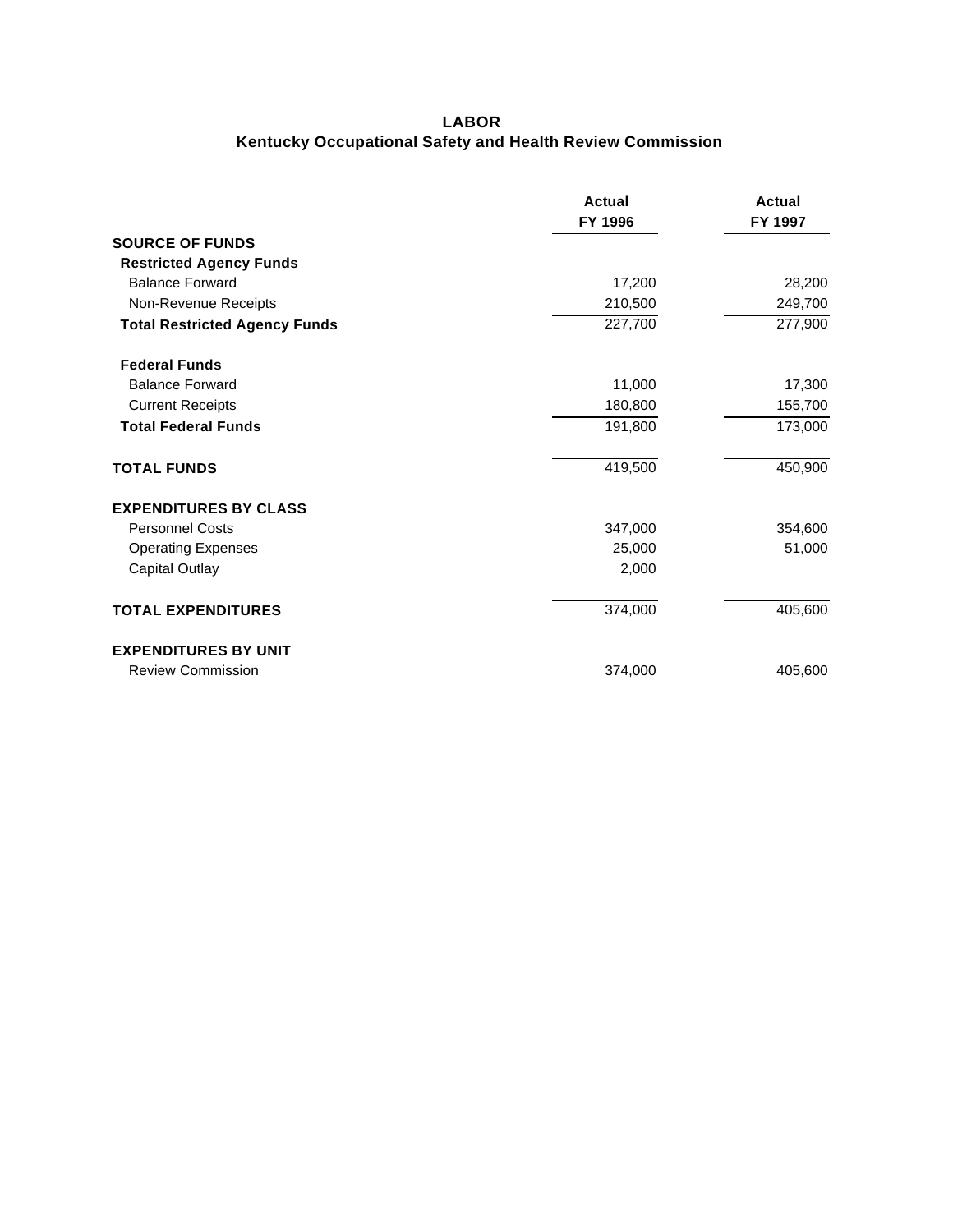## LABOR
### Kentucky Occupational Safety and Health Review Commission

| | Actual FY 1996 | Actual FY 1997 |
|---|---|---|
| **SOURCE OF FUNDS** | | |
| **Restricted Agency Funds** | | |
| Balance Forward | 17,200 | 28,200 |
| Non-Revenue Receipts | 210,500 | 249,700 |
| **Total Restricted Agency Funds** | 227,700 | 277,900 |
| **Federal Funds** | | |
| Balance Forward | 11,000 | 17,300 |
| Current Receipts | 180,800 | 155,700 |
| **Total Federal Funds** | 191,800 | 173,000 |
| **TOTAL FUNDS** | 419,500 | 450,900 |
| **EXPENDITURES BY CLASS** | | |
| Personnel Costs | 347,000 | 354,600 |
| Operating Expenses | 25,000 | 51,000 |
| Capital Outlay | 2,000 | |
| **TOTAL EXPENDITURES** | 374,000 | 405,600 |
| **EXPENDITURES BY UNIT** | | |
| Review Commission | 374,000 | 405,600 |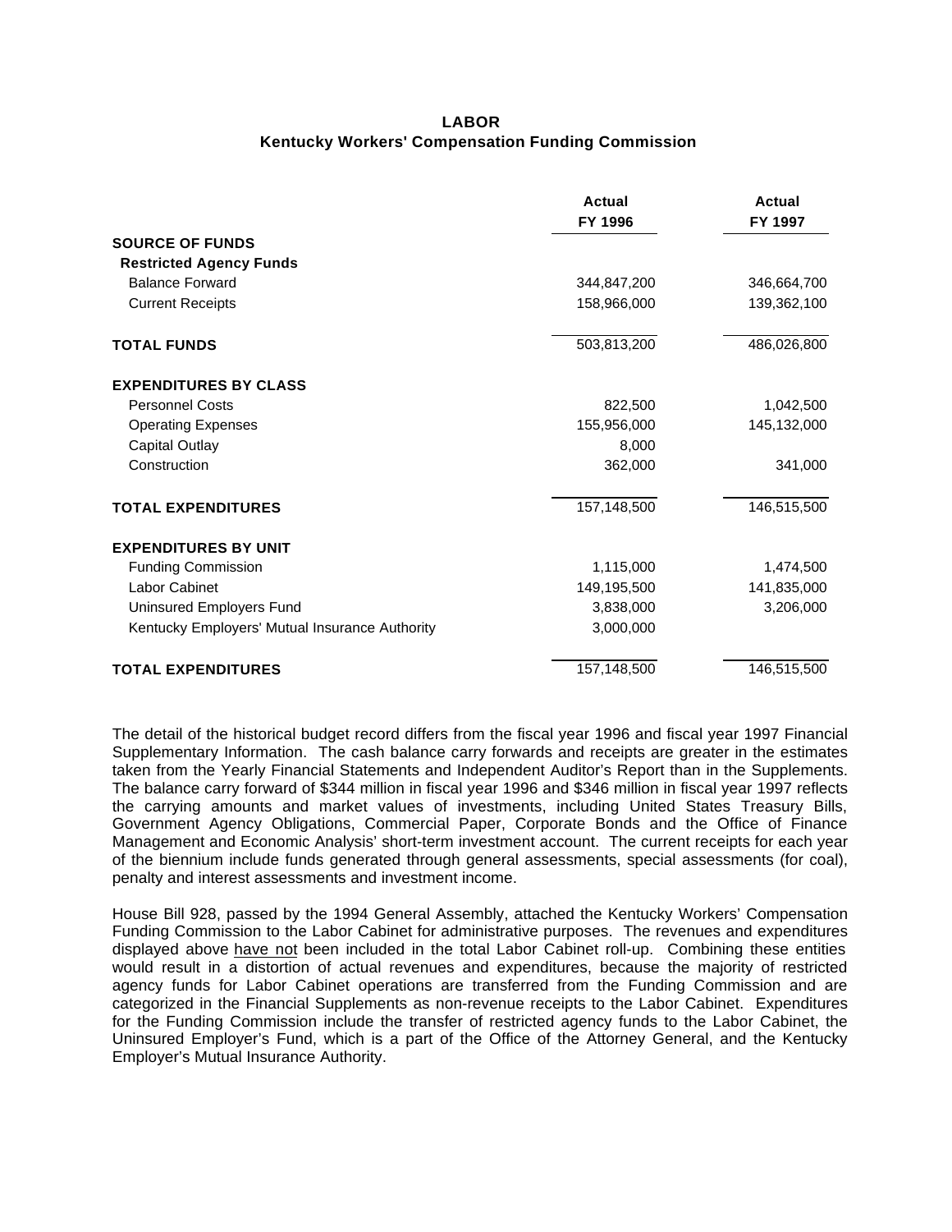## LABOR
### Kentucky Workers' Compensation Funding Commission

| | Actual FY 1996 | Actual FY 1997 |
|---|---|---|
| **SOURCE OF FUNDS** | | |
| **Restricted Agency Funds** | | |
| Balance Forward | 344,847,200 | 346,664,700 |
| Current Receipts | 158,966,000 | 139,362,100 |
| **TOTAL FUNDS** | 503,813,200 | 486,026,800 |
| **EXPENDITURES BY CLASS** | | |
| Personnel Costs | 822,500 | 1,042,500 |
| Operating Expenses | 155,956,000 | 145,132,000 |
| Capital Outlay | 8,000 | |
| Construction | 362,000 | 341,000 |
| **TOTAL EXPENDITURES** | 157,148,500 | 146,515,500 |
| **EXPENDITURES BY UNIT** | | |
| Funding Commission | 1,115,000 | 1,474,500 |
| Labor Cabinet | 149,195,500 | 141,835,000 |
| Uninsured Employers Fund | 3,838,000 | 3,206,000 |
| Kentucky Employers' Mutual Insurance Authority | 3,000,000 | |
| **TOTAL EXPENDITURES** | 157,148,500 | 146,515,500 |

The detail of the historical budget record differs from the fiscal year 1996 and fiscal year 1997 Financial Supplementary Information. The cash balance carry forwards and receipts are greater in the estimates taken from the Yearly Financial Statements and Independent Auditor's Report than in the Supplements. The balance carry forward of $344 million in fiscal year 1996 and $346 million in fiscal year 1997 reflects the carrying amounts and market values of investments, including United States Treasury Bills, Government Agency Obligations, Commercial Paper, Corporate Bonds and the Office of Finance Management and Economic Analysis' short-term investment account. The current receipts for each year of the biennium include funds generated through general assessments, special assessments (for coal), penalty and interest assessments and investment income.

House Bill 928, passed by the 1994 General Assembly, attached the Kentucky Workers' Compensation Funding Commission to the Labor Cabinet for administrative purposes. The revenues and expenditures displayed above have not been included in the total Labor Cabinet roll-up. Combining these entities would result in a distortion of actual revenues and expenditures, because the majority of restricted agency funds for Labor Cabinet operations are transferred from the Funding Commission and are categorized in the Financial Supplements as non-revenue receipts to the Labor Cabinet. Expenditures for the Funding Commission include the transfer of restricted agency funds to the Labor Cabinet, the Uninsured Employer's Fund, which is a part of the Office of the Attorney General, and the Kentucky Employer's Mutual Insurance Authority.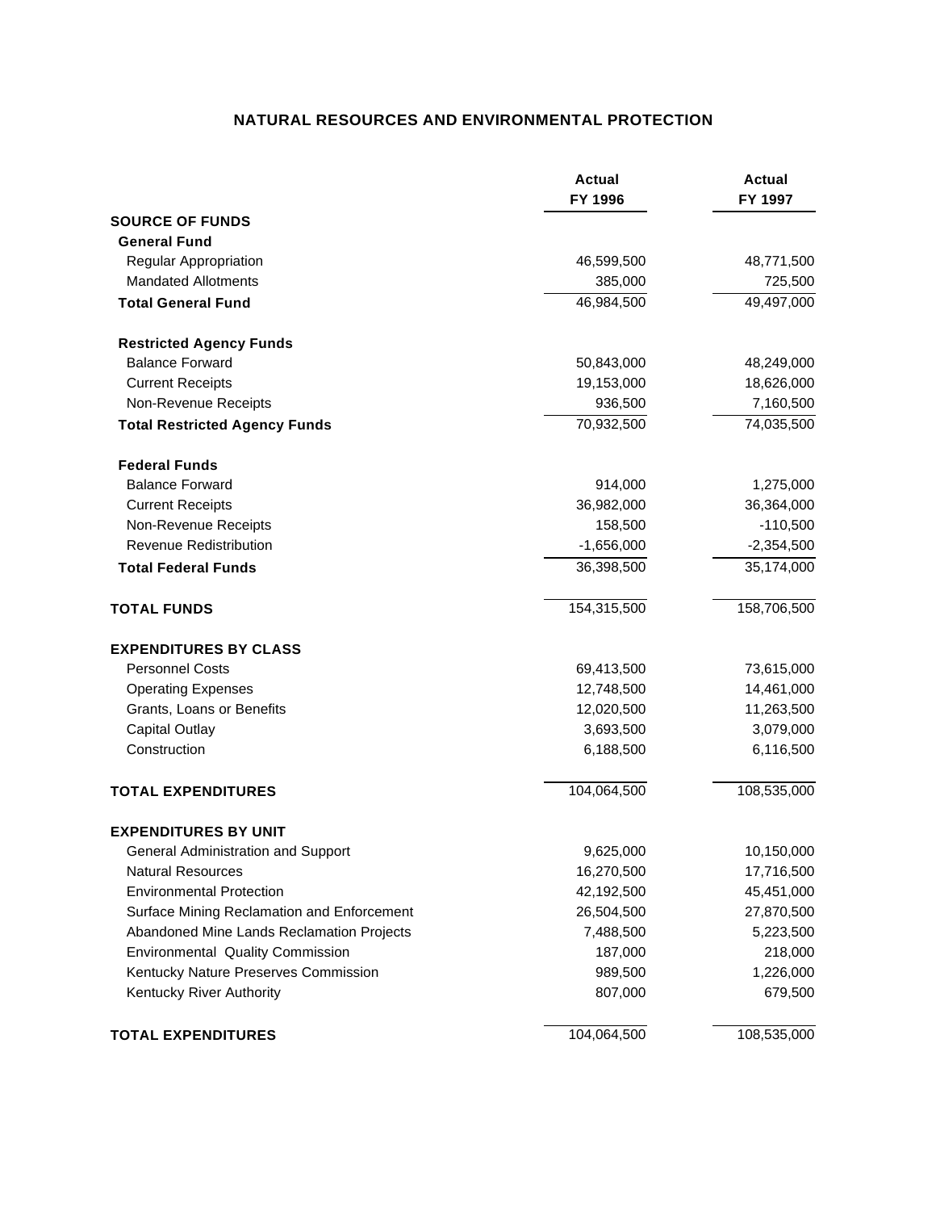## NATURAL RESOURCES AND ENVIRONMENTAL PROTECTION

| | Actual FY 1996 | Actual FY 1997 |
|---|---|---|
| **SOURCE OF FUNDS** | | |
| **General Fund** | | |
| Regular Appropriation | 46,599,500 | 48,771,500 |
| Mandated Allotments | 385,000 | 725,500 |
| **Total General Fund** | 46,984,500 | 49,497,000 |
| **Restricted Agency Funds** | | |
| Balance Forward | 50,843,000 | 48,249,000 |
| Current Receipts | 19,153,000 | 18,626,000 |
| Non-Revenue Receipts | 936,500 | 7,160,500 |
| **Total Restricted Agency Funds** | 70,932,500 | 74,035,500 |
| **Federal Funds** | | |
| Balance Forward | 914,000 | 1,275,000 |
| Current Receipts | 36,982,000 | 36,364,000 |
| Non-Revenue Receipts | 158,500 | -110,500 |
| Revenue Redistribution | -1,656,000 | -2,354,500 |
| **Total Federal Funds** | 36,398,500 | 35,174,000 |
| **TOTAL FUNDS** | 154,315,500 | 158,706,500 |
| **EXPENDITURES BY CLASS** | | |
| Personnel Costs | 69,413,500 | 73,615,000 |
| Operating Expenses | 12,748,500 | 14,461,000 |
| Grants, Loans or Benefits | 12,020,500 | 11,263,500 |
| Capital Outlay | 3,693,500 | 3,079,000 |
| Construction | 6,188,500 | 6,116,500 |
| **TOTAL EXPENDITURES** | 104,064,500 | 108,535,000 |
| **EXPENDITURES BY UNIT** | | |
| General Administration and Support | 9,625,000 | 10,150,000 |
| Natural Resources | 16,270,500 | 17,716,500 |
| Environmental Protection | 42,192,500 | 45,451,000 |
| Surface Mining Reclamation and Enforcement | 26,504,500 | 27,870,500 |
| Abandoned Mine Lands Reclamation Projects | 7,488,500 | 5,223,500 |
| Environmental Quality Commission | 187,000 | 218,000 |
| Kentucky Nature Preserves Commission | 989,500 | 1,226,000 |
| Kentucky River Authority | 807,000 | 679,500 |
| **TOTAL EXPENDITURES** | 104,064,500 | 108,535,000 |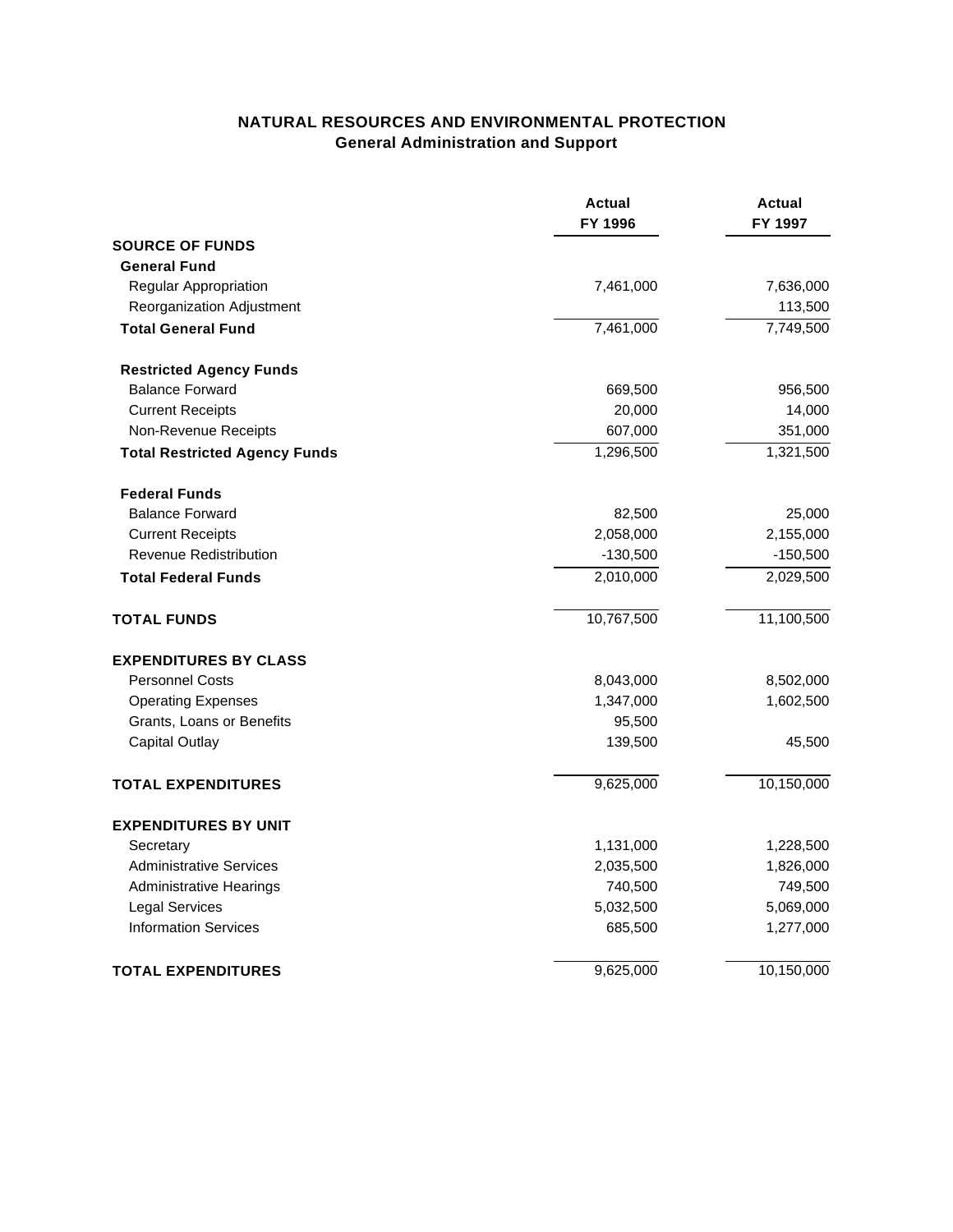# NATURAL RESOURCES AND ENVIRONMENTAL PROTECTION

## General Administration and Support

| | Actual FY 1996 | Actual FY 1997 |
|---|---|---|
| **SOURCE OF FUNDS** | | |
| **General Fund** | | |
| Regular Appropriation | 7,461,000 | 7,636,000 |
| Reorganization Adjustment | | 113,500 |
| **Total General Fund** | 7,461,000 | 7,749,500 |
| **Restricted Agency Funds** | | |
| Balance Forward | 669,500 | 956,500 |
| Current Receipts | 20,000 | 14,000 |
| Non-Revenue Receipts | 607,000 | 351,000 |
| **Total Restricted Agency Funds** | 1,296,500 | 1,321,500 |
| **Federal Funds** | | |
| Balance Forward | 82,500 | 25,000 |
| Current Receipts | 2,058,000 | 2,155,000 |
| Revenue Redistribution | -130,500 | -150,500 |
| **Total Federal Funds** | 2,010,000 | 2,029,500 |
| **TOTAL FUNDS** | 10,767,500 | 11,100,500 |
| **EXPENDITURES BY CLASS** | | |
| Personnel Costs | 8,043,000 | 8,502,000 |
| Operating Expenses | 1,347,000 | 1,602,500 |
| Grants, Loans or Benefits | 95,500 | |
| Capital Outlay | 139,500 | 45,500 |
| **TOTAL EXPENDITURES** | 9,625,000 | 10,150,000 |
| **EXPENDITURES BY UNIT** | | |
| Secretary | 1,131,000 | 1,228,500 |
| Administrative Services | 2,035,500 | 1,826,000 |
| Administrative Hearings | 740,500 | 749,500 |
| Legal Services | 5,032,500 | 5,069,000 |
| Information Services | 685,500 | 1,277,000 |
| **TOTAL EXPENDITURES** | 9,625,000 | 10,150,000 |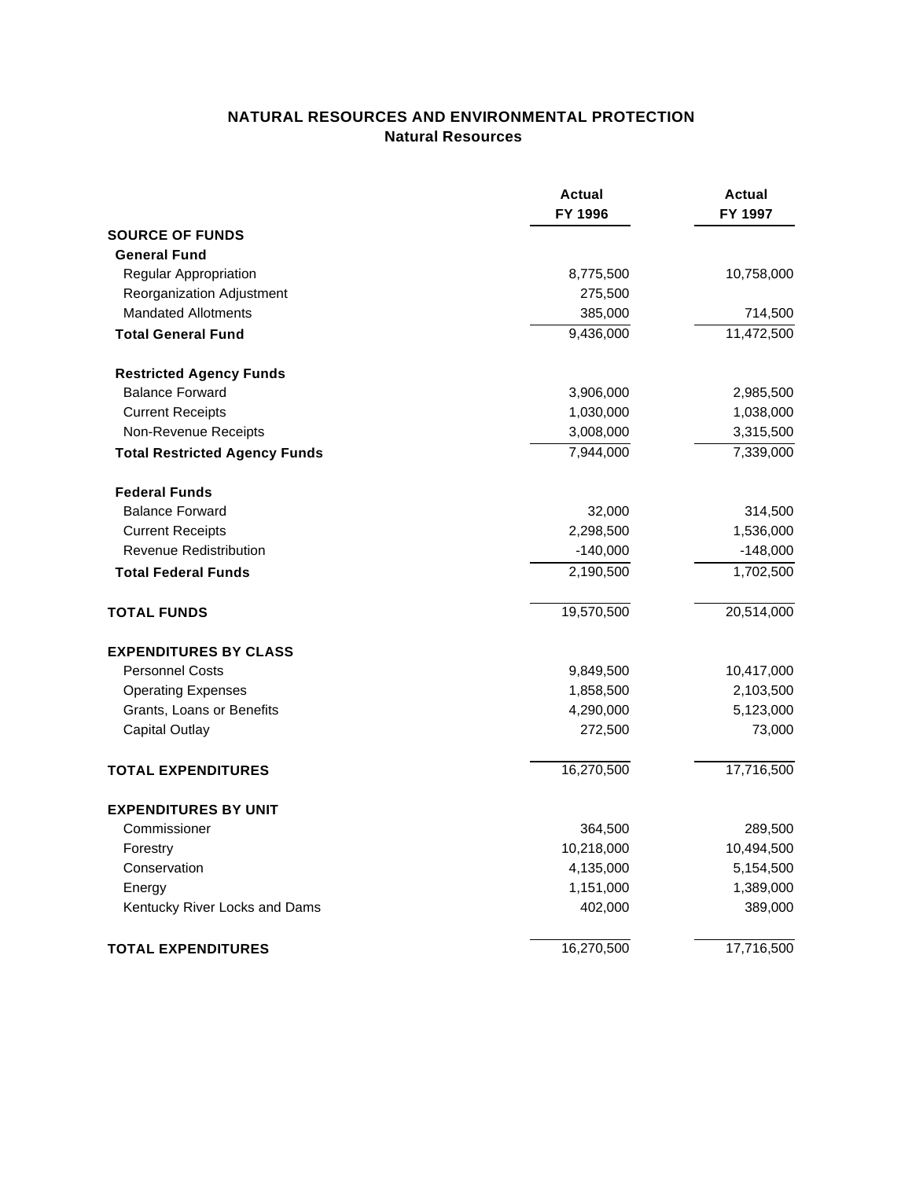## NATURAL RESOURCES AND ENVIRONMENTAL PROTECTION
### Natural Resources

| | Actual FY 1996 | Actual FY 1997 |
|---|---|---|
| **SOURCE OF FUNDS** | | |
| **General Fund** | | |
| Regular Appropriation | 8,775,500 | 10,758,000 |
| Reorganization Adjustment | 275,500 | |
| Mandated Allotments | 385,000 | 714,500 |
| **Total General Fund** | 9,436,000 | 11,472,500 |
| **Restricted Agency Funds** | | |
| Balance Forward | 3,906,000 | 2,985,500 |
| Current Receipts | 1,030,000 | 1,038,000 |
| Non-Revenue Receipts | 3,008,000 | 3,315,500 |
| **Total Restricted Agency Funds** | 7,944,000 | 7,339,000 |
| **Federal Funds** | | |
| Balance Forward | 32,000 | 314,500 |
| Current Receipts | 2,298,500 | 1,536,000 |
| Revenue Redistribution | -140,000 | -148,000 |
| **Total Federal Funds** | 2,190,500 | 1,702,500 |
| **TOTAL FUNDS** | 19,570,500 | 20,514,000 |
| **EXPENDITURES BY CLASS** | | |
| Personnel Costs | 9,849,500 | 10,417,000 |
| Operating Expenses | 1,858,500 | 2,103,500 |
| Grants, Loans or Benefits | 4,290,000 | 5,123,000 |
| Capital Outlay | 272,500 | 73,000 |
| **TOTAL EXPENDITURES** | 16,270,500 | 17,716,500 |
| **EXPENDITURES BY UNIT** | | |
| Commissioner | 364,500 | 289,500 |
| Forestry | 10,218,000 | 10,494,500 |
| Conservation | 4,135,000 | 5,154,500 |
| Energy | 1,151,000 | 1,389,000 |
| Kentucky River Locks and Dams | 402,000 | 389,000 |
| **TOTAL EXPENDITURES** | 16,270,500 | 17,716,500 |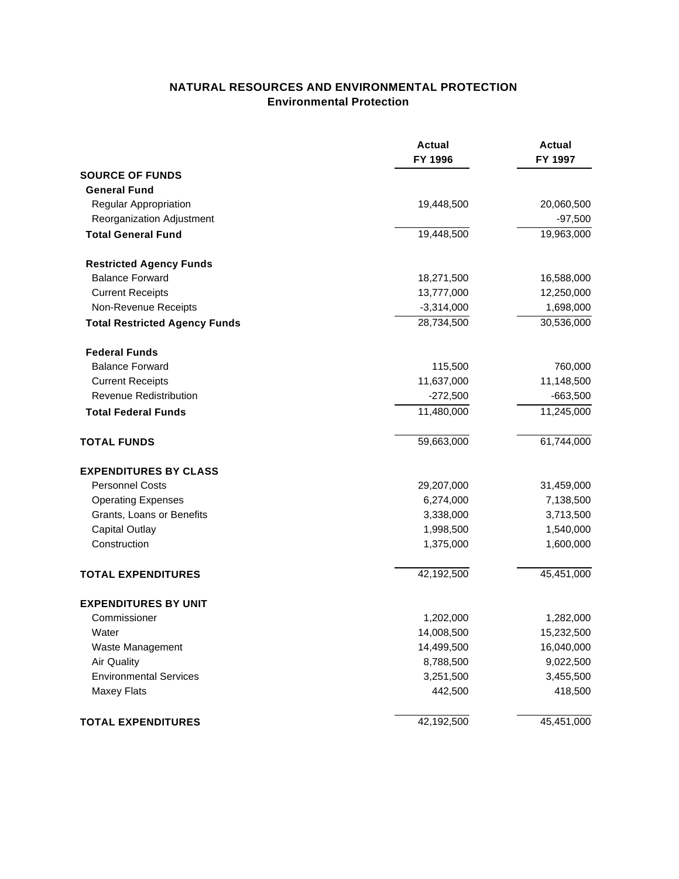# NATURAL RESOURCES AND ENVIRONMENTAL PROTECTION
## Environmental Protection

| | Actual FY 1996 | Actual FY 1997 |
|---|---|---|
| **SOURCE OF FUNDS** | | |
| **General Fund** | | |
| Regular Appropriation | 19,448,500 | 20,060,500 |
| Reorganization Adjustment | | -97,500 |
| **Total General Fund** | 19,448,500 | 19,963,000 |
| **Restricted Agency Funds** | | |
| Balance Forward | 18,271,500 | 16,588,000 |
| Current Receipts | 13,777,000 | 12,250,000 |
| Non-Revenue Receipts | -3,314,000 | 1,698,000 |
| **Total Restricted Agency Funds** | 28,734,500 | 30,536,000 |
| **Federal Funds** | | |
| Balance Forward | 115,500 | 760,000 |
| Current Receipts | 11,637,000 | 11,148,500 |
| Revenue Redistribution | -272,500 | -663,500 |
| **Total Federal Funds** | 11,480,000 | 11,245,000 |
| **TOTAL FUNDS** | 59,663,000 | 61,744,000 |
| **EXPENDITURES BY CLASS** | | |
| Personnel Costs | 29,207,000 | 31,459,000 |
| Operating Expenses | 6,274,000 | 7,138,500 |
| Grants, Loans or Benefits | 3,338,000 | 3,713,500 |
| Capital Outlay | 1,998,500 | 1,540,000 |
| Construction | 1,375,000 | 1,600,000 |
| **TOTAL EXPENDITURES** | 42,192,500 | 45,451,000 |
| **EXPENDITURES BY UNIT** | | |
| Commissioner | 1,202,000 | 1,282,000 |
| Water | 14,008,500 | 15,232,500 |
| Waste Management | 14,499,500 | 16,040,000 |
| Air Quality | 8,788,500 | 9,022,500 |
| Environmental Services | 3,251,500 | 3,455,500 |
| Maxey Flats | 442,500 | 418,500 |
| **TOTAL EXPENDITURES** | 42,192,500 | 45,451,000 |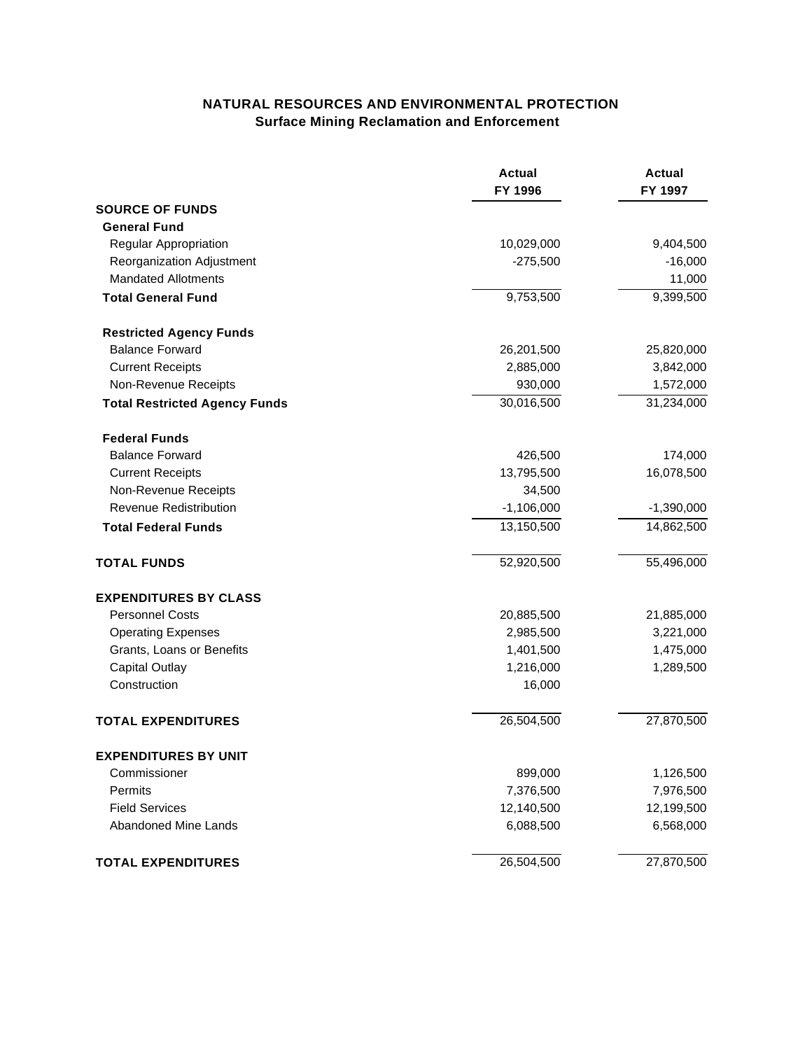## NATURAL RESOURCES AND ENVIRONMENTAL PROTECTION
### Surface Mining Reclamation and Enforcement

| | Actual FY 1996 | Actual FY 1997 |
|---|---|---|
| **SOURCE OF FUNDS** | | |
| **General Fund** | | |
| Regular Appropriation | 10,029,000 | 9,404,500 |
| Reorganization Adjustment | -275,500 | -16,000 |
| Mandated Allotments | | 11,000 |
| **Total General Fund** | 9,753,500 | 9,399,500 |
| **Restricted Agency Funds** | | |
| Balance Forward | 26,201,500 | 25,820,000 |
| Current Receipts | 2,885,000 | 3,842,000 |
| Non-Revenue Receipts | 930,000 | 1,572,000 |
| **Total Restricted Agency Funds** | 30,016,500 | 31,234,000 |
| **Federal Funds** | | |
| Balance Forward | 426,500 | 174,000 |
| Current Receipts | 13,795,500 | 16,078,500 |
| Non-Revenue Receipts | 34,500 | |
| Revenue Redistribution | -1,106,000 | -1,390,000 |
| **Total Federal Funds** | 13,150,500 | 14,862,500 |
| **TOTAL FUNDS** | 52,920,500 | 55,496,000 |
| **EXPENDITURES BY CLASS** | | |
| Personnel Costs | 20,885,500 | 21,885,000 |
| Operating Expenses | 2,985,500 | 3,221,000 |
| Grants, Loans or Benefits | 1,401,500 | 1,475,000 |
| Capital Outlay | 1,216,000 | 1,289,500 |
| Construction | 16,000 | |
| **TOTAL EXPENDITURES** | 26,504,500 | 27,870,500 |
| **EXPENDITURES BY UNIT** | | |
| Commissioner | 899,000 | 1,126,500 |
| Permits | 7,376,500 | 7,976,500 |
| Field Services | 12,140,500 | 12,199,500 |
| Abandoned Mine Lands | 6,088,500 | 6,568,000 |
| **TOTAL EXPENDITURES** | 26,504,500 | 27,870,500 |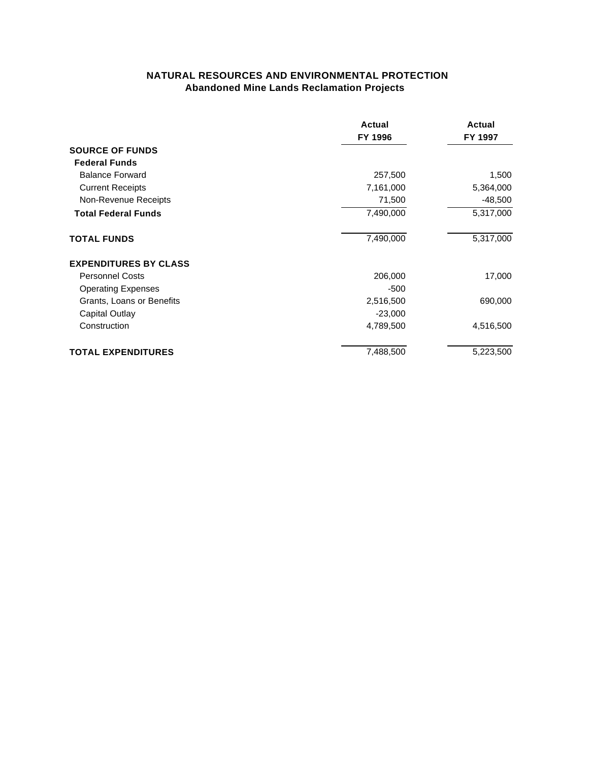## NATURAL RESOURCES AND ENVIRONMENTAL PROTECTION
### Abandoned Mine Lands Reclamation Projects

| | Actual FY 1996 | Actual FY 1997 |
|---|---|---|
| **SOURCE OF FUNDS** | | |
| **Federal Funds** | | |
| Balance Forward | 257,500 | 1,500 |
| Current Receipts | 7,161,000 | 5,364,000 |
| Non-Revenue Receipts | 71,500 | -48,500 |
| **Total Federal Funds** | 7,490,000 | 5,317,000 |
| **TOTAL FUNDS** | 7,490,000 | 5,317,000 |
| **EXPENDITURES BY CLASS** | | |
| Personnel Costs | 206,000 | 17,000 |
| Operating Expenses | -500 | |
| Grants, Loans or Benefits | 2,516,500 | 690,000 |
| Capital Outlay | -23,000 | |
| Construction | 4,789,500 | 4,516,500 |
| **TOTAL EXPENDITURES** | 7,488,500 | 5,223,500 |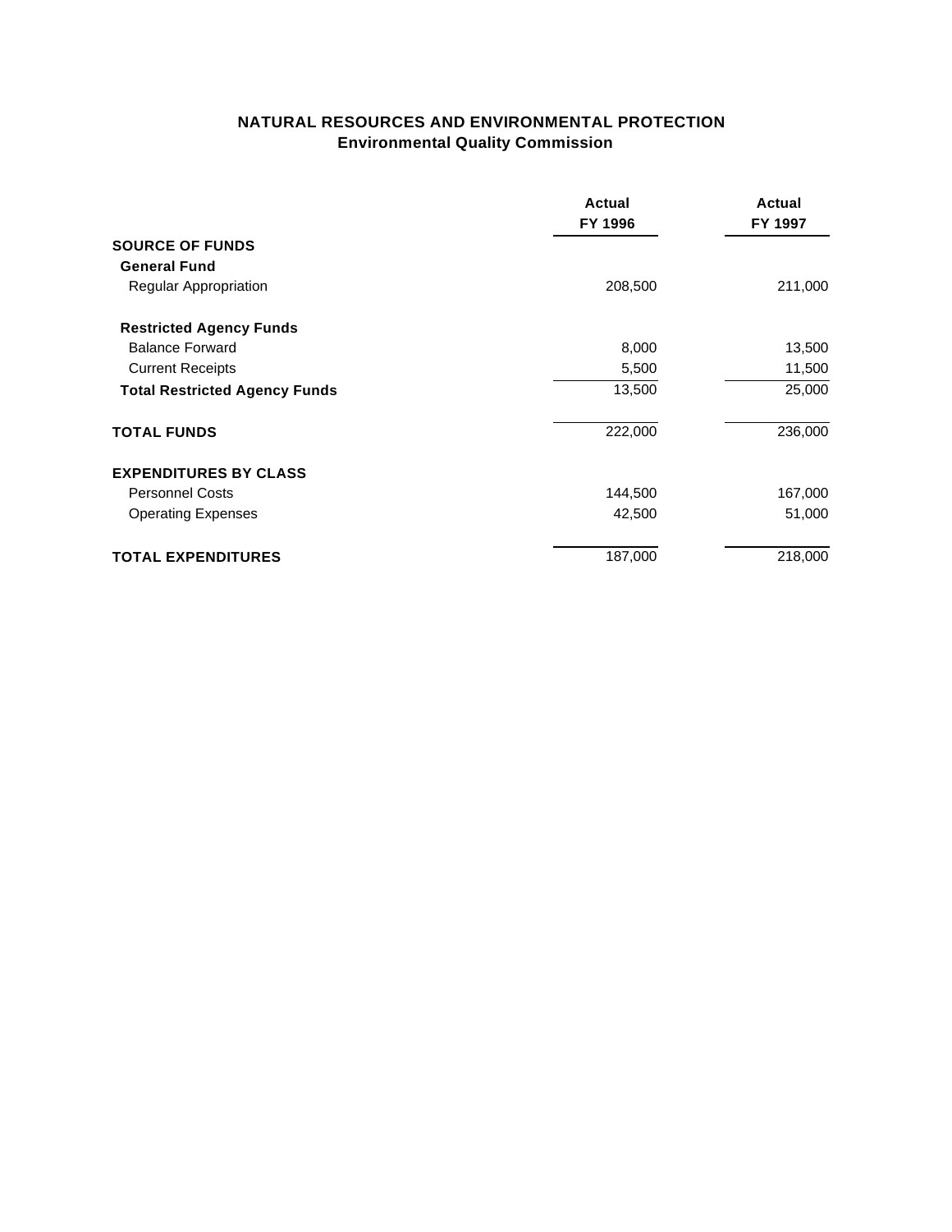# NATURAL RESOURCES AND ENVIRONMENTAL PROTECTION

## Environmental Quality Commission

| | Actual FY 1996 | Actual FY 1997 |
|---|---|---|
| **SOURCE OF FUNDS** | | |
| **General Fund** | | |
| Regular Appropriation | 208,500 | 211,000 |
| **Restricted Agency Funds** | | |
| Balance Forward | 8,000 | 13,500 |
| Current Receipts | 5,500 | 11,500 |
| **Total Restricted Agency Funds** | 13,500 | 25,000 |
| **TOTAL FUNDS** | 222,000 | 236,000 |
| **EXPENDITURES BY CLASS** | | |
| Personnel Costs | 144,500 | 167,000 |
| Operating Expenses | 42,500 | 51,000 |
| **TOTAL EXPENDITURES** | 187,000 | 218,000 |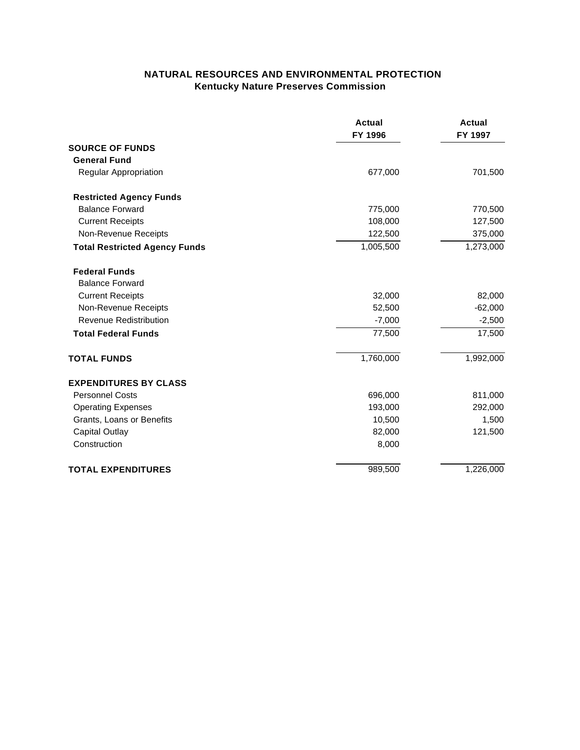## NATURAL RESOURCES AND ENVIRONMENTAL PROTECTION
### Kentucky Nature Preserves Commission

| | Actual FY 1996 | Actual FY 1997 |
|---|---|---|
| **SOURCE OF FUNDS** | | |
| **General Fund** | | |
| Regular Appropriation | 677,000 | 701,500 |
| **Restricted Agency Funds** | | |
| Balance Forward | 775,000 | 770,500 |
| Current Receipts | 108,000 | 127,500 |
| Non-Revenue Receipts | 122,500 | 375,000 |
| **Total Restricted Agency Funds** | 1,005,500 | 1,273,000 |
| **Federal Funds** | | |
| Balance Forward | | |
| Current Receipts | 32,000 | 82,000 |
| Non-Revenue Receipts | 52,500 | -62,000 |
| Revenue Redistribution | -7,000 | -2,500 |
| **Total Federal Funds** | 77,500 | 17,500 |
| **TOTAL FUNDS** | 1,760,000 | 1,992,000 |
| **EXPENDITURES BY CLASS** | | |
| Personnel Costs | 696,000 | 811,000 |
| Operating Expenses | 193,000 | 292,000 |
| Grants, Loans or Benefits | 10,500 | 1,500 |
| Capital Outlay | 82,000 | 121,500 |
| Construction | 8,000 | |
| **TOTAL EXPENDITURES** | 989,500 | 1,226,000 |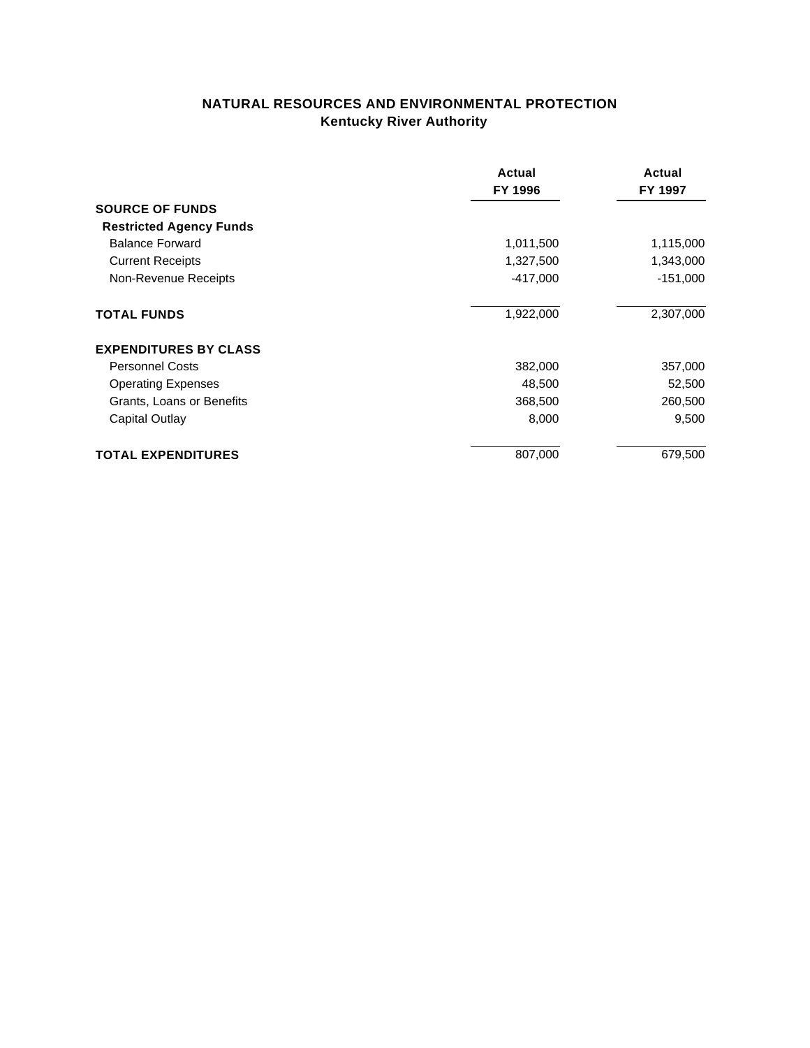## NATURAL RESOURCES AND ENVIRONMENTAL PROTECTION
### Kentucky River Authority

| | Actual FY 1996 | Actual FY 1997 |
|---|---|---|
| **SOURCE OF FUNDS** | | |
| **Restricted Agency Funds** | | |
| Balance Forward | 1,011,500 | 1,115,000 |
| Current Receipts | 1,327,500 | 1,343,000 |
| Non-Revenue Receipts | -417,000 | -151,000 |
| **TOTAL FUNDS** | 1,922,000 | 2,307,000 |
| **EXPENDITURES BY CLASS** | | |
| Personnel Costs | 382,000 | 357,000 |
| Operating Expenses | 48,500 | 52,500 |
| Grants, Loans or Benefits | 368,500 | 260,500 |
| Capital Outlay | 8,000 | 9,500 |
| **TOTAL EXPENDITURES** | 807,000 | 679,500 |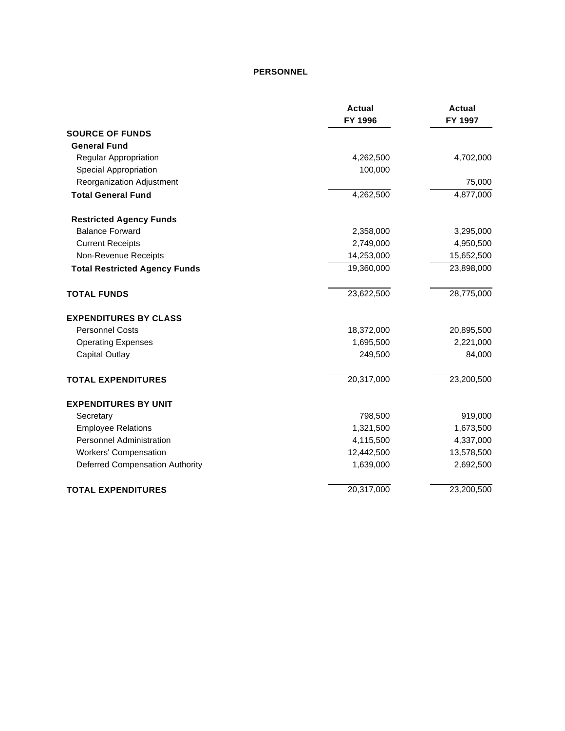# PERSONNEL

| | Actual FY 1996 | Actual FY 1997 |
|---|---:|---:|
| **SOURCE OF FUNDS** | | |
| **General Fund** | | |
| Regular Appropriation | 4,262,500 | 4,702,000 |
| Special Appropriation | 100,000 | |
| Reorganization Adjustment | | 75,000 |
| **Total General Fund** | 4,262,500 | 4,877,000 |
| | | |
| **Restricted Agency Funds** | | |
| Balance Forward | 2,358,000 | 3,295,000 |
| Current Receipts | 2,749,000 | 4,950,500 |
| Non-Revenue Receipts | 14,253,000 | 15,652,500 |
| **Total Restricted Agency Funds** | 19,360,000 | 23,898,000 |
| | | |
| **TOTAL FUNDS** | 23,622,500 | 28,775,000 |
| | | |
| **EXPENDITURES BY CLASS** | | |
| Personnel Costs | 18,372,000 | 20,895,500 |
| Operating Expenses | 1,695,500 | 2,221,000 |
| Capital Outlay | 249,500 | 84,000 |
| | | |
| **TOTAL EXPENDITURES** | 20,317,000 | 23,200,500 |
| | | |
| **EXPENDITURES BY UNIT** | | |
| Secretary | 798,500 | 919,000 |
| Employee Relations | 1,321,500 | 1,673,500 |
| Personnel Administration | 4,115,500 | 4,337,000 |
| Workers' Compensation | 12,442,500 | 13,578,500 |
| Deferred Compensation Authority | 1,639,000 | 2,692,500 |
| | | |
| **TOTAL EXPENDITURES** | 20,317,000 | 23,200,500 |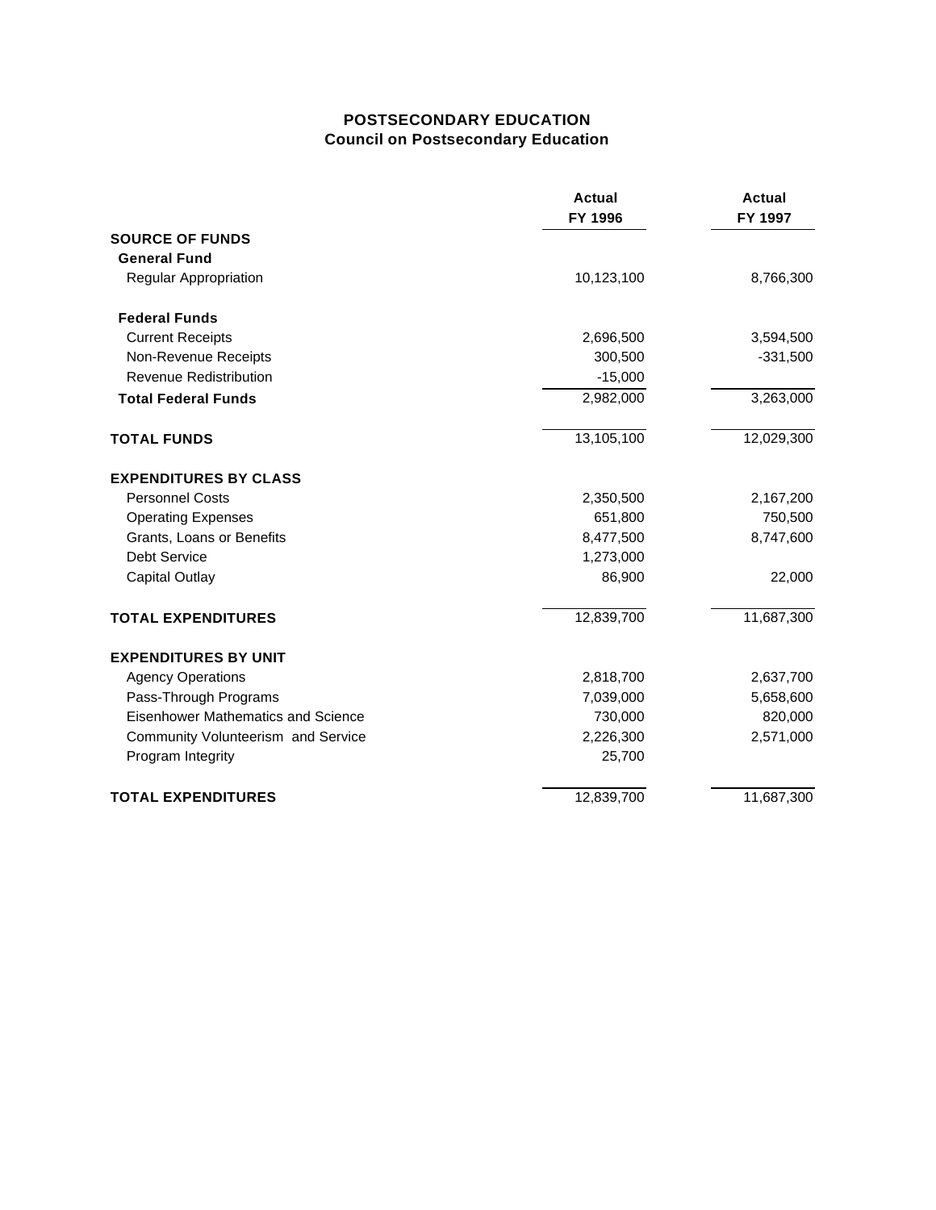# POSTSECONDARY EDUCATION
## Council on Postsecondary Education

| | Actual FY 1996 | Actual FY 1997 |
|---|---|---|
| **SOURCE OF FUNDS** | | |
| **General Fund** | | |
| Regular Appropriation | 10,123,100 | 8,766,300 |
| **Federal Funds** | | |
| Current Receipts | 2,696,500 | 3,594,500 |
| Non-Revenue Receipts | 300,500 | -331,500 |
| Revenue Redistribution | -15,000 | |
| **Total Federal Funds** | 2,982,000 | 3,263,000 |
| **TOTAL FUNDS** | 13,105,100 | 12,029,300 |
| **EXPENDITURES BY CLASS** | | |
| Personnel Costs | 2,350,500 | 2,167,200 |
| Operating Expenses | 651,800 | 750,500 |
| Grants, Loans or Benefits | 8,477,500 | 8,747,600 |
| Debt Service | 1,273,000 | |
| Capital Outlay | 86,900 | 22,000 |
| **TOTAL EXPENDITURES** | 12,839,700 | 11,687,300 |
| **EXPENDITURES BY UNIT** | | |
| Agency Operations | 2,818,700 | 2,637,700 |
| Pass-Through Programs | 7,039,000 | 5,658,600 |
| Eisenhower Mathematics and Science | 730,000 | 820,000 |
| Community Volunteerism and Service | 2,226,300 | 2,571,000 |
| Program Integrity | 25,700 | |
| **TOTAL EXPENDITURES** | 12,839,700 | 11,687,300 |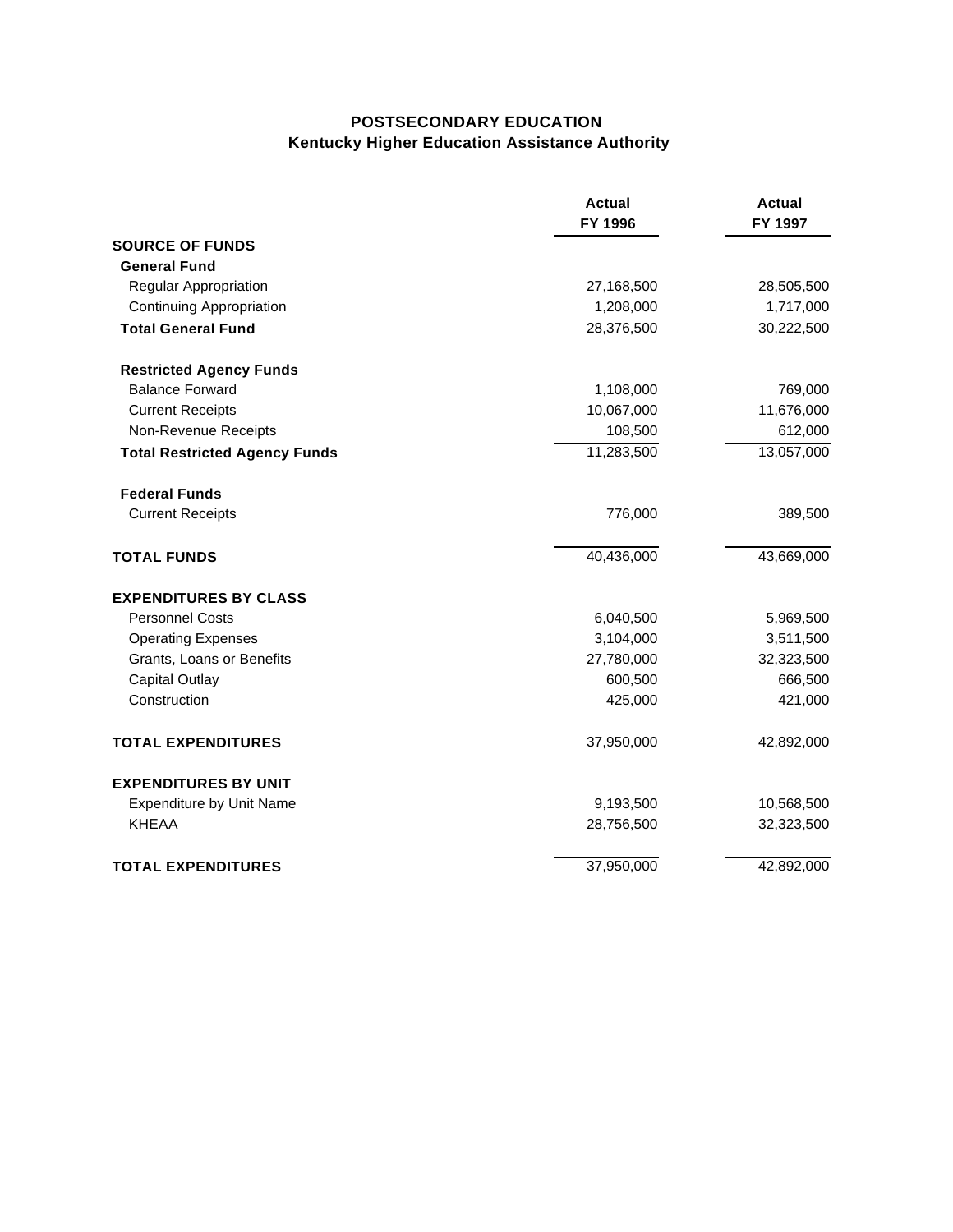# POSTSECONDARY EDUCATION
## Kentucky Higher Education Assistance Authority

| | Actual FY 1996 | Actual FY 1997 |
|---|---|---|
| **SOURCE OF FUNDS** | | |
| **General Fund** | | |
| Regular Appropriation | 27,168,500 | 28,505,500 |
| Continuing Appropriation | 1,208,000 | 1,717,000 |
| **Total General Fund** | 28,376,500 | 30,222,500 |
| **Restricted Agency Funds** | | |
| Balance Forward | 1,108,000 | 769,000 |
| Current Receipts | 10,067,000 | 11,676,000 |
| Non-Revenue Receipts | 108,500 | 612,000 |
| **Total Restricted Agency Funds** | 11,283,500 | 13,057,000 |
| **Federal Funds** | | |
| Current Receipts | 776,000 | 389,500 |
| **TOTAL FUNDS** | 40,436,000 | 43,669,000 |
| **EXPENDITURES BY CLASS** | | |
| Personnel Costs | 6,040,500 | 5,969,500 |
| Operating Expenses | 3,104,000 | 3,511,500 |
| Grants, Loans or Benefits | 27,780,000 | 32,323,500 |
| Capital Outlay | 600,500 | 666,500 |
| Construction | 425,000 | 421,000 |
| **TOTAL EXPENDITURES** | 37,950,000 | 42,892,000 |
| **EXPENDITURES BY UNIT** | | |
| Expenditure by Unit Name | 9,193,500 | 10,568,500 |
| KHEAA | 28,756,500 | 32,323,500 |
| **TOTAL EXPENDITURES** | 37,950,000 | 42,892,000 |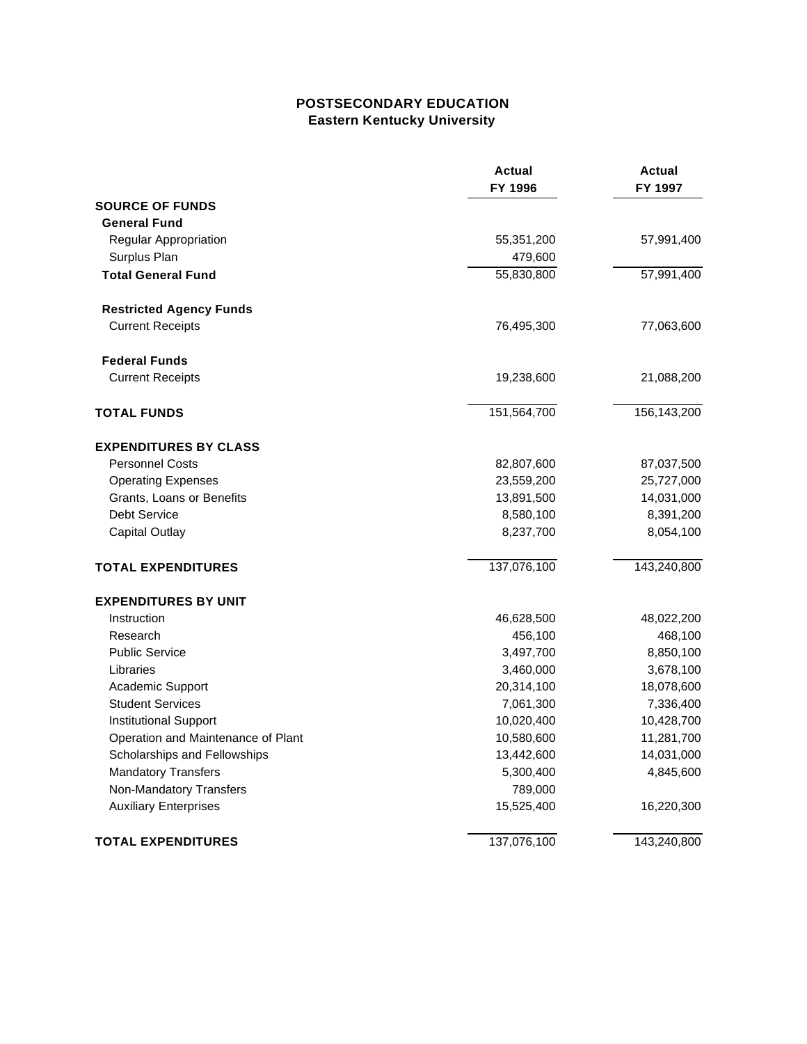# POSTSECONDARY EDUCATION
## Eastern Kentucky University

| | Actual FY 1996 | Actual FY 1997 |
|---|---|---|
| **SOURCE OF FUNDS** | | |
| **General Fund** | | |
| Regular Appropriation | 55,351,200 | 57,991,400 |
| Surplus Plan | 479,600 | |
| **Total General Fund** | 55,830,800 | 57,991,400 |
| **Restricted Agency Funds** | | |
| Current Receipts | 76,495,300 | 77,063,600 |
| **Federal Funds** | | |
| Current Receipts | 19,238,600 | 21,088,200 |
| **TOTAL FUNDS** | 151,564,700 | 156,143,200 |
| **EXPENDITURES BY CLASS** | | |
| Personnel Costs | 82,807,600 | 87,037,500 |
| Operating Expenses | 23,559,200 | 25,727,000 |
| Grants, Loans or Benefits | 13,891,500 | 14,031,000 |
| Debt Service | 8,580,100 | 8,391,200 |
| Capital Outlay | 8,237,700 | 8,054,100 |
| **TOTAL EXPENDITURES** | 137,076,100 | 143,240,800 |
| **EXPENDITURES BY UNIT** | | |
| Instruction | 46,628,500 | 48,022,200 |
| Research | 456,100 | 468,100 |
| Public Service | 3,497,700 | 8,850,100 |
| Libraries | 3,460,000 | 3,678,100 |
| Academic Support | 20,314,100 | 18,078,600 |
| Student Services | 7,061,300 | 7,336,400 |
| Institutional Support | 10,020,400 | 10,428,700 |
| Operation and Maintenance of Plant | 10,580,600 | 11,281,700 |
| Scholarships and Fellowships | 13,442,600 | 14,031,000 |
| Mandatory Transfers | 5,300,400 | 4,845,600 |
| Non-Mandatory Transfers | 789,000 | |
| Auxiliary Enterprises | 15,525,400 | 16,220,300 |
| **TOTAL EXPENDITURES** | 137,076,100 | 143,240,800 |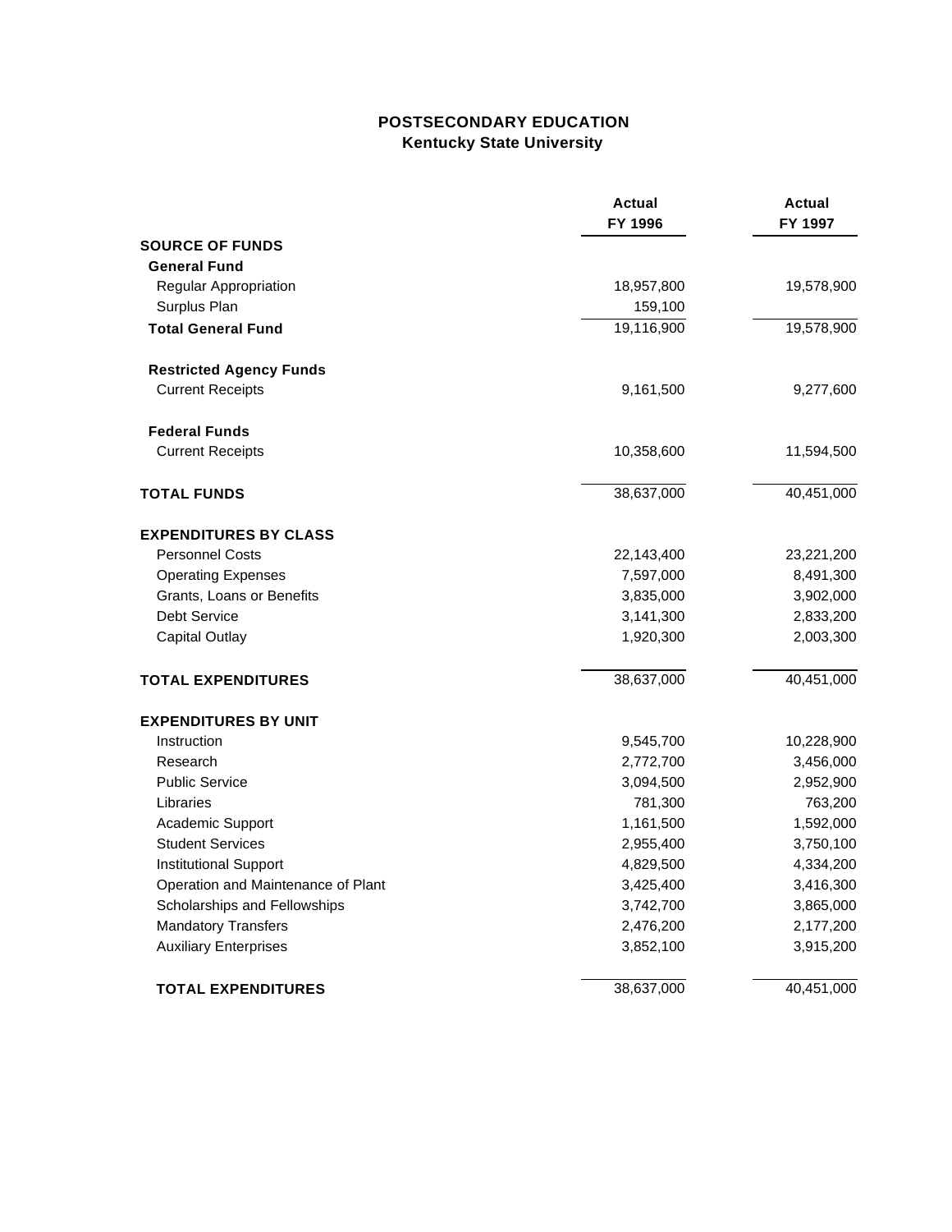# POSTSECONDARY EDUCATION
## Kentucky State University

| | Actual FY 1996 | Actual FY 1997 |
|---|---|---|
| **SOURCE OF FUNDS** | | |
| **General Fund** | | |
| Regular Appropriation | 18,957,800 | 19,578,900 |
| Surplus Plan | 159,100 | |
| **Total General Fund** | 19,116,900 | 19,578,900 |
| **Restricted Agency Funds** | | |
| Current Receipts | 9,161,500 | 9,277,600 |
| **Federal Funds** | | |
| Current Receipts | 10,358,600 | 11,594,500 |
| **TOTAL FUNDS** | 38,637,000 | 40,451,000 |
| **EXPENDITURES BY CLASS** | | |
| Personnel Costs | 22,143,400 | 23,221,200 |
| Operating Expenses | 7,597,000 | 8,491,300 |
| Grants, Loans or Benefits | 3,835,000 | 3,902,000 |
| Debt Service | 3,141,300 | 2,833,200 |
| Capital Outlay | 1,920,300 | 2,003,300 |
| **TOTAL EXPENDITURES** | 38,637,000 | 40,451,000 |
| **EXPENDITURES BY UNIT** | | |
| Instruction | 9,545,700 | 10,228,900 |
| Research | 2,772,700 | 3,456,000 |
| Public Service | 3,094,500 | 2,952,900 |
| Libraries | 781,300 | 763,200 |
| Academic Support | 1,161,500 | 1,592,000 |
| Student Services | 2,955,400 | 3,750,100 |
| Institutional Support | 4,829,500 | 4,334,200 |
| Operation and Maintenance of Plant | 3,425,400 | 3,416,300 |
| Scholarships and Fellowships | 3,742,700 | 3,865,000 |
| Mandatory Transfers | 2,476,200 | 2,177,200 |
| Auxiliary Enterprises | 3,852,100 | 3,915,200 |
| **TOTAL EXPENDITURES** | 38,637,000 | 40,451,000 |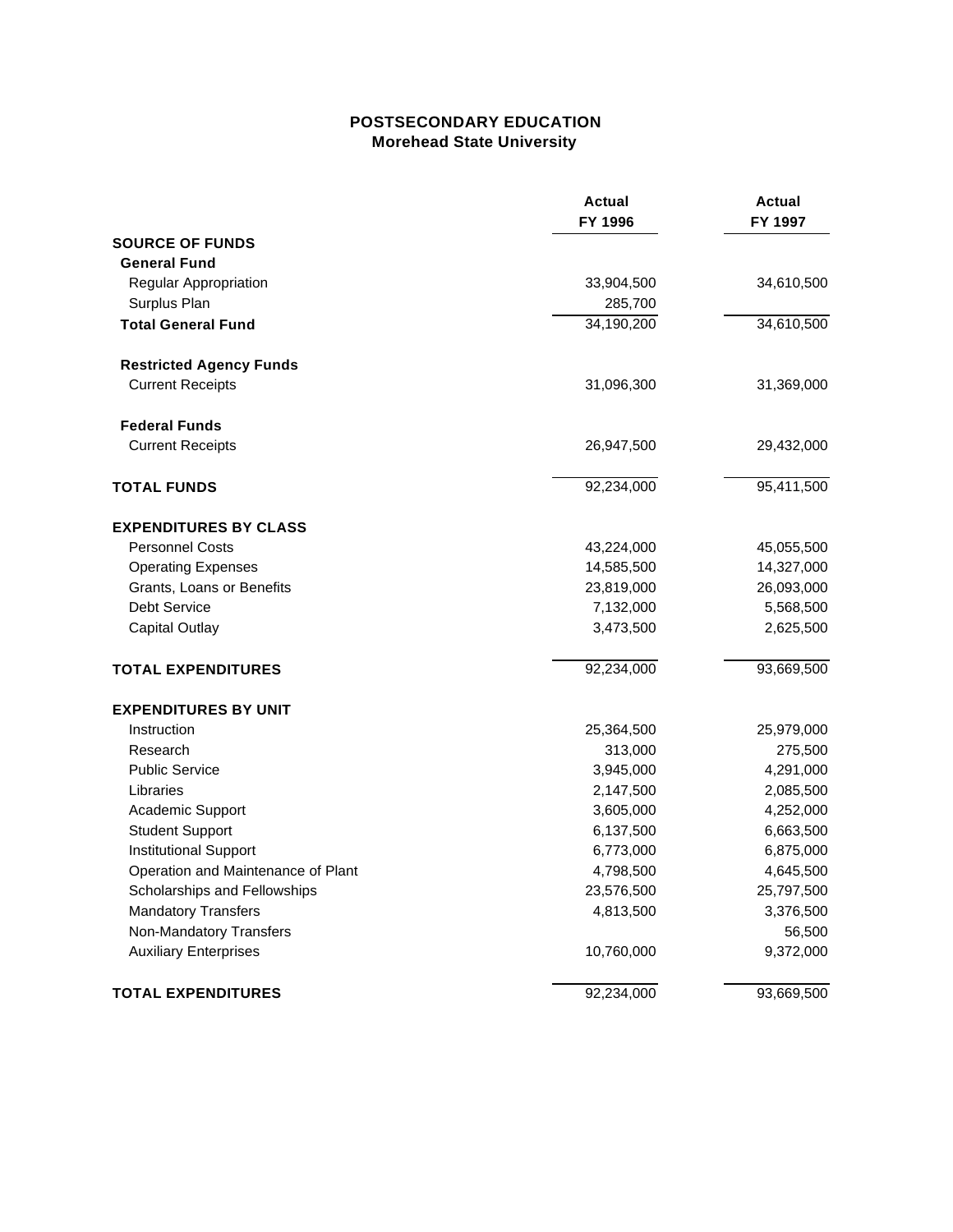# POSTSECONDARY EDUCATION
## Morehead State University

| | Actual FY 1996 | Actual FY 1997 |
|---|---|---|
| **SOURCE OF FUNDS** | | |
| **General Fund** | | |
| Regular Appropriation | 33,904,500 | 34,610,500 |
| Surplus Plan | 285,700 | |
| **Total General Fund** | 34,190,200 | 34,610,500 |
| **Restricted Agency Funds** | | |
| Current Receipts | 31,096,300 | 31,369,000 |
| **Federal Funds** | | |
| Current Receipts | 26,947,500 | 29,432,000 |
| **TOTAL FUNDS** | 92,234,000 | 95,411,500 |
| **EXPENDITURES BY CLASS** | | |
| Personnel Costs | 43,224,000 | 45,055,500 |
| Operating Expenses | 14,585,500 | 14,327,000 |
| Grants, Loans or Benefits | 23,819,000 | 26,093,000 |
| Debt Service | 7,132,000 | 5,568,500 |
| Capital Outlay | 3,473,500 | 2,625,500 |
| **TOTAL EXPENDITURES** | 92,234,000 | 93,669,500 |
| **EXPENDITURES BY UNIT** | | |
| Instruction | 25,364,500 | 25,979,000 |
| Research | 313,000 | 275,500 |
| Public Service | 3,945,000 | 4,291,000 |
| Libraries | 2,147,500 | 2,085,500 |
| Academic Support | 3,605,000 | 4,252,000 |
| Student Support | 6,137,500 | 6,663,500 |
| Institutional Support | 6,773,000 | 6,875,000 |
| Operation and Maintenance of Plant | 4,798,500 | 4,645,500 |
| Scholarships and Fellowships | 23,576,500 | 25,797,500 |
| Mandatory Transfers | 4,813,500 | 3,376,500 |
| Non-Mandatory Transfers | | 56,500 |
| Auxiliary Enterprises | 10,760,000 | 9,372,000 |
| **TOTAL EXPENDITURES** | 92,234,000 | 93,669,500 |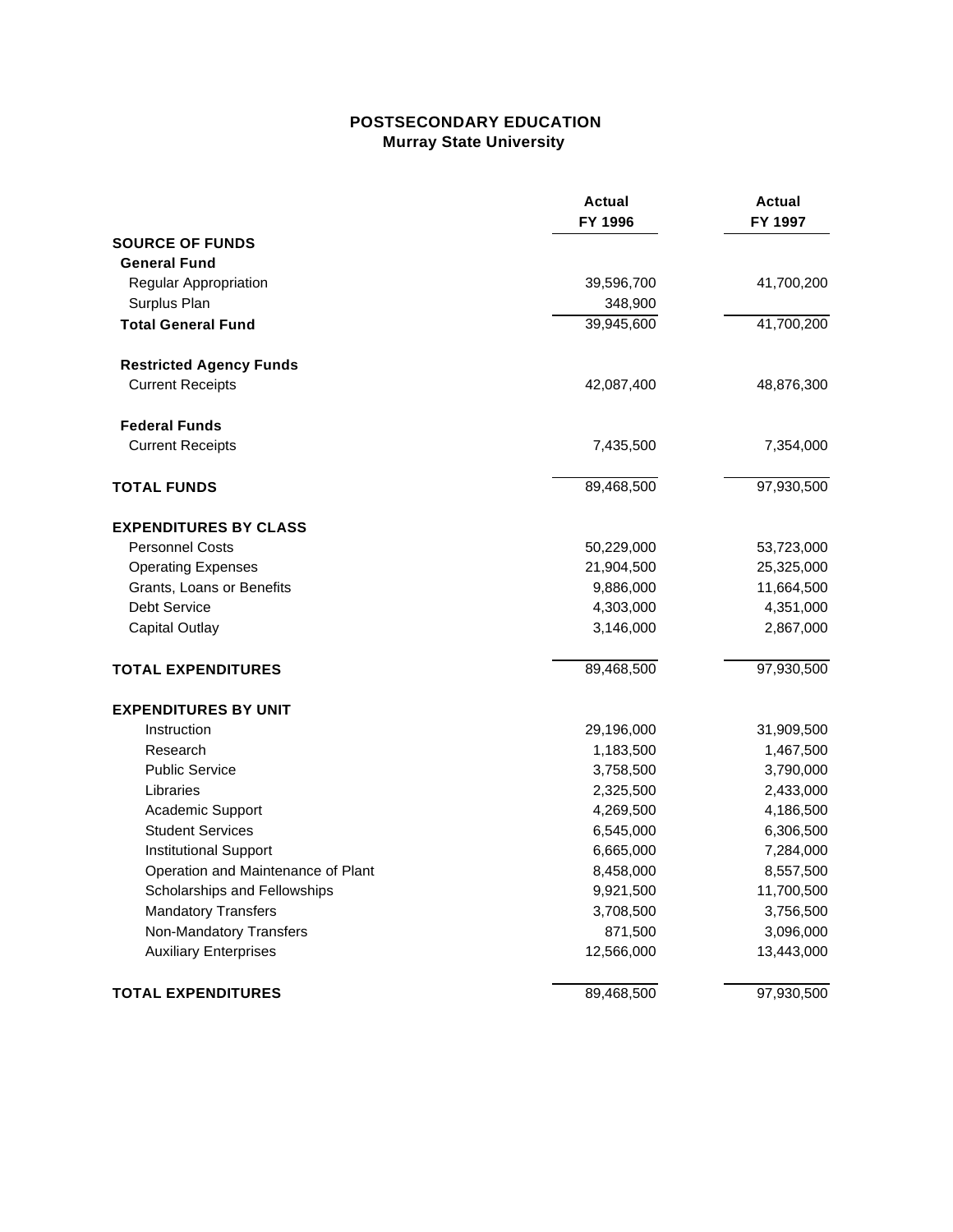# POSTSECONDARY EDUCATION
## Murray State University

| | Actual FY 1996 | Actual FY 1997 |
|---|---|---|
| **SOURCE OF FUNDS** | | |
| **General Fund** | | |
| Regular Appropriation | 39,596,700 | 41,700,200 |
| Surplus Plan | 348,900 | |
| **Total General Fund** | 39,945,600 | 41,700,200 |
| **Restricted Agency Funds** | | |
| Current Receipts | 42,087,400 | 48,876,300 |
| **Federal Funds** | | |
| Current Receipts | 7,435,500 | 7,354,000 |
| **TOTAL FUNDS** | 89,468,500 | 97,930,500 |
| **EXPENDITURES BY CLASS** | | |
| Personnel Costs | 50,229,000 | 53,723,000 |
| Operating Expenses | 21,904,500 | 25,325,000 |
| Grants, Loans or Benefits | 9,886,000 | 11,664,500 |
| Debt Service | 4,303,000 | 4,351,000 |
| Capital Outlay | 3,146,000 | 2,867,000 |
| **TOTAL EXPENDITURES** | 89,468,500 | 97,930,500 |
| **EXPENDITURES BY UNIT** | | |
| Instruction | 29,196,000 | 31,909,500 |
| Research | 1,183,500 | 1,467,500 |
| Public Service | 3,758,500 | 3,790,000 |
| Libraries | 2,325,500 | 2,433,000 |
| Academic Support | 4,269,500 | 4,186,500 |
| Student Services | 6,545,000 | 6,306,500 |
| Institutional Support | 6,665,000 | 7,284,000 |
| Operation and Maintenance of Plant | 8,458,000 | 8,557,500 |
| Scholarships and Fellowships | 9,921,500 | 11,700,500 |
| Mandatory Transfers | 3,708,500 | 3,756,500 |
| Non-Mandatory Transfers | 871,500 | 3,096,000 |
| Auxiliary Enterprises | 12,566,000 | 13,443,000 |
| **TOTAL EXPENDITURES** | 89,468,500 | 97,930,500 |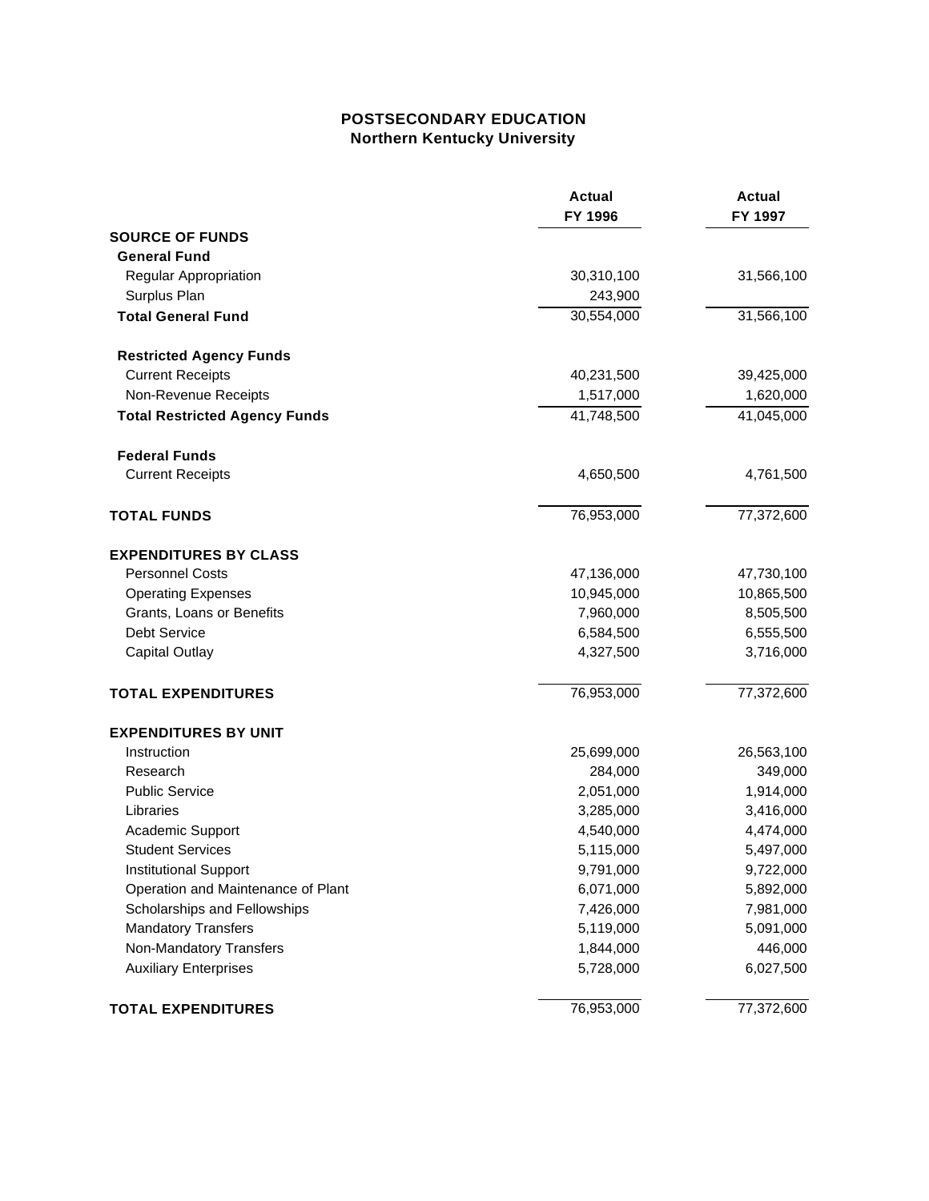# POSTSECONDARY EDUCATION
## Northern Kentucky University

| | Actual FY 1996 | Actual FY 1997 |
|---|---|---|
| **SOURCE OF FUNDS** | | |
| **General Fund** | | |
| Regular Appropriation | 30,310,100 | 31,566,100 |
| Surplus Plan | 243,900 | |
| **Total General Fund** | 30,554,000 | 31,566,100 |
| **Restricted Agency Funds** | | |
| Current Receipts | 40,231,500 | 39,425,000 |
| Non-Revenue Receipts | 1,517,000 | 1,620,000 |
| **Total Restricted Agency Funds** | 41,748,500 | 41,045,000 |
| **Federal Funds** | | |
| Current Receipts | 4,650,500 | 4,761,500 |
| **TOTAL FUNDS** | 76,953,000 | 77,372,600 |
| **EXPENDITURES BY CLASS** | | |
| Personnel Costs | 47,136,000 | 47,730,100 |
| Operating Expenses | 10,945,000 | 10,865,500 |
| Grants, Loans or Benefits | 7,960,000 | 8,505,500 |
| Debt Service | 6,584,500 | 6,555,500 |
| Capital Outlay | 4,327,500 | 3,716,000 |
| **TOTAL EXPENDITURES** | 76,953,000 | 77,372,600 |
| **EXPENDITURES BY UNIT** | | |
| Instruction | 25,699,000 | 26,563,100 |
| Research | 284,000 | 349,000 |
| Public Service | 2,051,000 | 1,914,000 |
| Libraries | 3,285,000 | 3,416,000 |
| Academic Support | 4,540,000 | 4,474,000 |
| Student Services | 5,115,000 | 5,497,000 |
| Institutional Support | 9,791,000 | 9,722,000 |
| Operation and Maintenance of Plant | 6,071,000 | 5,892,000 |
| Scholarships and Fellowships | 7,426,000 | 7,981,000 |
| Mandatory Transfers | 5,119,000 | 5,091,000 |
| Non-Mandatory Transfers | 1,844,000 | 446,000 |
| Auxiliary Enterprises | 5,728,000 | 6,027,500 |
| **TOTAL EXPENDITURES** | 76,953,000 | 77,372,600 |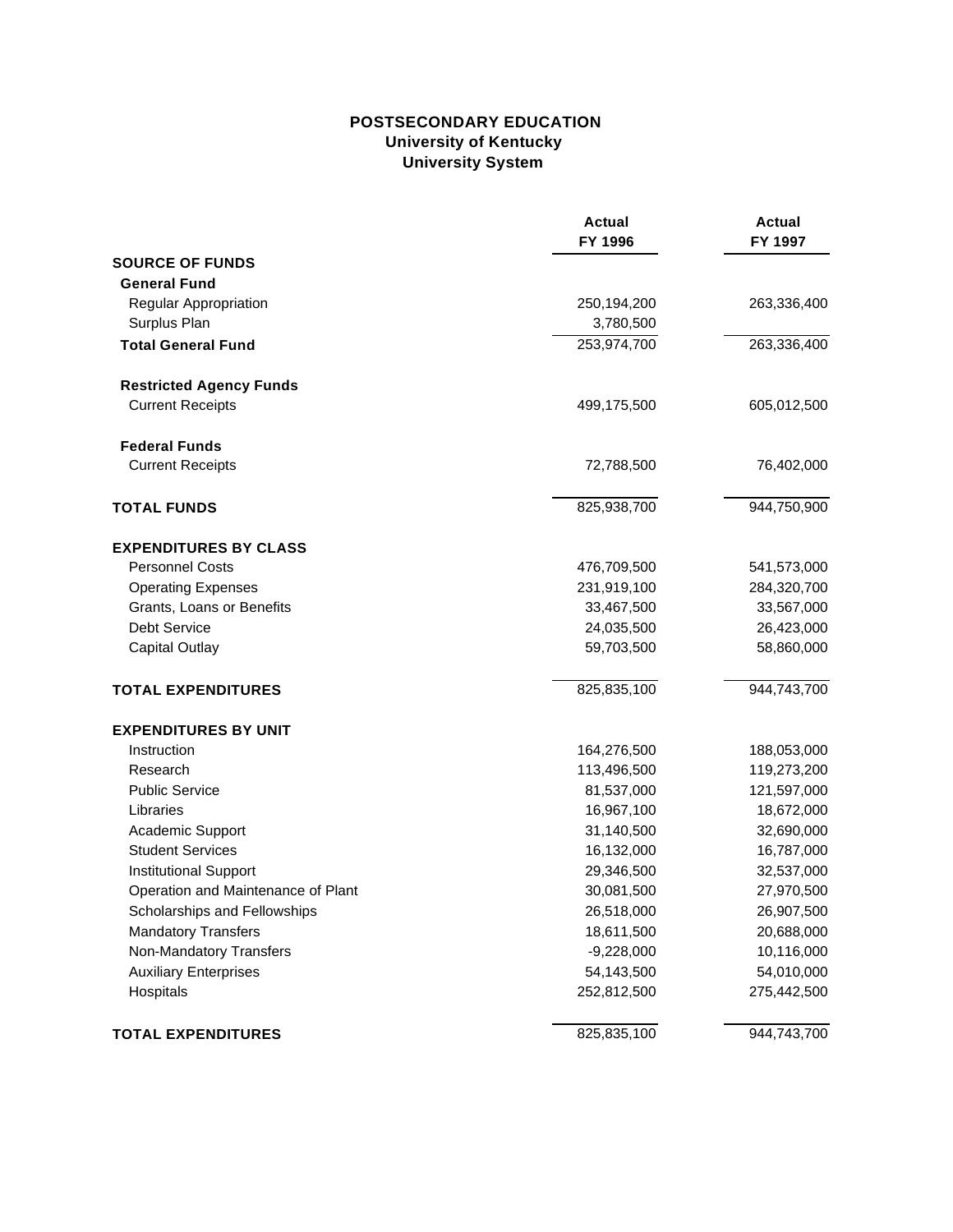**POSTSECONDARY EDUCATION**
**University of Kentucky**
**University System**

| | Actual FY 1996 | Actual FY 1997 |
|---|---|---|
| **SOURCE OF FUNDS** | | |
| **General Fund** | | |
| Regular Appropriation | 250,194,200 | 263,336,400 |
| Surplus Plan | 3,780,500 | |
| **Total General Fund** | 253,974,700 | 263,336,400 |
| **Restricted Agency Funds** | | |
| Current Receipts | 499,175,500 | 605,012,500 |
| **Federal Funds** | | |
| Current Receipts | 72,788,500 | 76,402,000 |
| **TOTAL FUNDS** | 825,938,700 | 944,750,900 |
| **EXPENDITURES BY CLASS** | | |
| Personnel Costs | 476,709,500 | 541,573,000 |
| Operating Expenses | 231,919,100 | 284,320,700 |
| Grants, Loans or Benefits | 33,467,500 | 33,567,000 |
| Debt Service | 24,035,500 | 26,423,000 |
| Capital Outlay | 59,703,500 | 58,860,000 |
| **TOTAL EXPENDITURES** | 825,835,100 | 944,743,700 |
| **EXPENDITURES BY UNIT** | | |
| Instruction | 164,276,500 | 188,053,000 |
| Research | 113,496,500 | 119,273,200 |
| Public Service | 81,537,000 | 121,597,000 |
| Libraries | 16,967,100 | 18,672,000 |
| Academic Support | 31,140,500 | 32,690,000 |
| Student Services | 16,132,000 | 16,787,000 |
| Institutional Support | 29,346,500 | 32,537,000 |
| Operation and Maintenance of Plant | 30,081,500 | 27,970,500 |
| Scholarships and Fellowships | 26,518,000 | 26,907,500 |
| Mandatory Transfers | 18,611,500 | 20,688,000 |
| Non-Mandatory Transfers | -9,228,000 | 10,116,000 |
| Auxiliary Enterprises | 54,143,500 | 54,010,000 |
| Hospitals | 252,812,500 | 275,442,500 |
| **TOTAL EXPENDITURES** | 825,835,100 | 944,743,700 |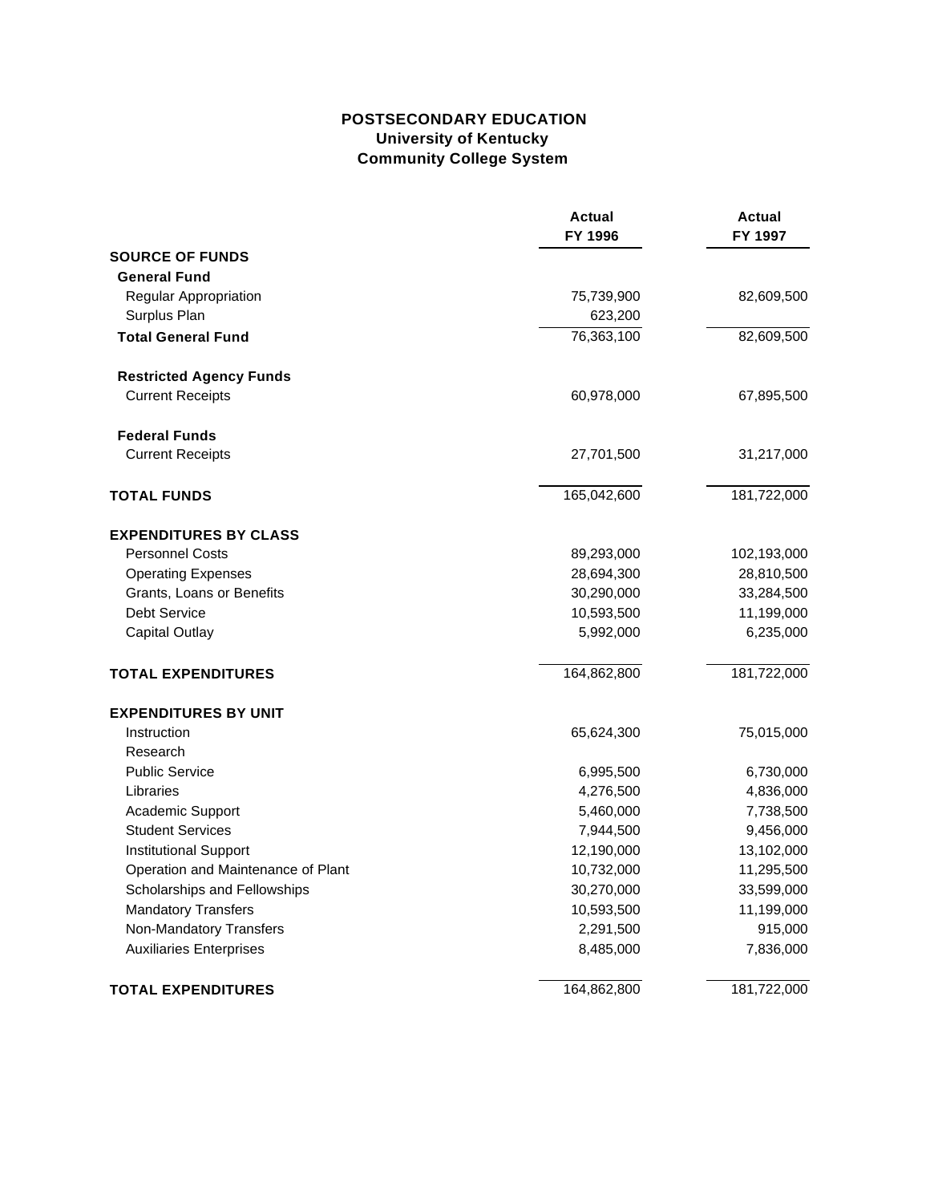# POSTSECONDARY EDUCATION
## University of Kentucky
## Community College System

| | Actual FY 1996 | Actual FY 1997 |
|---|---|---|
| **SOURCE OF FUNDS** | | |
| **General Fund** | | |
| Regular Appropriation | 75,739,900 | 82,609,500 |
| Surplus Plan | 623,200 | |
| **Total General Fund** | 76,363,100 | 82,609,500 |
| **Restricted Agency Funds** | | |
| Current Receipts | 60,978,000 | 67,895,500 |
| **Federal Funds** | | |
| Current Receipts | 27,701,500 | 31,217,000 |
| **TOTAL FUNDS** | 165,042,600 | 181,722,000 |
| **EXPENDITURES BY CLASS** | | |
| Personnel Costs | 89,293,000 | 102,193,000 |
| Operating Expenses | 28,694,300 | 28,810,500 |
| Grants, Loans or Benefits | 30,290,000 | 33,284,500 |
| Debt Service | 10,593,500 | 11,199,000 |
| Capital Outlay | 5,992,000 | 6,235,000 |
| **TOTAL EXPENDITURES** | 164,862,800 | 181,722,000 |
| **EXPENDITURES BY UNIT** | | |
| Instruction | 65,624,300 | 75,015,000 |
| Research | | |
| Public Service | 6,995,500 | 6,730,000 |
| Libraries | 4,276,500 | 4,836,000 |
| Academic Support | 5,460,000 | 7,738,500 |
| Student Services | 7,944,500 | 9,456,000 |
| Institutional Support | 12,190,000 | 13,102,000 |
| Operation and Maintenance of Plant | 10,732,000 | 11,295,500 |
| Scholarships and Fellowships | 30,270,000 | 33,599,000 |
| Mandatory Transfers | 10,593,500 | 11,199,000 |
| Non-Mandatory Transfers | 2,291,500 | 915,000 |
| Auxiliaries Enterprises | 8,485,000 | 7,836,000 |
| **TOTAL EXPENDITURES** | 164,862,800 | 181,722,000 |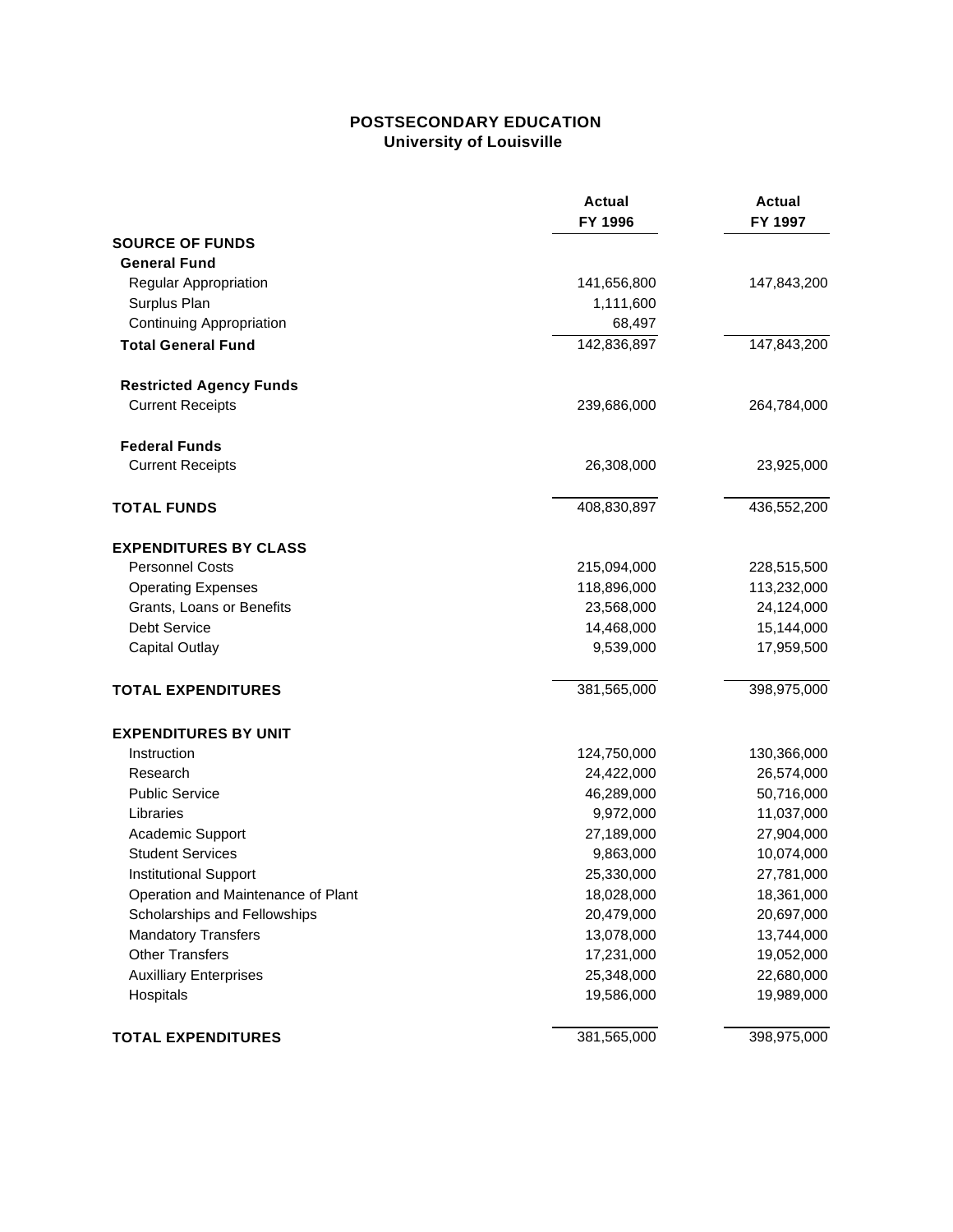## POSTSECONDARY EDUCATION
### University of Louisville

| | Actual FY 1996 | Actual FY 1997 |
|---|---|---|
| **SOURCE OF FUNDS** | | |
| **General Fund** | | |
| Regular Appropriation | 141,656,800 | 147,843,200 |
| Surplus Plan | 1,111,600 | |
| Continuing Appropriation | 68,497 | |
| **Total General Fund** | 142,836,897 | 147,843,200 |
| **Restricted Agency Funds** | | |
| Current Receipts | 239,686,000 | 264,784,000 |
| **Federal Funds** | | |
| Current Receipts | 26,308,000 | 23,925,000 |
| **TOTAL FUNDS** | 408,830,897 | 436,552,200 |
| **EXPENDITURES BY CLASS** | | |
| Personnel Costs | 215,094,000 | 228,515,500 |
| Operating Expenses | 118,896,000 | 113,232,000 |
| Grants, Loans or Benefits | 23,568,000 | 24,124,000 |
| Debt Service | 14,468,000 | 15,144,000 |
| Capital Outlay | 9,539,000 | 17,959,500 |
| **TOTAL EXPENDITURES** | 381,565,000 | 398,975,000 |
| **EXPENDITURES BY UNIT** | | |
| Instruction | 124,750,000 | 130,366,000 |
| Research | 24,422,000 | 26,574,000 |
| Public Service | 46,289,000 | 50,716,000 |
| Libraries | 9,972,000 | 11,037,000 |
| Academic Support | 27,189,000 | 27,904,000 |
| Student Services | 9,863,000 | 10,074,000 |
| Institutional Support | 25,330,000 | 27,781,000 |
| Operation and Maintenance of Plant | 18,028,000 | 18,361,000 |
| Scholarships and Fellowships | 20,479,000 | 20,697,000 |
| Mandatory Transfers | 13,078,000 | 13,744,000 |
| Other Transfers | 17,231,000 | 19,052,000 |
| Auxilliary Enterprises | 25,348,000 | 22,680,000 |
| Hospitals | 19,586,000 | 19,989,000 |
| **TOTAL EXPENDITURES** | 381,565,000 | 398,975,000 |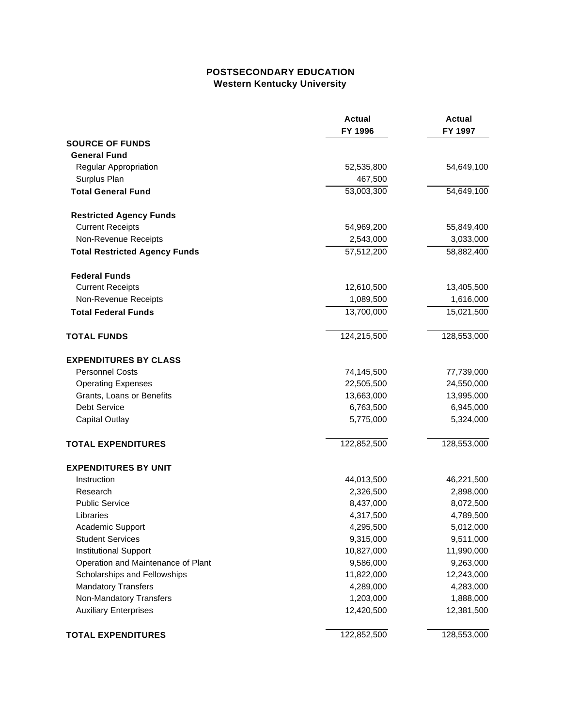# POSTSECONDARY EDUCATION
## Western Kentucky University

| | Actual FY 1996 | Actual FY 1997 |
|---|---|---|
| **SOURCE OF FUNDS** | | |
| **General Fund** | | |
| Regular Appropriation | 52,535,800 | 54,649,100 |
| Surplus Plan | 467,500 | |
| **Total General Fund** | 53,003,300 | 54,649,100 |
| **Restricted Agency Funds** | | |
| Current Receipts | 54,969,200 | 55,849,400 |
| Non-Revenue Receipts | 2,543,000 | 3,033,000 |
| **Total Restricted Agency Funds** | 57,512,200 | 58,882,400 |
| **Federal Funds** | | |
| Current Receipts | 12,610,500 | 13,405,500 |
| Non-Revenue Receipts | 1,089,500 | 1,616,000 |
| **Total Federal Funds** | 13,700,000 | 15,021,500 |
| **TOTAL FUNDS** | 124,215,500 | 128,553,000 |
| **EXPENDITURES BY CLASS** | | |
| Personnel Costs | 74,145,500 | 77,739,000 |
| Operating Expenses | 22,505,500 | 24,550,000 |
| Grants, Loans or Benefits | 13,663,000 | 13,995,000 |
| Debt Service | 6,763,500 | 6,945,000 |
| Capital Outlay | 5,775,000 | 5,324,000 |
| **TOTAL EXPENDITURES** | 122,852,500 | 128,553,000 |
| **EXPENDITURES BY UNIT** | | |
| Instruction | 44,013,500 | 46,221,500 |
| Research | 2,326,500 | 2,898,000 |
| Public Service | 8,437,000 | 8,072,500 |
| Libraries | 4,317,500 | 4,789,500 |
| Academic Support | 4,295,500 | 5,012,000 |
| Student Services | 9,315,000 | 9,511,000 |
| Institutional Support | 10,827,000 | 11,990,000 |
| Operation and Maintenance of Plant | 9,586,000 | 9,263,000 |
| Scholarships and Fellowships | 11,822,000 | 12,243,000 |
| Mandatory Transfers | 4,289,000 | 4,283,000 |
| Non-Mandatory Transfers | 1,203,000 | 1,888,000 |
| Auxiliary Enterprises | 12,420,500 | 12,381,500 |
| **TOTAL EXPENDITURES** | 122,852,500 | 128,553,000 |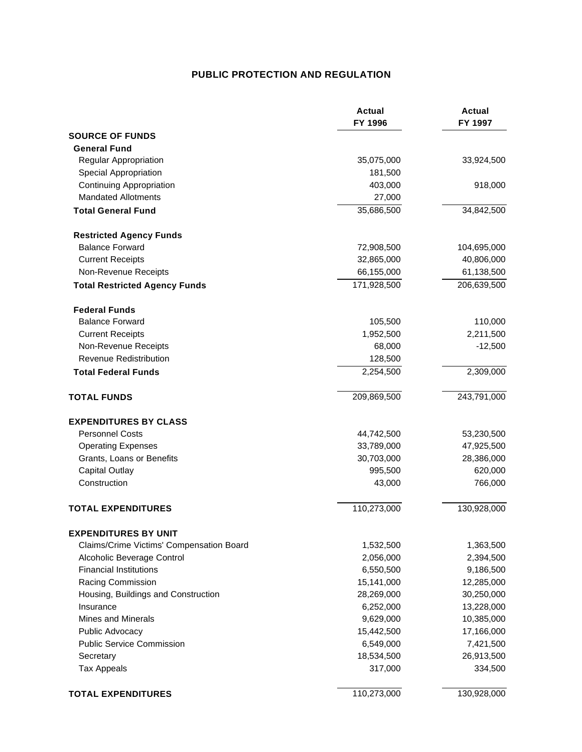# PUBLIC PROTECTION AND REGULATION

| | Actual FY 1996 | Actual FY 1997 |
|---|---|---|
| **SOURCE OF FUNDS** | | |
| **General Fund** | | |
| Regular Appropriation | 35,075,000 | 33,924,500 |
| Special Appropriation | 181,500 | |
| Continuing Appropriation | 403,000 | 918,000 |
| Mandated Allotments | 27,000 | |
| **Total General Fund** | 35,686,500 | 34,842,500 |
| **Restricted Agency Funds** | | |
| Balance Forward | 72,908,500 | 104,695,000 |
| Current Receipts | 32,865,000 | 40,806,000 |
| Non-Revenue Receipts | 66,155,000 | 61,138,500 |
| **Total Restricted Agency Funds** | 171,928,500 | 206,639,500 |
| **Federal Funds** | | |
| Balance Forward | 105,500 | 110,000 |
| Current Receipts | 1,952,500 | 2,211,500 |
| Non-Revenue Receipts | 68,000 | -12,500 |
| Revenue Redistribution | 128,500 | |
| **Total Federal Funds** | 2,254,500 | 2,309,000 |
| **TOTAL FUNDS** | 209,869,500 | 243,791,000 |
| **EXPENDITURES BY CLASS** | | |
| Personnel Costs | 44,742,500 | 53,230,500 |
| Operating Expenses | 33,789,000 | 47,925,500 |
| Grants, Loans or Benefits | 30,703,000 | 28,386,000 |
| Capital Outlay | 995,500 | 620,000 |
| Construction | 43,000 | 766,000 |
| **TOTAL EXPENDITURES** | 110,273,000 | 130,928,000 |
| **EXPENDITURES BY UNIT** | | |
| Claims/Crime Victims' Compensation Board | 1,532,500 | 1,363,500 |
| Alcoholic Beverage Control | 2,056,000 | 2,394,500 |
| Financial Institutions | 6,550,500 | 9,186,500 |
| Racing Commission | 15,141,000 | 12,285,000 |
| Housing, Buildings and Construction | 28,269,000 | 30,250,000 |
| Insurance | 6,252,000 | 13,228,000 |
| Mines and Minerals | 9,629,000 | 10,385,000 |
| Public Advocacy | 15,442,500 | 17,166,000 |
| Public Service Commission | 6,549,000 | 7,421,500 |
| Secretary | 18,534,500 | 26,913,500 |
| Tax Appeals | 317,000 | 334,500 |
| **TOTAL EXPENDITURES** | 110,273,000 | 130,928,000 |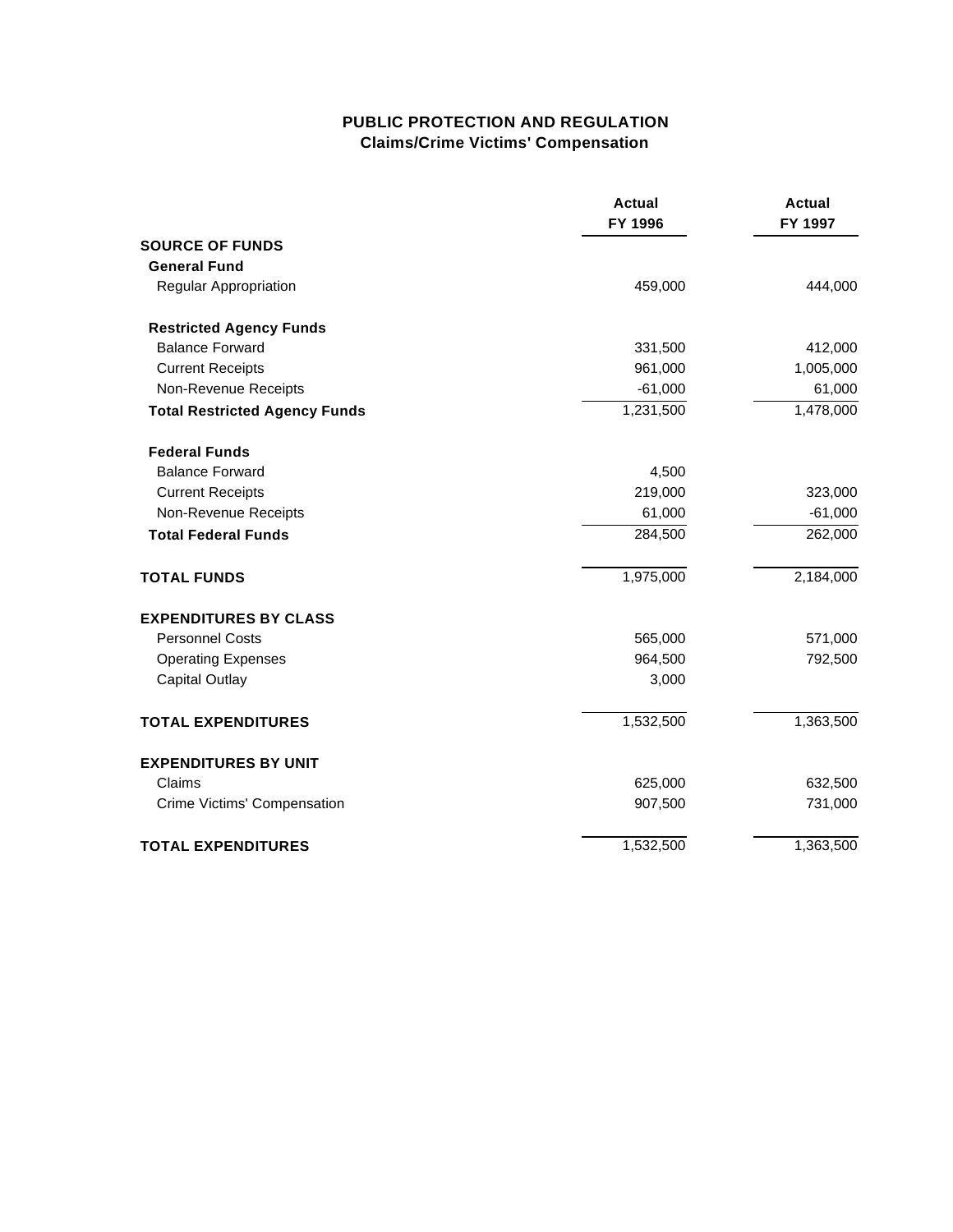# PUBLIC PROTECTION AND REGULATION
## Claims/Crime Victims' Compensation

| | Actual FY 1996 | Actual FY 1997 |
|---|---|---|
| **SOURCE OF FUNDS** | | |
| **General Fund** | | |
| Regular Appropriation | 459,000 | 444,000 |
| **Restricted Agency Funds** | | |
| Balance Forward | 331,500 | 412,000 |
| Current Receipts | 961,000 | 1,005,000 |
| Non-Revenue Receipts | -61,000 | 61,000 |
| **Total Restricted Agency Funds** | 1,231,500 | 1,478,000 |
| **Federal Funds** | | |
| Balance Forward | 4,500 | |
| Current Receipts | 219,000 | 323,000 |
| Non-Revenue Receipts | 61,000 | -61,000 |
| **Total Federal Funds** | 284,500 | 262,000 |
| **TOTAL FUNDS** | 1,975,000 | 2,184,000 |
| **EXPENDITURES BY CLASS** | | |
| Personnel Costs | 565,000 | 571,000 |
| Operating Expenses | 964,500 | 792,500 |
| Capital Outlay | 3,000 | |
| **TOTAL EXPENDITURES** | 1,532,500 | 1,363,500 |
| **EXPENDITURES BY UNIT** | | |
| Claims | 625,000 | 632,500 |
| Crime Victims' Compensation | 907,500 | 731,000 |
| **TOTAL EXPENDITURES** | 1,532,500 | 1,363,500 |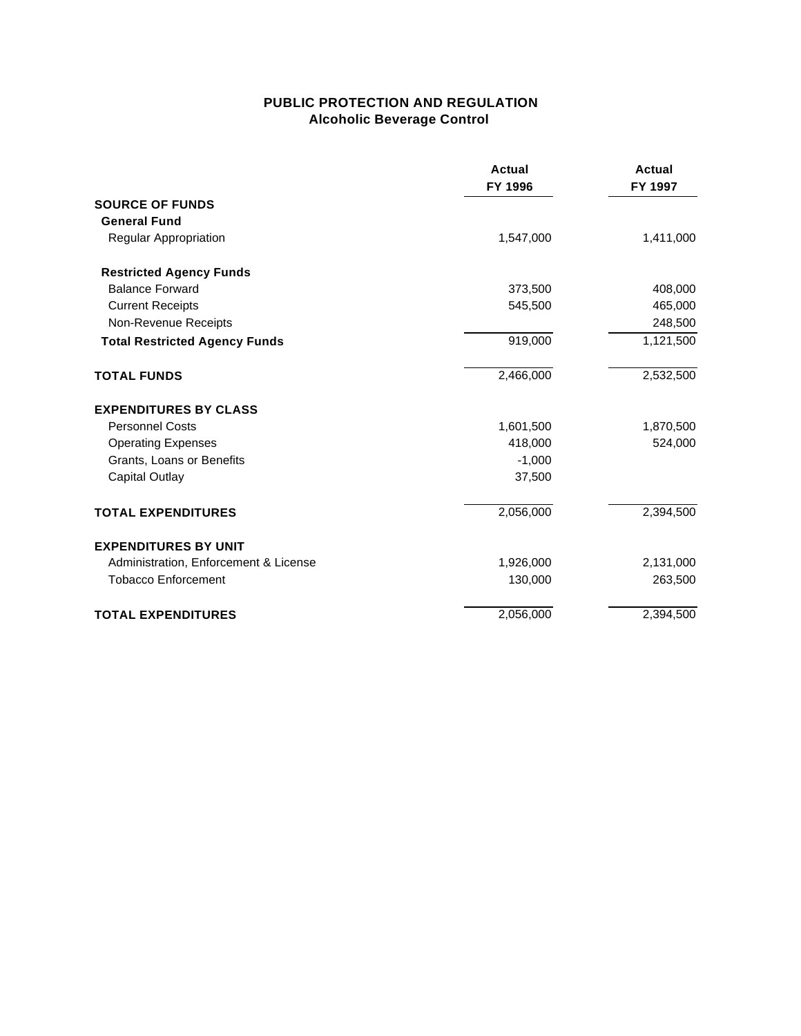# PUBLIC PROTECTION AND REGULATION
## Alcoholic Beverage Control

| | Actual FY 1996 | Actual FY 1997 |
|---|---|---|
| **SOURCE OF FUNDS** | | |
| **General Fund** | | |
| Regular Appropriation | 1,547,000 | 1,411,000 |
| **Restricted Agency Funds** | | |
| Balance Forward | 373,500 | 408,000 |
| Current Receipts | 545,500 | 465,000 |
| Non-Revenue Receipts | | 248,500 |
| **Total Restricted Agency Funds** | 919,000 | 1,121,500 |
| **TOTAL FUNDS** | 2,466,000 | 2,532,500 |
| **EXPENDITURES BY CLASS** | | |
| Personnel Costs | 1,601,500 | 1,870,500 |
| Operating Expenses | 418,000 | 524,000 |
| Grants, Loans or Benefits | -1,000 | |
| Capital Outlay | 37,500 | |
| **TOTAL EXPENDITURES** | 2,056,000 | 2,394,500 |
| **EXPENDITURES BY UNIT** | | |
| Administration, Enforcement & License | 1,926,000 | 2,131,000 |
| Tobacco Enforcement | 130,000 | 263,500 |
| **TOTAL EXPENDITURES** | 2,056,000 | 2,394,500 |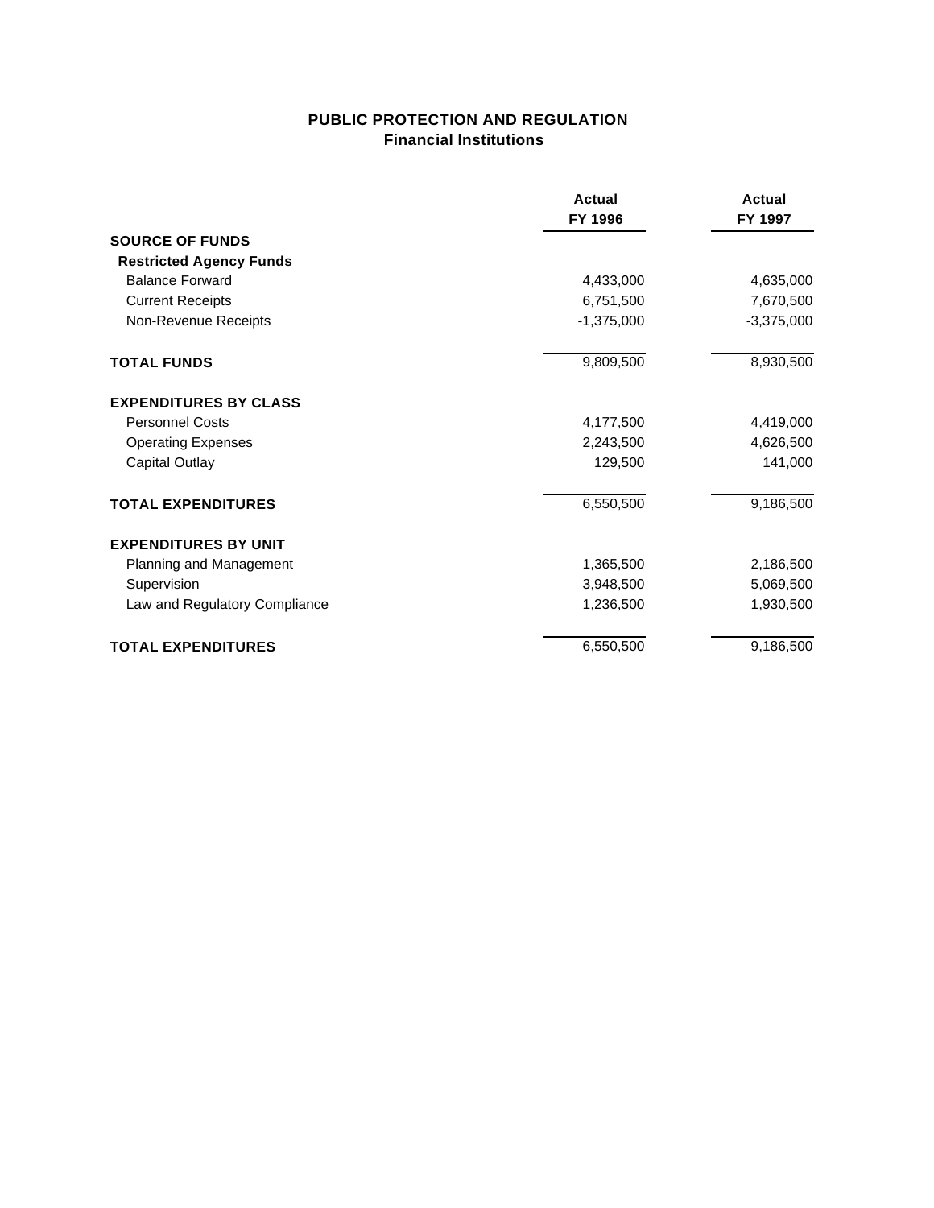## PUBLIC PROTECTION AND REGULATION
### Financial Institutions

| | Actual FY 1996 | Actual FY 1997 |
|---|---|---|
| **SOURCE OF FUNDS** | | |
| **Restricted Agency Funds** | | |
| Balance Forward | 4,433,000 | 4,635,000 |
| Current Receipts | 6,751,500 | 7,670,500 |
| Non-Revenue Receipts | -1,375,000 | -3,375,000 |
| **TOTAL FUNDS** | 9,809,500 | 8,930,500 |
| **EXPENDITURES BY CLASS** | | |
| Personnel Costs | 4,177,500 | 4,419,000 |
| Operating Expenses | 2,243,500 | 4,626,500 |
| Capital Outlay | 129,500 | 141,000 |
| **TOTAL EXPENDITURES** | 6,550,500 | 9,186,500 |
| **EXPENDITURES BY UNIT** | | |
| Planning and Management | 1,365,500 | 2,186,500 |
| Supervision | 3,948,500 | 5,069,500 |
| Law and Regulatory Compliance | 1,236,500 | 1,930,500 |
| **TOTAL EXPENDITURES** | 6,550,500 | 9,186,500 |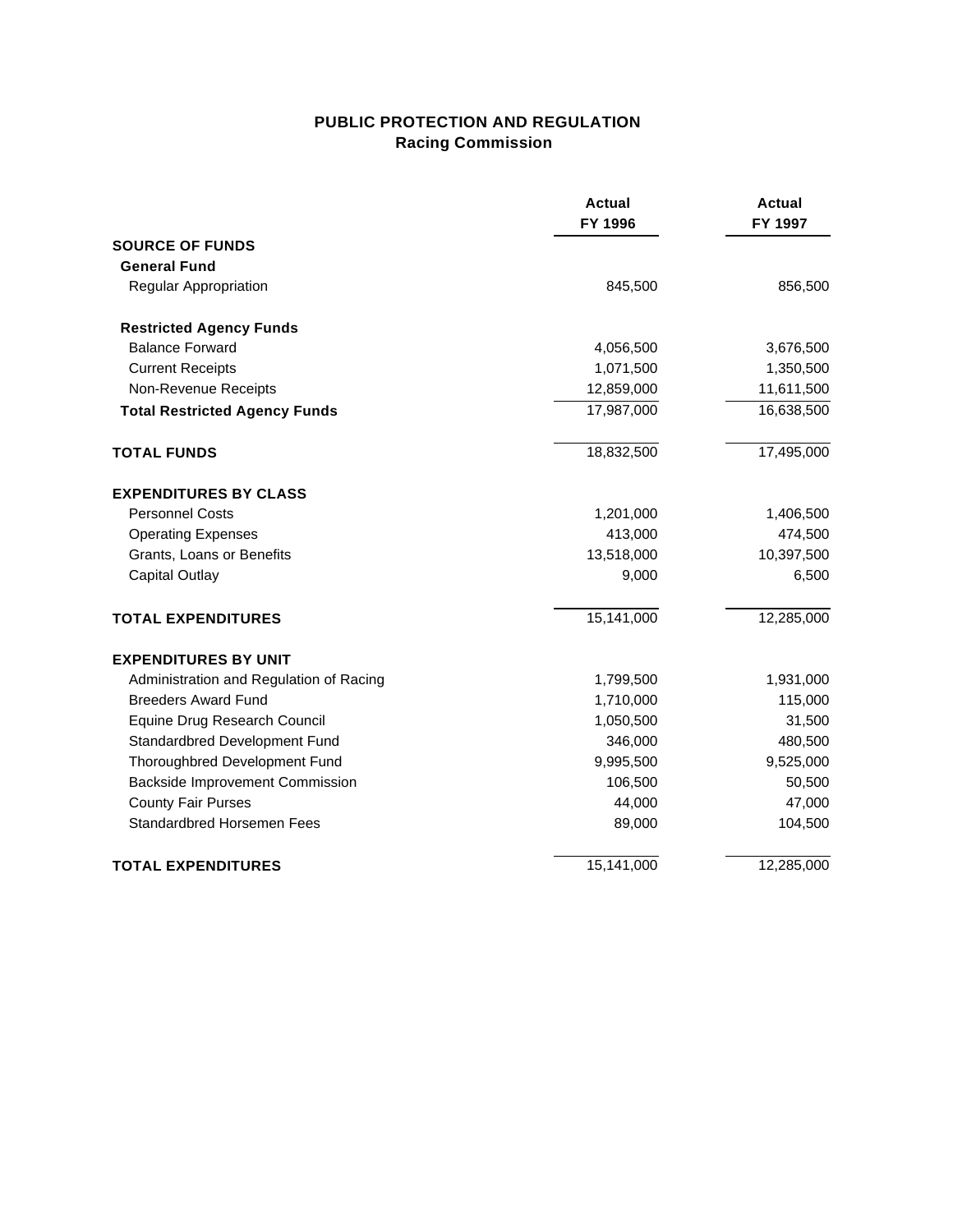## PUBLIC PROTECTION AND REGULATION
### Racing Commission

| | Actual FY 1996 | Actual FY 1997 |
|---|---|---|
| **SOURCE OF FUNDS** | | |
| **General Fund** | | |
| Regular Appropriation | 845,500 | 856,500 |
| **Restricted Agency Funds** | | |
| Balance Forward | 4,056,500 | 3,676,500 |
| Current Receipts | 1,071,500 | 1,350,500 |
| Non-Revenue Receipts | 12,859,000 | 11,611,500 |
| **Total Restricted Agency Funds** | 17,987,000 | 16,638,500 |
| **TOTAL FUNDS** | 18,832,500 | 17,495,000 |
| **EXPENDITURES BY CLASS** | | |
| Personnel Costs | 1,201,000 | 1,406,500 |
| Operating Expenses | 413,000 | 474,500 |
| Grants, Loans or Benefits | 13,518,000 | 10,397,500 |
| Capital Outlay | 9,000 | 6,500 |
| **TOTAL EXPENDITURES** | 15,141,000 | 12,285,000 |
| **EXPENDITURES BY UNIT** | | |
| Administration and Regulation of Racing | 1,799,500 | 1,931,000 |
| Breeders Award Fund | 1,710,000 | 115,000 |
| Equine Drug Research Council | 1,050,500 | 31,500 |
| Standardbred Development Fund | 346,000 | 480,500 |
| Thoroughbred Development Fund | 9,995,500 | 9,525,000 |
| Backside Improvement Commission | 106,500 | 50,500 |
| County Fair Purses | 44,000 | 47,000 |
| Standardbred Horsemen Fees | 89,000 | 104,500 |
| **TOTAL EXPENDITURES** | 15,141,000 | 12,285,000 |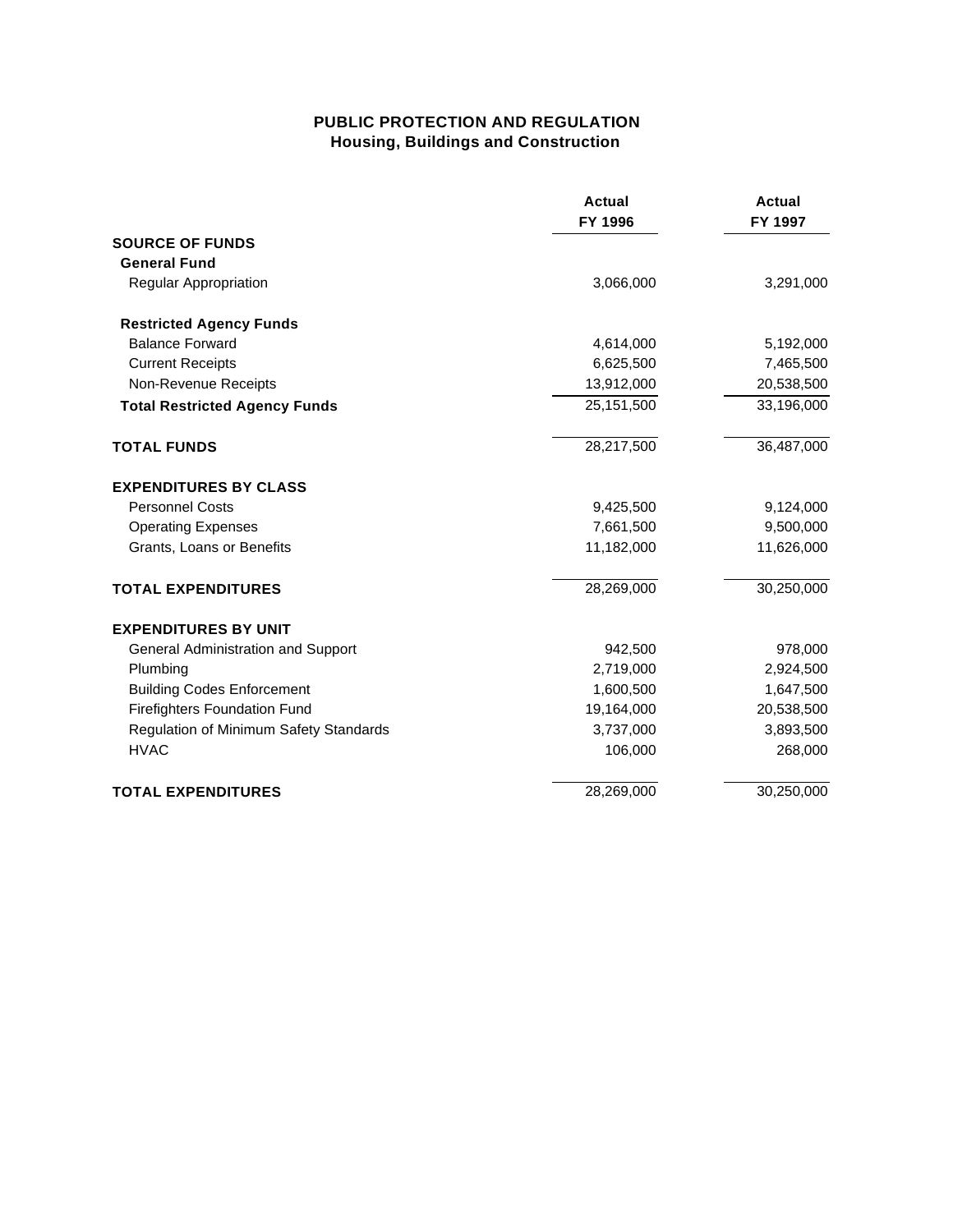# PUBLIC PROTECTION AND REGULATION
## Housing, Buildings and Construction

| | Actual FY 1996 | Actual FY 1997 |
|---|---|---|
| **SOURCE OF FUNDS** | | |
| **General Fund** | | |
| Regular Appropriation | 3,066,000 | 3,291,000 |
| **Restricted Agency Funds** | | |
| Balance Forward | 4,614,000 | 5,192,000 |
| Current Receipts | 6,625,500 | 7,465,500 |
| Non-Revenue Receipts | 13,912,000 | 20,538,500 |
| **Total Restricted Agency Funds** | 25,151,500 | 33,196,000 |
| **TOTAL FUNDS** | 28,217,500 | 36,487,000 |
| **EXPENDITURES BY CLASS** | | |
| Personnel Costs | 9,425,500 | 9,124,000 |
| Operating Expenses | 7,661,500 | 9,500,000 |
| Grants, Loans or Benefits | 11,182,000 | 11,626,000 |
| **TOTAL EXPENDITURES** | 28,269,000 | 30,250,000 |
| **EXPENDITURES BY UNIT** | | |
| General Administration and Support | 942,500 | 978,000 |
| Plumbing | 2,719,000 | 2,924,500 |
| Building Codes Enforcement | 1,600,500 | 1,647,500 |
| Firefighters Foundation Fund | 19,164,000 | 20,538,500 |
| Regulation of Minimum Safety Standards | 3,737,000 | 3,893,500 |
| HVAC | 106,000 | 268,000 |
| **TOTAL EXPENDITURES** | 28,269,000 | 30,250,000 |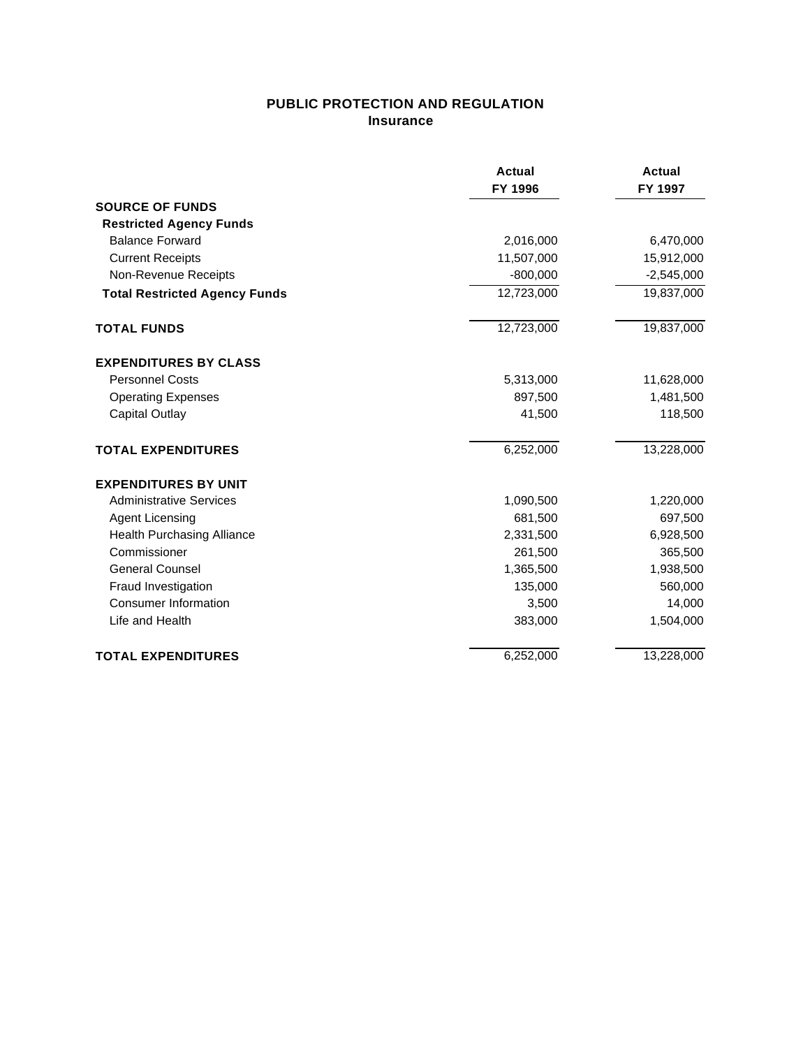# PUBLIC PROTECTION AND REGULATION
## Insurance

| | Actual FY 1996 | Actual FY 1997 |
|---|---|---|
| **SOURCE OF FUNDS** | | |
| **Restricted Agency Funds** | | |
| Balance Forward | 2,016,000 | 6,470,000 |
| Current Receipts | 11,507,000 | 15,912,000 |
| Non-Revenue Receipts | -800,000 | -2,545,000 |
| **Total Restricted Agency Funds** | 12,723,000 | 19,837,000 |
| **TOTAL FUNDS** | 12,723,000 | 19,837,000 |
| **EXPENDITURES BY CLASS** | | |
| Personnel Costs | 5,313,000 | 11,628,000 |
| Operating Expenses | 897,500 | 1,481,500 |
| Capital Outlay | 41,500 | 118,500 |
| **TOTAL EXPENDITURES** | 6,252,000 | 13,228,000 |
| **EXPENDITURES BY UNIT** | | |
| Administrative Services | 1,090,500 | 1,220,000 |
| Agent Licensing | 681,500 | 697,500 |
| Health Purchasing Alliance | 2,331,500 | 6,928,500 |
| Commissioner | 261,500 | 365,500 |
| General Counsel | 1,365,500 | 1,938,500 |
| Fraud Investigation | 135,000 | 560,000 |
| Consumer Information | 3,500 | 14,000 |
| Life and Health | 383,000 | 1,504,000 |
| **TOTAL EXPENDITURES** | 6,252,000 | 13,228,000 |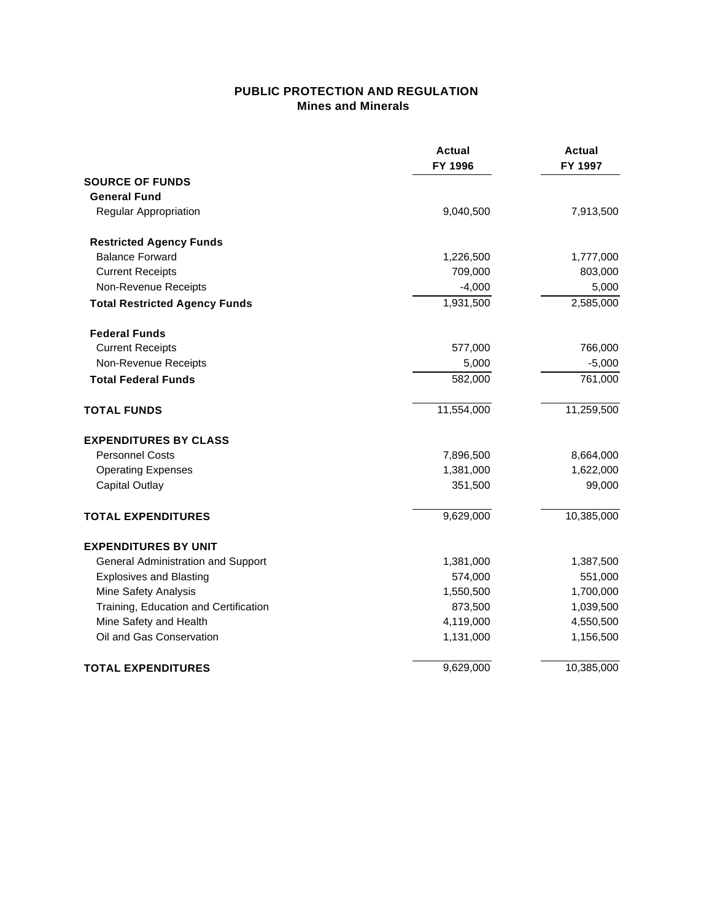## PUBLIC PROTECTION AND REGULATION
### Mines and Minerals

| | Actual FY 1996 | Actual FY 1997 |
|---|---|---|
| **SOURCE OF FUNDS** | | |
| **General Fund** | | |
| Regular Appropriation | 9,040,500 | 7,913,500 |
| **Restricted Agency Funds** | | |
| Balance Forward | 1,226,500 | 1,777,000 |
| Current Receipts | 709,000 | 803,000 |
| Non-Revenue Receipts | -4,000 | 5,000 |
| **Total Restricted Agency Funds** | 1,931,500 | 2,585,000 |
| **Federal Funds** | | |
| Current Receipts | 577,000 | 766,000 |
| Non-Revenue Receipts | 5,000 | -5,000 |
| **Total Federal Funds** | 582,000 | 761,000 |
| **TOTAL FUNDS** | 11,554,000 | 11,259,500 |
| **EXPENDITURES BY CLASS** | | |
| Personnel Costs | 7,896,500 | 8,664,000 |
| Operating Expenses | 1,381,000 | 1,622,000 |
| Capital Outlay | 351,500 | 99,000 |
| **TOTAL EXPENDITURES** | 9,629,000 | 10,385,000 |
| **EXPENDITURES BY UNIT** | | |
| General Administration and Support | 1,381,000 | 1,387,500 |
| Explosives and Blasting | 574,000 | 551,000 |
| Mine Safety Analysis | 1,550,500 | 1,700,000 |
| Training, Education and Certification | 873,500 | 1,039,500 |
| Mine Safety and Health | 4,119,000 | 4,550,500 |
| Oil and Gas Conservation | 1,131,000 | 1,156,500 |
| **TOTAL EXPENDITURES** | 9,629,000 | 10,385,000 |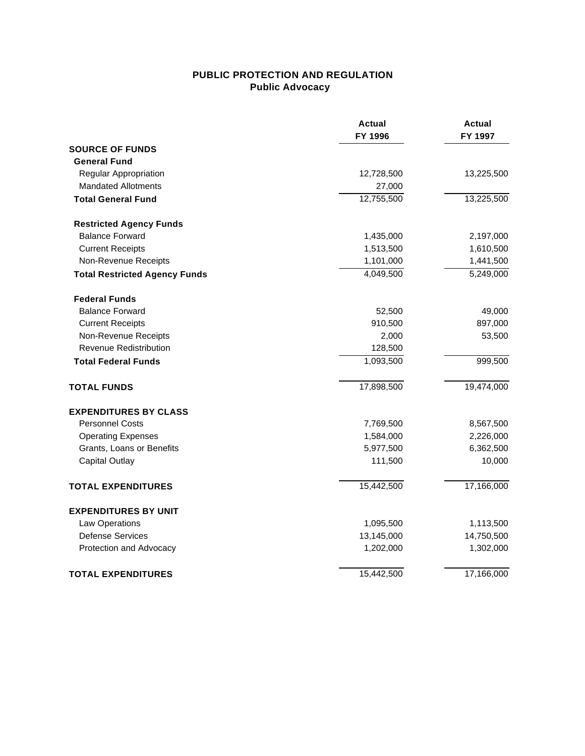# PUBLIC PROTECTION AND REGULATION
## Public Advocacy

| | Actual FY 1996 | Actual FY 1997 |
|---|---|---|
| **SOURCE OF FUNDS** | | |
| **General Fund** | | |
| Regular Appropriation | 12,728,500 | 13,225,500 |
| Mandated Allotments | 27,000 | |
| **Total General Fund** | 12,755,500 | 13,225,500 |
| | | |
| **Restricted Agency Funds** | | |
| Balance Forward | 1,435,000 | 2,197,000 |
| Current Receipts | 1,513,500 | 1,610,500 |
| Non-Revenue Receipts | 1,101,000 | 1,441,500 |
| **Total Restricted Agency Funds** | 4,049,500 | 5,249,000 |
| | | |
| **Federal Funds** | | |
| Balance Forward | 52,500 | 49,000 |
| Current Receipts | 910,500 | 897,000 |
| Non-Revenue Receipts | 2,000 | 53,500 |
| Revenue Redistribution | 128,500 | |
| **Total Federal Funds** | 1,093,500 | 999,500 |
| | | |
| **TOTAL FUNDS** | 17,898,500 | 19,474,000 |
| | | |
| **EXPENDITURES BY CLASS** | | |
| Personnel Costs | 7,769,500 | 8,567,500 |
| Operating Expenses | 1,584,000 | 2,226,000 |
| Grants, Loans or Benefits | 5,977,500 | 6,362,500 |
| Capital Outlay | 111,500 | 10,000 |
| | | |
| **TOTAL EXPENDITURES** | 15,442,500 | 17,166,000 |
| | | |
| **EXPENDITURES BY UNIT** | | |
| Law Operations | 1,095,500 | 1,113,500 |
| Defense Services | 13,145,000 | 14,750,500 |
| Protection and Advocacy | 1,202,000 | 1,302,000 |
| | | |
| **TOTAL EXPENDITURES** | 15,442,500 | 17,166,000 |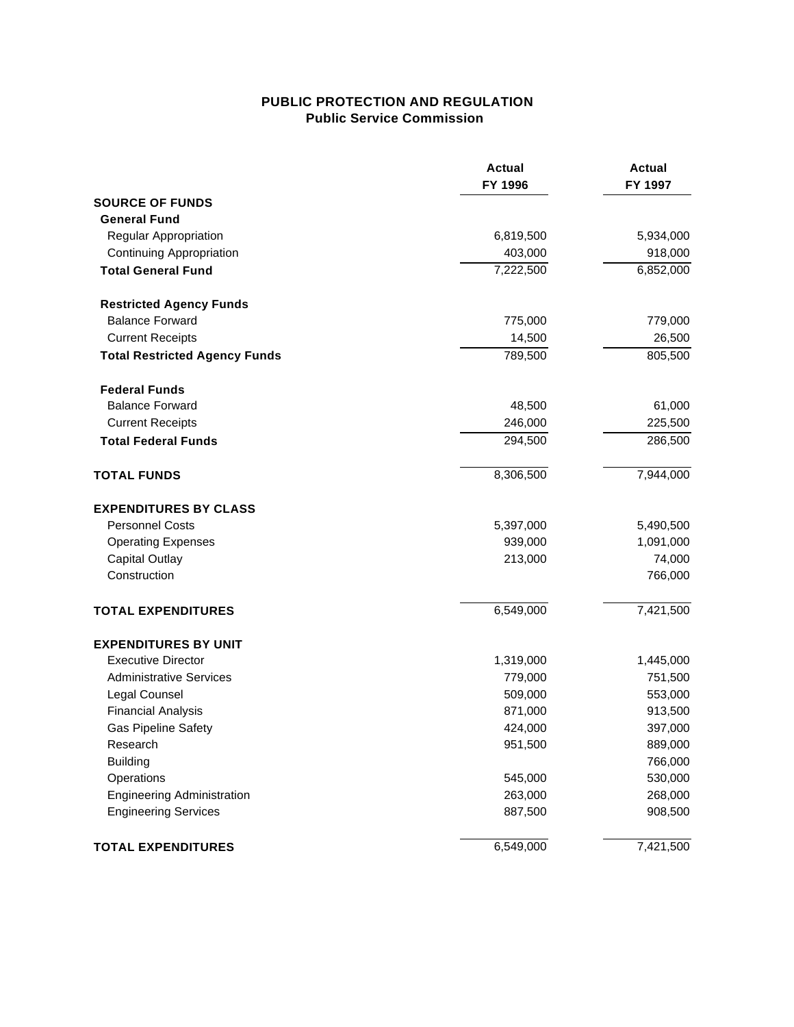# PUBLIC PROTECTION AND REGULATION
## Public Service Commission

| | Actual FY 1996 | Actual FY 1997 |
|---|---|---|
| **SOURCE OF FUNDS** | | |
| **General Fund** | | |
| Regular Appropriation | 6,819,500 | 5,934,000 |
| Continuing Appropriation | 403,000 | 918,000 |
| **Total General Fund** | 7,222,500 | 6,852,000 |
| **Restricted Agency Funds** | | |
| Balance Forward | 775,000 | 779,000 |
| Current Receipts | 14,500 | 26,500 |
| **Total Restricted Agency Funds** | 789,500 | 805,500 |
| **Federal Funds** | | |
| Balance Forward | 48,500 | 61,000 |
| Current Receipts | 246,000 | 225,500 |
| **Total Federal Funds** | 294,500 | 286,500 |
| **TOTAL FUNDS** | 8,306,500 | 7,944,000 |
| **EXPENDITURES BY CLASS** | | |
| Personnel Costs | 5,397,000 | 5,490,500 |
| Operating Expenses | 939,000 | 1,091,000 |
| Capital Outlay | 213,000 | 74,000 |
| Construction | | 766,000 |
| **TOTAL EXPENDITURES** | 6,549,000 | 7,421,500 |
| **EXPENDITURES BY UNIT** | | |
| Executive Director | 1,319,000 | 1,445,000 |
| Administrative Services | 779,000 | 751,500 |
| Legal Counsel | 509,000 | 553,000 |
| Financial Analysis | 871,000 | 913,500 |
| Gas Pipeline Safety | 424,000 | 397,000 |
| Research | 951,500 | 889,000 |
| Building | | 766,000 |
| Operations | 545,000 | 530,000 |
| Engineering Administration | 263,000 | 268,000 |
| Engineering Services | 887,500 | 908,500 |
| **TOTAL EXPENDITURES** | 6,549,000 | 7,421,500 |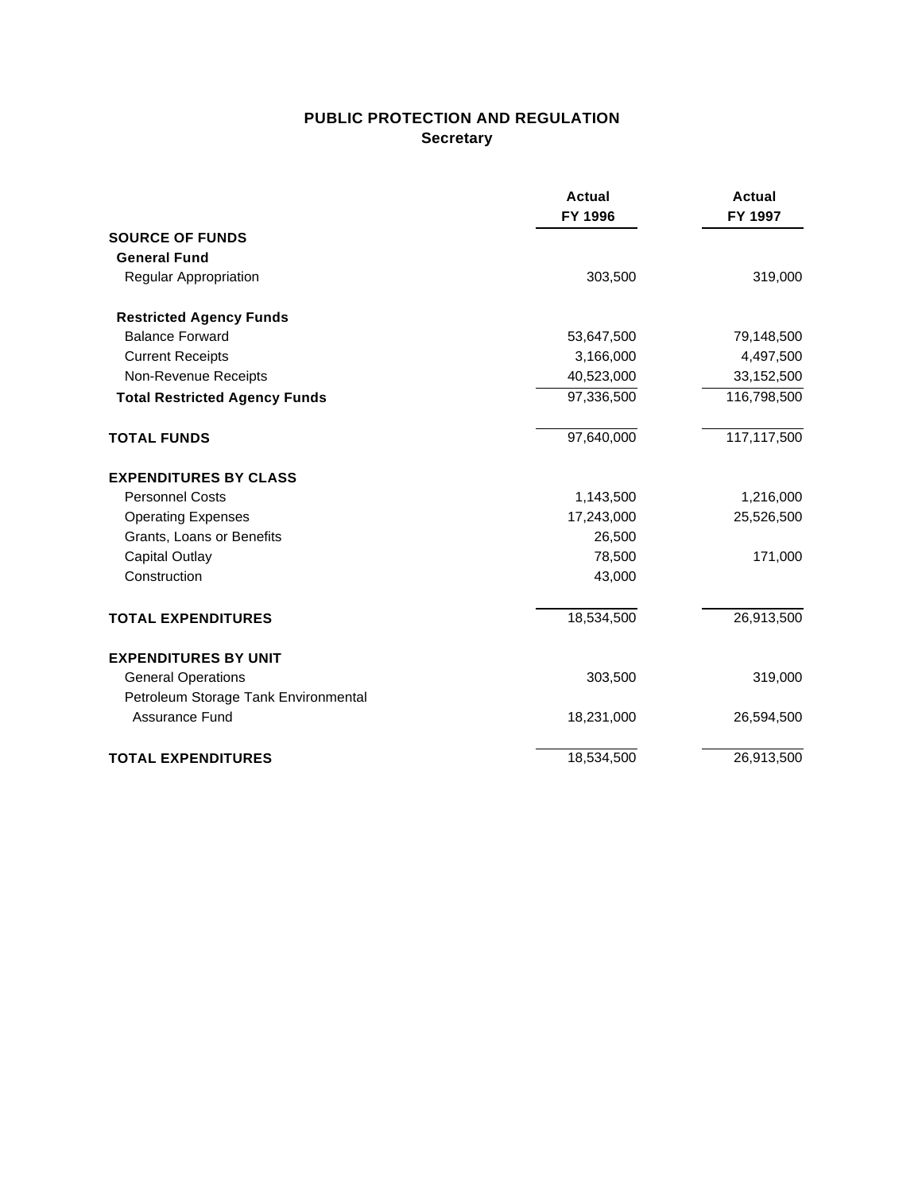# PUBLIC PROTECTION AND REGULATION
## Secretary

| | Actual FY 1996 | Actual FY 1997 |
|---|---|---|
| **SOURCE OF FUNDS** | | |
| **General Fund** | | |
| Regular Appropriation | 303,500 | 319,000 |
| **Restricted Agency Funds** | | |
| Balance Forward | 53,647,500 | 79,148,500 |
| Current Receipts | 3,166,000 | 4,497,500 |
| Non-Revenue Receipts | 40,523,000 | 33,152,500 |
| **Total Restricted Agency Funds** | 97,336,500 | 116,798,500 |
| **TOTAL FUNDS** | 97,640,000 | 117,117,500 |
| **EXPENDITURES BY CLASS** | | |
| Personnel Costs | 1,143,500 | 1,216,000 |
| Operating Expenses | 17,243,000 | 25,526,500 |
| Grants, Loans or Benefits | 26,500 | |
| Capital Outlay | 78,500 | 171,000 |
| Construction | 43,000 | |
| **TOTAL EXPENDITURES** | 18,534,500 | 26,913,500 |
| **EXPENDITURES BY UNIT** | | |
| General Operations | 303,500 | 319,000 |
| Petroleum Storage Tank Environmental Assurance Fund | 18,231,000 | 26,594,500 |
| **TOTAL EXPENDITURES** | 18,534,500 | 26,913,500 |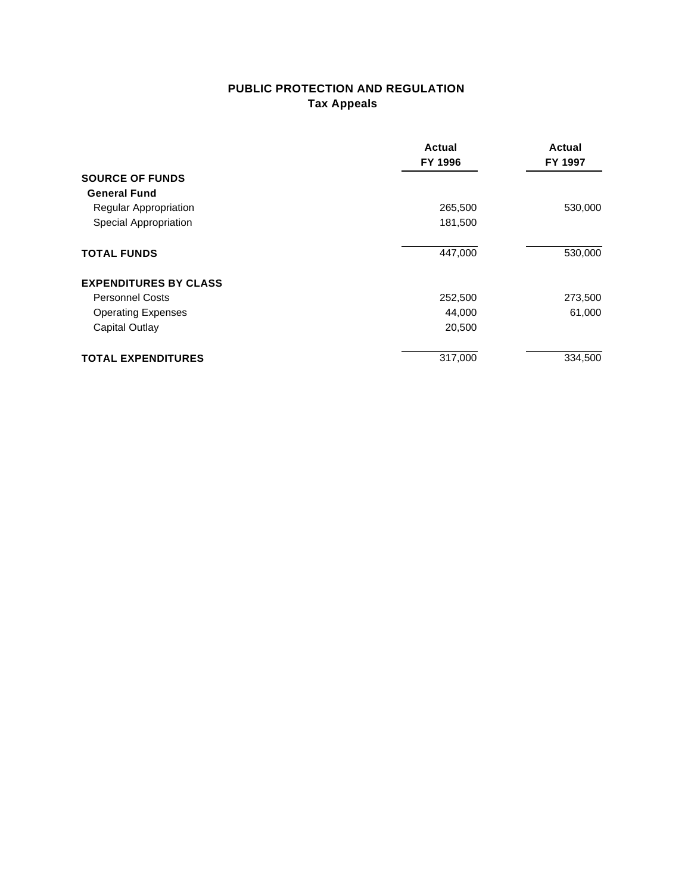# PUBLIC PROTECTION AND REGULATION
## Tax Appeals

| | Actual FY 1996 | Actual FY 1997 |
|---|---|---|
| **SOURCE OF FUNDS** | | |
| **General Fund** | | |
| Regular Appropriation | 265,500 | 530,000 |
| Special Appropriation | 181,500 | |
| **TOTAL FUNDS** | 447,000 | 530,000 |
| **EXPENDITURES BY CLASS** | | |
| Personnel Costs | 252,500 | 273,500 |
| Operating Expenses | 44,000 | 61,000 |
| Capital Outlay | 20,500 | |
| **TOTAL EXPENDITURES** | 317,000 | 334,500 |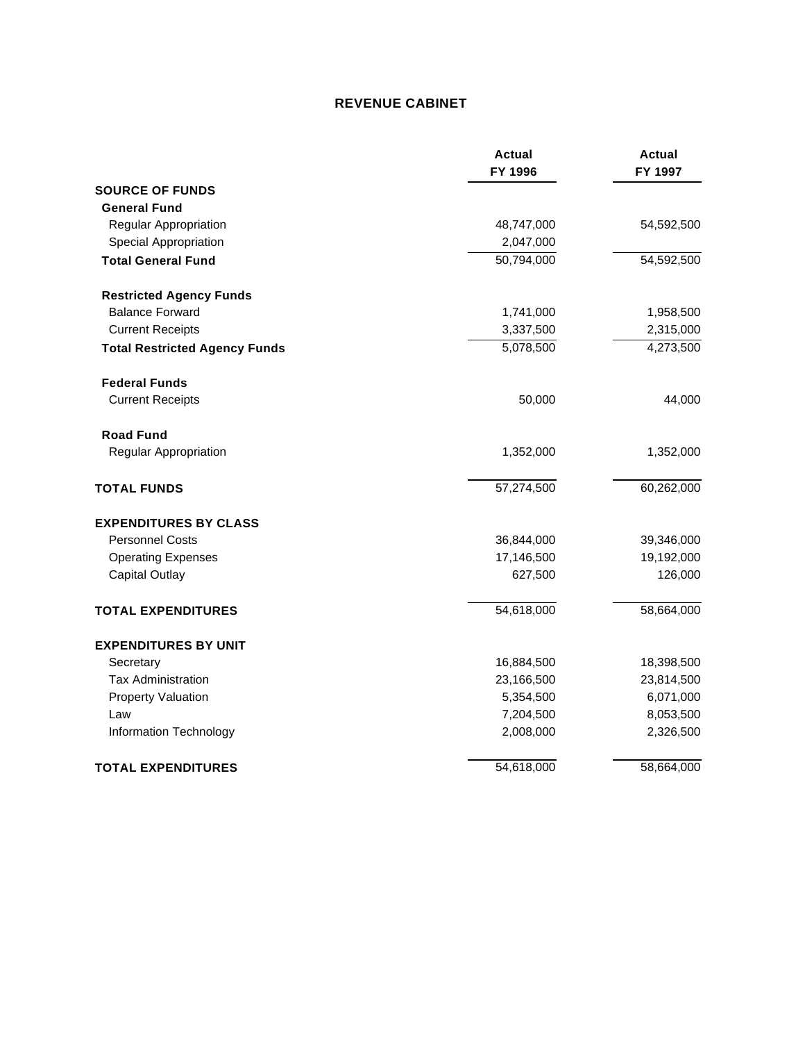# REVENUE CABINET

| | Actual FY 1996 | Actual FY 1997 |
|---|---|---|
| **SOURCE OF FUNDS** | | |
| **General Fund** | | |
| Regular Appropriation | 48,747,000 | 54,592,500 |
| Special Appropriation | 2,047,000 | |
| **Total General Fund** | 50,794,000 | 54,592,500 |
| **Restricted Agency Funds** | | |
| Balance Forward | 1,741,000 | 1,958,500 |
| Current Receipts | 3,337,500 | 2,315,000 |
| **Total Restricted Agency Funds** | 5,078,500 | 4,273,500 |
| **Federal Funds** | | |
| Current Receipts | 50,000 | 44,000 |
| **Road Fund** | | |
| Regular Appropriation | 1,352,000 | 1,352,000 |
| **TOTAL FUNDS** | 57,274,500 | 60,262,000 |
| **EXPENDITURES BY CLASS** | | |
| Personnel Costs | 36,844,000 | 39,346,000 |
| Operating Expenses | 17,146,500 | 19,192,000 |
| Capital Outlay | 627,500 | 126,000 |
| **TOTAL EXPENDITURES** | 54,618,000 | 58,664,000 |
| **EXPENDITURES BY UNIT** | | |
| Secretary | 16,884,500 | 18,398,500 |
| Tax Administration | 23,166,500 | 23,814,500 |
| Property Valuation | 5,354,500 | 6,071,000 |
| Law | 7,204,500 | 8,053,500 |
| Information Technology | 2,008,000 | 2,326,500 |
| **TOTAL EXPENDITURES** | 54,618,000 | 58,664,000 |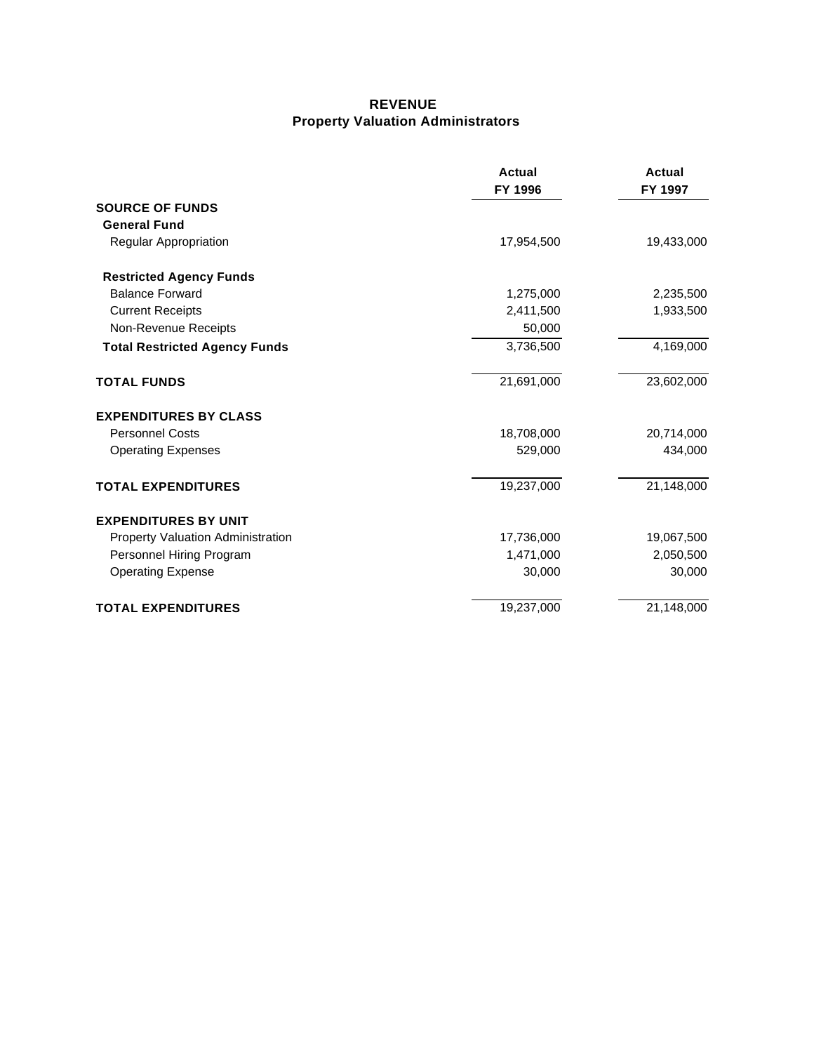# REVENUE
## Property Valuation Administrators

| | Actual FY 1996 | Actual FY 1997 |
|---|---|---|
| **SOURCE OF FUNDS** | | |
| **General Fund** | | |
| Regular Appropriation | 17,954,500 | 19,433,000 |
| **Restricted Agency Funds** | | |
| Balance Forward | 1,275,000 | 2,235,500 |
| Current Receipts | 2,411,500 | 1,933,500 |
| Non-Revenue Receipts | 50,000 | |
| **Total Restricted Agency Funds** | 3,736,500 | 4,169,000 |
| **TOTAL FUNDS** | 21,691,000 | 23,602,000 |
| **EXPENDITURES BY CLASS** | | |
| Personnel Costs | 18,708,000 | 20,714,000 |
| Operating Expenses | 529,000 | 434,000 |
| **TOTAL EXPENDITURES** | 19,237,000 | 21,148,000 |
| **EXPENDITURES BY UNIT** | | |
| Property Valuation Administration | 17,736,000 | 19,067,500 |
| Personnel Hiring Program | 1,471,000 | 2,050,500 |
| Operating Expense | 30,000 | 30,000 |
| **TOTAL EXPENDITURES** | 19,237,000 | 21,148,000 |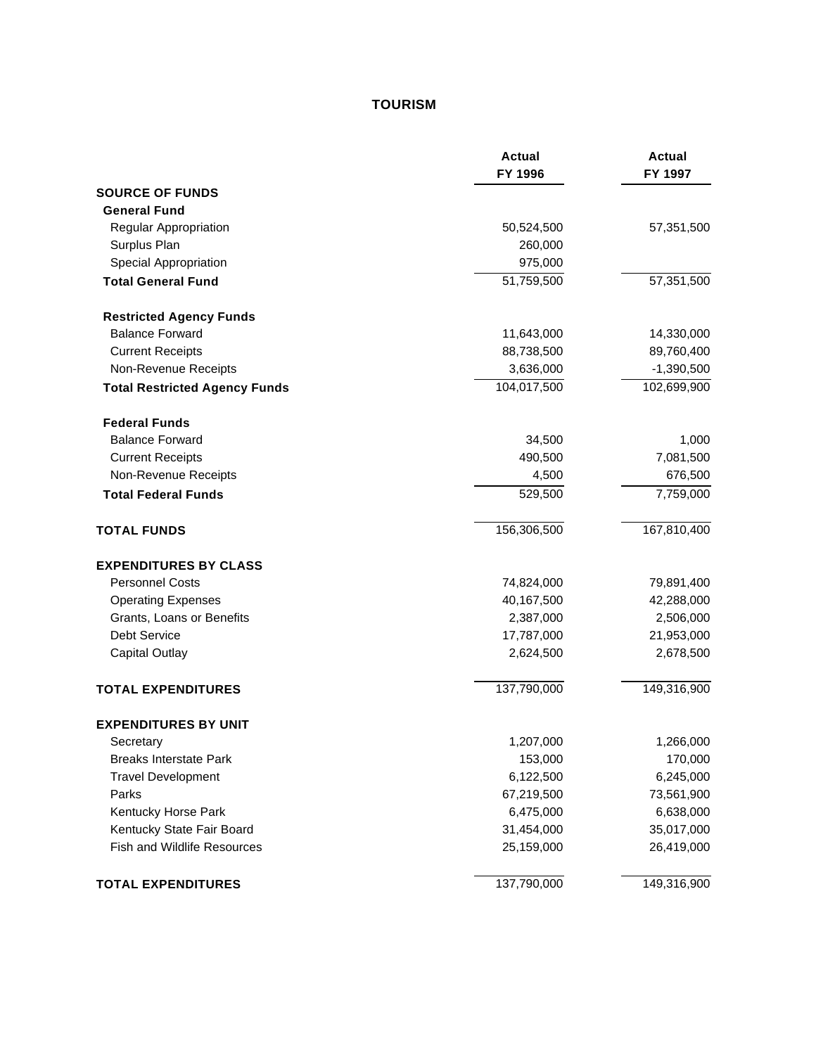# TOURISM

| | Actual FY 1996 | Actual FY 1997 |
|---|---|---|
| **SOURCE OF FUNDS** | | |
| **General Fund** | | |
| Regular Appropriation | 50,524,500 | 57,351,500 |
| Surplus Plan | 260,000 | |
| Special Appropriation | 975,000 | |
| **Total General Fund** | 51,759,500 | 57,351,500 |
| **Restricted Agency Funds** | | |
| Balance Forward | 11,643,000 | 14,330,000 |
| Current Receipts | 88,738,500 | 89,760,400 |
| Non-Revenue Receipts | 3,636,000 | -1,390,500 |
| **Total Restricted Agency Funds** | 104,017,500 | 102,699,900 |
| **Federal Funds** | | |
| Balance Forward | 34,500 | 1,000 |
| Current Receipts | 490,500 | 7,081,500 |
| Non-Revenue Receipts | 4,500 | 676,500 |
| **Total Federal Funds** | 529,500 | 7,759,000 |
| **TOTAL FUNDS** | 156,306,500 | 167,810,400 |
| **EXPENDITURES BY CLASS** | | |
| Personnel Costs | 74,824,000 | 79,891,400 |
| Operating Expenses | 40,167,500 | 42,288,000 |
| Grants, Loans or Benefits | 2,387,000 | 2,506,000 |
| Debt Service | 17,787,000 | 21,953,000 |
| Capital Outlay | 2,624,500 | 2,678,500 |
| **TOTAL EXPENDITURES** | 137,790,000 | 149,316,900 |
| **EXPENDITURES BY UNIT** | | |
| Secretary | 1,207,000 | 1,266,000 |
| Breaks Interstate Park | 153,000 | 170,000 |
| Travel Development | 6,122,500 | 6,245,000 |
| Parks | 67,219,500 | 73,561,900 |
| Kentucky Horse Park | 6,475,000 | 6,638,000 |
| Kentucky State Fair Board | 31,454,000 | 35,017,000 |
| Fish and Wildlife Resources | 25,159,000 | 26,419,000 |
| **TOTAL EXPENDITURES** | 137,790,000 | 149,316,900 |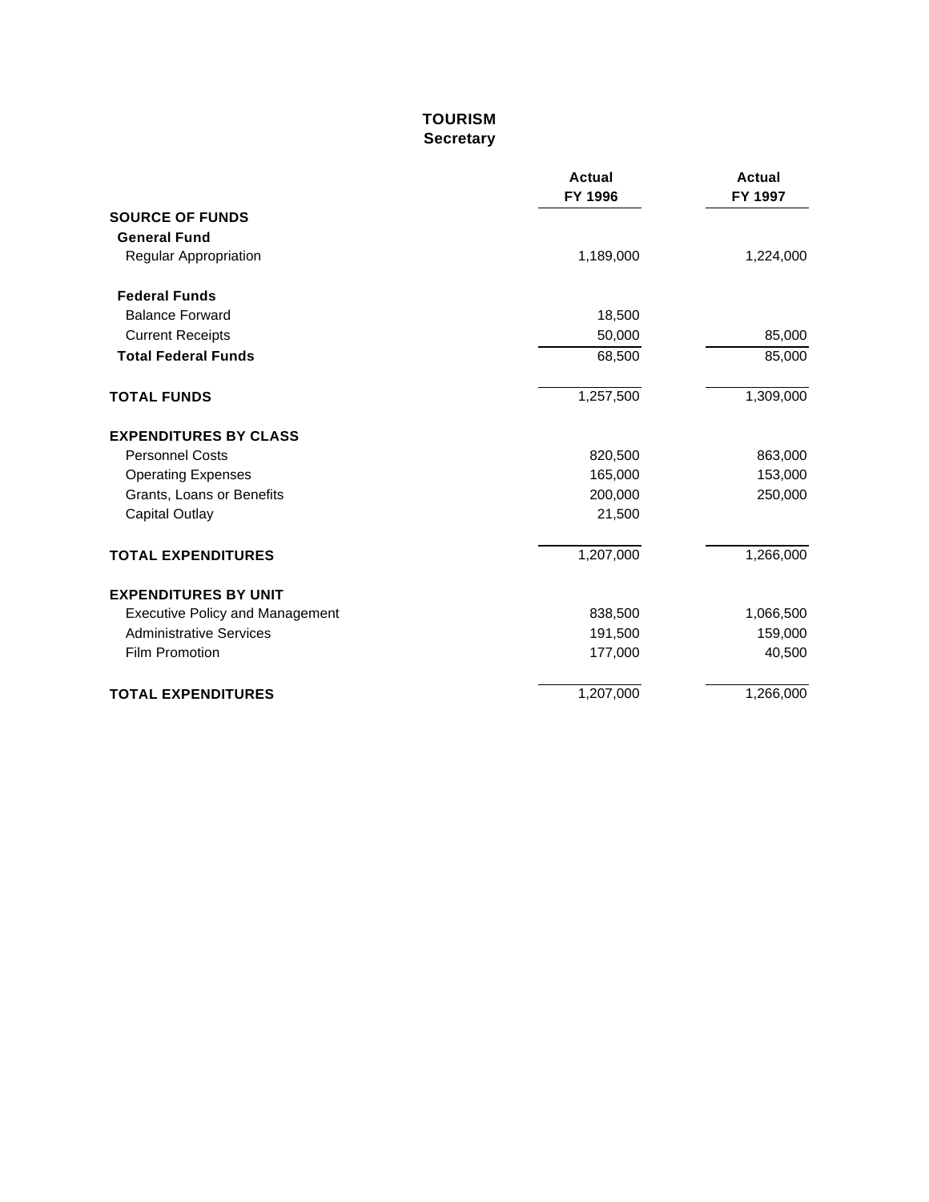# TOURISM
## Secretary

| | Actual FY 1996 | Actual FY 1997 |
|---|---|---|
| **SOURCE OF FUNDS** | | |
| **General Fund** | | |
| Regular Appropriation | 1,189,000 | 1,224,000 |
| **Federal Funds** | | |
| Balance Forward | 18,500 | |
| Current Receipts | 50,000 | 85,000 |
| **Total Federal Funds** | 68,500 | 85,000 |
| **TOTAL FUNDS** | 1,257,500 | 1,309,000 |
| **EXPENDITURES BY CLASS** | | |
| Personnel Costs | 820,500 | 863,000 |
| Operating Expenses | 165,000 | 153,000 |
| Grants, Loans or Benefits | 200,000 | 250,000 |
| Capital Outlay | 21,500 | |
| **TOTAL EXPENDITURES** | 1,207,000 | 1,266,000 |
| **EXPENDITURES BY UNIT** | | |
| Executive Policy and Management | 838,500 | 1,066,500 |
| Administrative Services | 191,500 | 159,000 |
| Film Promotion | 177,000 | 40,500 |
| **TOTAL EXPENDITURES** | 1,207,000 | 1,266,000 |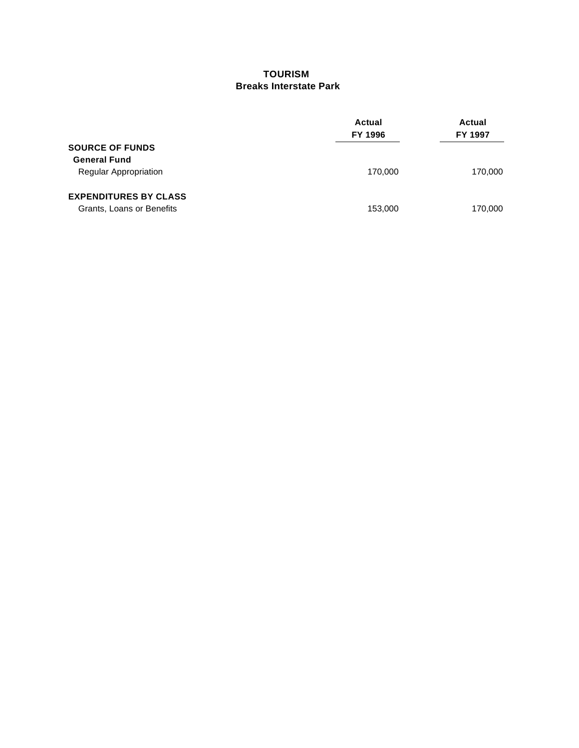# TOURISM
## Breaks Interstate Park

| | Actual FY 1996 | Actual FY 1997 |
|---|---|---|
| **SOURCE OF FUNDS** | | |
| **General Fund** | | |
| Regular Appropriation | 170,000 | 170,000 |
| | | |
| **EXPENDITURES BY CLASS** | | |
| Grants, Loans or Benefits | 153,000 | 170,000 |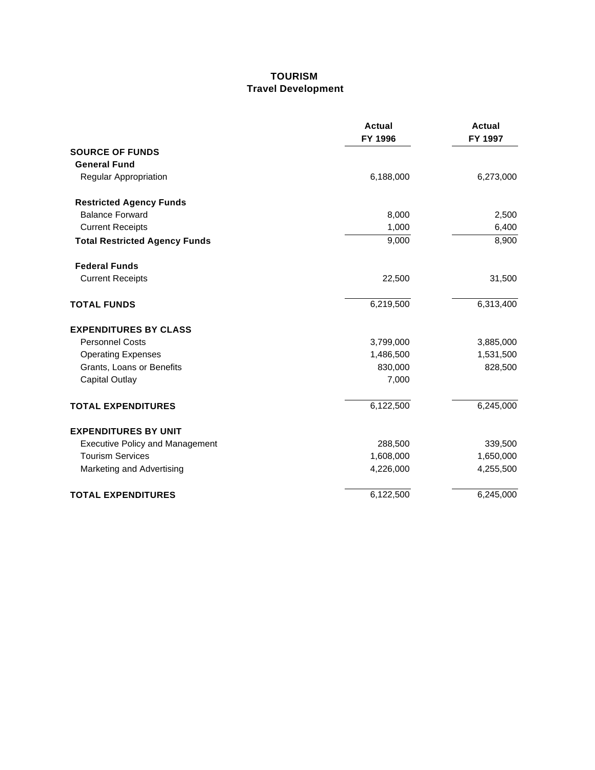# TOURISM
## Travel Development

| | Actual FY 1996 | Actual FY 1997 |
|---|---|---|
| **SOURCE OF FUNDS** | | |
| **General Fund** | | |
| Regular Appropriation | 6,188,000 | 6,273,000 |
| **Restricted Agency Funds** | | |
| Balance Forward | 8,000 | 2,500 |
| Current Receipts | 1,000 | 6,400 |
| **Total Restricted Agency Funds** | 9,000 | 8,900 |
| **Federal Funds** | | |
| Current Receipts | 22,500 | 31,500 |
| **TOTAL FUNDS** | 6,219,500 | 6,313,400 |
| **EXPENDITURES BY CLASS** | | |
| Personnel Costs | 3,799,000 | 3,885,000 |
| Operating Expenses | 1,486,500 | 1,531,500 |
| Grants, Loans or Benefits | 830,000 | 828,500 |
| Capital Outlay | 7,000 | |
| **TOTAL EXPENDITURES** | 6,122,500 | 6,245,000 |
| **EXPENDITURES BY UNIT** | | |
| Executive Policy and Management | 288,500 | 339,500 |
| Tourism Services | 1,608,000 | 1,650,000 |
| Marketing and Advertising | 4,226,000 | 4,255,500 |
| **TOTAL EXPENDITURES** | 6,122,500 | 6,245,000 |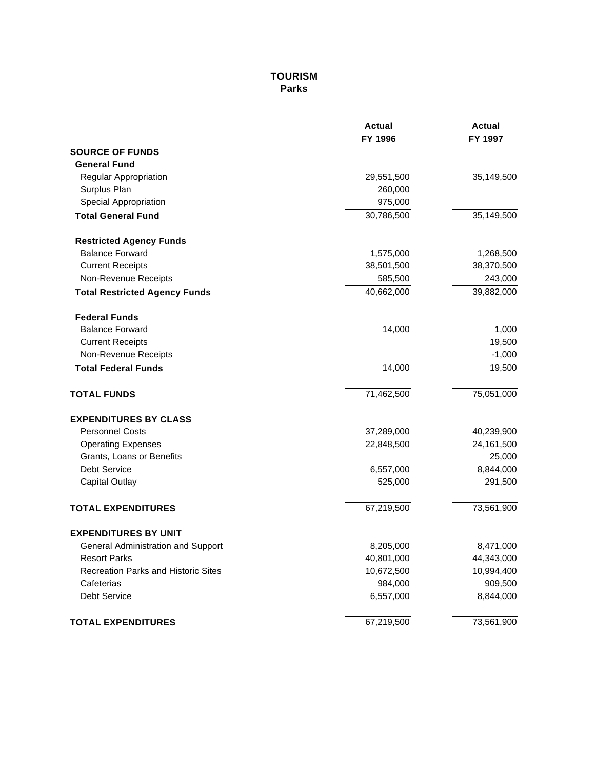# TOURISM
## Parks

| | Actual FY 1996 | Actual FY 1997 |
|---|---|---|
| **SOURCE OF FUNDS** | | |
| **General Fund** | | |
| Regular Appropriation | 29,551,500 | 35,149,500 |
| Surplus Plan | 260,000 | |
| Special Appropriation | 975,000 | |
| **Total General Fund** | 30,786,500 | 35,149,500 |
| **Restricted Agency Funds** | | |
| Balance Forward | 1,575,000 | 1,268,500 |
| Current Receipts | 38,501,500 | 38,370,500 |
| Non-Revenue Receipts | 585,500 | 243,000 |
| **Total Restricted Agency Funds** | 40,662,000 | 39,882,000 |
| **Federal Funds** | | |
| Balance Forward | 14,000 | 1,000 |
| Current Receipts | | 19,500 |
| Non-Revenue Receipts | | -1,000 |
| **Total Federal Funds** | 14,000 | 19,500 |
| **TOTAL FUNDS** | 71,462,500 | 75,051,000 |
| **EXPENDITURES BY CLASS** | | |
| Personnel Costs | 37,289,000 | 40,239,900 |
| Operating Expenses | 22,848,500 | 24,161,500 |
| Grants, Loans or Benefits | | 25,000 |
| Debt Service | 6,557,000 | 8,844,000 |
| Capital Outlay | 525,000 | 291,500 |
| **TOTAL EXPENDITURES** | 67,219,500 | 73,561,900 |
| **EXPENDITURES BY UNIT** | | |
| General Administration and Support | 8,205,000 | 8,471,000 |
| Resort Parks | 40,801,000 | 44,343,000 |
| Recreation Parks and Historic Sites | 10,672,500 | 10,994,400 |
| Cafeterias | 984,000 | 909,500 |
| Debt Service | 6,557,000 | 8,844,000 |
| **TOTAL EXPENDITURES** | 67,219,500 | 73,561,900 |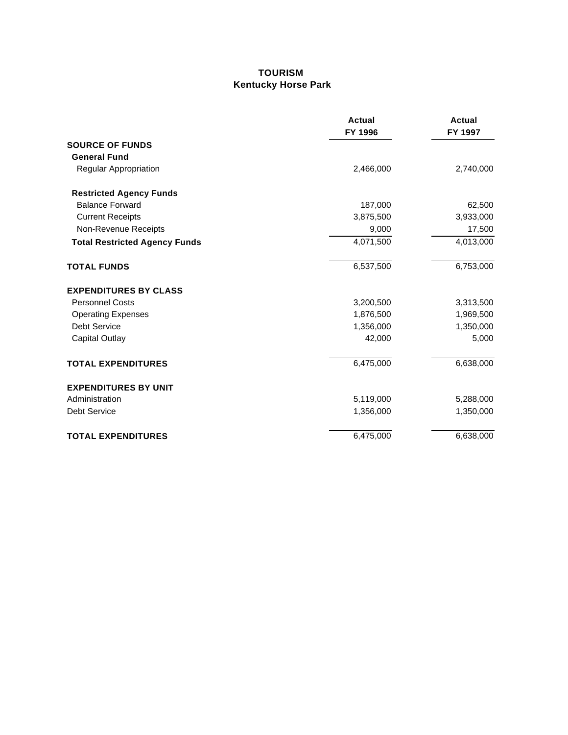# TOURISM
## Kentucky Horse Park

| | Actual FY 1996 | Actual FY 1997 |
|---|---|---|
| **SOURCE OF FUNDS** | | |
| **General Fund** | | |
| Regular Appropriation | 2,466,000 | 2,740,000 |
| **Restricted Agency Funds** | | |
| Balance Forward | 187,000 | 62,500 |
| Current Receipts | 3,875,500 | 3,933,000 |
| Non-Revenue Receipts | 9,000 | 17,500 |
| **Total Restricted Agency Funds** | 4,071,500 | 4,013,000 |
| **TOTAL FUNDS** | 6,537,500 | 6,753,000 |
| **EXPENDITURES BY CLASS** | | |
| Personnel Costs | 3,200,500 | 3,313,500 |
| Operating Expenses | 1,876,500 | 1,969,500 |
| Debt Service | 1,356,000 | 1,350,000 |
| Capital Outlay | 42,000 | 5,000 |
| **TOTAL EXPENDITURES** | 6,475,000 | 6,638,000 |
| **EXPENDITURES BY UNIT** | | |
| Administration | 5,119,000 | 5,288,000 |
| Debt Service | 1,356,000 | 1,350,000 |
| **TOTAL EXPENDITURES** | 6,475,000 | 6,638,000 |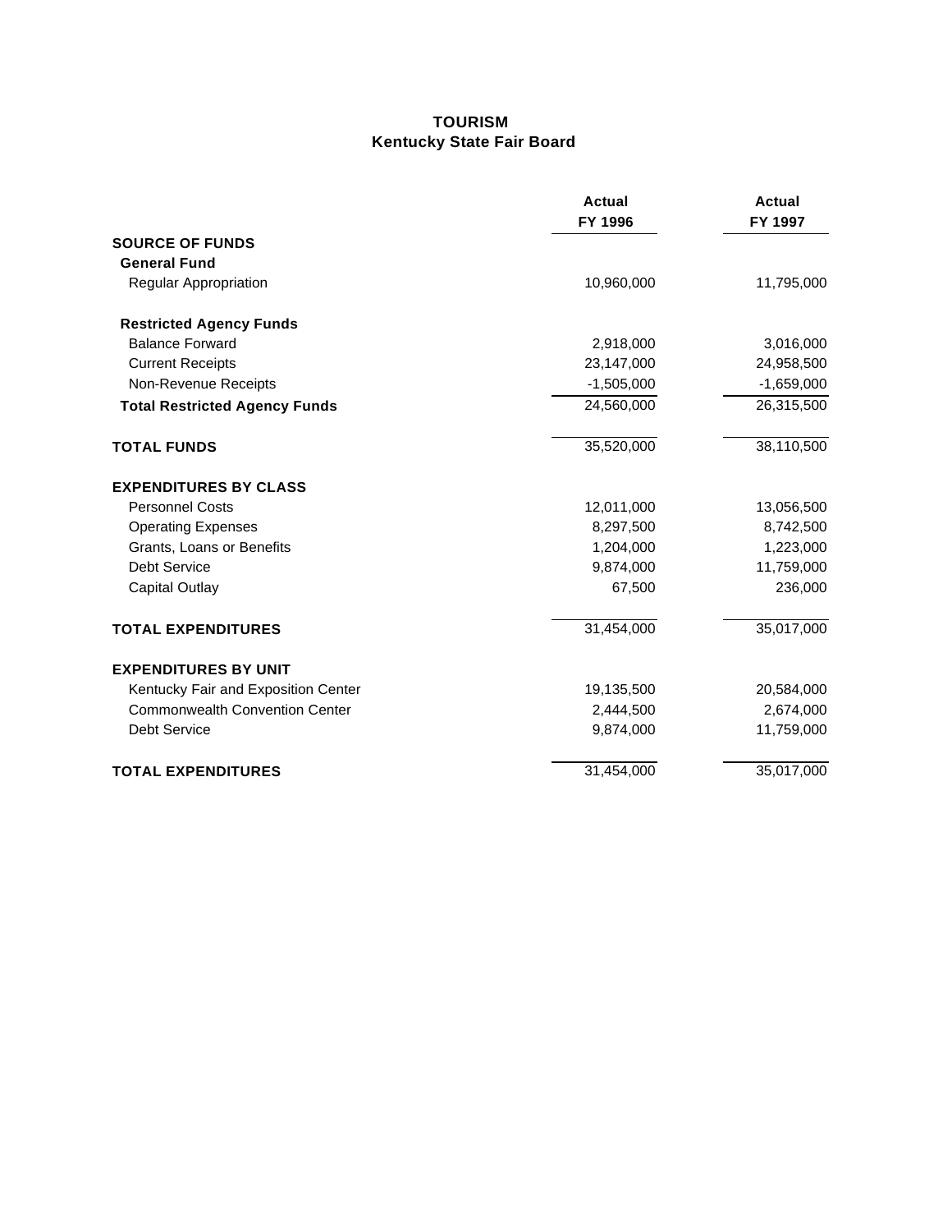# TOURISM
## Kentucky State Fair Board

| | Actual FY 1996 | Actual FY 1997 |
|---|---|---|
| **SOURCE OF FUNDS** | | |
| **General Fund** | | |
| Regular Appropriation | 10,960,000 | 11,795,000 |
| **Restricted Agency Funds** | | |
| Balance Forward | 2,918,000 | 3,016,000 |
| Current Receipts | 23,147,000 | 24,958,500 |
| Non-Revenue Receipts | -1,505,000 | -1,659,000 |
| **Total Restricted Agency Funds** | 24,560,000 | 26,315,500 |
| **TOTAL FUNDS** | 35,520,000 | 38,110,500 |
| **EXPENDITURES BY CLASS** | | |
| Personnel Costs | 12,011,000 | 13,056,500 |
| Operating Expenses | 8,297,500 | 8,742,500 |
| Grants, Loans or Benefits | 1,204,000 | 1,223,000 |
| Debt Service | 9,874,000 | 11,759,000 |
| Capital Outlay | 67,500 | 236,000 |
| **TOTAL EXPENDITURES** | 31,454,000 | 35,017,000 |
| **EXPENDITURES BY UNIT** | | |
| Kentucky Fair and Exposition Center | 19,135,500 | 20,584,000 |
| Commonwealth Convention Center | 2,444,500 | 2,674,000 |
| Debt Service | 9,874,000 | 11,759,000 |
| **TOTAL EXPENDITURES** | 31,454,000 | 35,017,000 |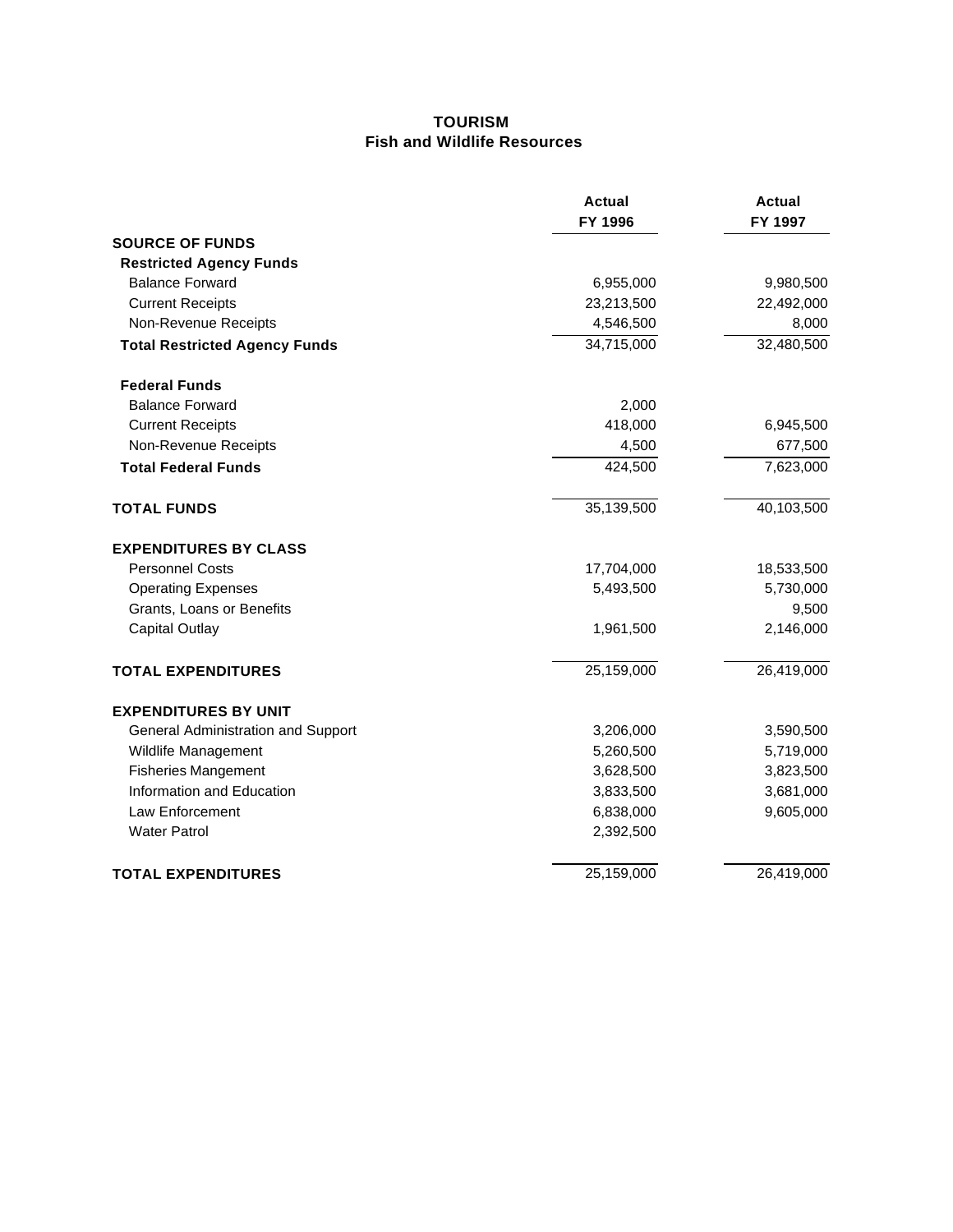# TOURISM
## Fish and Wildlife Resources

| | Actual FY 1996 | Actual FY 1997 |
|---|---|---|
| **SOURCE OF FUNDS** | | |
| **Restricted Agency Funds** | | |
| Balance Forward | 6,955,000 | 9,980,500 |
| Current Receipts | 23,213,500 | 22,492,000 |
| Non-Revenue Receipts | 4,546,500 | 8,000 |
| **Total Restricted Agency Funds** | 34,715,000 | 32,480,500 |
| **Federal Funds** | | |
| Balance Forward | 2,000 | |
| Current Receipts | 418,000 | 6,945,500 |
| Non-Revenue Receipts | 4,500 | 677,500 |
| **Total Federal Funds** | 424,500 | 7,623,000 |
| **TOTAL FUNDS** | 35,139,500 | 40,103,500 |
| **EXPENDITURES BY CLASS** | | |
| Personnel Costs | 17,704,000 | 18,533,500 |
| Operating Expenses | 5,493,500 | 5,730,000 |
| Grants, Loans or Benefits | | 9,500 |
| Capital Outlay | 1,961,500 | 2,146,000 |
| **TOTAL EXPENDITURES** | 25,159,000 | 26,419,000 |
| **EXPENDITURES BY UNIT** | | |
| General Administration and Support | 3,206,000 | 3,590,500 |
| Wildlife Management | 5,260,500 | 5,719,000 |
| Fisheries Mangement | 3,628,500 | 3,823,500 |
| Information and Education | 3,833,500 | 3,681,000 |
| Law Enforcement | 6,838,000 | 9,605,000 |
| Water Patrol | 2,392,500 | |
| **TOTAL EXPENDITURES** | 25,159,000 | 26,419,000 |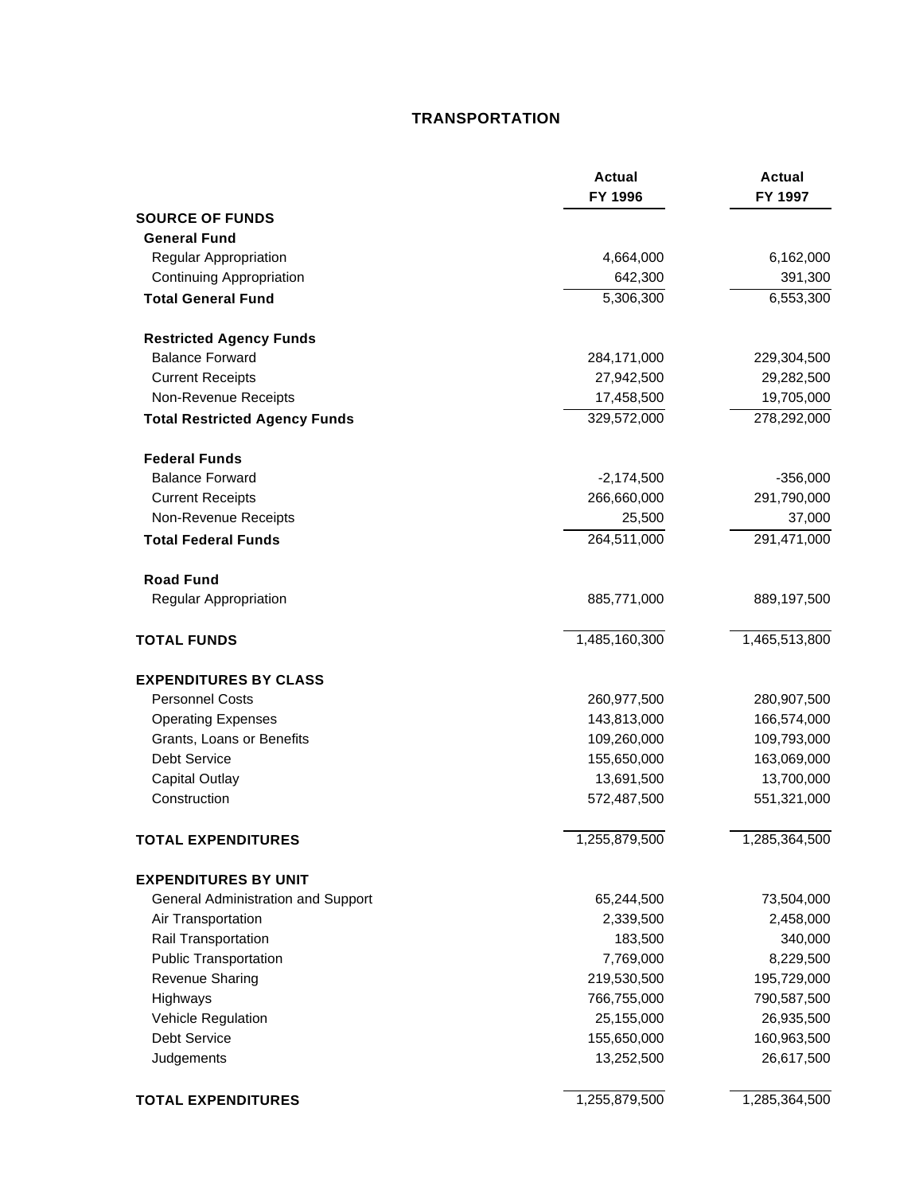# TRANSPORTATION

| | Actual FY 1996 | Actual FY 1997 |
|---|---|---|
| **SOURCE OF FUNDS** | | |
| **General Fund** | | |
| Regular Appropriation | 4,664,000 | 6,162,000 |
| Continuing Appropriation | 642,300 | 391,300 |
| **Total General Fund** | 5,306,300 | 6,553,300 |
| **Restricted Agency Funds** | | |
| Balance Forward | 284,171,000 | 229,304,500 |
| Current Receipts | 27,942,500 | 29,282,500 |
| Non-Revenue Receipts | 17,458,500 | 19,705,000 |
| **Total Restricted Agency Funds** | 329,572,000 | 278,292,000 |
| **Federal Funds** | | |
| Balance Forward | -2,174,500 | -356,000 |
| Current Receipts | 266,660,000 | 291,790,000 |
| Non-Revenue Receipts | 25,500 | 37,000 |
| **Total Federal Funds** | 264,511,000 | 291,471,000 |
| **Road Fund** | | |
| Regular Appropriation | 885,771,000 | 889,197,500 |
| **TOTAL FUNDS** | 1,485,160,300 | 1,465,513,800 |
| **EXPENDITURES BY CLASS** | | |
| Personnel Costs | 260,977,500 | 280,907,500 |
| Operating Expenses | 143,813,000 | 166,574,000 |
| Grants, Loans or Benefits | 109,260,000 | 109,793,000 |
| Debt Service | 155,650,000 | 163,069,000 |
| Capital Outlay | 13,691,500 | 13,700,000 |
| Construction | 572,487,500 | 551,321,000 |
| **TOTAL EXPENDITURES** | 1,255,879,500 | 1,285,364,500 |
| **EXPENDITURES BY UNIT** | | |
| General Administration and Support | 65,244,500 | 73,504,000 |
| Air Transportation | 2,339,500 | 2,458,000 |
| Rail Transportation | 183,500 | 340,000 |
| Public Transportation | 7,769,000 | 8,229,500 |
| Revenue Sharing | 219,530,500 | 195,729,000 |
| Highways | 766,755,000 | 790,587,500 |
| Vehicle Regulation | 25,155,000 | 26,935,500 |
| Debt Service | 155,650,000 | 160,963,500 |
| Judgements | 13,252,500 | 26,617,500 |
| **TOTAL EXPENDITURES** | 1,255,879,500 | 1,285,364,500 |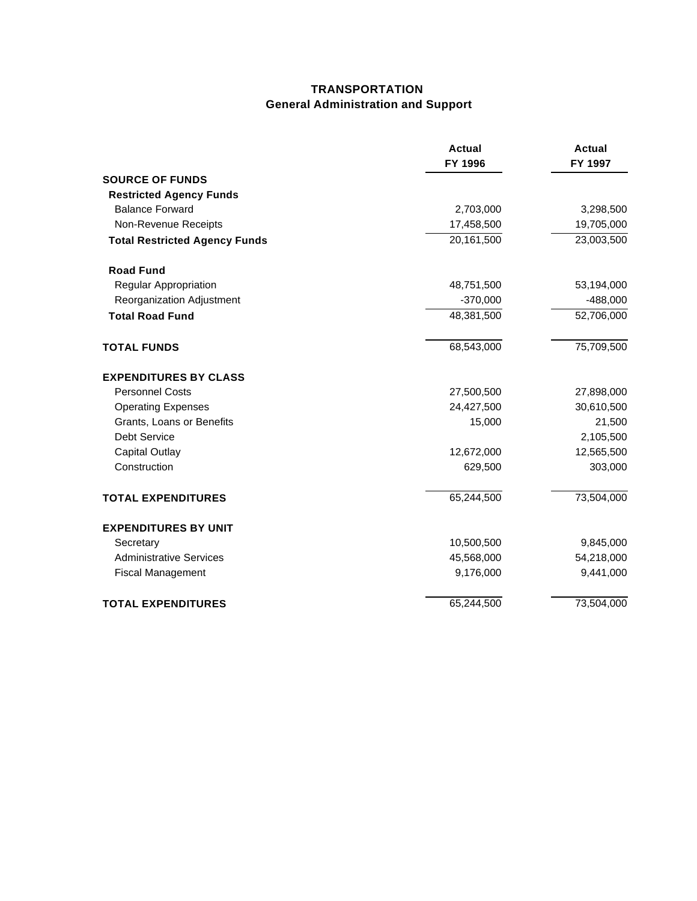# TRANSPORTATION

## General Administration and Support

| | Actual FY 1996 | Actual FY 1997 |
|---|---|---|
| **SOURCE OF FUNDS** | | |
| **Restricted Agency Funds** | | |
| Balance Forward | 2,703,000 | 3,298,500 |
| Non-Revenue Receipts | 17,458,500 | 19,705,000 |
| **Total Restricted Agency Funds** | 20,161,500 | 23,003,500 |
| **Road Fund** | | |
| Regular Appropriation | 48,751,500 | 53,194,000 |
| Reorganization Adjustment | -370,000 | -488,000 |
| **Total Road Fund** | 48,381,500 | 52,706,000 |
| **TOTAL FUNDS** | 68,543,000 | 75,709,500 |
| **EXPENDITURES BY CLASS** | | |
| Personnel Costs | 27,500,500 | 27,898,000 |
| Operating Expenses | 24,427,500 | 30,610,500 |
| Grants, Loans or Benefits | 15,000 | 21,500 |
| Debt Service | | 2,105,500 |
| Capital Outlay | 12,672,000 | 12,565,500 |
| Construction | 629,500 | 303,000 |
| **TOTAL EXPENDITURES** | 65,244,500 | 73,504,000 |
| **EXPENDITURES BY UNIT** | | |
| Secretary | 10,500,500 | 9,845,000 |
| Administrative Services | 45,568,000 | 54,218,000 |
| Fiscal Management | 9,176,000 | 9,441,000 |
| **TOTAL EXPENDITURES** | 65,244,500 | 73,504,000 |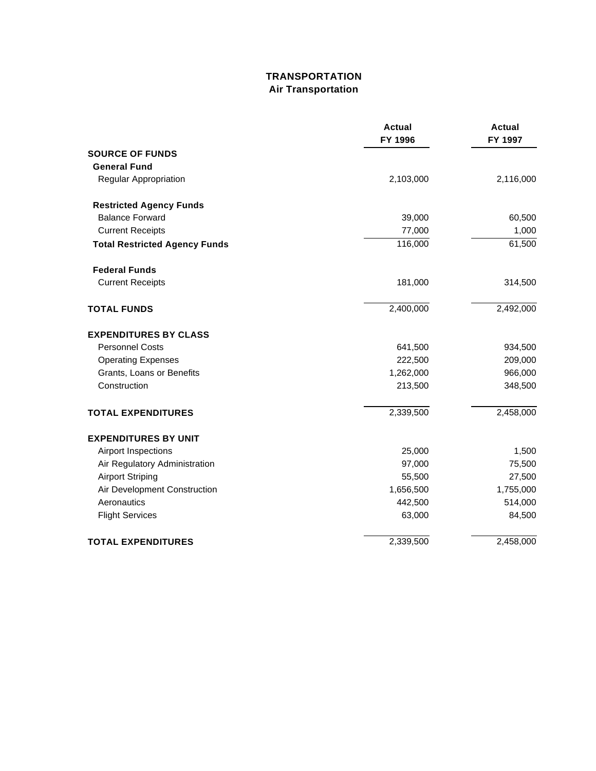# TRANSPORTATION
## Air Transportation

| | Actual FY 1996 | Actual FY 1997 |
|---|---|---|
| **SOURCE OF FUNDS** | | |
| **General Fund** | | |
| Regular Appropriation | 2,103,000 | 2,116,000 |
| **Restricted Agency Funds** | | |
| Balance Forward | 39,000 | 60,500 |
| Current Receipts | 77,000 | 1,000 |
| **Total Restricted Agency Funds** | 116,000 | 61,500 |
| **Federal Funds** | | |
| Current Receipts | 181,000 | 314,500 |
| **TOTAL FUNDS** | 2,400,000 | 2,492,000 |
| **EXPENDITURES BY CLASS** | | |
| Personnel Costs | 641,500 | 934,500 |
| Operating Expenses | 222,500 | 209,000 |
| Grants, Loans or Benefits | 1,262,000 | 966,000 |
| Construction | 213,500 | 348,500 |
| **TOTAL EXPENDITURES** | 2,339,500 | 2,458,000 |
| **EXPENDITURES BY UNIT** | | |
| Airport Inspections | 25,000 | 1,500 |
| Air Regulatory Administration | 97,000 | 75,500 |
| Airport Striping | 55,500 | 27,500 |
| Air Development Construction | 1,656,500 | 1,755,000 |
| Aeronautics | 442,500 | 514,000 |
| Flight Services | 63,000 | 84,500 |
| **TOTAL EXPENDITURES** | 2,339,500 | 2,458,000 |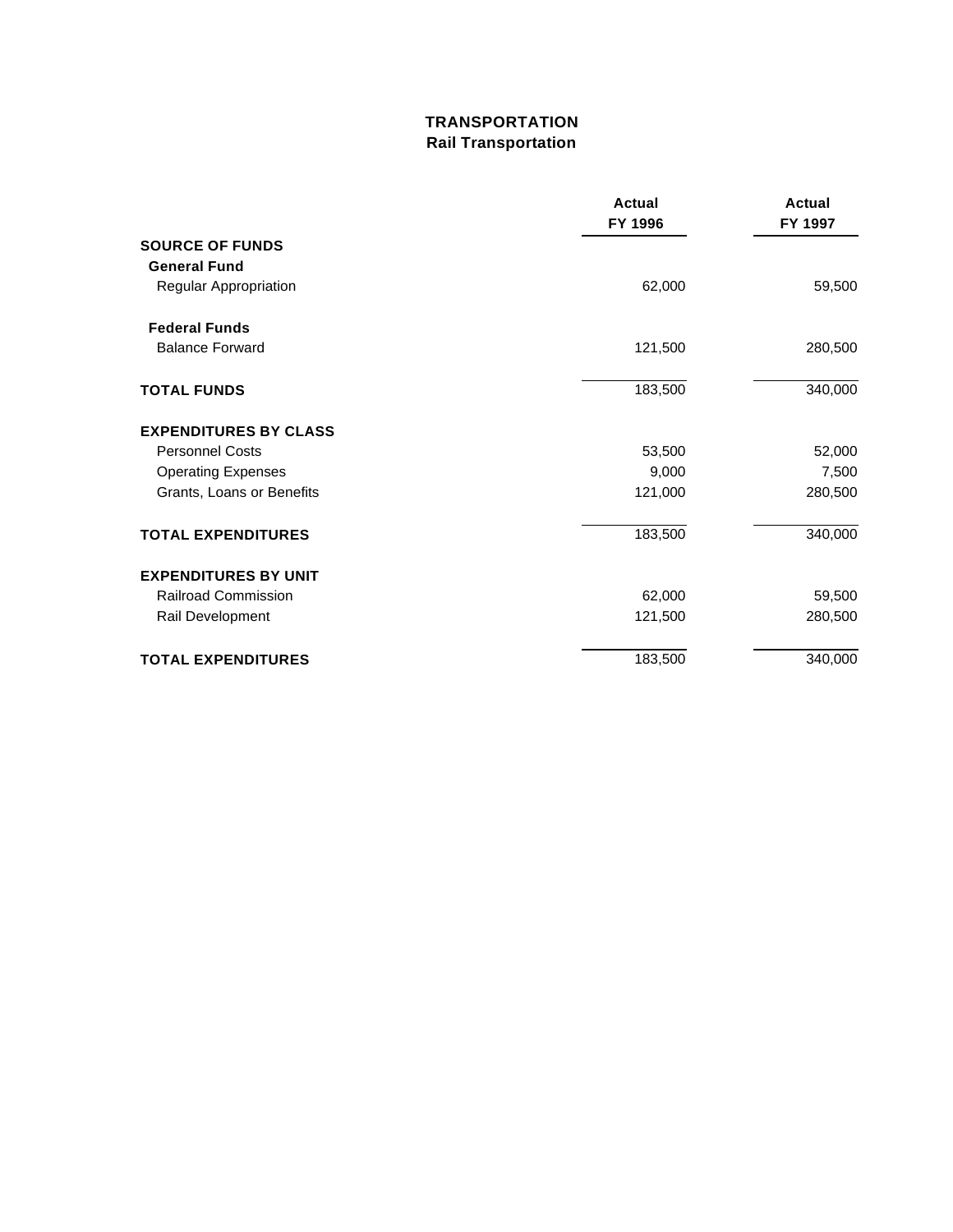# TRANSPORTATION

## Rail Transportation

| | Actual FY 1996 | Actual FY 1997 |
|---|---|---|
| **SOURCE OF FUNDS** | | |
| **General Fund** | | |
| Regular Appropriation | 62,000 | 59,500 |
| **Federal Funds** | | |
| Balance Forward | 121,500 | 280,500 |
| **TOTAL FUNDS** | 183,500 | 340,000 |
| **EXPENDITURES BY CLASS** | | |
| Personnel Costs | 53,500 | 52,000 |
| Operating Expenses | 9,000 | 7,500 |
| Grants, Loans or Benefits | 121,000 | 280,500 |
| **TOTAL EXPENDITURES** | 183,500 | 340,000 |
| **EXPENDITURES BY UNIT** | | |
| Railroad Commission | 62,000 | 59,500 |
| Rail Development | 121,500 | 280,500 |
| **TOTAL EXPENDITURES** | 183,500 | 340,000 |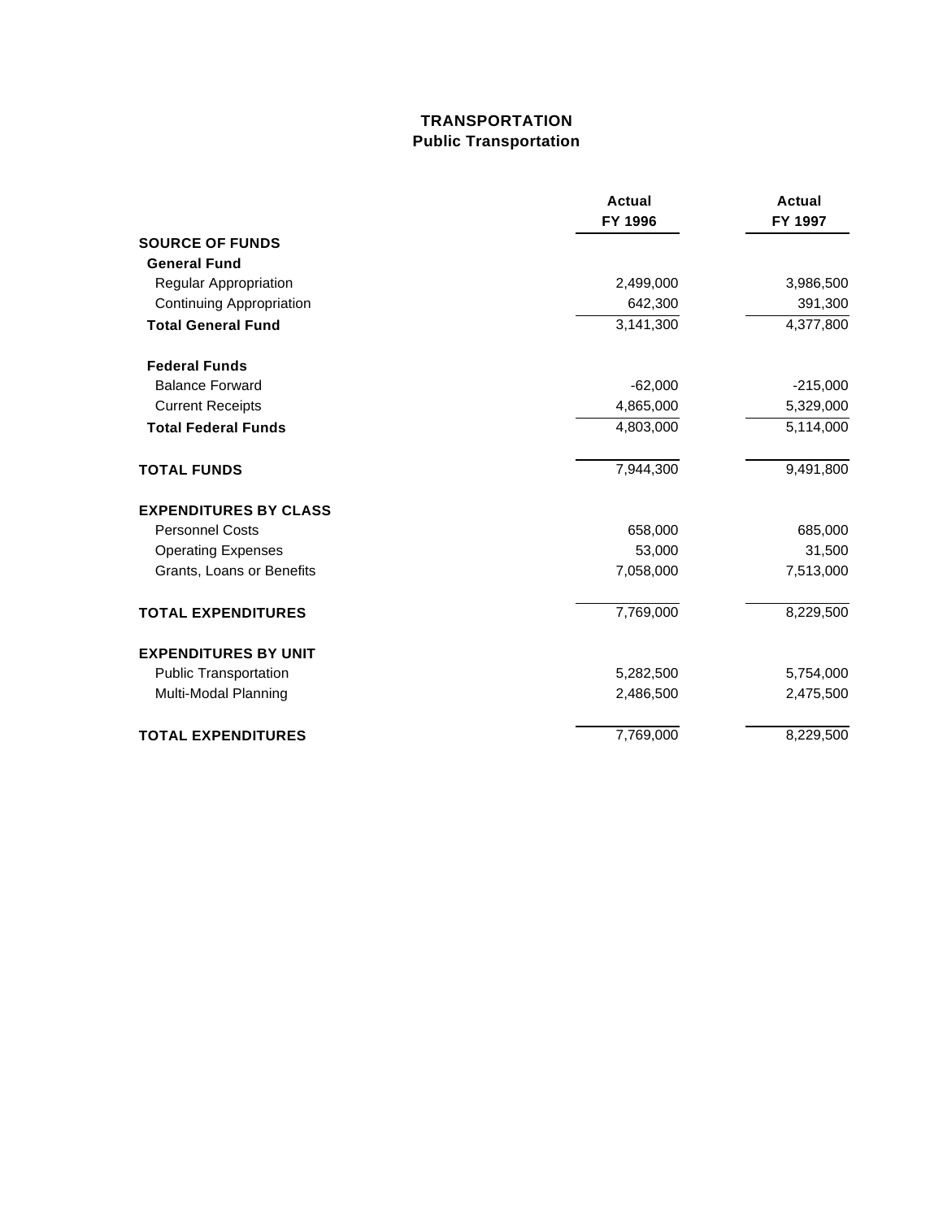# TRANSPORTATION
## Public Transportation

| | Actual FY 1996 | Actual FY 1997 |
|---|---|---|
| **SOURCE OF FUNDS** | | |
| **General Fund** | | |
| Regular Appropriation | 2,499,000 | 3,986,500 |
| Continuing Appropriation | 642,300 | 391,300 |
| **Total General Fund** | 3,141,300 | 4,377,800 |
| **Federal Funds** | | |
| Balance Forward | -62,000 | -215,000 |
| Current Receipts | 4,865,000 | 5,329,000 |
| **Total Federal Funds** | 4,803,000 | 5,114,000 |
| **TOTAL FUNDS** | 7,944,300 | 9,491,800 |
| **EXPENDITURES BY CLASS** | | |
| Personnel Costs | 658,000 | 685,000 |
| Operating Expenses | 53,000 | 31,500 |
| Grants, Loans or Benefits | 7,058,000 | 7,513,000 |
| **TOTAL EXPENDITURES** | 7,769,000 | 8,229,500 |
| **EXPENDITURES BY UNIT** | | |
| Public Transportation | 5,282,500 | 5,754,000 |
| Multi-Modal Planning | 2,486,500 | 2,475,500 |
| **TOTAL EXPENDITURES** | 7,769,000 | 8,229,500 |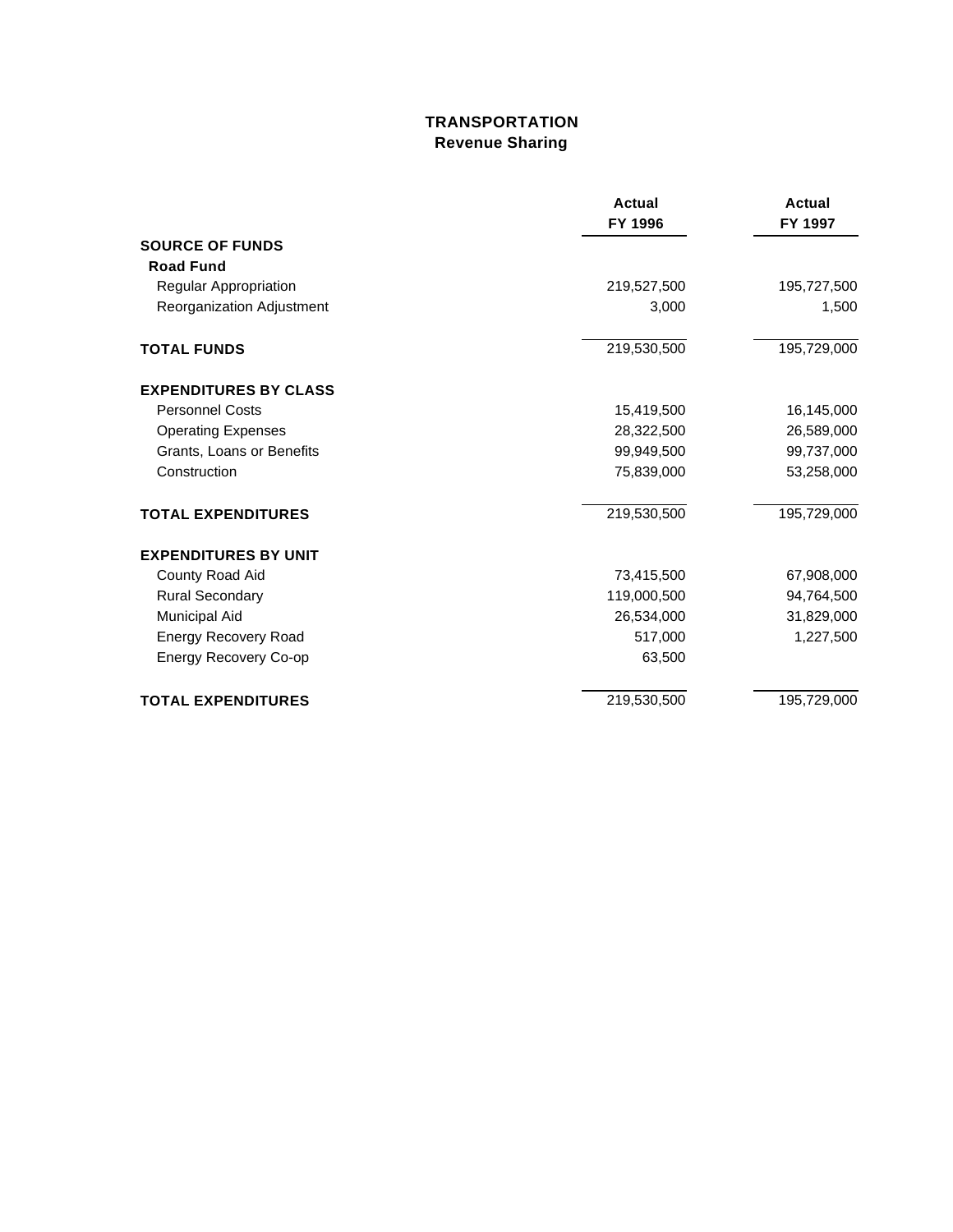# TRANSPORTATION
## Revenue Sharing

| | Actual FY 1996 | Actual FY 1997 |
|---|---|---|
| **SOURCE OF FUNDS** | | |
| **Road Fund** | | |
| Regular Appropriation | 219,527,500 | 195,727,500 |
| Reorganization Adjustment | 3,000 | 1,500 |
| **TOTAL FUNDS** | 219,530,500 | 195,729,000 |
| **EXPENDITURES BY CLASS** | | |
| Personnel Costs | 15,419,500 | 16,145,000 |
| Operating Expenses | 28,322,500 | 26,589,000 |
| Grants, Loans or Benefits | 99,949,500 | 99,737,000 |
| Construction | 75,839,000 | 53,258,000 |
| **TOTAL EXPENDITURES** | 219,530,500 | 195,729,000 |
| **EXPENDITURES BY UNIT** | | |
| County Road Aid | 73,415,500 | 67,908,000 |
| Rural Secondary | 119,000,500 | 94,764,500 |
| Municipal Aid | 26,534,000 | 31,829,000 |
| Energy Recovery Road | 517,000 | 1,227,500 |
| Energy Recovery Co-op | 63,500 | |
| **TOTAL EXPENDITURES** | 219,530,500 | 195,729,000 |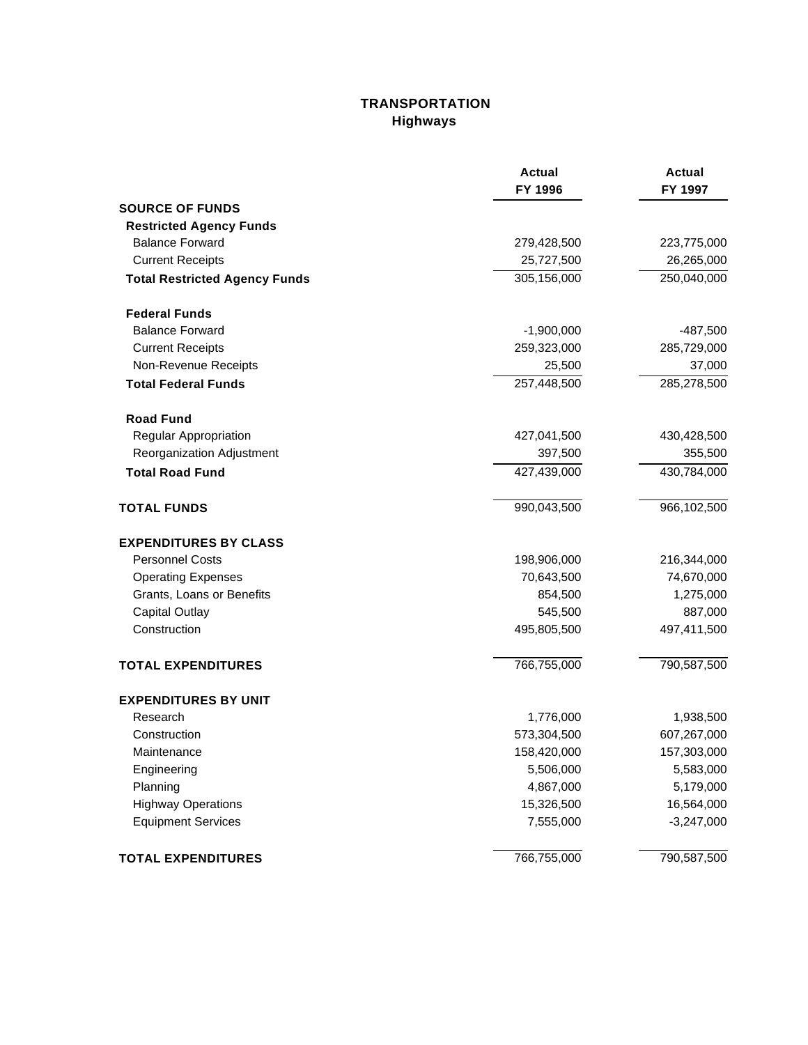# TRANSPORTATION
## Highways

| | Actual FY 1996 | Actual FY 1997 |
|---|---|---|
| **SOURCE OF FUNDS** | | |
| **Restricted Agency Funds** | | |
| Balance Forward | 279,428,500 | 223,775,000 |
| Current Receipts | 25,727,500 | 26,265,000 |
| **Total Restricted Agency Funds** | 305,156,000 | 250,040,000 |
| **Federal Funds** | | |
| Balance Forward | -1,900,000 | -487,500 |
| Current Receipts | 259,323,000 | 285,729,000 |
| Non-Revenue Receipts | 25,500 | 37,000 |
| **Total Federal Funds** | 257,448,500 | 285,278,500 |
| **Road Fund** | | |
| Regular Appropriation | 427,041,500 | 430,428,500 |
| Reorganization Adjustment | 397,500 | 355,500 |
| **Total Road Fund** | 427,439,000 | 430,784,000 |
| **TOTAL FUNDS** | 990,043,500 | 966,102,500 |
| **EXPENDITURES BY CLASS** | | |
| Personnel Costs | 198,906,000 | 216,344,000 |
| Operating Expenses | 70,643,500 | 74,670,000 |
| Grants, Loans or Benefits | 854,500 | 1,275,000 |
| Capital Outlay | 545,500 | 887,000 |
| Construction | 495,805,500 | 497,411,500 |
| **TOTAL EXPENDITURES** | 766,755,000 | 790,587,500 |
| **EXPENDITURES BY UNIT** | | |
| Research | 1,776,000 | 1,938,500 |
| Construction | 573,304,500 | 607,267,000 |
| Maintenance | 158,420,000 | 157,303,000 |
| Engineering | 5,506,000 | 5,583,000 |
| Planning | 4,867,000 | 5,179,000 |
| Highway Operations | 15,326,500 | 16,564,000 |
| Equipment Services | 7,555,000 | -3,247,000 |
| **TOTAL EXPENDITURES** | 766,755,000 | 790,587,500 |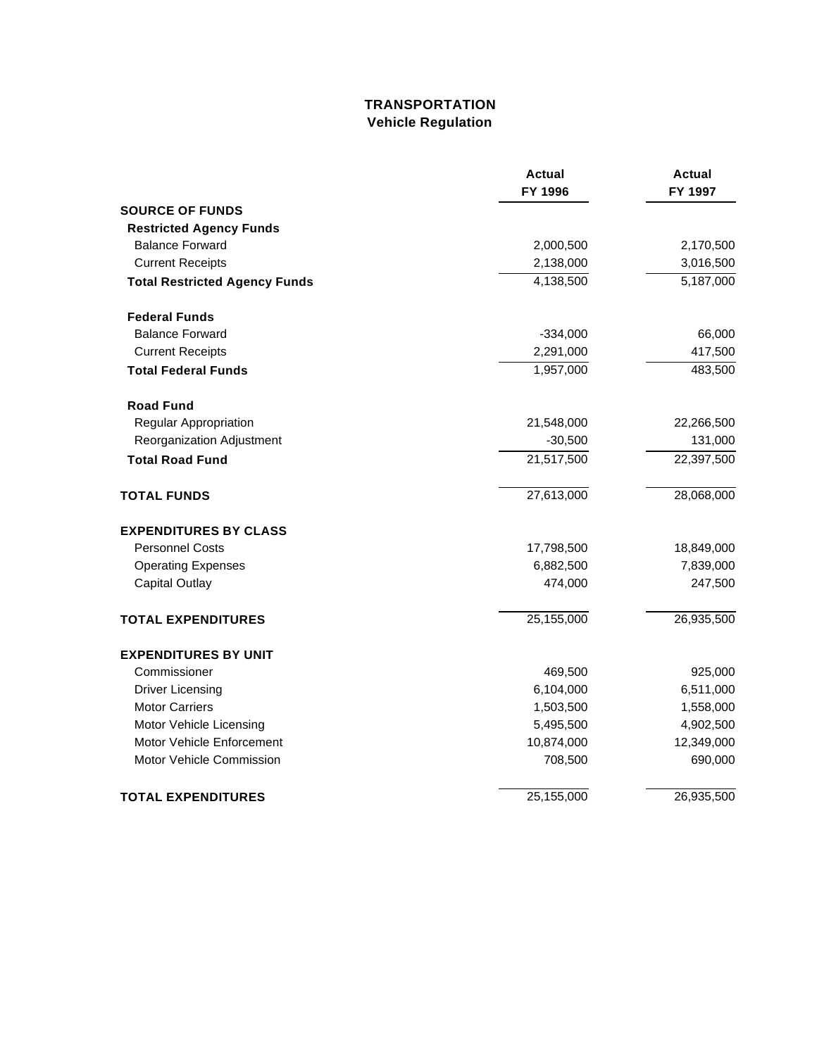# TRANSPORTATION
## Vehicle Regulation

| | Actual FY 1996 | Actual FY 1997 |
|---|---|---|
| **SOURCE OF FUNDS** | | |
| **Restricted Agency Funds** | | |
| Balance Forward | 2,000,500 | 2,170,500 |
| Current Receipts | 2,138,000 | 3,016,500 |
| **Total Restricted Agency Funds** | 4,138,500 | 5,187,000 |
| **Federal Funds** | | |
| Balance Forward | -334,000 | 66,000 |
| Current Receipts | 2,291,000 | 417,500 |
| **Total Federal Funds** | 1,957,000 | 483,500 |
| **Road Fund** | | |
| Regular Appropriation | 21,548,000 | 22,266,500 |
| Reorganization Adjustment | -30,500 | 131,000 |
| **Total Road Fund** | 21,517,500 | 22,397,500 |
| **TOTAL FUNDS** | 27,613,000 | 28,068,000 |
| **EXPENDITURES BY CLASS** | | |
| Personnel Costs | 17,798,500 | 18,849,000 |
| Operating Expenses | 6,882,500 | 7,839,000 |
| Capital Outlay | 474,000 | 247,500 |
| **TOTAL EXPENDITURES** | 25,155,000 | 26,935,500 |
| **EXPENDITURES BY UNIT** | | |
| Commissioner | 469,500 | 925,000 |
| Driver Licensing | 6,104,000 | 6,511,000 |
| Motor Carriers | 1,503,500 | 1,558,000 |
| Motor Vehicle Licensing | 5,495,500 | 4,902,500 |
| Motor Vehicle Enforcement | 10,874,000 | 12,349,000 |
| Motor Vehicle Commission | 708,500 | 690,000 |
| **TOTAL EXPENDITURES** | 25,155,000 | 26,935,500 |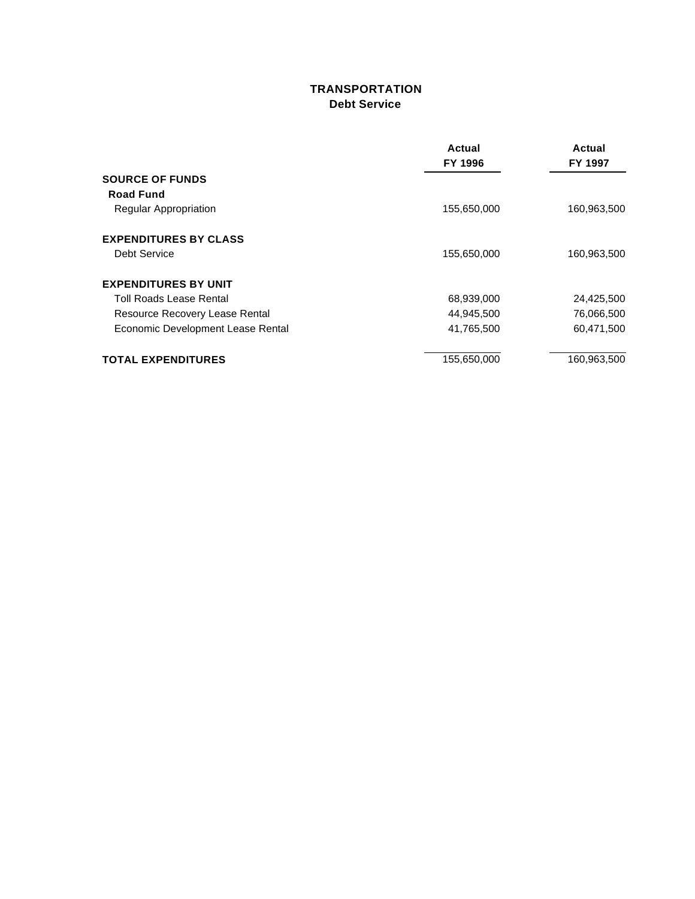# TRANSPORTATION
## Debt Service

| | Actual FY 1996 | Actual FY 1997 |
|---|---|---|
| **SOURCE OF FUNDS** | | |
| **Road Fund** | | |
| Regular Appropriation | 155,650,000 | 160,963,500 |
| **EXPENDITURES BY CLASS** | | |
| Debt Service | 155,650,000 | 160,963,500 |
| **EXPENDITURES BY UNIT** | | |
| Toll Roads Lease Rental | 68,939,000 | 24,425,500 |
| Resource Recovery Lease Rental | 44,945,500 | 76,066,500 |
| Economic Development Lease Rental | 41,765,500 | 60,471,500 |
| **TOTAL EXPENDITURES** | 155,650,000 | 160,963,500 |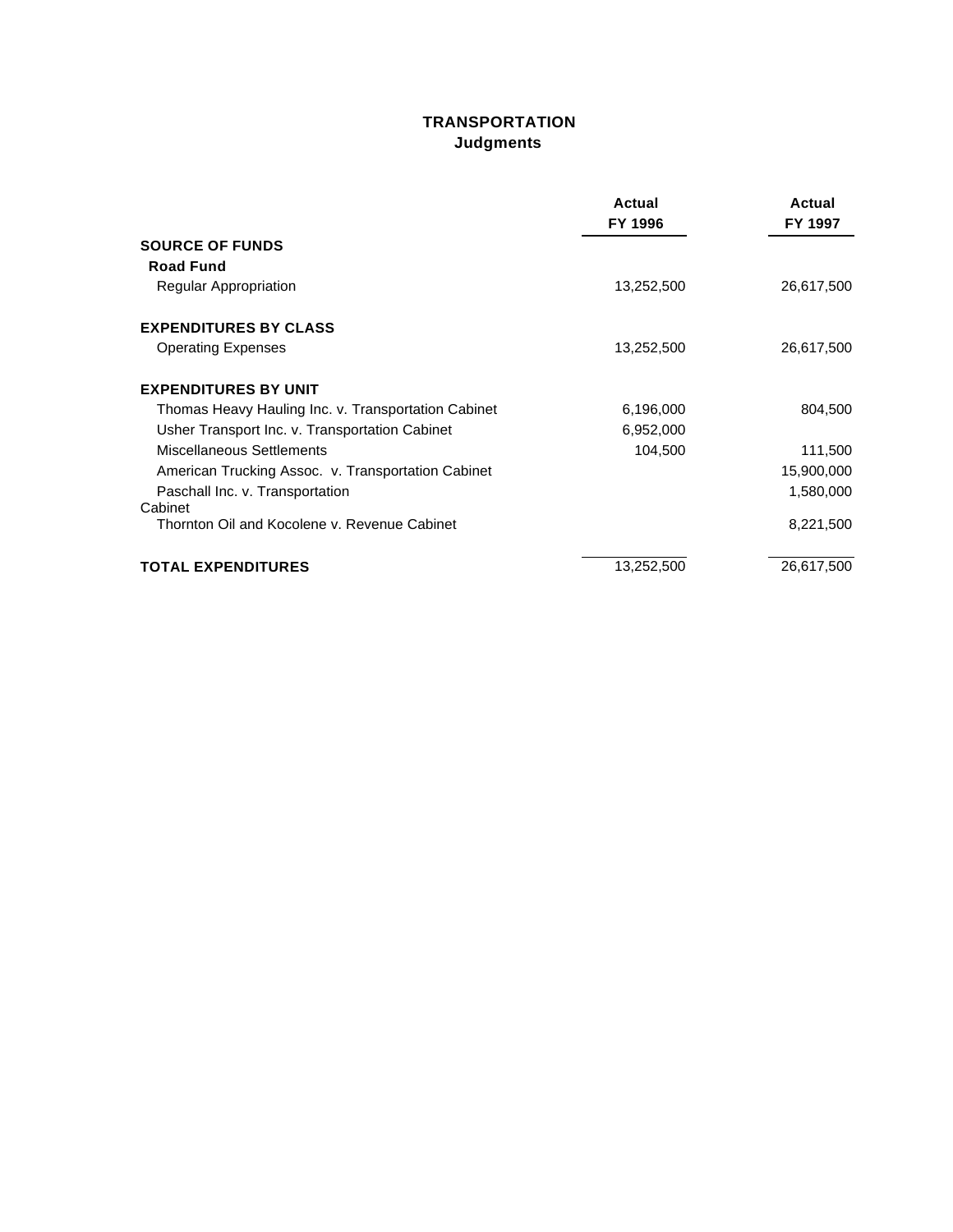# TRANSPORTATION
## Judgments

| | Actual FY 1996 | Actual FY 1997 |
|---|---|---|
| **SOURCE OF FUNDS** | | |
| **Road Fund** | | |
| Regular Appropriation | 13,252,500 | 26,617,500 |
| **EXPENDITURES BY CLASS** | | |
| Operating Expenses | 13,252,500 | 26,617,500 |
| **EXPENDITURES BY UNIT** | | |
| Thomas Heavy Hauling Inc. v. Transportation Cabinet | 6,196,000 | 804,500 |
| Usher Transport Inc. v. Transportation Cabinet | 6,952,000 | |
| Miscellaneous Settlements | 104,500 | 111,500 |
| American Trucking Assoc. v. Transportation Cabinet | | 15,900,000 |
| Paschall Inc. v. Transportation Cabinet | | 1,580,000 |
| Thornton Oil and Kocolene v. Revenue Cabinet | | 8,221,500 |
| **TOTAL EXPENDITURES** | 13,252,500 | 26,617,500 |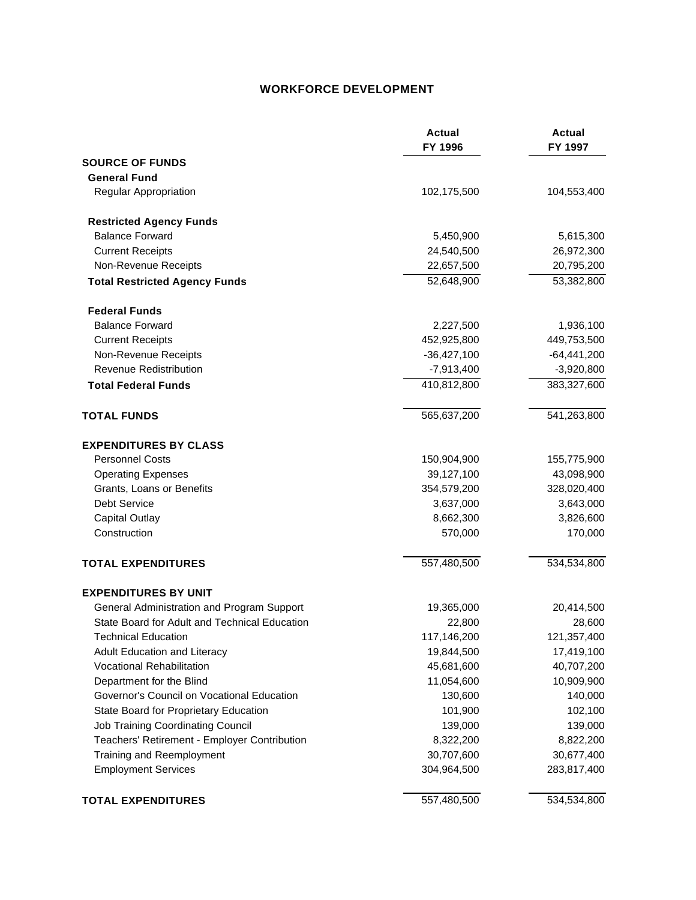# WORKFORCE DEVELOPMENT

| | Actual FY 1996 | Actual FY 1997 |
|---|---|---|
| **SOURCE OF FUNDS** | | |
| **General Fund** | | |
| Regular Appropriation | 102,175,500 | 104,553,400 |
| **Restricted Agency Funds** | | |
| Balance Forward | 5,450,900 | 5,615,300 |
| Current Receipts | 24,540,500 | 26,972,300 |
| Non-Revenue Receipts | 22,657,500 | 20,795,200 |
| **Total Restricted Agency Funds** | 52,648,900 | 53,382,800 |
| **Federal Funds** | | |
| Balance Forward | 2,227,500 | 1,936,100 |
| Current Receipts | 452,925,800 | 449,753,500 |
| Non-Revenue Receipts | -36,427,100 | -64,441,200 |
| Revenue Redistribution | -7,913,400 | -3,920,800 |
| **Total Federal Funds** | 410,812,800 | 383,327,600 |
| **TOTAL FUNDS** | 565,637,200 | 541,263,800 |
| **EXPENDITURES BY CLASS** | | |
| Personnel Costs | 150,904,900 | 155,775,900 |
| Operating Expenses | 39,127,100 | 43,098,900 |
| Grants, Loans or Benefits | 354,579,200 | 328,020,400 |
| Debt Service | 3,637,000 | 3,643,000 |
| Capital Outlay | 8,662,300 | 3,826,600 |
| Construction | 570,000 | 170,000 |
| **TOTAL EXPENDITURES** | 557,480,500 | 534,534,800 |
| **EXPENDITURES BY UNIT** | | |
| General Administration and Program Support | 19,365,000 | 20,414,500 |
| State Board for Adult and Technical Education | 22,800 | 28,600 |
| Technical Education | 117,146,200 | 121,357,400 |
| Adult Education and Literacy | 19,844,500 | 17,419,100 |
| Vocational Rehabilitation | 45,681,600 | 40,707,200 |
| Department for the Blind | 11,054,600 | 10,909,900 |
| Governor's Council on Vocational Education | 130,600 | 140,000 |
| State Board for Proprietary Education | 101,900 | 102,100 |
| Job Training Coordinating Council | 139,000 | 139,000 |
| Teachers' Retirement - Employer Contribution | 8,322,200 | 8,822,200 |
| Training and Reemployment | 30,707,600 | 30,677,400 |
| Employment Services | 304,964,500 | 283,817,400 |
| **TOTAL EXPENDITURES** | 557,480,500 | 534,534,800 |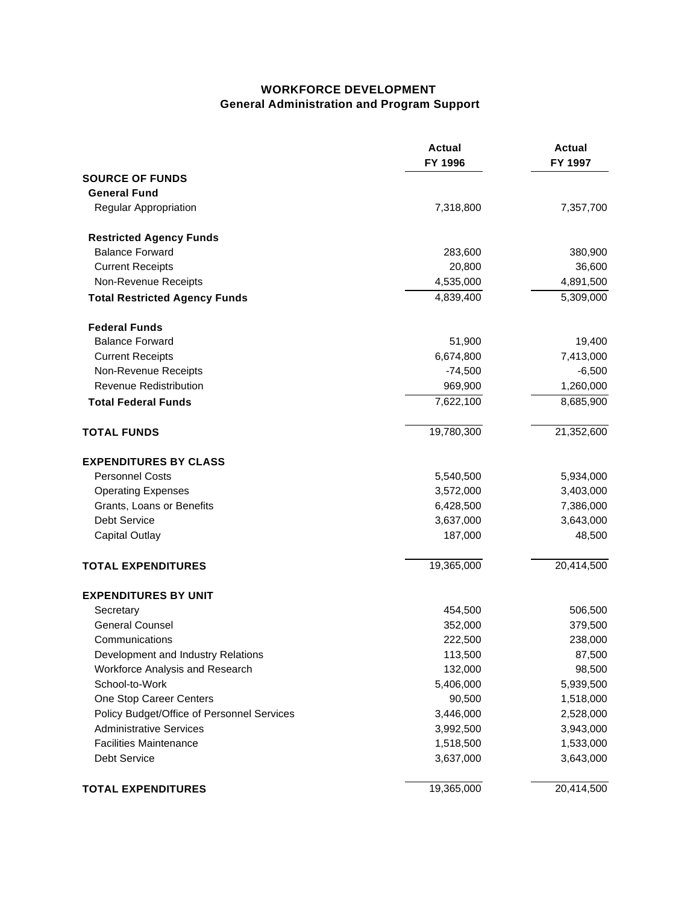## WORKFORCE DEVELOPMENT
### General Administration and Program Support

| | Actual FY 1996 | Actual FY 1997 |
|---|---|---|
| **SOURCE OF FUNDS** | | |
| **General Fund** | | |
| Regular Appropriation | 7,318,800 | 7,357,700 |
| **Restricted Agency Funds** | | |
| Balance Forward | 283,600 | 380,900 |
| Current Receipts | 20,800 | 36,600 |
| Non-Revenue Receipts | 4,535,000 | 4,891,500 |
| **Total Restricted Agency Funds** | 4,839,400 | 5,309,000 |
| **Federal Funds** | | |
| Balance Forward | 51,900 | 19,400 |
| Current Receipts | 6,674,800 | 7,413,000 |
| Non-Revenue Receipts | -74,500 | -6,500 |
| Revenue Redistribution | 969,900 | 1,260,000 |
| **Total Federal Funds** | 7,622,100 | 8,685,900 |
| **TOTAL FUNDS** | 19,780,300 | 21,352,600 |
| **EXPENDITURES BY CLASS** | | |
| Personnel Costs | 5,540,500 | 5,934,000 |
| Operating Expenses | 3,572,000 | 3,403,000 |
| Grants, Loans or Benefits | 6,428,500 | 7,386,000 |
| Debt Service | 3,637,000 | 3,643,000 |
| Capital Outlay | 187,000 | 48,500 |
| **TOTAL EXPENDITURES** | 19,365,000 | 20,414,500 |
| **EXPENDITURES BY UNIT** | | |
| Secretary | 454,500 | 506,500 |
| General Counsel | 352,000 | 379,500 |
| Communications | 222,500 | 238,000 |
| Development and Industry Relations | 113,500 | 87,500 |
| Workforce Analysis and Research | 132,000 | 98,500 |
| School-to-Work | 5,406,000 | 5,939,500 |
| One Stop Career Centers | 90,500 | 1,518,000 |
| Policy Budget/Office of Personnel Services | 3,446,000 | 2,528,000 |
| Administrative Services | 3,992,500 | 3,943,000 |
| Facilities Maintenance | 1,518,500 | 1,533,000 |
| Debt Service | 3,637,000 | 3,643,000 |
| **TOTAL EXPENDITURES** | 19,365,000 | 20,414,500 |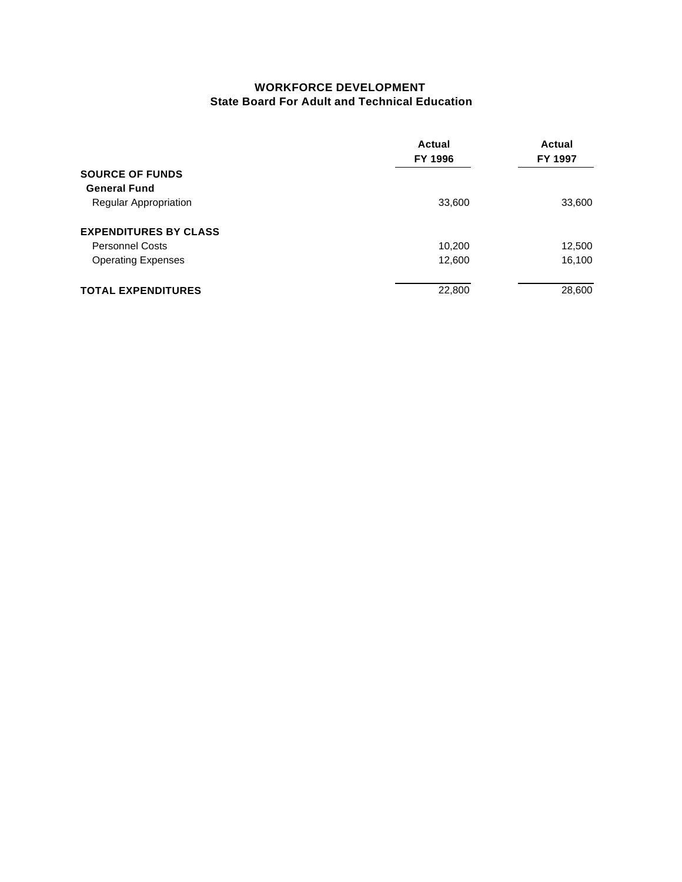# WORKFORCE DEVELOPMENT
## State Board For Adult and Technical Education

| | Actual FY 1996 | Actual FY 1997 |
|---|---|---|
| **SOURCE OF FUNDS** | | |
| **General Fund** | | |
| Regular Appropriation | 33,600 | 33,600 |
| | | |
| **EXPENDITURES BY CLASS** | | |
| Personnel Costs | 10,200 | 12,500 |
| Operating Expenses | 12,600 | 16,100 |
| | | |
| **TOTAL EXPENDITURES** | 22,800 | 28,600 |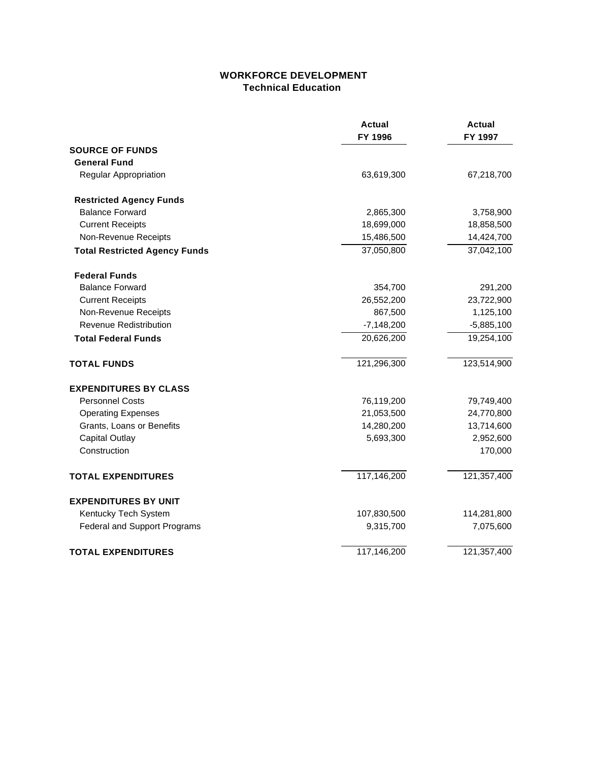# WORKFORCE DEVELOPMENT
## Technical Education

| | Actual FY 1996 | Actual FY 1997 |
|---|---|---|
| **SOURCE OF FUNDS** | | |
| **General Fund** | | |
| Regular Appropriation | 63,619,300 | 67,218,700 |
| **Restricted Agency Funds** | | |
| Balance Forward | 2,865,300 | 3,758,900 |
| Current Receipts | 18,699,000 | 18,858,500 |
| Non-Revenue Receipts | 15,486,500 | 14,424,700 |
| **Total Restricted Agency Funds** | 37,050,800 | 37,042,100 |
| **Federal Funds** | | |
| Balance Forward | 354,700 | 291,200 |
| Current Receipts | 26,552,200 | 23,722,900 |
| Non-Revenue Receipts | 867,500 | 1,125,100 |
| Revenue Redistribution | -7,148,200 | -5,885,100 |
| **Total Federal Funds** | 20,626,200 | 19,254,100 |
| **TOTAL FUNDS** | 121,296,300 | 123,514,900 |
| **EXPENDITURES BY CLASS** | | |
| Personnel Costs | 76,119,200 | 79,749,400 |
| Operating Expenses | 21,053,500 | 24,770,800 |
| Grants, Loans or Benefits | 14,280,200 | 13,714,600 |
| Capital Outlay | 5,693,300 | 2,952,600 |
| Construction | | 170,000 |
| **TOTAL EXPENDITURES** | 117,146,200 | 121,357,400 |
| **EXPENDITURES BY UNIT** | | |
| Kentucky Tech System | 107,830,500 | 114,281,800 |
| Federal and Support Programs | 9,315,700 | 7,075,600 |
| **TOTAL EXPENDITURES** | 117,146,200 | 121,357,400 |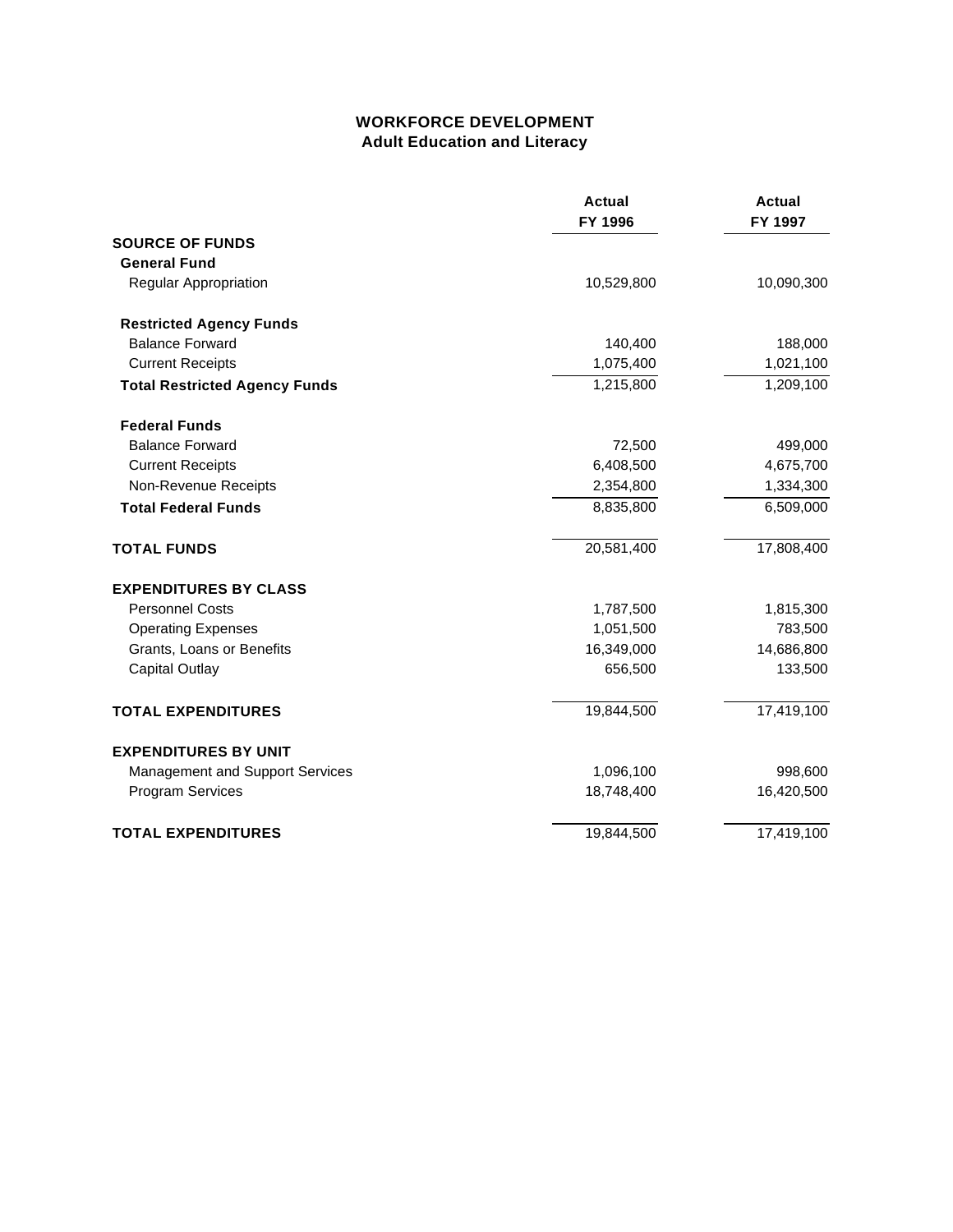# WORKFORCE DEVELOPMENT
## Adult Education and Literacy

| | Actual FY 1996 | Actual FY 1997 |
|---|---|---|
| **SOURCE OF FUNDS** | | |
| **General Fund** | | |
| Regular Appropriation | 10,529,800 | 10,090,300 |
| **Restricted Agency Funds** | | |
| Balance Forward | 140,400 | 188,000 |
| Current Receipts | 1,075,400 | 1,021,100 |
| **Total Restricted Agency Funds** | 1,215,800 | 1,209,100 |
| **Federal Funds** | | |
| Balance Forward | 72,500 | 499,000 |
| Current Receipts | 6,408,500 | 4,675,700 |
| Non-Revenue Receipts | 2,354,800 | 1,334,300 |
| **Total Federal Funds** | 8,835,800 | 6,509,000 |
| **TOTAL FUNDS** | 20,581,400 | 17,808,400 |
| **EXPENDITURES BY CLASS** | | |
| Personnel Costs | 1,787,500 | 1,815,300 |
| Operating Expenses | 1,051,500 | 783,500 |
| Grants, Loans or Benefits | 16,349,000 | 14,686,800 |
| Capital Outlay | 656,500 | 133,500 |
| **TOTAL EXPENDITURES** | 19,844,500 | 17,419,100 |
| **EXPENDITURES BY UNIT** | | |
| Management and Support Services | 1,096,100 | 998,600 |
| Program Services | 18,748,400 | 16,420,500 |
| **TOTAL EXPENDITURES** | 19,844,500 | 17,419,100 |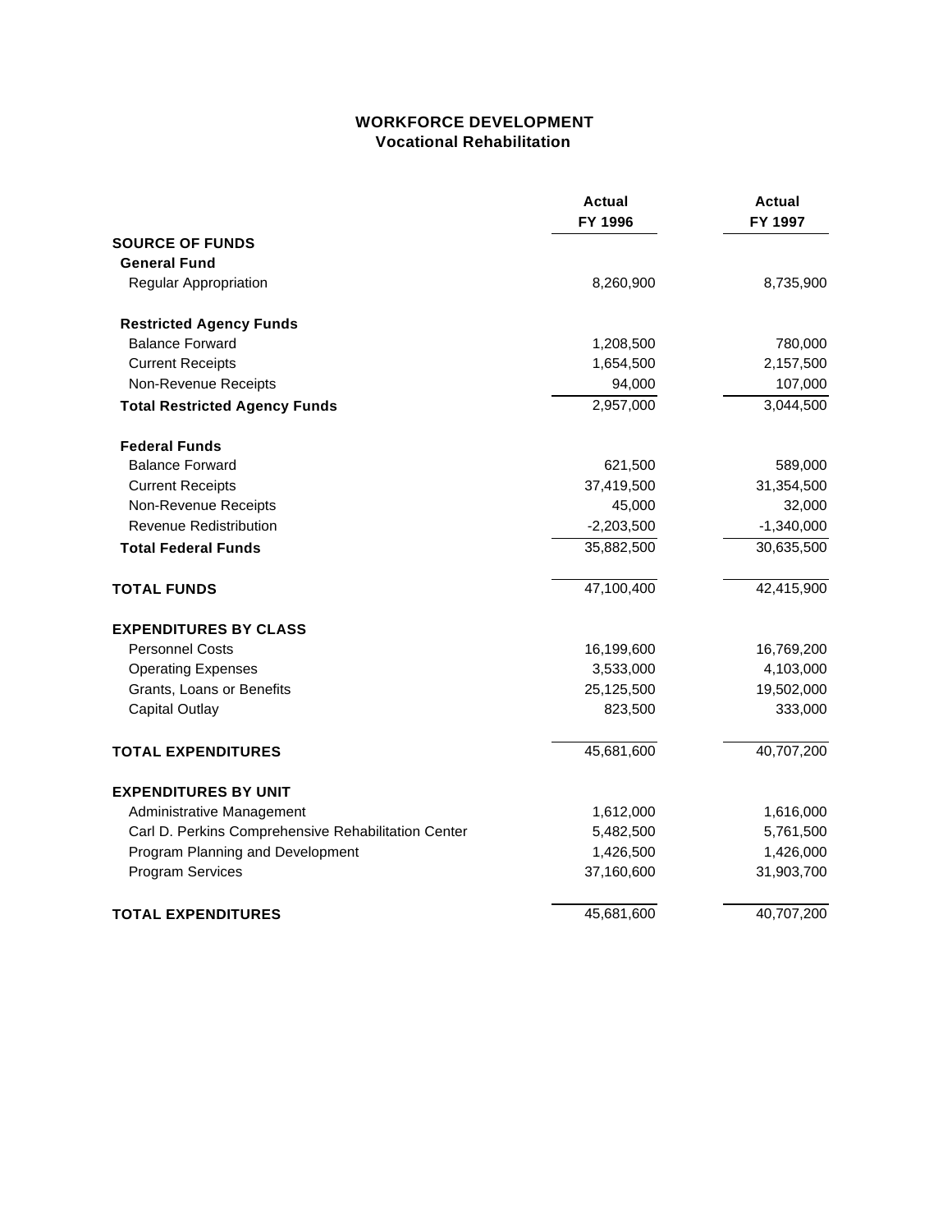# WORKFORCE DEVELOPMENT
## Vocational Rehabilitation

| | Actual FY 1996 | Actual FY 1997 |
|---|---|---|
| **SOURCE OF FUNDS** | | |
| **General Fund** | | |
| Regular Appropriation | 8,260,900 | 8,735,900 |
| **Restricted Agency Funds** | | |
| Balance Forward | 1,208,500 | 780,000 |
| Current Receipts | 1,654,500 | 2,157,500 |
| Non-Revenue Receipts | 94,000 | 107,000 |
| **Total Restricted Agency Funds** | 2,957,000 | 3,044,500 |
| **Federal Funds** | | |
| Balance Forward | 621,500 | 589,000 |
| Current Receipts | 37,419,500 | 31,354,500 |
| Non-Revenue Receipts | 45,000 | 32,000 |
| Revenue Redistribution | -2,203,500 | -1,340,000 |
| **Total Federal Funds** | 35,882,500 | 30,635,500 |
| **TOTAL FUNDS** | 47,100,400 | 42,415,900 |
| **EXPENDITURES BY CLASS** | | |
| Personnel Costs | 16,199,600 | 16,769,200 |
| Operating Expenses | 3,533,000 | 4,103,000 |
| Grants, Loans or Benefits | 25,125,500 | 19,502,000 |
| Capital Outlay | 823,500 | 333,000 |
| **TOTAL EXPENDITURES** | 45,681,600 | 40,707,200 |
| **EXPENDITURES BY UNIT** | | |
| Administrative Management | 1,612,000 | 1,616,000 |
| Carl D. Perkins Comprehensive Rehabilitation Center | 5,482,500 | 5,761,500 |
| Program Planning and Development | 1,426,500 | 1,426,000 |
| Program Services | 37,160,600 | 31,903,700 |
| **TOTAL EXPENDITURES** | 45,681,600 | 40,707,200 |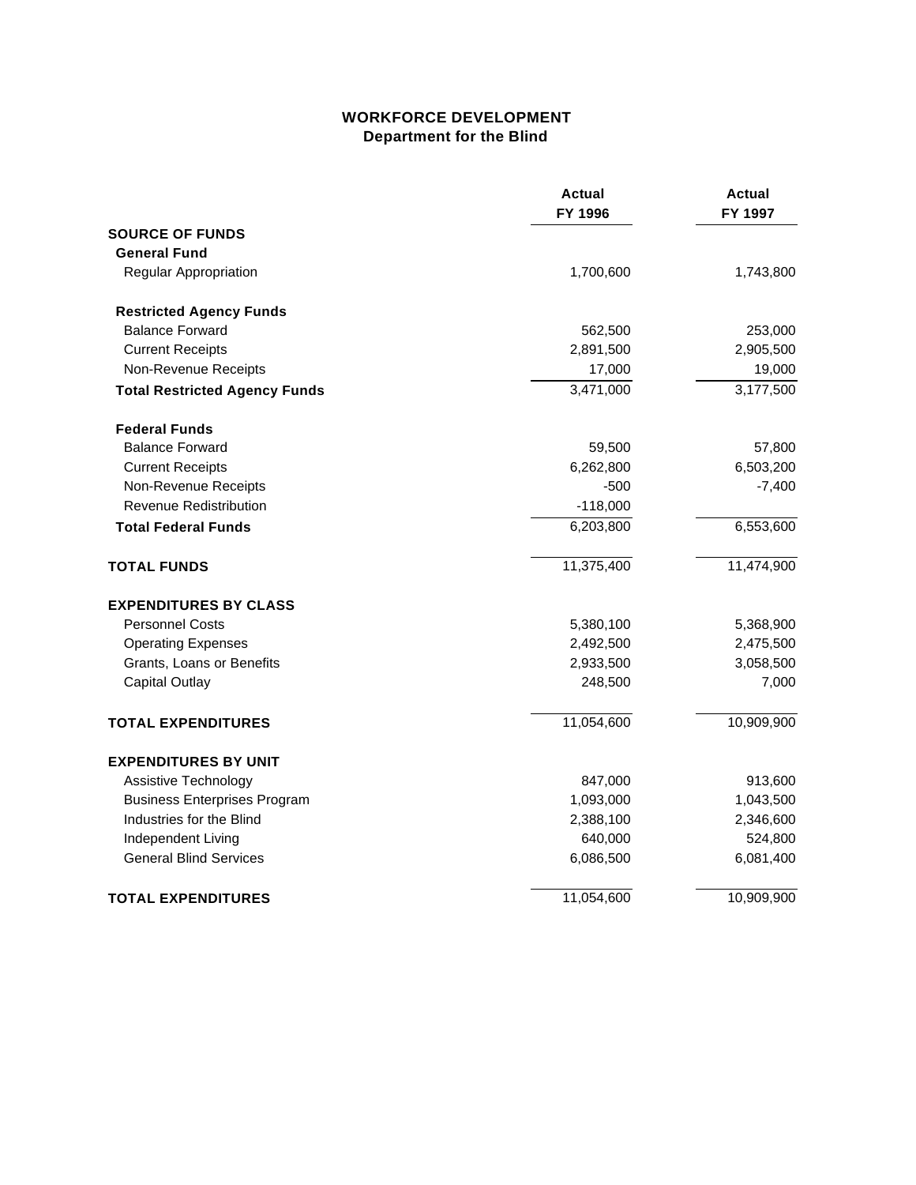# WORKFORCE DEVELOPMENT
## Department for the Blind

| | Actual FY 1996 | Actual FY 1997 |
|---|---|---|
| **SOURCE OF FUNDS** | | |
| **General Fund** | | |
| Regular Appropriation | 1,700,600 | 1,743,800 |
| **Restricted Agency Funds** | | |
| Balance Forward | 562,500 | 253,000 |
| Current Receipts | 2,891,500 | 2,905,500 |
| Non-Revenue Receipts | 17,000 | 19,000 |
| **Total Restricted Agency Funds** | 3,471,000 | 3,177,500 |
| **Federal Funds** | | |
| Balance Forward | 59,500 | 57,800 |
| Current Receipts | 6,262,800 | 6,503,200 |
| Non-Revenue Receipts | -500 | -7,400 |
| Revenue Redistribution | -118,000 | |
| **Total Federal Funds** | 6,203,800 | 6,553,600 |
| **TOTAL FUNDS** | 11,375,400 | 11,474,900 |
| **EXPENDITURES BY CLASS** | | |
| Personnel Costs | 5,380,100 | 5,368,900 |
| Operating Expenses | 2,492,500 | 2,475,500 |
| Grants, Loans or Benefits | 2,933,500 | 3,058,500 |
| Capital Outlay | 248,500 | 7,000 |
| **TOTAL EXPENDITURES** | 11,054,600 | 10,909,900 |
| **EXPENDITURES BY UNIT** | | |
| Assistive Technology | 847,000 | 913,600 |
| Business Enterprises Program | 1,093,000 | 1,043,500 |
| Industries for the Blind | 2,388,100 | 2,346,600 |
| Independent Living | 640,000 | 524,800 |
| General Blind Services | 6,086,500 | 6,081,400 |
| **TOTAL EXPENDITURES** | 11,054,600 | 10,909,900 |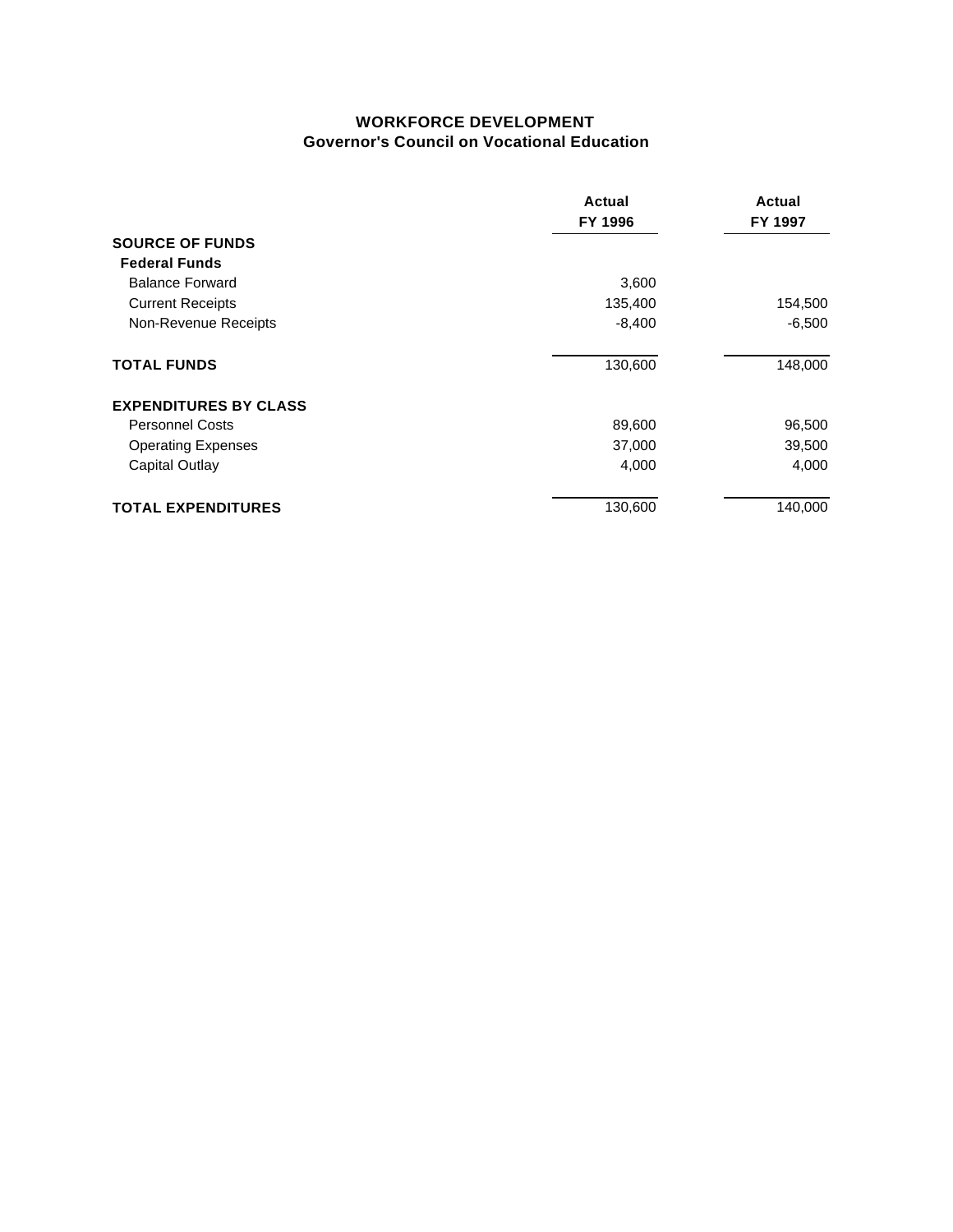**WORKFORCE DEVELOPMENT**
**Governor's Council on Vocational Education**

| | Actual FY 1996 | Actual FY 1997 |
|---|---|---|
| **SOURCE OF FUNDS** | | |
| **Federal Funds** | | |
| Balance Forward | 3,600 | |
| Current Receipts | 135,400 | 154,500 |
| Non-Revenue Receipts | -8,400 | -6,500 |
| **TOTAL FUNDS** | 130,600 | 148,000 |
| **EXPENDITURES BY CLASS** | | |
| Personnel Costs | 89,600 | 96,500 |
| Operating Expenses | 37,000 | 39,500 |
| Capital Outlay | 4,000 | 4,000 |
| **TOTAL EXPENDITURES** | 130,600 | 140,000 |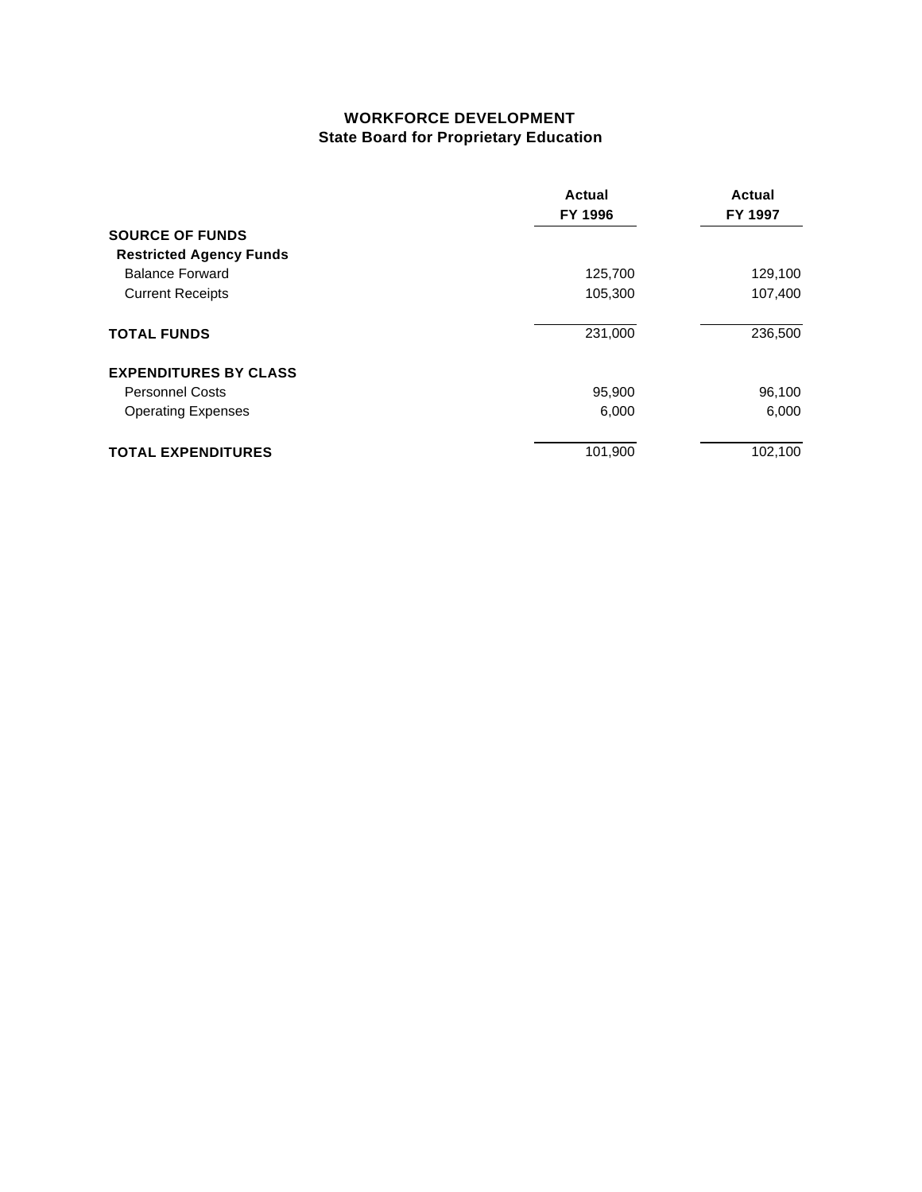## WORKFORCE DEVELOPMENT
### State Board for Proprietary Education

| | Actual FY 1996 | Actual FY 1997 |
|---|---|---|
| **SOURCE OF FUNDS** | | |
| **Restricted Agency Funds** | | |
| Balance Forward | 125,700 | 129,100 |
| Current Receipts | 105,300 | 107,400 |
| **TOTAL FUNDS** | 231,000 | 236,500 |
| **EXPENDITURES BY CLASS** | | |
| Personnel Costs | 95,900 | 96,100 |
| Operating Expenses | 6,000 | 6,000 |
| **TOTAL EXPENDITURES** | 101,900 | 102,100 |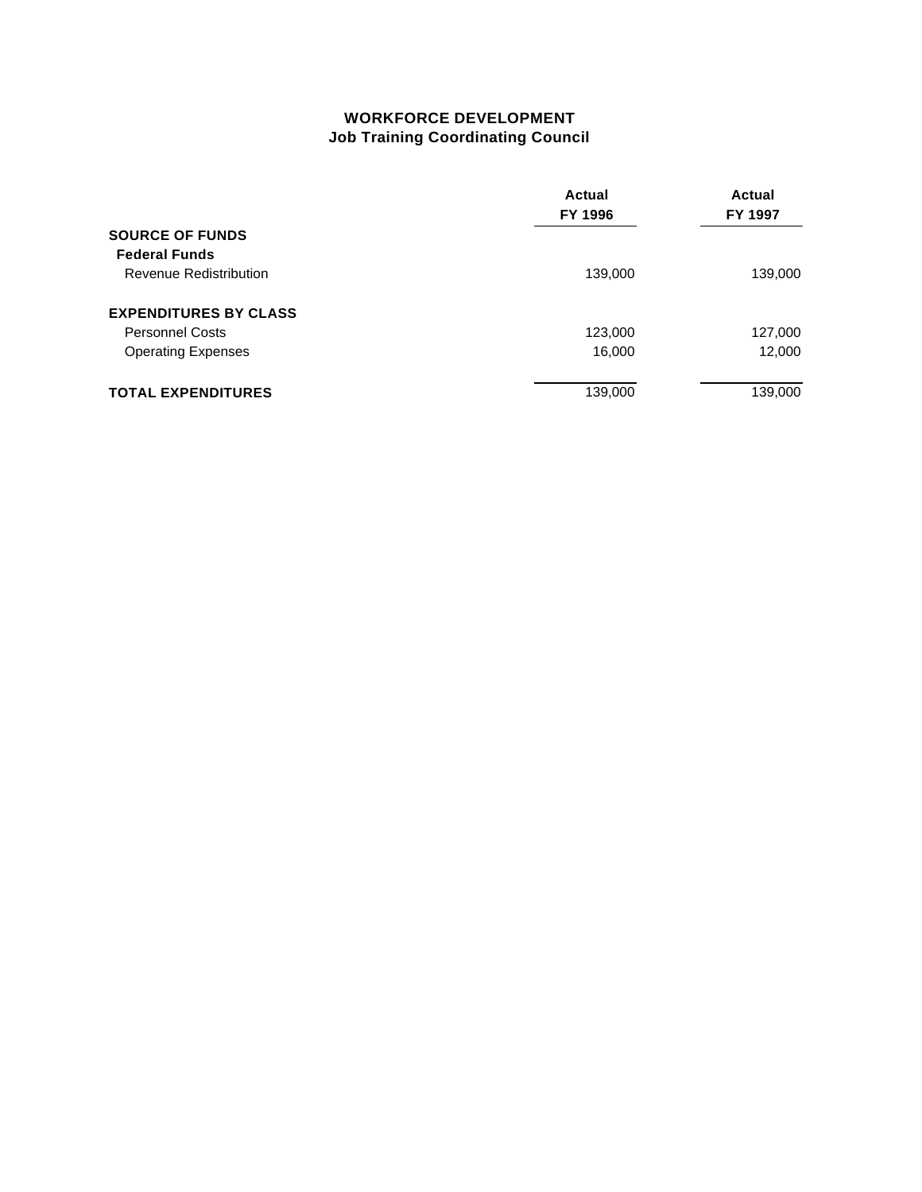# WORKFORCE DEVELOPMENT
## Job Training Coordinating Council

| | Actual FY 1996 | Actual FY 1997 |
|---|---|---|
| **SOURCE OF FUNDS** | | |
| **Federal Funds** | | |
| Revenue Redistribution | 139,000 | 139,000 |
| | | |
| **EXPENDITURES BY CLASS** | | |
| Personnel Costs | 123,000 | 127,000 |
| Operating Expenses | 16,000 | 12,000 |
| | | |
| **TOTAL EXPENDITURES** | 139,000 | 139,000 |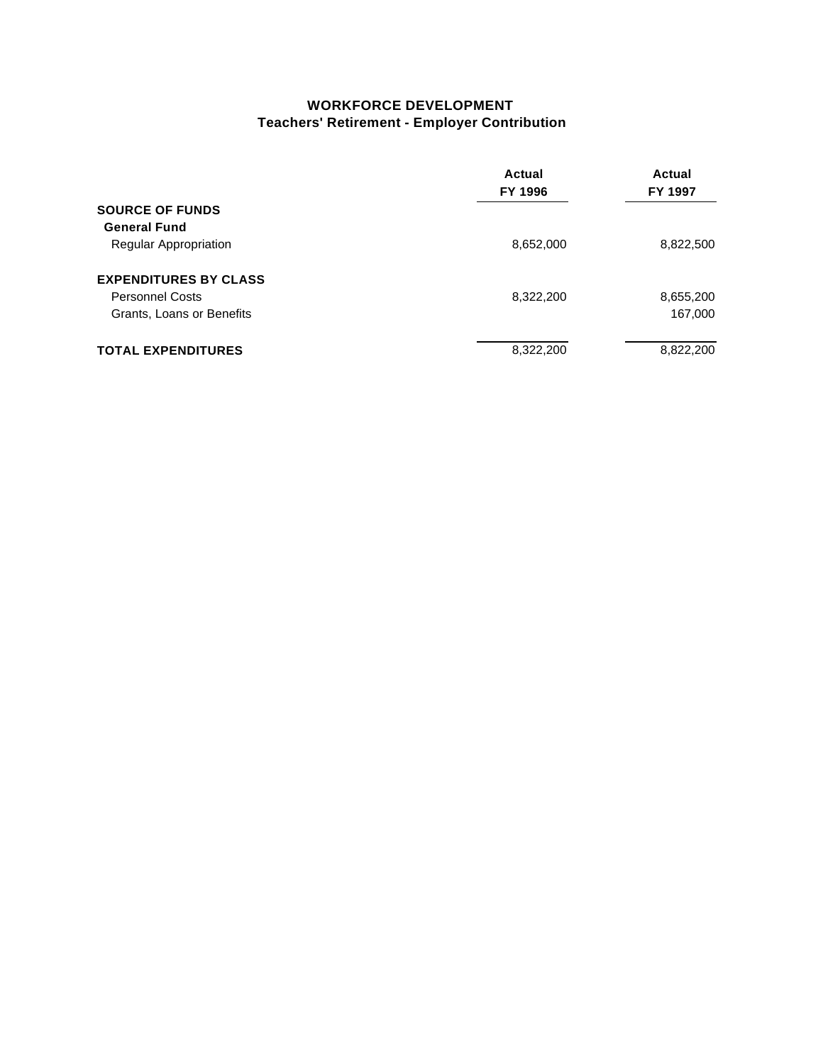## WORKFORCE DEVELOPMENT
### Teachers' Retirement - Employer Contribution

| | Actual FY 1996 | Actual FY 1997 |
|---|---|---|
| **SOURCE OF FUNDS** | | |
| **General Fund** | | |
| Regular Appropriation | 8,652,000 | 8,822,500 |
| | | |
| **EXPENDITURES BY CLASS** | | |
| Personnel Costs | 8,322,200 | 8,655,200 |
| Grants, Loans or Benefits | | 167,000 |
| | | |
| **TOTAL EXPENDITURES** | 8,322,200 | 8,822,200 |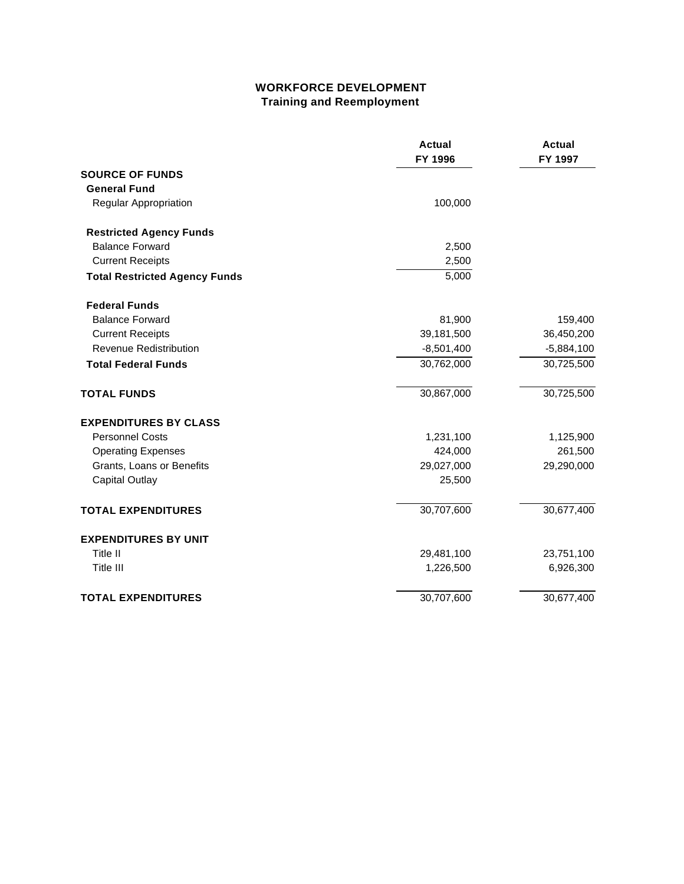# WORKFORCE DEVELOPMENT
## Training and Reemployment

| | Actual FY 1996 | Actual FY 1997 |
|---|---|---|
| **SOURCE OF FUNDS** | | |
| **General Fund** | | |
| Regular Appropriation | 100,000 | |
| **Restricted Agency Funds** | | |
| Balance Forward | 2,500 | |
| Current Receipts | 2,500 | |
| **Total Restricted Agency Funds** | 5,000 | |
| **Federal Funds** | | |
| Balance Forward | 81,900 | 159,400 |
| Current Receipts | 39,181,500 | 36,450,200 |
| Revenue Redistribution | -8,501,400 | -5,884,100 |
| **Total Federal Funds** | 30,762,000 | 30,725,500 |
| **TOTAL FUNDS** | 30,867,000 | 30,725,500 |
| **EXPENDITURES BY CLASS** | | |
| Personnel Costs | 1,231,100 | 1,125,900 |
| Operating Expenses | 424,000 | 261,500 |
| Grants, Loans or Benefits | 29,027,000 | 29,290,000 |
| Capital Outlay | 25,500 | |
| **TOTAL EXPENDITURES** | 30,707,600 | 30,677,400 |
| **EXPENDITURES BY UNIT** | | |
| Title II | 29,481,100 | 23,751,100 |
| Title III | 1,226,500 | 6,926,300 |
| **TOTAL EXPENDITURES** | 30,707,600 | 30,677,400 |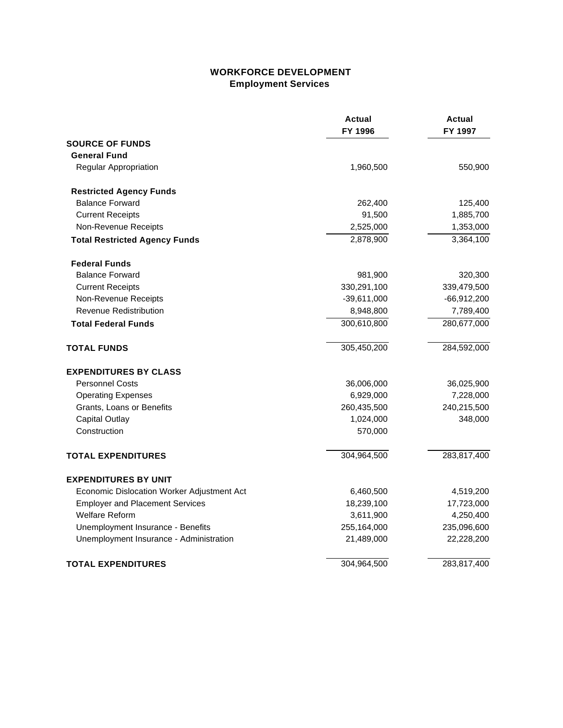# WORKFORCE DEVELOPMENT
## Employment Services

| | Actual FY 1996 | Actual FY 1997 |
|---|---|---|
| **SOURCE OF FUNDS** | | |
| **General Fund** | | |
| Regular Appropriation | 1,960,500 | 550,900 |
| **Restricted Agency Funds** | | |
| Balance Forward | 262,400 | 125,400 |
| Current Receipts | 91,500 | 1,885,700 |
| Non-Revenue Receipts | 2,525,000 | 1,353,000 |
| **Total Restricted Agency Funds** | 2,878,900 | 3,364,100 |
| **Federal Funds** | | |
| Balance Forward | 981,900 | 320,300 |
| Current Receipts | 330,291,100 | 339,479,500 |
| Non-Revenue Receipts | -39,611,000 | -66,912,200 |
| Revenue Redistribution | 8,948,800 | 7,789,400 |
| **Total Federal Funds** | 300,610,800 | 280,677,000 |
| **TOTAL FUNDS** | 305,450,200 | 284,592,000 |
| **EXPENDITURES BY CLASS** | | |
| Personnel Costs | 36,006,000 | 36,025,900 |
| Operating Expenses | 6,929,000 | 7,228,000 |
| Grants, Loans or Benefits | 260,435,500 | 240,215,500 |
| Capital Outlay | 1,024,000 | 348,000 |
| Construction | 570,000 | |
| **TOTAL EXPENDITURES** | 304,964,500 | 283,817,400 |
| **EXPENDITURES BY UNIT** | | |
| Economic Dislocation Worker Adjustment Act | 6,460,500 | 4,519,200 |
| Employer and Placement Services | 18,239,100 | 17,723,000 |
| Welfare Reform | 3,611,900 | 4,250,400 |
| Unemployment Insurance - Benefits | 255,164,000 | 235,096,600 |
| Unemployment Insurance - Administration | 21,489,000 | 22,228,200 |
| **TOTAL EXPENDITURES** | 304,964,500 | 283,817,400 |